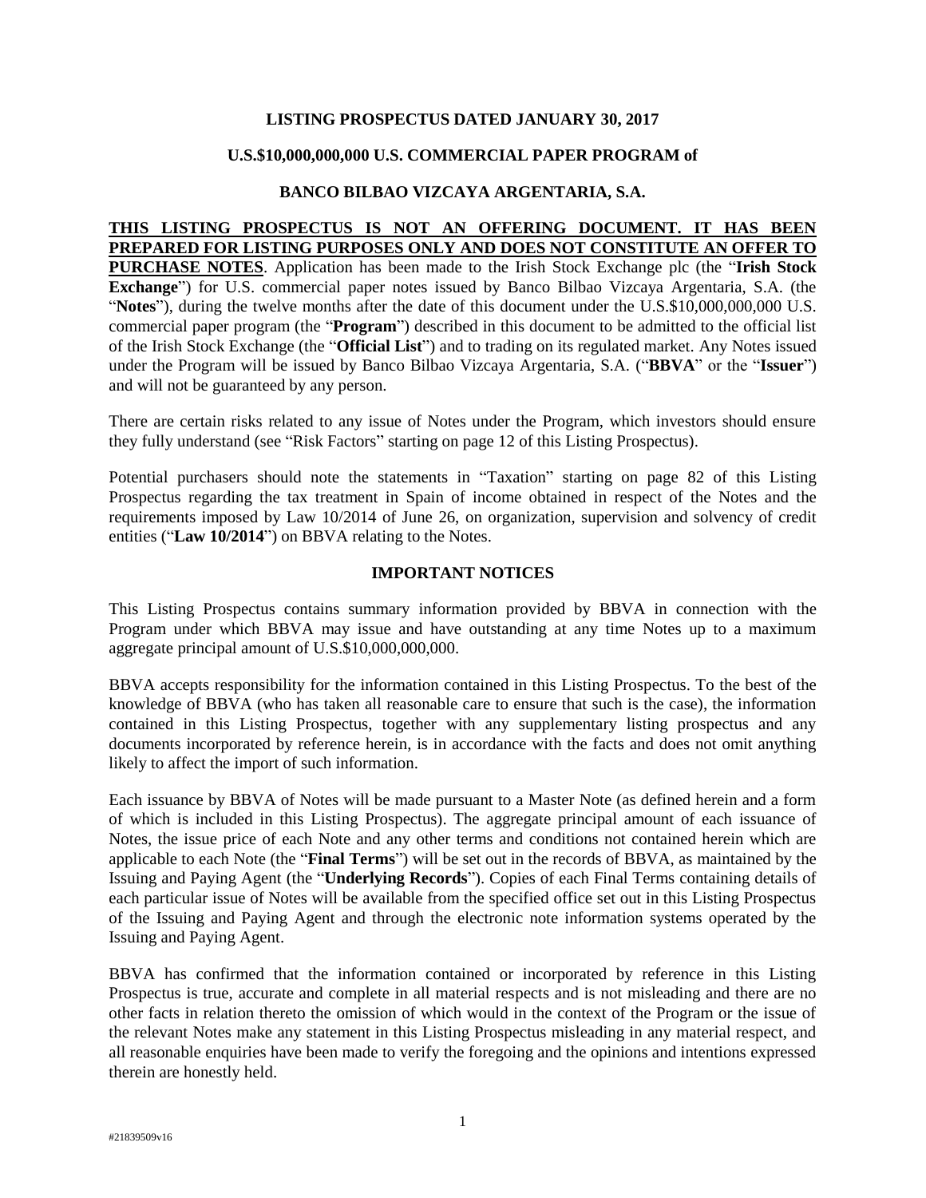**LISTING PROSPECTUS DATED JANUARY 30, 2017**

**U.S.$10,000,000,000 U.S. COMMERCIAL PAPER PROGRAM of**

**BANCO BILBAO VIZCAYA ARGENTARIA, S.A.**

**THIS LISTING PROSPECTUS IS NOT AN OFFERING DOCUMENT. IT HAS BEEN PREPARED FOR LISTING PURPOSES ONLY AND DOES NOT CONSTITUTE AN OFFER TO PURCHASE NOTES**. Application has been made to the Irish Stock Exchange plc (the "**Irish Stock Exchange**") for U.S. commercial paper notes issued by Banco Bilbao Vizcaya Argentaria, S.A. (the "**Notes**"), during the twelve months after the date of this document under the U.S.$10,000,000,000 U.S. commercial paper program (the "**Program**") described in this document to be admitted to the official list of the Irish Stock Exchange (the "**Official List**") and to trading on its regulated market. Any Notes issued under the Program will be issued by Banco Bilbao Vizcaya Argentaria, S.A. ("**BBVA**" or the "**Issuer**") and will not be guaranteed by any person.

There are certain risks related to any issue of Notes under the Program, which investors should ensure they fully understand (see "Risk Factors" starting on page 12 of this Listing Prospectus).

Potential purchasers should note the statements in "Taxation" starting on page 82 of this Listing Prospectus regarding the tax treatment in Spain of income obtained in respect of the Notes and the requirements imposed by Law 10/2014 of June 26, on organization, supervision and solvency of credit entities ("**Law 10/2014**") on BBVA relating to the Notes.

**IMPORTANT NOTICES**

This Listing Prospectus contains summary information provided by BBVA in connection with the Program under which BBVA may issue and have outstanding at any time Notes up to a maximum aggregate principal amount of U.S.$10,000,000,000.

BBVA accepts responsibility for the information contained in this Listing Prospectus. To the best of the knowledge of BBVA (who has taken all reasonable care to ensure that such is the case), the information contained in this Listing Prospectus, together with any supplementary listing prospectus and any documents incorporated by reference herein, is in accordance with the facts and does not omit anything likely to affect the import of such information.

Each issuance by BBVA of Notes will be made pursuant to a Master Note (as defined herein and a form of which is included in this Listing Prospectus). The aggregate principal amount of each issuance of Notes, the issue price of each Note and any other terms and conditions not contained herein which are applicable to each Note (the "**Final Terms**") will be set out in the records of BBVA, as maintained by the Issuing and Paying Agent (the "**Underlying Records**"). Copies of each Final Terms containing details of each particular issue of Notes will be available from the specified office set out in this Listing Prospectus of the Issuing and Paying Agent and through the electronic note information systems operated by the Issuing and Paying Agent.

BBVA has confirmed that the information contained or incorporated by reference in this Listing Prospectus is true, accurate and complete in all material respects and is not misleading and there are no other facts in relation thereto the omission of which would in the context of the Program or the issue of the relevant Notes make any statement in this Listing Prospectus misleading in any material respect, and all reasonable enquiries have been made to verify the foregoing and the opinions and intentions expressed therein are honestly held.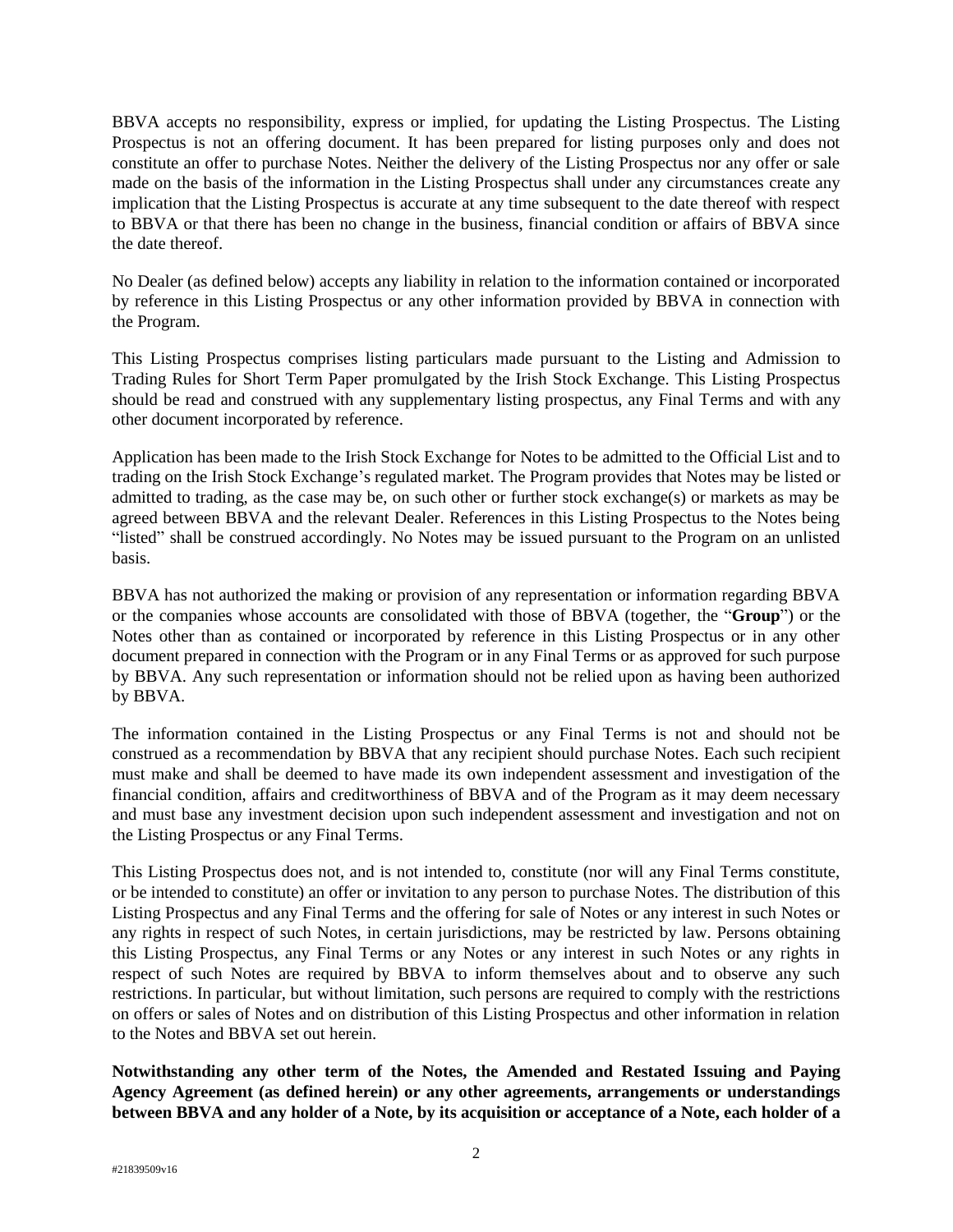BBVA accepts no responsibility, express or implied, for updating the Listing Prospectus. The Listing Prospectus is not an offering document. It has been prepared for listing purposes only and does not constitute an offer to purchase Notes. Neither the delivery of the Listing Prospectus nor any offer or sale made on the basis of the information in the Listing Prospectus shall under any circumstances create any implication that the Listing Prospectus is accurate at any time subsequent to the date thereof with respect to BBVA or that there has been no change in the business, financial condition or affairs of BBVA since the date thereof.

No Dealer (as defined below) accepts any liability in relation to the information contained or incorporated by reference in this Listing Prospectus or any other information provided by BBVA in connection with the Program.

This Listing Prospectus comprises listing particulars made pursuant to the Listing and Admission to Trading Rules for Short Term Paper promulgated by the Irish Stock Exchange. This Listing Prospectus should be read and construed with any supplementary listing prospectus, any Final Terms and with any other document incorporated by reference.

Application has been made to the Irish Stock Exchange for Notes to be admitted to the Official List and to trading on the Irish Stock Exchange's regulated market. The Program provides that Notes may be listed or admitted to trading, as the case may be, on such other or further stock exchange(s) or markets as may be agreed between BBVA and the relevant Dealer. References in this Listing Prospectus to the Notes being "listed" shall be construed accordingly. No Notes may be issued pursuant to the Program on an unlisted basis.

BBVA has not authorized the making or provision of any representation or information regarding BBVA or the companies whose accounts are consolidated with those of BBVA (together, the "**Group**") or the Notes other than as contained or incorporated by reference in this Listing Prospectus or in any other document prepared in connection with the Program or in any Final Terms or as approved for such purpose by BBVA. Any such representation or information should not be relied upon as having been authorized by BBVA.

The information contained in the Listing Prospectus or any Final Terms is not and should not be construed as a recommendation by BBVA that any recipient should purchase Notes. Each such recipient must make and shall be deemed to have made its own independent assessment and investigation of the financial condition, affairs and creditworthiness of BBVA and of the Program as it may deem necessary and must base any investment decision upon such independent assessment and investigation and not on the Listing Prospectus or any Final Terms.

This Listing Prospectus does not, and is not intended to, constitute (nor will any Final Terms constitute, or be intended to constitute) an offer or invitation to any person to purchase Notes. The distribution of this Listing Prospectus and any Final Terms and the offering for sale of Notes or any interest in such Notes or any rights in respect of such Notes, in certain jurisdictions, may be restricted by law. Persons obtaining this Listing Prospectus, any Final Terms or any Notes or any interest in such Notes or any rights in respect of such Notes are required by BBVA to inform themselves about and to observe any such restrictions. In particular, but without limitation, such persons are required to comply with the restrictions on offers or sales of Notes and on distribution of this Listing Prospectus and other information in relation to the Notes and BBVA set out herein.

**Notwithstanding any other term of the Notes, the Amended and Restated Issuing and Paying Agency Agreement (as defined herein) or any other agreements, arrangements or understandings between BBVA and any holder of a Note, by its acquisition or acceptance of a Note, each holder of a**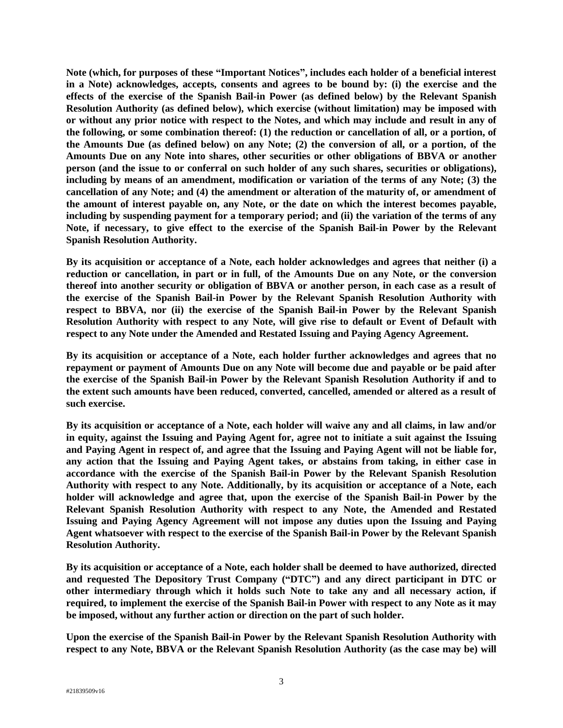**Note (which, for purposes of these "Important Notices", includes each holder of a beneficial interest in a Note) acknowledges, accepts, consents and agrees to be bound by: (i) the exercise and the effects of the exercise of the Spanish Bail-in Power (as defined below) by the Relevant Spanish Resolution Authority (as defined below), which exercise (without limitation) may be imposed with or without any prior notice with respect to the Notes, and which may include and result in any of the following, or some combination thereof: (1) the reduction or cancellation of all, or a portion, of the Amounts Due (as defined below) on any Note; (2) the conversion of all, or a portion, of the Amounts Due on any Note into shares, other securities or other obligations of BBVA or another person (and the issue to or conferral on such holder of any such shares, securities or obligations), including by means of an amendment, modification or variation of the terms of any Note; (3) the cancellation of any Note; and (4) the amendment or alteration of the maturity of, or amendment of the amount of interest payable on, any Note, or the date on which the interest becomes payable, including by suspending payment for a temporary period; and (ii) the variation of the terms of any Note, if necessary, to give effect to the exercise of the Spanish Bail-in Power by the Relevant Spanish Resolution Authority.**

**By its acquisition or acceptance of a Note, each holder acknowledges and agrees that neither (i) a reduction or cancellation, in part or in full, of the Amounts Due on any Note, or the conversion thereof into another security or obligation of BBVA or another person, in each case as a result of the exercise of the Spanish Bail-in Power by the Relevant Spanish Resolution Authority with respect to BBVA, nor (ii) the exercise of the Spanish Bail-in Power by the Relevant Spanish Resolution Authority with respect to any Note, will give rise to default or Event of Default with respect to any Note under the Amended and Restated Issuing and Paying Agency Agreement.**

**By its acquisition or acceptance of a Note, each holder further acknowledges and agrees that no repayment or payment of Amounts Due on any Note will become due and payable or be paid after the exercise of the Spanish Bail-in Power by the Relevant Spanish Resolution Authority if and to the extent such amounts have been reduced, converted, cancelled, amended or altered as a result of such exercise.**

**By its acquisition or acceptance of a Note, each holder will waive any and all claims, in law and/or in equity, against the Issuing and Paying Agent for, agree not to initiate a suit against the Issuing and Paying Agent in respect of, and agree that the Issuing and Paying Agent will not be liable for, any action that the Issuing and Paying Agent takes, or abstains from taking, in either case in accordance with the exercise of the Spanish Bail-in Power by the Relevant Spanish Resolution Authority with respect to any Note. Additionally, by its acquisition or acceptance of a Note, each holder will acknowledge and agree that, upon the exercise of the Spanish Bail-in Power by the Relevant Spanish Resolution Authority with respect to any Note, the Amended and Restated Issuing and Paying Agency Agreement will not impose any duties upon the Issuing and Paying Agent whatsoever with respect to the exercise of the Spanish Bail-in Power by the Relevant Spanish Resolution Authority.**

**By its acquisition or acceptance of a Note, each holder shall be deemed to have authorized, directed and requested The Depository Trust Company ("DTC") and any direct participant in DTC or other intermediary through which it holds such Note to take any and all necessary action, if required, to implement the exercise of the Spanish Bail-in Power with respect to any Note as it may be imposed, without any further action or direction on the part of such holder.**

**Upon the exercise of the Spanish Bail-in Power by the Relevant Spanish Resolution Authority with respect to any Note, BBVA or the Relevant Spanish Resolution Authority (as the case may be) will**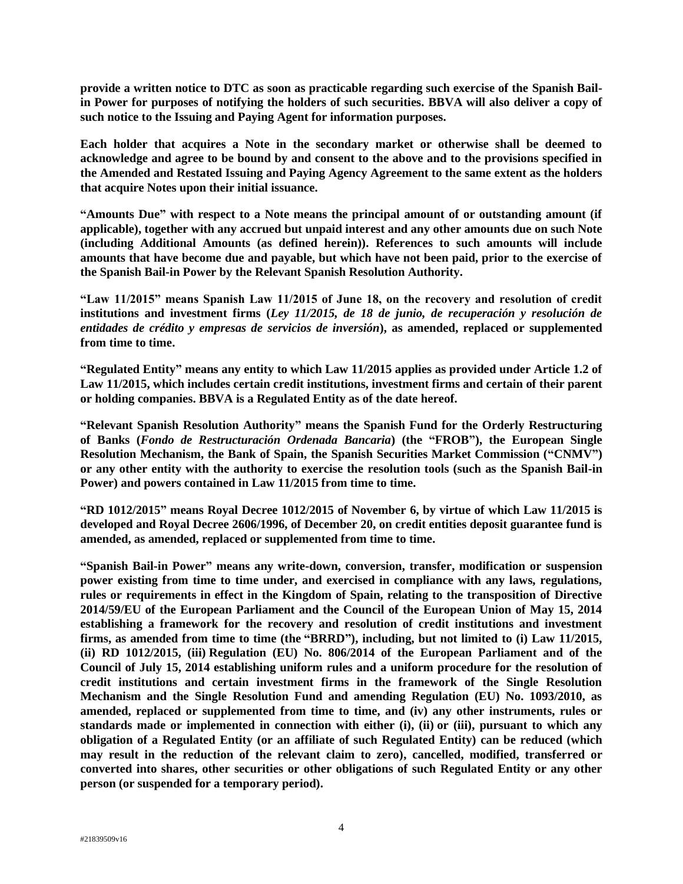**provide a written notice to DTC as soon as practicable regarding such exercise of the Spanish Bail-in Power for purposes of notifying the holders of such securities. BBVA will also deliver a copy of such notice to the Issuing and Paying Agent for information purposes.**

**Each holder that acquires a Note in the secondary market or otherwise shall be deemed to acknowledge and agree to be bound by and consent to the above and to the provisions specified in the Amended and Restated Issuing and Paying Agency Agreement to the same extent as the holders that acquire Notes upon their initial issuance.**

**"Amounts Due" with respect to a Note means the principal amount of or outstanding amount (if applicable), together with any accrued but unpaid interest and any other amounts due on such Note (including Additional Amounts (as defined herein)). References to such amounts will include amounts that have become due and payable, but which have not been paid, prior to the exercise of the Spanish Bail-in Power by the Relevant Spanish Resolution Authority.**

**"Law 11/2015" means Spanish Law 11/2015 of June 18, on the recovery and resolution of credit institutions and investment firms (*Ley 11/2015, de 18 de junio, de recuperación y resolución de entidades de crédito y empresas de servicios de inversión*), as amended, replaced or supplemented from time to time.**

**"Regulated Entity" means any entity to which Law 11/2015 applies as provided under Article 1.2 of Law 11/2015, which includes certain credit institutions, investment firms and certain of their parent or holding companies. BBVA is a Regulated Entity as of the date hereof.**

**"Relevant Spanish Resolution Authority" means the Spanish Fund for the Orderly Restructuring of Banks (*Fondo de Restructuración Ordenada Bancaria*) (the "FROB"), the European Single Resolution Mechanism, the Bank of Spain, the Spanish Securities Market Commission ("CNMV") or any other entity with the authority to exercise the resolution tools (such as the Spanish Bail-in Power) and powers contained in Law 11/2015 from time to time.**

**"RD 1012/2015" means Royal Decree 1012/2015 of November 6, by virtue of which Law 11/2015 is developed and Royal Decree 2606/1996, of December 20, on credit entities deposit guarantee fund is amended, as amended, replaced or supplemented from time to time.**

**"Spanish Bail-in Power" means any write-down, conversion, transfer, modification or suspension power existing from time to time under, and exercised in compliance with any laws, regulations, rules or requirements in effect in the Kingdom of Spain, relating to the transposition of Directive 2014/59/EU of the European Parliament and the Council of the European Union of May 15, 2014 establishing a framework for the recovery and resolution of credit institutions and investment firms, as amended from time to time (the "BRRD"), including, but not limited to (i) Law 11/2015, (ii) RD 1012/2015, (iii) Regulation (EU) No. 806/2014 of the European Parliament and of the Council of July 15, 2014 establishing uniform rules and a uniform procedure for the resolution of credit institutions and certain investment firms in the framework of the Single Resolution Mechanism and the Single Resolution Fund and amending Regulation (EU) No. 1093/2010, as amended, replaced or supplemented from time to time, and (iv) any other instruments, rules or standards made or implemented in connection with either (i), (ii) or (iii), pursuant to which any obligation of a Regulated Entity (or an affiliate of such Regulated Entity) can be reduced (which may result in the reduction of the relevant claim to zero), cancelled, modified, transferred or converted into shares, other securities or other obligations of such Regulated Entity or any other person (or suspended for a temporary period).**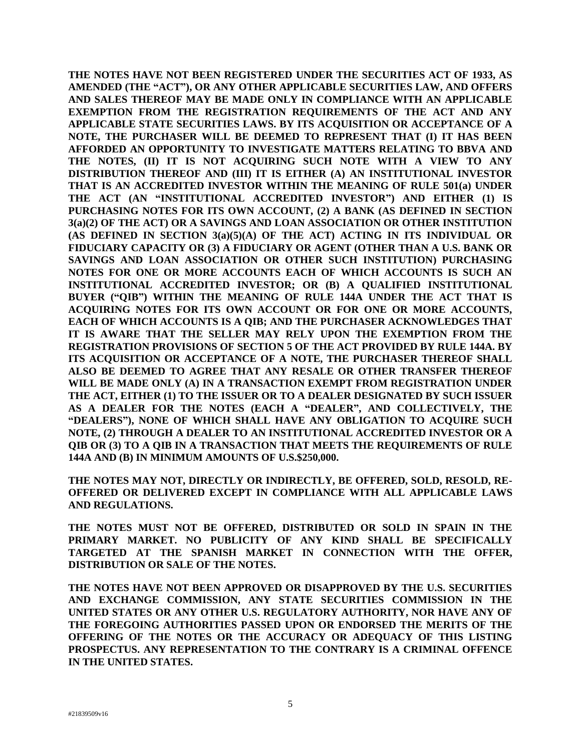**THE NOTES HAVE NOT BEEN REGISTERED UNDER THE SECURITIES ACT OF 1933, AS AMENDED (THE "ACT"), OR ANY OTHER APPLICABLE SECURITIES LAW, AND OFFERS AND SALES THEREOF MAY BE MADE ONLY IN COMPLIANCE WITH AN APPLICABLE EXEMPTION FROM THE REGISTRATION REQUIREMENTS OF THE ACT AND ANY APPLICABLE STATE SECURITIES LAWS. BY ITS ACQUISITION OR ACCEPTANCE OF A NOTE, THE PURCHASER WILL BE DEEMED TO REPRESENT THAT (I) IT HAS BEEN AFFORDED AN OPPORTUNITY TO INVESTIGATE MATTERS RELATING TO BBVA AND THE NOTES, (II) IT IS NOT ACQUIRING SUCH NOTE WITH A VIEW TO ANY DISTRIBUTION THEREOF AND (III) IT IS EITHER (A) AN INSTITUTIONAL INVESTOR THAT IS AN ACCREDITED INVESTOR WITHIN THE MEANING OF RULE 501(a) UNDER THE ACT (AN "INSTITUTIONAL ACCREDITED INVESTOR") AND EITHER (1) IS PURCHASING NOTES FOR ITS OWN ACCOUNT, (2) A BANK (AS DEFINED IN SECTION 3(a)(2) OF THE ACT) OR A SAVINGS AND LOAN ASSOCIATION OR OTHER INSTITUTION (AS DEFINED IN SECTION 3(a)(5)(A) OF THE ACT) ACTING IN ITS INDIVIDUAL OR FIDUCIARY CAPACITY OR (3) A FIDUCIARY OR AGENT (OTHER THAN A U.S. BANK OR SAVINGS AND LOAN ASSOCIATION OR OTHER SUCH INSTITUTION) PURCHASING NOTES FOR ONE OR MORE ACCOUNTS EACH OF WHICH ACCOUNTS IS SUCH AN INSTITUTIONAL ACCREDITED INVESTOR; OR (B) A QUALIFIED INSTITUTIONAL BUYER ("QIB") WITHIN THE MEANING OF RULE 144A UNDER THE ACT THAT IS ACQUIRING NOTES FOR ITS OWN ACCOUNT OR FOR ONE OR MORE ACCOUNTS, EACH OF WHICH ACCOUNTS IS A QIB; AND THE PURCHASER ACKNOWLEDGES THAT IT IS AWARE THAT THE SELLER MAY RELY UPON THE EXEMPTION FROM THE REGISTRATION PROVISIONS OF SECTION 5 OF THE ACT PROVIDED BY RULE 144A. BY ITS ACQUISITION OR ACCEPTANCE OF A NOTE, THE PURCHASER THEREOF SHALL ALSO BE DEEMED TO AGREE THAT ANY RESALE OR OTHER TRANSFER THEREOF WILL BE MADE ONLY (A) IN A TRANSACTION EXEMPT FROM REGISTRATION UNDER THE ACT, EITHER (1) TO THE ISSUER OR TO A DEALER DESIGNATED BY SUCH ISSUER AS A DEALER FOR THE NOTES (EACH A "DEALER", AND COLLECTIVELY, THE "DEALERS"), NONE OF WHICH SHALL HAVE ANY OBLIGATION TO ACQUIRE SUCH NOTE, (2) THROUGH A DEALER TO AN INSTITUTIONAL ACCREDITED INVESTOR OR A QIB OR (3) TO A QIB IN A TRANSACTION THAT MEETS THE REQUIREMENTS OF RULE 144A AND (B) IN MINIMUM AMOUNTS OF U.S.$250,000.**

**THE NOTES MAY NOT, DIRECTLY OR INDIRECTLY, BE OFFERED, SOLD, RESOLD, RE-OFFERED OR DELIVERED EXCEPT IN COMPLIANCE WITH ALL APPLICABLE LAWS AND REGULATIONS.**

**THE NOTES MUST NOT BE OFFERED, DISTRIBUTED OR SOLD IN SPAIN IN THE PRIMARY MARKET. NO PUBLICITY OF ANY KIND SHALL BE SPECIFICALLY TARGETED AT THE SPANISH MARKET IN CONNECTION WITH THE OFFER, DISTRIBUTION OR SALE OF THE NOTES.**

**THE NOTES HAVE NOT BEEN APPROVED OR DISAPPROVED BY THE U.S. SECURITIES AND EXCHANGE COMMISSION, ANY STATE SECURITIES COMMISSION IN THE UNITED STATES OR ANY OTHER U.S. REGULATORY AUTHORITY, NOR HAVE ANY OF THE FOREGOING AUTHORITIES PASSED UPON OR ENDORSED THE MERITS OF THE OFFERING OF THE NOTES OR THE ACCURACY OR ADEQUACY OF THIS LISTING PROSPECTUS. ANY REPRESENTATION TO THE CONTRARY IS A CRIMINAL OFFENCE IN THE UNITED STATES.**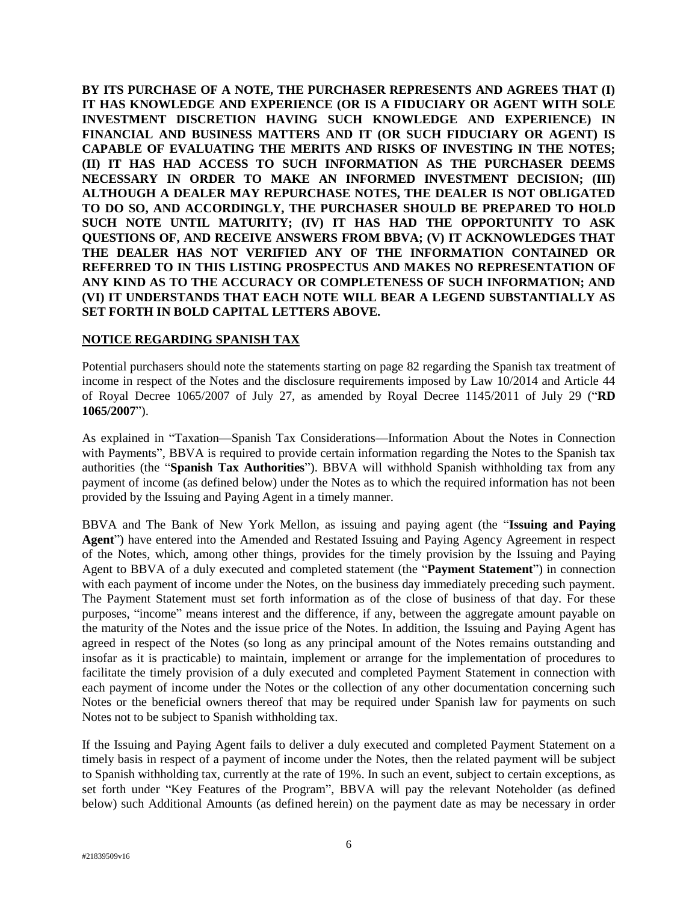**BY ITS PURCHASE OF A NOTE, THE PURCHASER REPRESENTS AND AGREES THAT (I) IT HAS KNOWLEDGE AND EXPERIENCE (OR IS A FIDUCIARY OR AGENT WITH SOLE INVESTMENT DISCRETION HAVING SUCH KNOWLEDGE AND EXPERIENCE) IN FINANCIAL AND BUSINESS MATTERS AND IT (OR SUCH FIDUCIARY OR AGENT) IS CAPABLE OF EVALUATING THE MERITS AND RISKS OF INVESTING IN THE NOTES; (II) IT HAS HAD ACCESS TO SUCH INFORMATION AS THE PURCHASER DEEMS NECESSARY IN ORDER TO MAKE AN INFORMED INVESTMENT DECISION; (III) ALTHOUGH A DEALER MAY REPURCHASE NOTES, THE DEALER IS NOT OBLIGATED TO DO SO, AND ACCORDINGLY, THE PURCHASER SHOULD BE PREPARED TO HOLD SUCH NOTE UNTIL MATURITY; (IV) IT HAS HAD THE OPPORTUNITY TO ASK QUESTIONS OF, AND RECEIVE ANSWERS FROM BBVA; (V) IT ACKNOWLEDGES THAT THE DEALER HAS NOT VERIFIED ANY OF THE INFORMATION CONTAINED OR REFERRED TO IN THIS LISTING PROSPECTUS AND MAKES NO REPRESENTATION OF ANY KIND AS TO THE ACCURACY OR COMPLETENESS OF SUCH INFORMATION; AND (VI) IT UNDERSTANDS THAT EACH NOTE WILL BEAR A LEGEND SUBSTANTIALLY AS SET FORTH IN BOLD CAPITAL LETTERS ABOVE.**

## NOTICE REGARDING SPANISH TAX

Potential purchasers should note the statements starting on page 82 regarding the Spanish tax treatment of income in respect of the Notes and the disclosure requirements imposed by Law 10/2014 and Article 44 of Royal Decree 1065/2007 of July 27, as amended by Royal Decree 1145/2011 of July 29 ("**RD 1065/2007**").

As explained in "Taxation—Spanish Tax Considerations—Information About the Notes in Connection with Payments", BBVA is required to provide certain information regarding the Notes to the Spanish tax authorities (the "**Spanish Tax Authorities**"). BBVA will withhold Spanish withholding tax from any payment of income (as defined below) under the Notes as to which the required information has not been provided by the Issuing and Paying Agent in a timely manner.

BBVA and The Bank of New York Mellon, as issuing and paying agent (the "**Issuing and Paying Agent**") have entered into the Amended and Restated Issuing and Paying Agency Agreement in respect of the Notes, which, among other things, provides for the timely provision by the Issuing and Paying Agent to BBVA of a duly executed and completed statement (the "**Payment Statement**") in connection with each payment of income under the Notes, on the business day immediately preceding such payment. The Payment Statement must set forth information as of the close of business of that day. For these purposes, "income" means interest and the difference, if any, between the aggregate amount payable on the maturity of the Notes and the issue price of the Notes. In addition, the Issuing and Paying Agent has agreed in respect of the Notes (so long as any principal amount of the Notes remains outstanding and insofar as it is practicable) to maintain, implement or arrange for the implementation of procedures to facilitate the timely provision of a duly executed and completed Payment Statement in connection with each payment of income under the Notes or the collection of any other documentation concerning such Notes or the beneficial owners thereof that may be required under Spanish law for payments on such Notes not to be subject to Spanish withholding tax.

If the Issuing and Paying Agent fails to deliver a duly executed and completed Payment Statement on a timely basis in respect of a payment of income under the Notes, then the related payment will be subject to Spanish withholding tax, currently at the rate of 19%. In such an event, subject to certain exceptions, as set forth under "Key Features of the Program", BBVA will pay the relevant Noteholder (as defined below) such Additional Amounts (as defined herein) on the payment date as may be necessary in order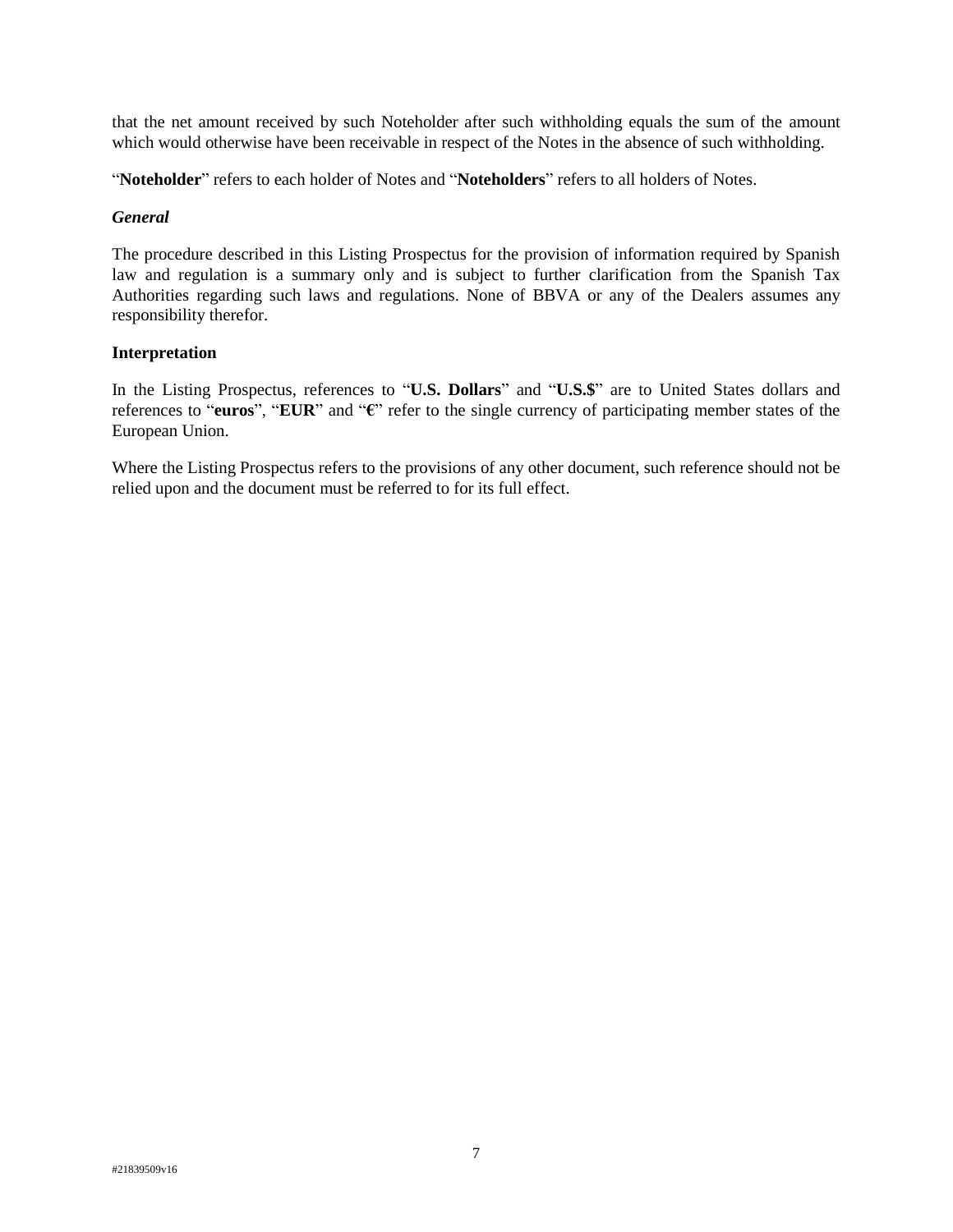that the net amount received by such Noteholder after such withholding equals the sum of the amount which would otherwise have been receivable in respect of the Notes in the absence of such withholding.

"**Noteholder**" refers to each holder of Notes and "**Noteholders**" refers to all holders of Notes.

### *General*

The procedure described in this Listing Prospectus for the provision of information required by Spanish law and regulation is a summary only and is subject to further clarification from the Spanish Tax Authorities regarding such laws and regulations. None of BBVA or any of the Dealers assumes any responsibility therefor.

### Interpretation

In the Listing Prospectus, references to "**U.S. Dollars**" and "**U.S.$**" are to United States dollars and references to "**euros**", "**EUR**" and "**€**" refer to the single currency of participating member states of the European Union.

Where the Listing Prospectus refers to the provisions of any other document, such reference should not be relied upon and the document must be referred to for its full effect.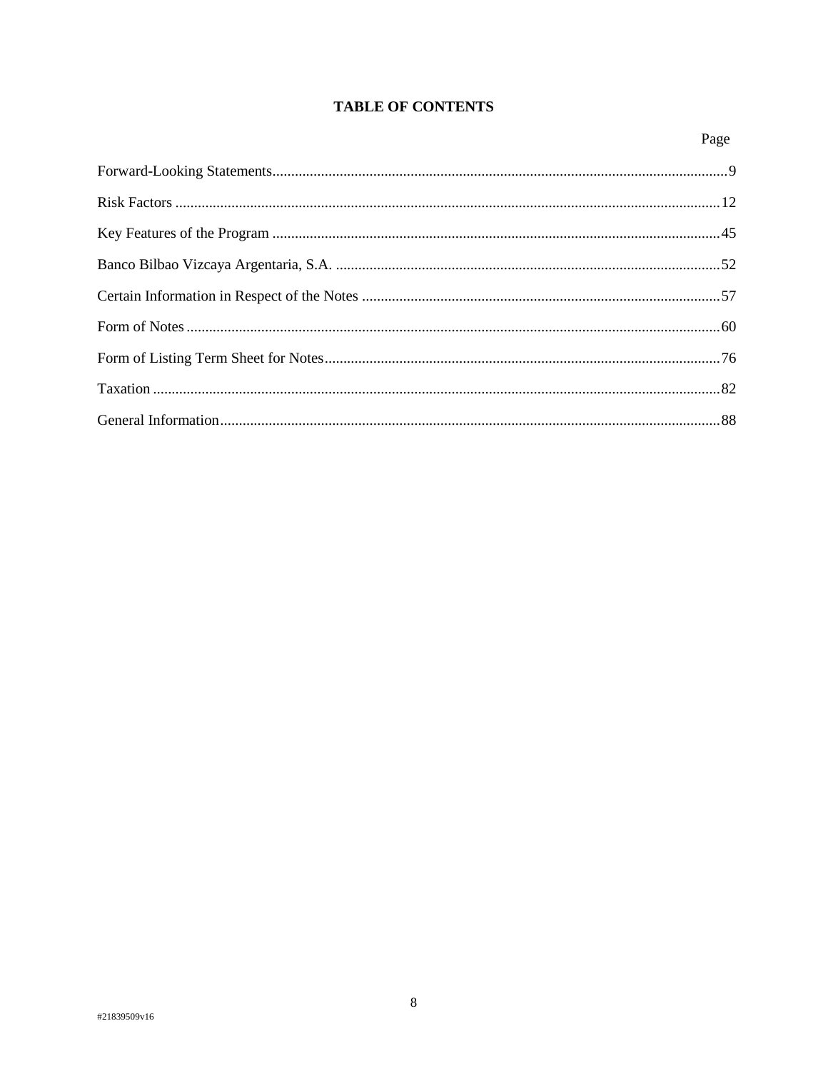## TABLE OF CONTENTS

| | Page |
|---|---|
| Forward-Looking Statements | 9 |
| Risk Factors | 12 |
| Key Features of the Program | 45 |
| Banco Bilbao Vizcaya Argentaria, S.A. | 52 |
| Certain Information in Respect of the Notes | 57 |
| Form of Notes | 60 |
| Form of Listing Term Sheet for Notes | 76 |
| Taxation | 82 |
| General Information | 88 |

#21839509v16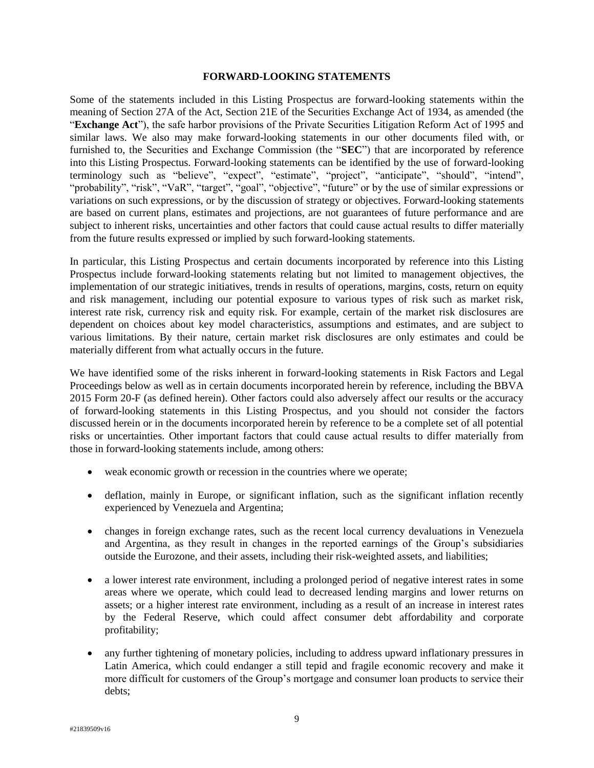**FORWARD-LOOKING STATEMENTS**

Some of the statements included in this Listing Prospectus are forward-looking statements within the meaning of Section 27A of the Act, Section 21E of the Securities Exchange Act of 1934, as amended (the "**Exchange Act**"), the safe harbor provisions of the Private Securities Litigation Reform Act of 1995 and similar laws. We also may make forward-looking statements in our other documents filed with, or furnished to, the Securities and Exchange Commission (the "**SEC**") that are incorporated by reference into this Listing Prospectus. Forward-looking statements can be identified by the use of forward-looking terminology such as "believe", "expect", "estimate", "project", "anticipate", "should", "intend", "probability", "risk", "VaR", "target", "goal", "objective", "future" or by the use of similar expressions or variations on such expressions, or by the discussion of strategy or objectives. Forward-looking statements are based on current plans, estimates and projections, are not guarantees of future performance and are subject to inherent risks, uncertainties and other factors that could cause actual results to differ materially from the future results expressed or implied by such forward-looking statements.

In particular, this Listing Prospectus and certain documents incorporated by reference into this Listing Prospectus include forward-looking statements relating but not limited to management objectives, the implementation of our strategic initiatives, trends in results of operations, margins, costs, return on equity and risk management, including our potential exposure to various types of risk such as market risk, interest rate risk, currency risk and equity risk. For example, certain of the market risk disclosures are dependent on choices about key model characteristics, assumptions and estimates, and are subject to various limitations. By their nature, certain market risk disclosures are only estimates and could be materially different from what actually occurs in the future.

We have identified some of the risks inherent in forward-looking statements in Risk Factors and Legal Proceedings below as well as in certain documents incorporated herein by reference, including the BBVA 2015 Form 20-F (as defined herein). Other factors could also adversely affect our results or the accuracy of forward-looking statements in this Listing Prospectus, and you should not consider the factors discussed herein or in the documents incorporated herein by reference to be a complete set of all potential risks or uncertainties. Other important factors that could cause actual results to differ materially from those in forward-looking statements include, among others:

- weak economic growth or recession in the countries where we operate;
- deflation, mainly in Europe, or significant inflation, such as the significant inflation recently experienced by Venezuela and Argentina;
- changes in foreign exchange rates, such as the recent local currency devaluations in Venezuela and Argentina, as they result in changes in the reported earnings of the Group's subsidiaries outside the Eurozone, and their assets, including their risk-weighted assets, and liabilities;
- a lower interest rate environment, including a prolonged period of negative interest rates in some areas where we operate, which could lead to decreased lending margins and lower returns on assets; or a higher interest rate environment, including as a result of an increase in interest rates by the Federal Reserve, which could affect consumer debt affordability and corporate profitability;
- any further tightening of monetary policies, including to address upward inflationary pressures in Latin America, which could endanger a still tepid and fragile economic recovery and make it more difficult for customers of the Group's mortgage and consumer loan products to service their debts;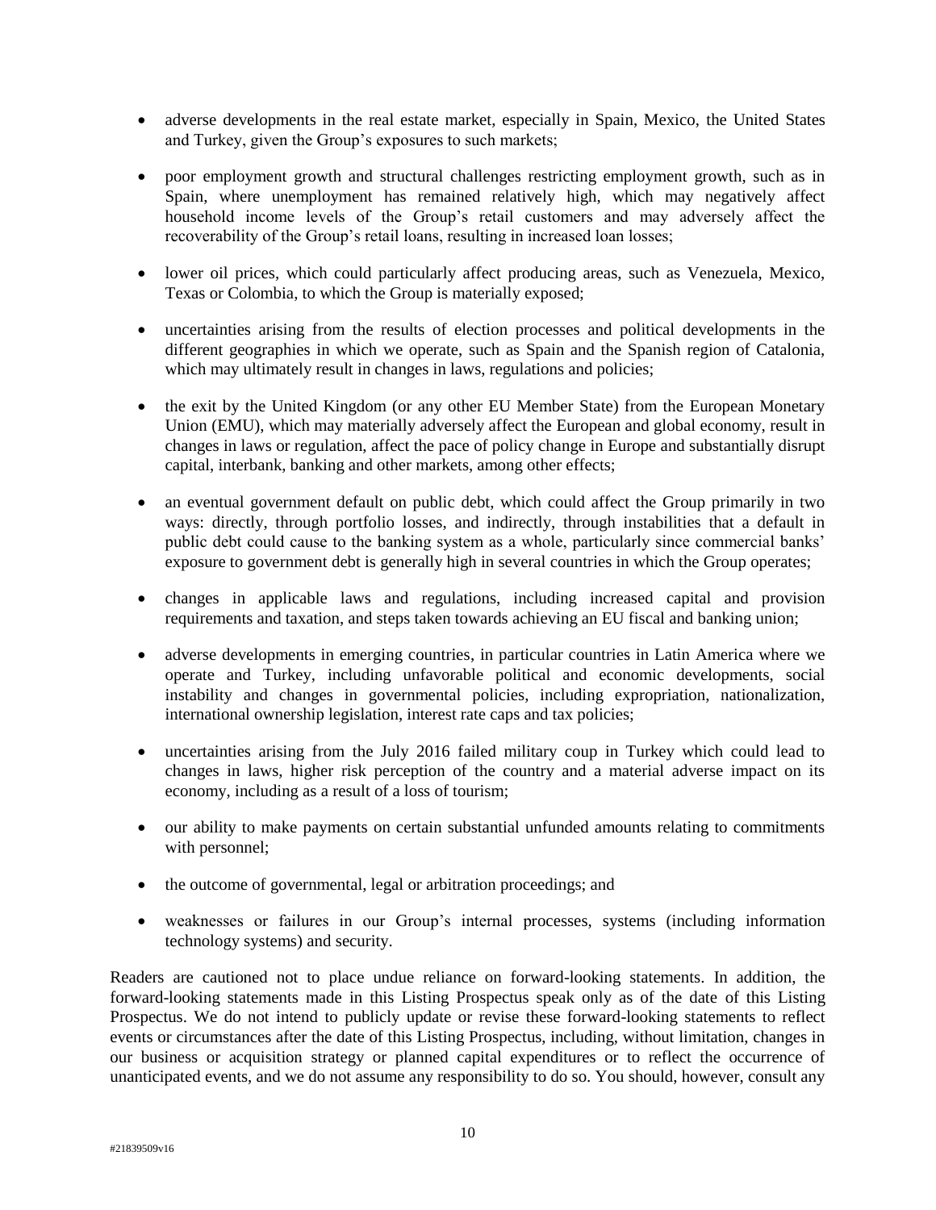- adverse developments in the real estate market, especially in Spain, Mexico, the United States and Turkey, given the Group's exposures to such markets;

- poor employment growth and structural challenges restricting employment growth, such as in Spain, where unemployment has remained relatively high, which may negatively affect household income levels of the Group's retail customers and may adversely affect the recoverability of the Group's retail loans, resulting in increased loan losses;

- lower oil prices, which could particularly affect producing areas, such as Venezuela, Mexico, Texas or Colombia, to which the Group is materially exposed;

- uncertainties arising from the results of election processes and political developments in the different geographies in which we operate, such as Spain and the Spanish region of Catalonia, which may ultimately result in changes in laws, regulations and policies;

- the exit by the United Kingdom (or any other EU Member State) from the European Monetary Union (EMU), which may materially adversely affect the European and global economy, result in changes in laws or regulation, affect the pace of policy change in Europe and substantially disrupt capital, interbank, banking and other markets, among other effects;

- an eventual government default on public debt, which could affect the Group primarily in two ways: directly, through portfolio losses, and indirectly, through instabilities that a default in public debt could cause to the banking system as a whole, particularly since commercial banks' exposure to government debt is generally high in several countries in which the Group operates;

- changes in applicable laws and regulations, including increased capital and provision requirements and taxation, and steps taken towards achieving an EU fiscal and banking union;

- adverse developments in emerging countries, in particular countries in Latin America where we operate and Turkey, including unfavorable political and economic developments, social instability and changes in governmental policies, including expropriation, nationalization, international ownership legislation, interest rate caps and tax policies;

- uncertainties arising from the July 2016 failed military coup in Turkey which could lead to changes in laws, higher risk perception of the country and a material adverse impact on its economy, including as a result of a loss of tourism;

- our ability to make payments on certain substantial unfunded amounts relating to commitments with personnel;

- the outcome of governmental, legal or arbitration proceedings; and

- weaknesses or failures in our Group's internal processes, systems (including information technology systems) and security.

Readers are cautioned not to place undue reliance on forward-looking statements. In addition, the forward-looking statements made in this Listing Prospectus speak only as of the date of this Listing Prospectus. We do not intend to publicly update or revise these forward-looking statements to reflect events or circumstances after the date of this Listing Prospectus, including, without limitation, changes in our business or acquisition strategy or planned capital expenditures or to reflect the occurrence of unanticipated events, and we do not assume any responsibility to do so. You should, however, consult any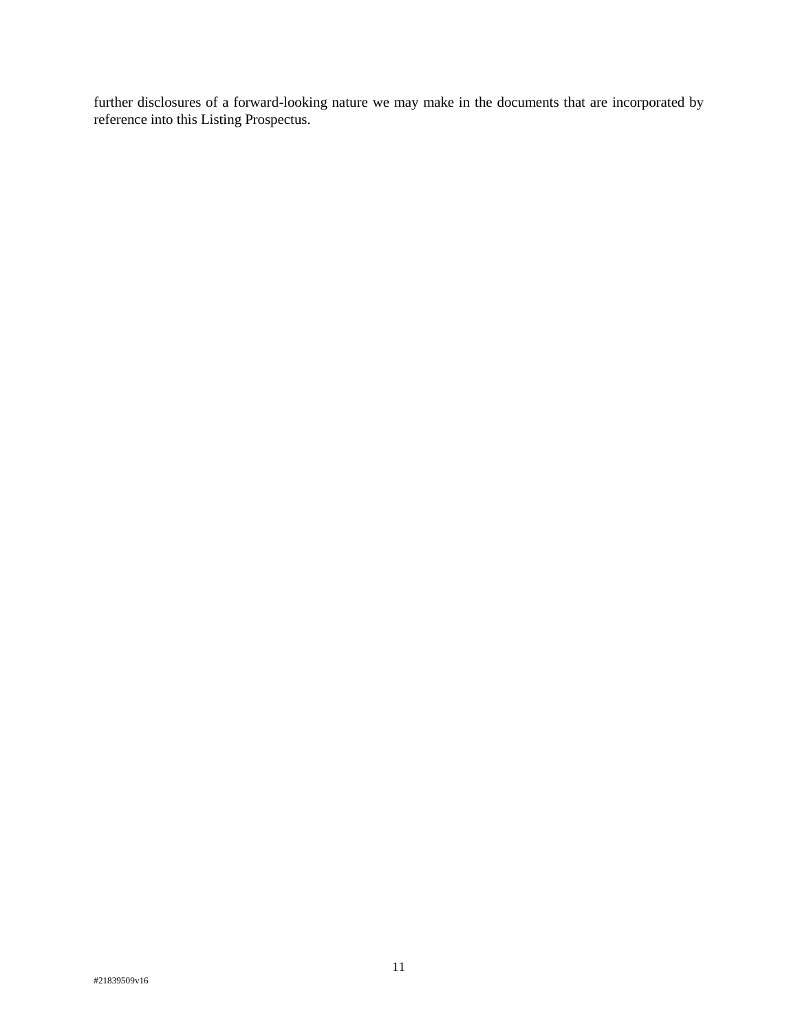further disclosures of a forward-looking nature we may make in the documents that are incorporated by reference into this Listing Prospectus.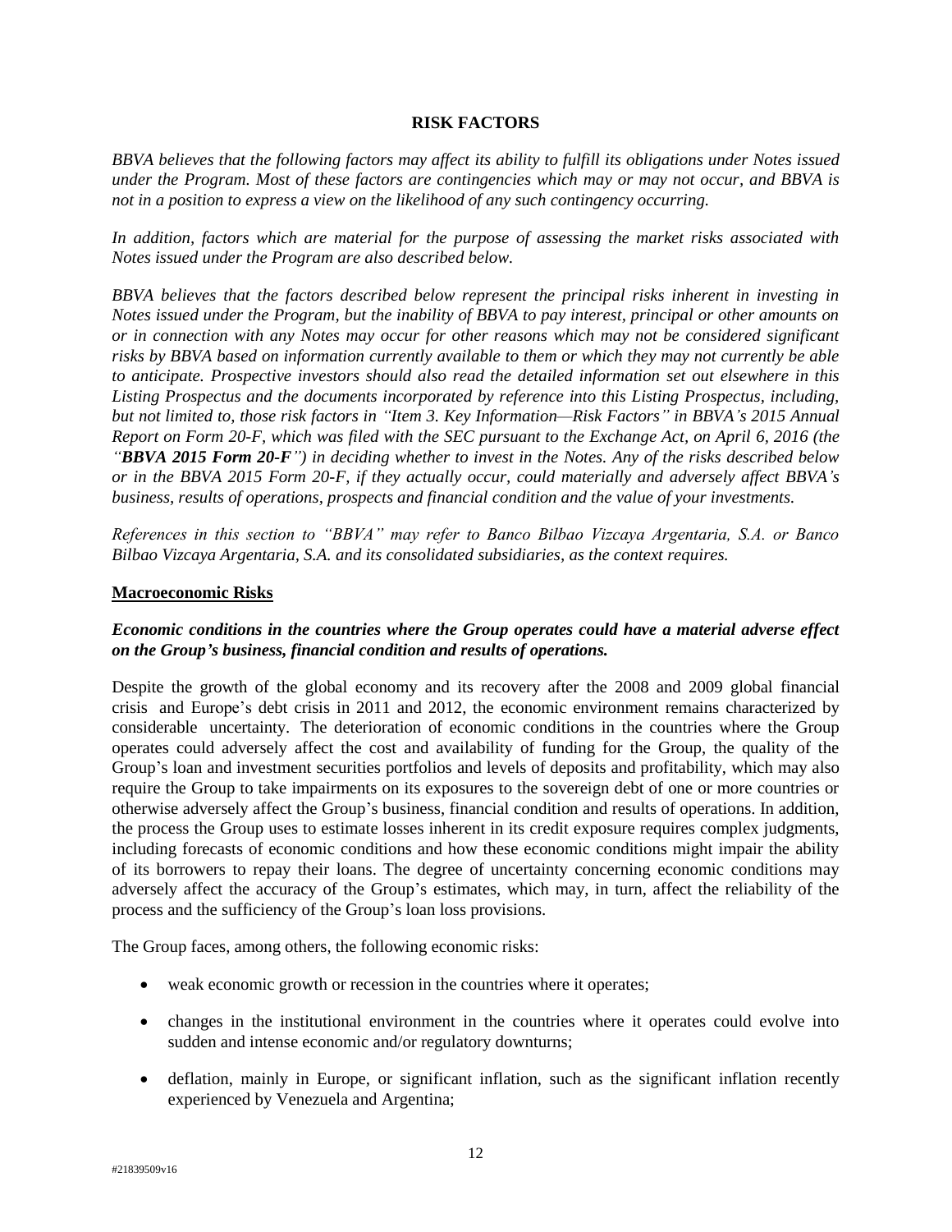## RISK FACTORS

*BBVA believes that the following factors may affect its ability to fulfill its obligations under Notes issued under the Program. Most of these factors are contingencies which may or may not occur, and BBVA is not in a position to express a view on the likelihood of any such contingency occurring.*

*In addition, factors which are material for the purpose of assessing the market risks associated with Notes issued under the Program are also described below.*

*BBVA believes that the factors described below represent the principal risks inherent in investing in Notes issued under the Program, but the inability of BBVA to pay interest, principal or other amounts on or in connection with any Notes may occur for other reasons which may not be considered significant risks by BBVA based on information currently available to them or which they may not currently be able to anticipate. Prospective investors should also read the detailed information set out elsewhere in this Listing Prospectus and the documents incorporated by reference into this Listing Prospectus, including, but not limited to, those risk factors in "Item 3. Key Information—Risk Factors" in BBVA's 2015 Annual Report on Form 20-F, which was filed with the SEC pursuant to the Exchange Act, on April 6, 2016 (the "**BBVA 2015 Form 20-F**") in deciding whether to invest in the Notes. Any of the risks described below or in the BBVA 2015 Form 20-F, if they actually occur, could materially and adversely affect BBVA's business, results of operations, prospects and financial condition and the value of your investments.*

*References in this section to "BBVA" may refer to Banco Bilbao Vizcaya Argentaria, S.A. or Banco Bilbao Vizcaya Argentaria, S.A. and its consolidated subsidiaries, as the context requires.*

### Macroeconomic Risks

***Economic conditions in the countries where the Group operates could have a material adverse effect on the Group's business, financial condition and results of operations.***

Despite the growth of the global economy and its recovery after the 2008 and 2009 global financial crisis and Europe's debt crisis in 2011 and 2012, the economic environment remains characterized by considerable uncertainty. The deterioration of economic conditions in the countries where the Group operates could adversely affect the cost and availability of funding for the Group, the quality of the Group's loan and investment securities portfolios and levels of deposits and profitability, which may also require the Group to take impairments on its exposures to the sovereign debt of one or more countries or otherwise adversely affect the Group's business, financial condition and results of operations. In addition, the process the Group uses to estimate losses inherent in its credit exposure requires complex judgments, including forecasts of economic conditions and how these economic conditions might impair the ability of its borrowers to repay their loans. The degree of uncertainty concerning economic conditions may adversely affect the accuracy of the Group's estimates, which may, in turn, affect the reliability of the process and the sufficiency of the Group's loan loss provisions.

The Group faces, among others, the following economic risks:

- weak economic growth or recession in the countries where it operates;
- changes in the institutional environment in the countries where it operates could evolve into sudden and intense economic and/or regulatory downturns;
- deflation, mainly in Europe, or significant inflation, such as the significant inflation recently experienced by Venezuela and Argentina;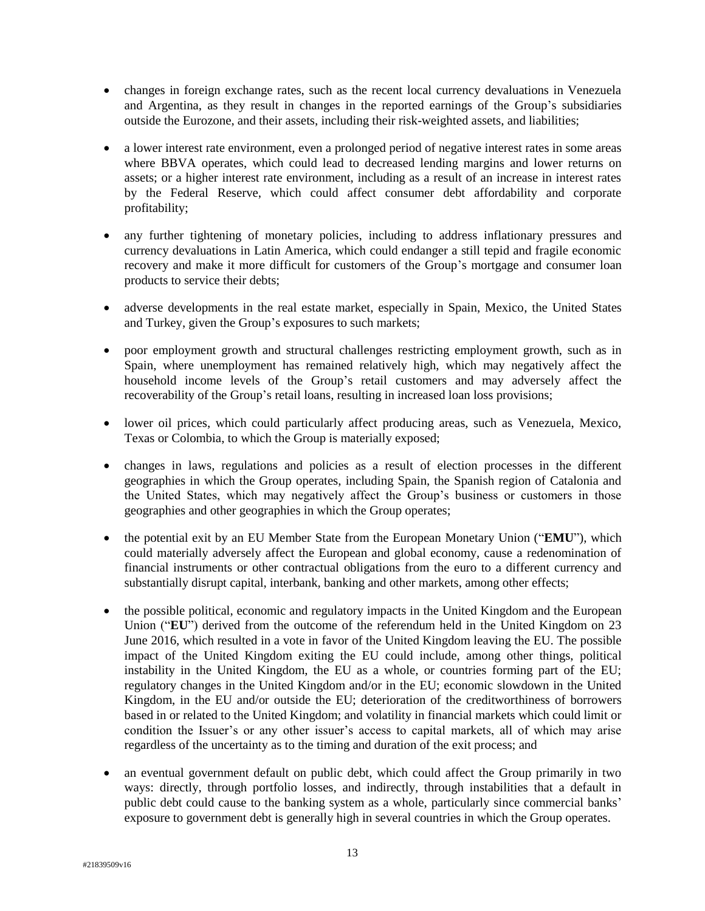- changes in foreign exchange rates, such as the recent local currency devaluations in Venezuela and Argentina, as they result in changes in the reported earnings of the Group's subsidiaries outside the Eurozone, and their assets, including their risk-weighted assets, and liabilities;

- a lower interest rate environment, even a prolonged period of negative interest rates in some areas where BBVA operates, which could lead to decreased lending margins and lower returns on assets; or a higher interest rate environment, including as a result of an increase in interest rates by the Federal Reserve, which could affect consumer debt affordability and corporate profitability;

- any further tightening of monetary policies, including to address inflationary pressures and currency devaluations in Latin America, which could endanger a still tepid and fragile economic recovery and make it more difficult for customers of the Group's mortgage and consumer loan products to service their debts;

- adverse developments in the real estate market, especially in Spain, Mexico, the United States and Turkey, given the Group's exposures to such markets;

- poor employment growth and structural challenges restricting employment growth, such as in Spain, where unemployment has remained relatively high, which may negatively affect the household income levels of the Group's retail customers and may adversely affect the recoverability of the Group's retail loans, resulting in increased loan loss provisions;

- lower oil prices, which could particularly affect producing areas, such as Venezuela, Mexico, Texas or Colombia, to which the Group is materially exposed;

- changes in laws, regulations and policies as a result of election processes in the different geographies in which the Group operates, including Spain, the Spanish region of Catalonia and the United States, which may negatively affect the Group's business or customers in those geographies and other geographies in which the Group operates;

- the potential exit by an EU Member State from the European Monetary Union ("**EMU**"), which could materially adversely affect the European and global economy, cause a redenomination of financial instruments or other contractual obligations from the euro to a different currency and substantially disrupt capital, interbank, banking and other markets, among other effects;

- the possible political, economic and regulatory impacts in the United Kingdom and the European Union ("**EU**") derived from the outcome of the referendum held in the United Kingdom on 23 June 2016, which resulted in a vote in favor of the United Kingdom leaving the EU. The possible impact of the United Kingdom exiting the EU could include, among other things, political instability in the United Kingdom, the EU as a whole, or countries forming part of the EU; regulatory changes in the United Kingdom and/or in the EU; economic slowdown in the United Kingdom, in the EU and/or outside the EU; deterioration of the creditworthiness of borrowers based in or related to the United Kingdom; and volatility in financial markets which could limit or condition the Issuer's or any other issuer's access to capital markets, all of which may arise regardless of the uncertainty as to the timing and duration of the exit process; and

- an eventual government default on public debt, which could affect the Group primarily in two ways: directly, through portfolio losses, and indirectly, through instabilities that a default in public debt could cause to the banking system as a whole, particularly since commercial banks' exposure to government debt is generally high in several countries in which the Group operates.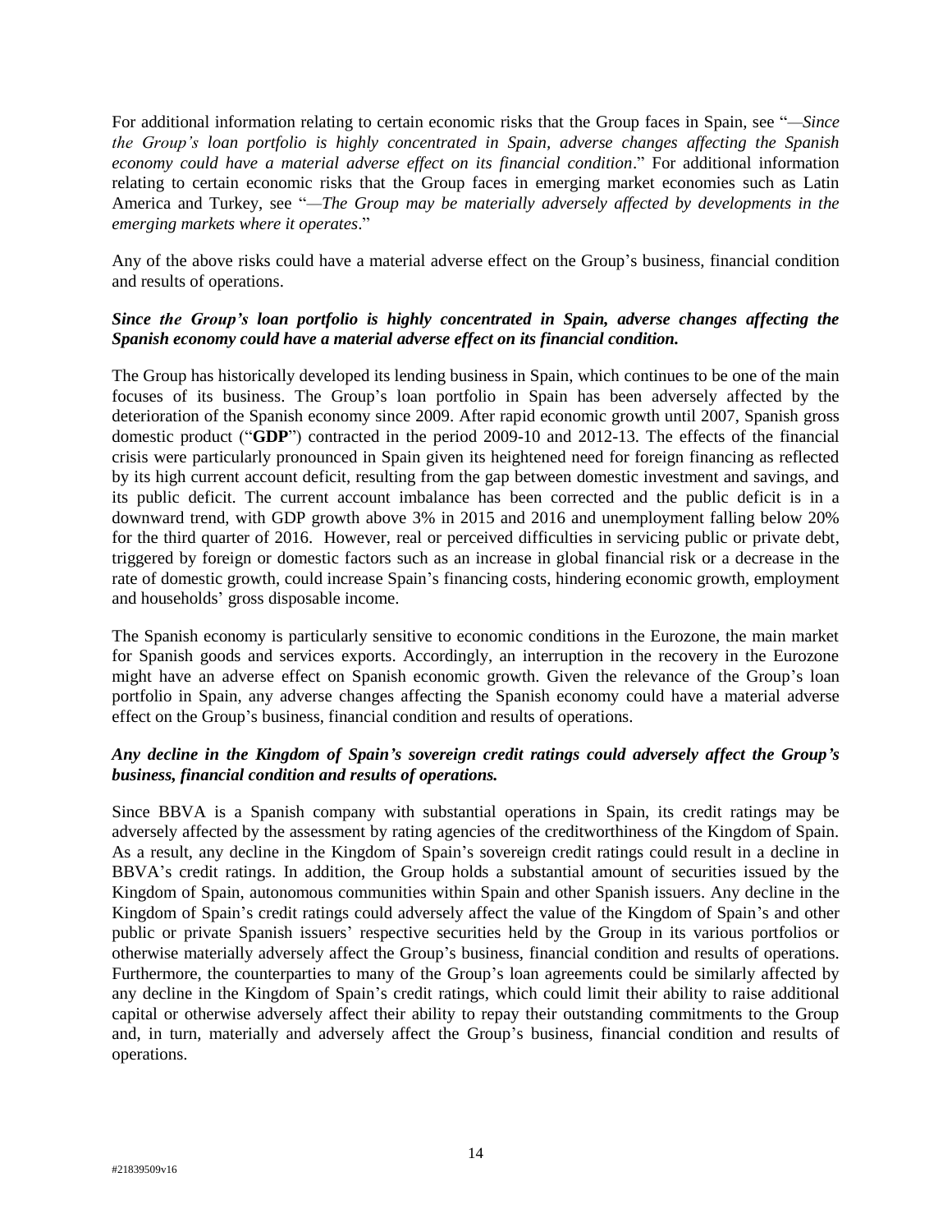For additional information relating to certain economic risks that the Group faces in Spain, see "—*Since the Group's loan portfolio is highly concentrated in Spain, adverse changes affecting the Spanish economy could have a material adverse effect on its financial condition*." For additional information relating to certain economic risks that the Group faces in emerging market economies such as Latin America and Turkey, see "—*The Group may be materially adversely affected by developments in the emerging markets where it operates*."

Any of the above risks could have a material adverse effect on the Group's business, financial condition and results of operations.

***Since the Group's loan portfolio is highly concentrated in Spain, adverse changes affecting the Spanish economy could have a material adverse effect on its financial condition.***

The Group has historically developed its lending business in Spain, which continues to be one of the main focuses of its business. The Group's loan portfolio in Spain has been adversely affected by the deterioration of the Spanish economy since 2009. After rapid economic growth until 2007, Spanish gross domestic product ("**GDP**") contracted in the period 2009-10 and 2012-13. The effects of the financial crisis were particularly pronounced in Spain given its heightened need for foreign financing as reflected by its high current account deficit, resulting from the gap between domestic investment and savings, and its public deficit. The current account imbalance has been corrected and the public deficit is in a downward trend, with GDP growth above 3% in 2015 and 2016 and unemployment falling below 20% for the third quarter of 2016. However, real or perceived difficulties in servicing public or private debt, triggered by foreign or domestic factors such as an increase in global financial risk or a decrease in the rate of domestic growth, could increase Spain's financing costs, hindering economic growth, employment and households' gross disposable income.

The Spanish economy is particularly sensitive to economic conditions in the Eurozone, the main market for Spanish goods and services exports. Accordingly, an interruption in the recovery in the Eurozone might have an adverse effect on Spanish economic growth. Given the relevance of the Group's loan portfolio in Spain, any adverse changes affecting the Spanish economy could have a material adverse effect on the Group's business, financial condition and results of operations.

***Any decline in the Kingdom of Spain's sovereign credit ratings could adversely affect the Group's business, financial condition and results of operations.***

Since BBVA is a Spanish company with substantial operations in Spain, its credit ratings may be adversely affected by the assessment by rating agencies of the creditworthiness of the Kingdom of Spain. As a result, any decline in the Kingdom of Spain's sovereign credit ratings could result in a decline in BBVA's credit ratings. In addition, the Group holds a substantial amount of securities issued by the Kingdom of Spain, autonomous communities within Spain and other Spanish issuers. Any decline in the Kingdom of Spain's credit ratings could adversely affect the value of the Kingdom of Spain's and other public or private Spanish issuers' respective securities held by the Group in its various portfolios or otherwise materially adversely affect the Group's business, financial condition and results of operations. Furthermore, the counterparties to many of the Group's loan agreements could be similarly affected by any decline in the Kingdom of Spain's credit ratings, which could limit their ability to raise additional capital or otherwise adversely affect their ability to repay their outstanding commitments to the Group and, in turn, materially and adversely affect the Group's business, financial condition and results of operations.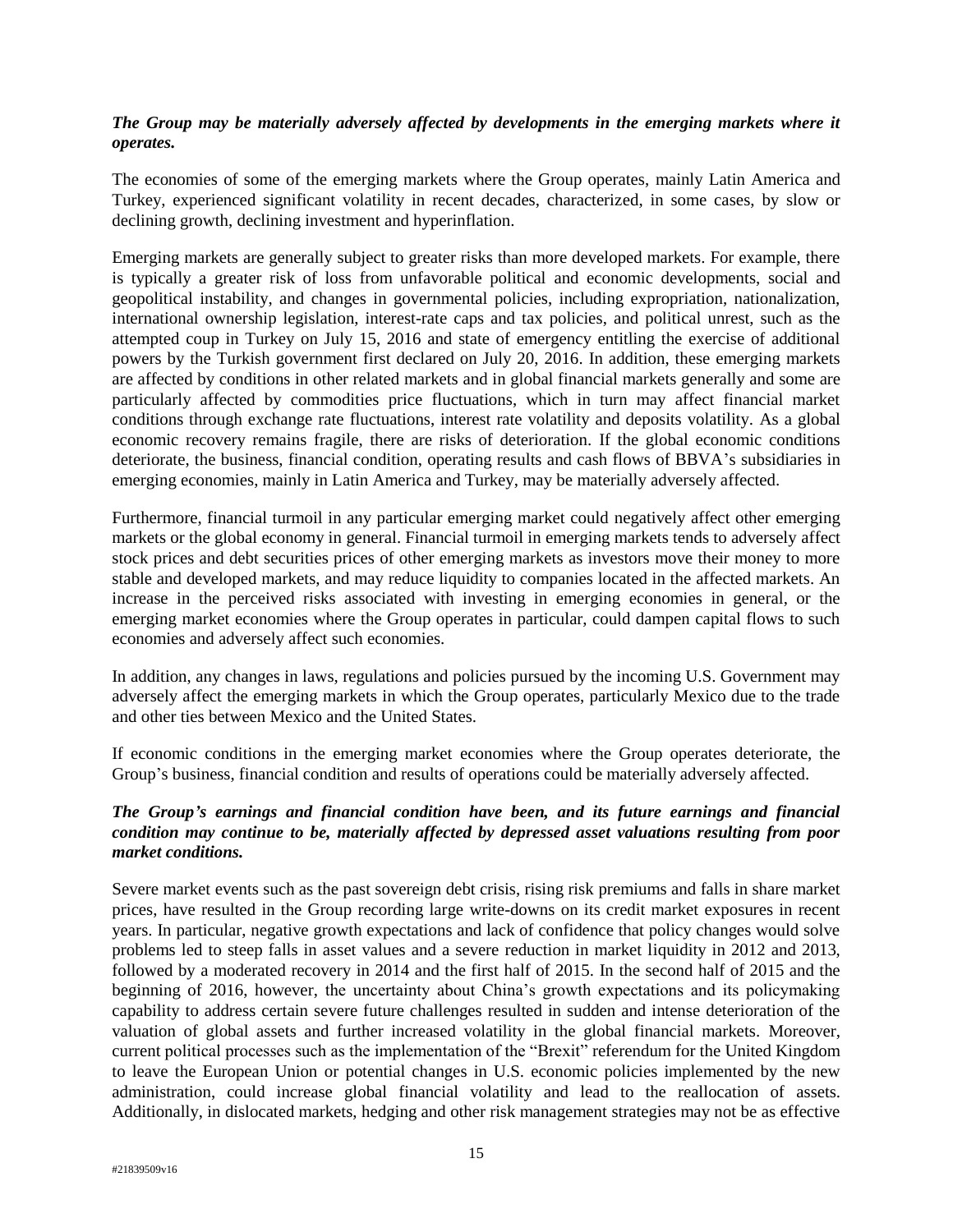***The Group may be materially adversely affected by developments in the emerging markets where it operates.***

The economies of some of the emerging markets where the Group operates, mainly Latin America and Turkey, experienced significant volatility in recent decades, characterized, in some cases, by slow or declining growth, declining investment and hyperinflation.

Emerging markets are generally subject to greater risks than more developed markets. For example, there is typically a greater risk of loss from unfavorable political and economic developments, social and geopolitical instability, and changes in governmental policies, including expropriation, nationalization, international ownership legislation, interest-rate caps and tax policies, and political unrest, such as the attempted coup in Turkey on July 15, 2016 and state of emergency entitling the exercise of additional powers by the Turkish government first declared on July 20, 2016. In addition, these emerging markets are affected by conditions in other related markets and in global financial markets generally and some are particularly affected by commodities price fluctuations, which in turn may affect financial market conditions through exchange rate fluctuations, interest rate volatility and deposits volatility. As a global economic recovery remains fragile, there are risks of deterioration. If the global economic conditions deteriorate, the business, financial condition, operating results and cash flows of BBVA's subsidiaries in emerging economies, mainly in Latin America and Turkey, may be materially adversely affected.

Furthermore, financial turmoil in any particular emerging market could negatively affect other emerging markets or the global economy in general. Financial turmoil in emerging markets tends to adversely affect stock prices and debt securities prices of other emerging markets as investors move their money to more stable and developed markets, and may reduce liquidity to companies located in the affected markets. An increase in the perceived risks associated with investing in emerging economies in general, or the emerging market economies where the Group operates in particular, could dampen capital flows to such economies and adversely affect such economies.

In addition, any changes in laws, regulations and policies pursued by the incoming U.S. Government may adversely affect the emerging markets in which the Group operates, particularly Mexico due to the trade and other ties between Mexico and the United States.

If economic conditions in the emerging market economies where the Group operates deteriorate, the Group's business, financial condition and results of operations could be materially adversely affected.

***The Group's earnings and financial condition have been, and its future earnings and financial condition may continue to be, materially affected by depressed asset valuations resulting from poor market conditions.***

Severe market events such as the past sovereign debt crisis, rising risk premiums and falls in share market prices, have resulted in the Group recording large write-downs on its credit market exposures in recent years. In particular, negative growth expectations and lack of confidence that policy changes would solve problems led to steep falls in asset values and a severe reduction in market liquidity in 2012 and 2013, followed by a moderated recovery in 2014 and the first half of 2015. In the second half of 2015 and the beginning of 2016, however, the uncertainty about China's growth expectations and its policymaking capability to address certain severe future challenges resulted in sudden and intense deterioration of the valuation of global assets and further increased volatility in the global financial markets. Moreover, current political processes such as the implementation of the "Brexit" referendum for the United Kingdom to leave the European Union or potential changes in U.S. economic policies implemented by the new administration, could increase global financial volatility and lead to the reallocation of assets. Additionally, in dislocated markets, hedging and other risk management strategies may not be as effective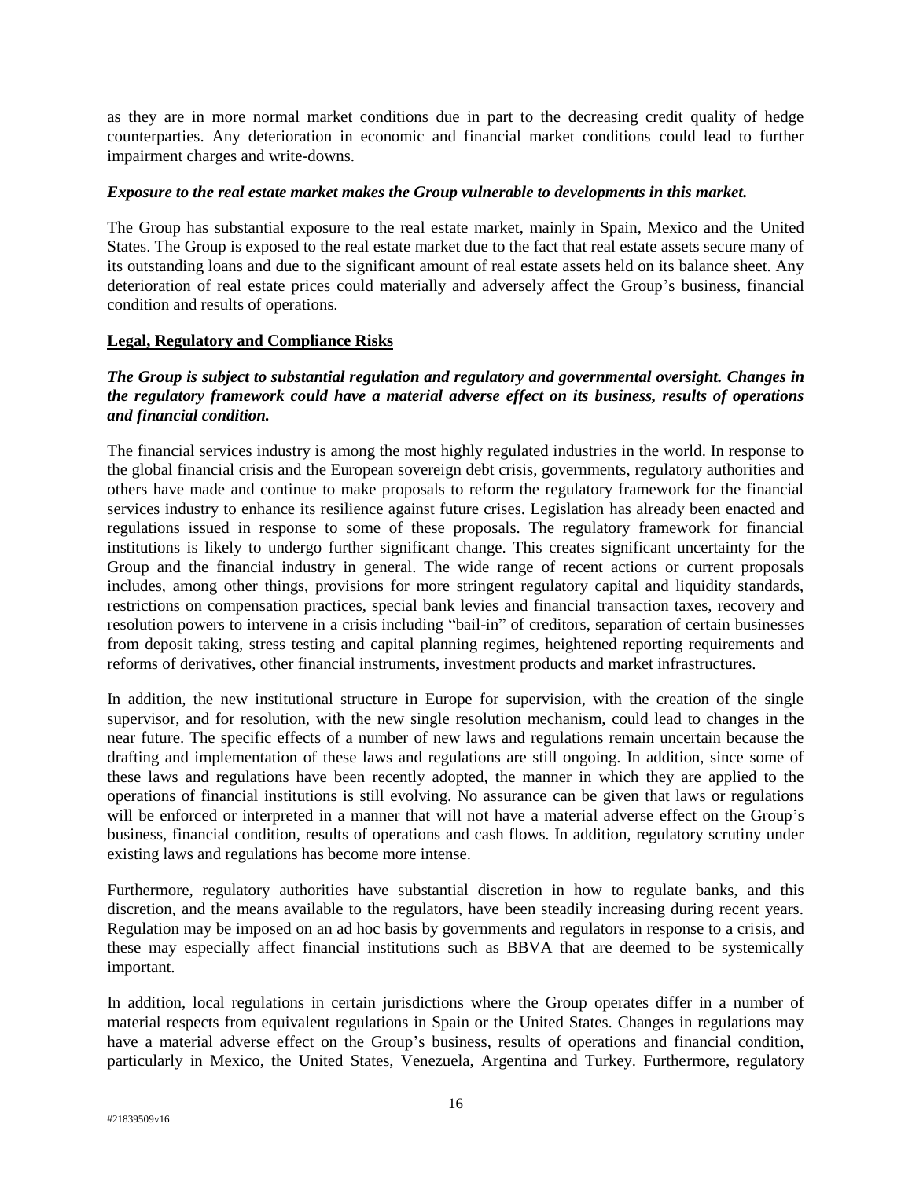as they are in more normal market conditions due in part to the decreasing credit quality of hedge counterparties. Any deterioration in economic and financial market conditions could lead to further impairment charges and write-downs.

***Exposure to the real estate market makes the Group vulnerable to developments in this market.***

The Group has substantial exposure to the real estate market, mainly in Spain, Mexico and the United States. The Group is exposed to the real estate market due to the fact that real estate assets secure many of its outstanding loans and due to the significant amount of real estate assets held on its balance sheet. Any deterioration of real estate prices could materially and adversely affect the Group's business, financial condition and results of operations.

## Legal, Regulatory and Compliance Risks

***The Group is subject to substantial regulation and regulatory and governmental oversight. Changes in the regulatory framework could have a material adverse effect on its business, results of operations and financial condition.***

The financial services industry is among the most highly regulated industries in the world. In response to the global financial crisis and the European sovereign debt crisis, governments, regulatory authorities and others have made and continue to make proposals to reform the regulatory framework for the financial services industry to enhance its resilience against future crises. Legislation has already been enacted and regulations issued in response to some of these proposals. The regulatory framework for financial institutions is likely to undergo further significant change. This creates significant uncertainty for the Group and the financial industry in general. The wide range of recent actions or current proposals includes, among other things, provisions for more stringent regulatory capital and liquidity standards, restrictions on compensation practices, special bank levies and financial transaction taxes, recovery and resolution powers to intervene in a crisis including "bail-in" of creditors, separation of certain businesses from deposit taking, stress testing and capital planning regimes, heightened reporting requirements and reforms of derivatives, other financial instruments, investment products and market infrastructures.

In addition, the new institutional structure in Europe for supervision, with the creation of the single supervisor, and for resolution, with the new single resolution mechanism, could lead to changes in the near future. The specific effects of a number of new laws and regulations remain uncertain because the drafting and implementation of these laws and regulations are still ongoing. In addition, since some of these laws and regulations have been recently adopted, the manner in which they are applied to the operations of financial institutions is still evolving. No assurance can be given that laws or regulations will be enforced or interpreted in a manner that will not have a material adverse effect on the Group's business, financial condition, results of operations and cash flows. In addition, regulatory scrutiny under existing laws and regulations has become more intense.

Furthermore, regulatory authorities have substantial discretion in how to regulate banks, and this discretion, and the means available to the regulators, have been steadily increasing during recent years. Regulation may be imposed on an ad hoc basis by governments and regulators in response to a crisis, and these may especially affect financial institutions such as BBVA that are deemed to be systemically important.

In addition, local regulations in certain jurisdictions where the Group operates differ in a number of material respects from equivalent regulations in Spain or the United States. Changes in regulations may have a material adverse effect on the Group's business, results of operations and financial condition, particularly in Mexico, the United States, Venezuela, Argentina and Turkey. Furthermore, regulatory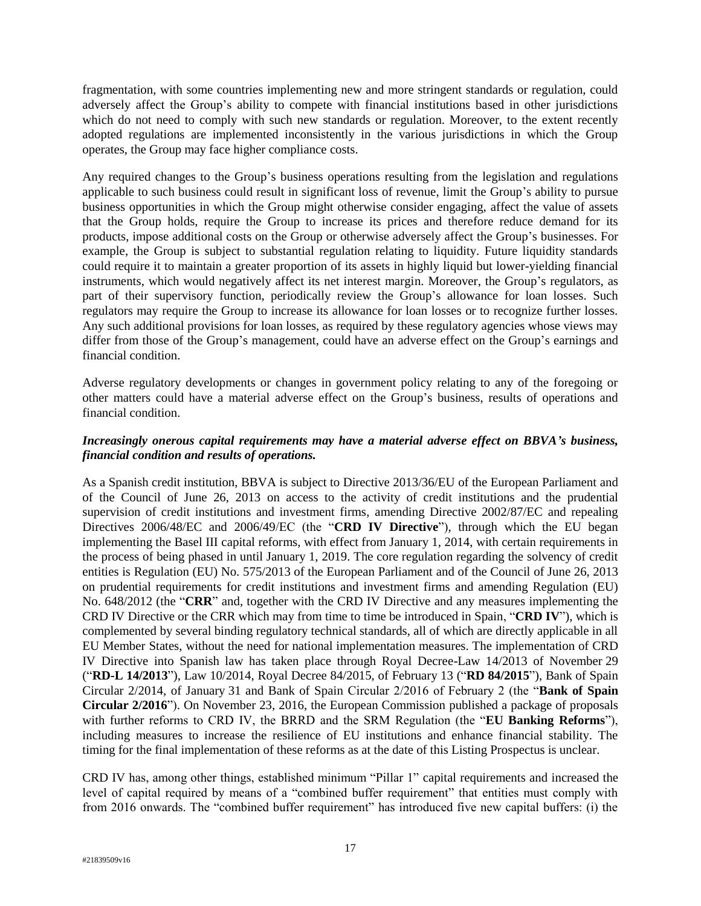fragmentation, with some countries implementing new and more stringent standards or regulation, could adversely affect the Group's ability to compete with financial institutions based in other jurisdictions which do not need to comply with such new standards or regulation. Moreover, to the extent recently adopted regulations are implemented inconsistently in the various jurisdictions in which the Group operates, the Group may face higher compliance costs.

Any required changes to the Group's business operations resulting from the legislation and regulations applicable to such business could result in significant loss of revenue, limit the Group's ability to pursue business opportunities in which the Group might otherwise consider engaging, affect the value of assets that the Group holds, require the Group to increase its prices and therefore reduce demand for its products, impose additional costs on the Group or otherwise adversely affect the Group's businesses. For example, the Group is subject to substantial regulation relating to liquidity. Future liquidity standards could require it to maintain a greater proportion of its assets in highly liquid but lower-yielding financial instruments, which would negatively affect its net interest margin. Moreover, the Group's regulators, as part of their supervisory function, periodically review the Group's allowance for loan losses. Such regulators may require the Group to increase its allowance for loan losses or to recognize further losses. Any such additional provisions for loan losses, as required by these regulatory agencies whose views may differ from those of the Group's management, could have an adverse effect on the Group's earnings and financial condition.

Adverse regulatory developments or changes in government policy relating to any of the foregoing or other matters could have a material adverse effect on the Group's business, results of operations and financial condition.

***Increasingly onerous capital requirements may have a material adverse effect on BBVA's business, financial condition and results of operations.***

As a Spanish credit institution, BBVA is subject to Directive 2013/36/EU of the European Parliament and of the Council of June 26, 2013 on access to the activity of credit institutions and the prudential supervision of credit institutions and investment firms, amending Directive 2002/87/EC and repealing Directives 2006/48/EC and 2006/49/EC (the "**CRD IV Directive**"), through which the EU began implementing the Basel III capital reforms, with effect from January 1, 2014, with certain requirements in the process of being phased in until January 1, 2019. The core regulation regarding the solvency of credit entities is Regulation (EU) No. 575/2013 of the European Parliament and of the Council of June 26, 2013 on prudential requirements for credit institutions and investment firms and amending Regulation (EU) No. 648/2012 (the "**CRR**" and, together with the CRD IV Directive and any measures implementing the CRD IV Directive or the CRR which may from time to time be introduced in Spain, "**CRD IV**"), which is complemented by several binding regulatory technical standards, all of which are directly applicable in all EU Member States, without the need for national implementation measures. The implementation of CRD IV Directive into Spanish law has taken place through Royal Decree-Law 14/2013 of November 29 ("**RD-L 14/2013**"), Law 10/2014, Royal Decree 84/2015, of February 13 ("**RD 84/2015**"), Bank of Spain Circular 2/2014, of January 31 and Bank of Spain Circular 2/2016 of February 2 (the "**Bank of Spain Circular 2/2016**"). On November 23, 2016, the European Commission published a package of proposals with further reforms to CRD IV, the BRRD and the SRM Regulation (the "**EU Banking Reforms**"), including measures to increase the resilience of EU institutions and enhance financial stability. The timing for the final implementation of these reforms as at the date of this Listing Prospectus is unclear.

CRD IV has, among other things, established minimum "Pillar 1" capital requirements and increased the level of capital required by means of a "combined buffer requirement" that entities must comply with from 2016 onwards. The "combined buffer requirement" has introduced five new capital buffers: (i) the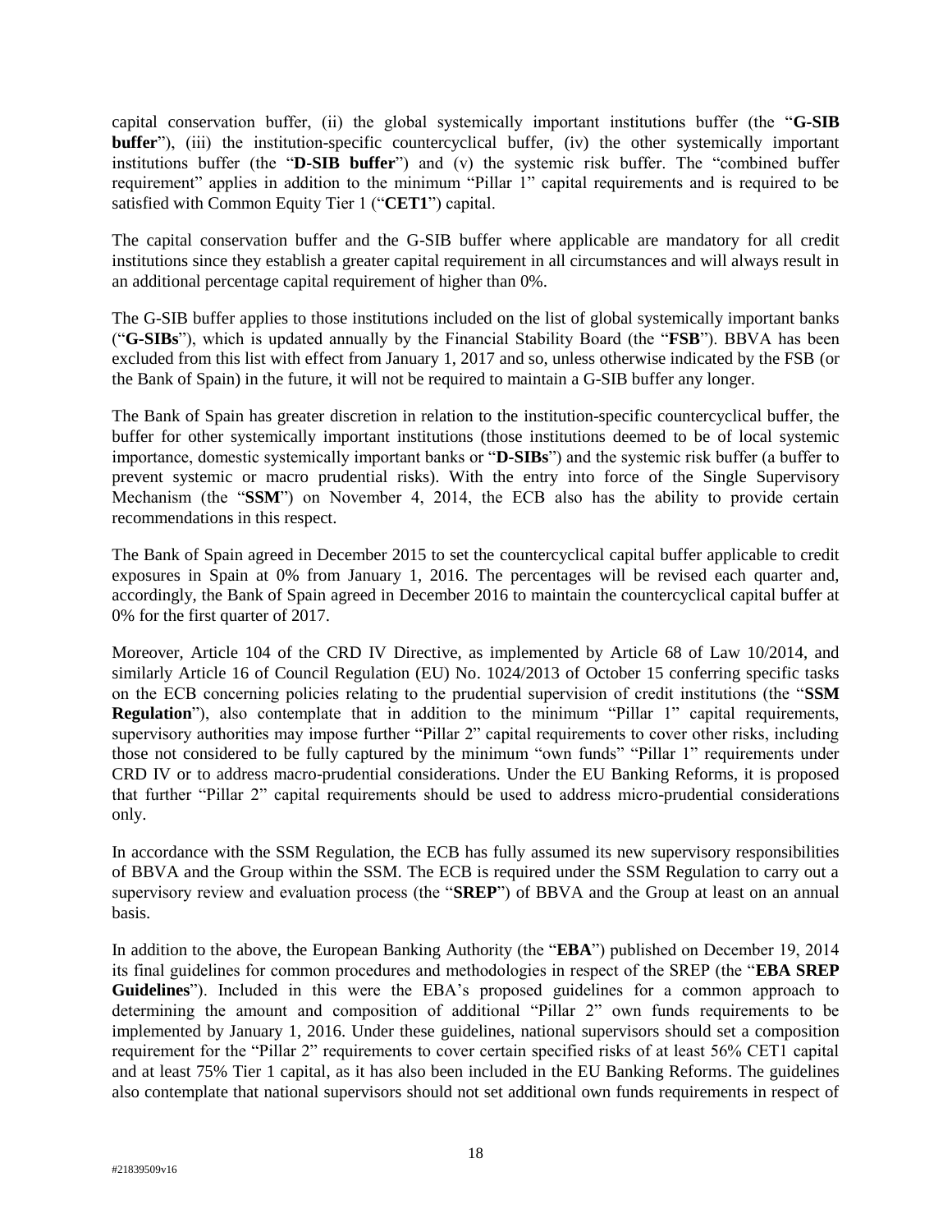capital conservation buffer, (ii) the global systemically important institutions buffer (the "**G-SIB buffer**"), (iii) the institution-specific countercyclical buffer, (iv) the other systemically important institutions buffer (the "**D-SIB buffer**") and (v) the systemic risk buffer. The "combined buffer requirement" applies in addition to the minimum "Pillar 1" capital requirements and is required to be satisfied with Common Equity Tier 1 ("**CET1**") capital.

The capital conservation buffer and the G-SIB buffer where applicable are mandatory for all credit institutions since they establish a greater capital requirement in all circumstances and will always result in an additional percentage capital requirement of higher than 0%.

The G-SIB buffer applies to those institutions included on the list of global systemically important banks ("**G-SIBs**"), which is updated annually by the Financial Stability Board (the "**FSB**"). BBVA has been excluded from this list with effect from January 1, 2017 and so, unless otherwise indicated by the FSB (or the Bank of Spain) in the future, it will not be required to maintain a G-SIB buffer any longer.

The Bank of Spain has greater discretion in relation to the institution-specific countercyclical buffer, the buffer for other systemically important institutions (those institutions deemed to be of local systemic importance, domestic systemically important banks or "**D-SIBs**") and the systemic risk buffer (a buffer to prevent systemic or macro prudential risks). With the entry into force of the Single Supervisory Mechanism (the "**SSM**") on November 4, 2014, the ECB also has the ability to provide certain recommendations in this respect.

The Bank of Spain agreed in December 2015 to set the countercyclical capital buffer applicable to credit exposures in Spain at 0% from January 1, 2016. The percentages will be revised each quarter and, accordingly, the Bank of Spain agreed in December 2016 to maintain the countercyclical capital buffer at 0% for the first quarter of 2017.

Moreover, Article 104 of the CRD IV Directive, as implemented by Article 68 of Law 10/2014, and similarly Article 16 of Council Regulation (EU) No. 1024/2013 of October 15 conferring specific tasks on the ECB concerning policies relating to the prudential supervision of credit institutions (the "**SSM Regulation**"), also contemplate that in addition to the minimum "Pillar 1" capital requirements, supervisory authorities may impose further "Pillar 2" capital requirements to cover other risks, including those not considered to be fully captured by the minimum "own funds" "Pillar 1" requirements under CRD IV or to address macro-prudential considerations. Under the EU Banking Reforms, it is proposed that further "Pillar 2" capital requirements should be used to address micro-prudential considerations only.

In accordance with the SSM Regulation, the ECB has fully assumed its new supervisory responsibilities of BBVA and the Group within the SSM. The ECB is required under the SSM Regulation to carry out a supervisory review and evaluation process (the "**SREP**") of BBVA and the Group at least on an annual basis.

In addition to the above, the European Banking Authority (the "**EBA**") published on December 19, 2014 its final guidelines for common procedures and methodologies in respect of the SREP (the "**EBA SREP Guidelines**"). Included in this were the EBA's proposed guidelines for a common approach to determining the amount and composition of additional "Pillar 2" own funds requirements to be implemented by January 1, 2016. Under these guidelines, national supervisors should set a composition requirement for the "Pillar 2" requirements to cover certain specified risks of at least 56% CET1 capital and at least 75% Tier 1 capital, as it has also been included in the EU Banking Reforms. The guidelines also contemplate that national supervisors should not set additional own funds requirements in respect of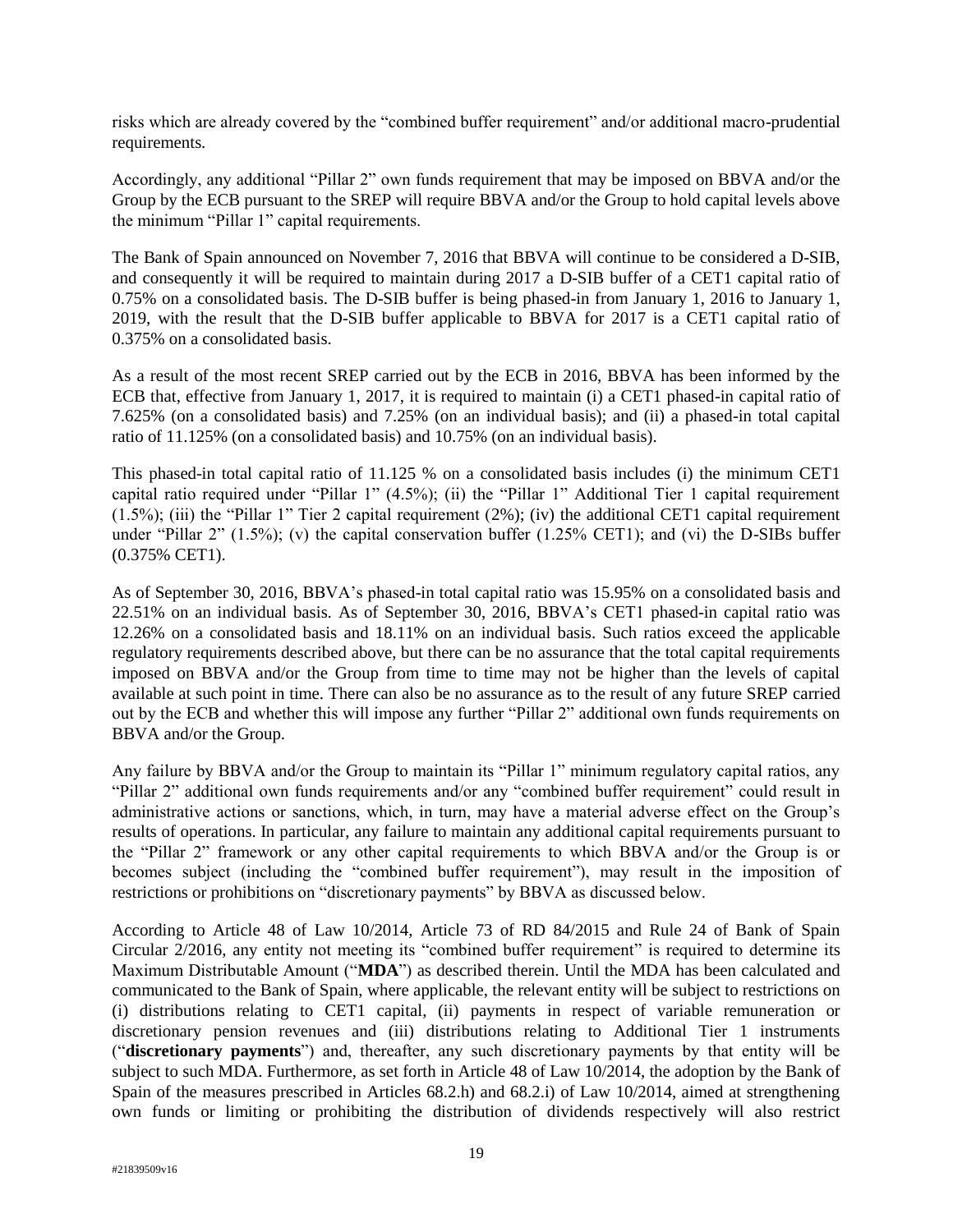risks which are already covered by the "combined buffer requirement" and/or additional macro-prudential requirements.

Accordingly, any additional "Pillar 2" own funds requirement that may be imposed on BBVA and/or the Group by the ECB pursuant to the SREP will require BBVA and/or the Group to hold capital levels above the minimum "Pillar 1" capital requirements.

The Bank of Spain announced on November 7, 2016 that BBVA will continue to be considered a D-SIB, and consequently it will be required to maintain during 2017 a D-SIB buffer of a CET1 capital ratio of 0.75% on a consolidated basis. The D-SIB buffer is being phased-in from January 1, 2016 to January 1, 2019, with the result that the D-SIB buffer applicable to BBVA for 2017 is a CET1 capital ratio of 0.375% on a consolidated basis.

As a result of the most recent SREP carried out by the ECB in 2016, BBVA has been informed by the ECB that, effective from January 1, 2017, it is required to maintain (i) a CET1 phased-in capital ratio of 7.625% (on a consolidated basis) and 7.25% (on an individual basis); and (ii) a phased-in total capital ratio of 11.125% (on a consolidated basis) and 10.75% (on an individual basis).

This phased-in total capital ratio of 11.125 % on a consolidated basis includes (i) the minimum CET1 capital ratio required under "Pillar 1" (4.5%); (ii) the "Pillar 1" Additional Tier 1 capital requirement (1.5%); (iii) the "Pillar 1" Tier 2 capital requirement (2%); (iv) the additional CET1 capital requirement under "Pillar 2" (1.5%); (v) the capital conservation buffer (1.25% CET1); and (vi) the D-SIBs buffer (0.375% CET1).

As of September 30, 2016, BBVA's phased-in total capital ratio was 15.95% on a consolidated basis and 22.51% on an individual basis. As of September 30, 2016, BBVA's CET1 phased-in capital ratio was 12.26% on a consolidated basis and 18.11% on an individual basis. Such ratios exceed the applicable regulatory requirements described above, but there can be no assurance that the total capital requirements imposed on BBVA and/or the Group from time to time may not be higher than the levels of capital available at such point in time. There can also be no assurance as to the result of any future SREP carried out by the ECB and whether this will impose any further "Pillar 2" additional own funds requirements on BBVA and/or the Group.

Any failure by BBVA and/or the Group to maintain its "Pillar 1" minimum regulatory capital ratios, any "Pillar 2" additional own funds requirements and/or any "combined buffer requirement" could result in administrative actions or sanctions, which, in turn, may have a material adverse effect on the Group's results of operations. In particular, any failure to maintain any additional capital requirements pursuant to the "Pillar 2" framework or any other capital requirements to which BBVA and/or the Group is or becomes subject (including the "combined buffer requirement"), may result in the imposition of restrictions or prohibitions on "discretionary payments" by BBVA as discussed below.

According to Article 48 of Law 10/2014, Article 73 of RD 84/2015 and Rule 24 of Bank of Spain Circular 2/2016, any entity not meeting its "combined buffer requirement" is required to determine its Maximum Distributable Amount ("**MDA**") as described therein. Until the MDA has been calculated and communicated to the Bank of Spain, where applicable, the relevant entity will be subject to restrictions on (i) distributions relating to CET1 capital, (ii) payments in respect of variable remuneration or discretionary pension revenues and (iii) distributions relating to Additional Tier 1 instruments ("**discretionary payments**") and, thereafter, any such discretionary payments by that entity will be subject to such MDA. Furthermore, as set forth in Article 48 of Law 10/2014, the adoption by the Bank of Spain of the measures prescribed in Articles 68.2.h) and 68.2.i) of Law 10/2014, aimed at strengthening own funds or limiting or prohibiting the distribution of dividends respectively will also restrict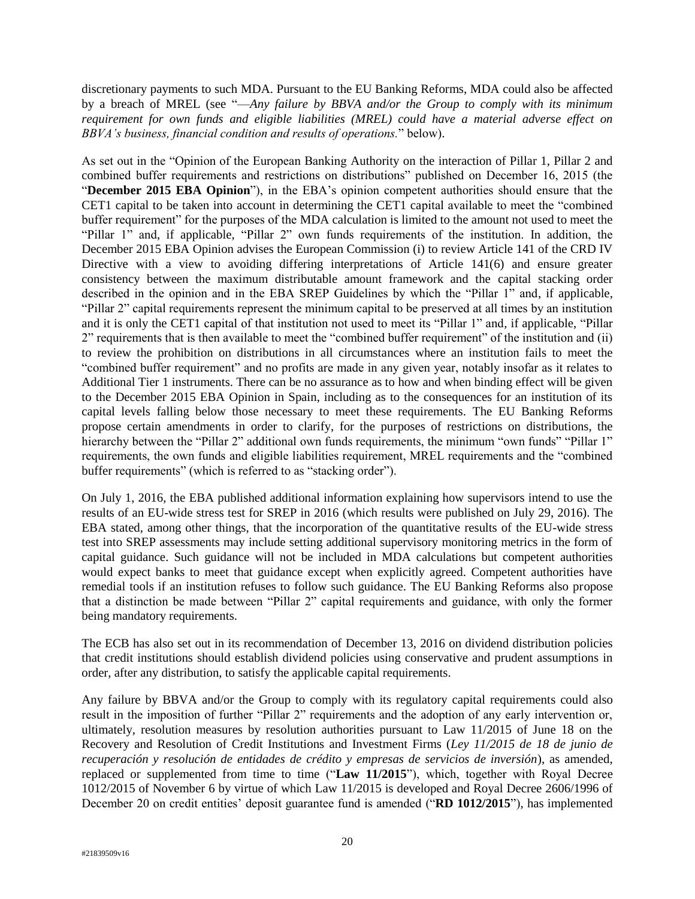discretionary payments to such MDA. Pursuant to the EU Banking Reforms, MDA could also be affected by a breach of MREL (see "—*Any failure by BBVA and/or the Group to comply with its minimum requirement for own funds and eligible liabilities (MREL) could have a material adverse effect on BBVA's business, financial condition and results of operations.*" below).

As set out in the "Opinion of the European Banking Authority on the interaction of Pillar 1, Pillar 2 and combined buffer requirements and restrictions on distributions" published on December 16, 2015 (the "**December 2015 EBA Opinion**"), in the EBA's opinion competent authorities should ensure that the CET1 capital to be taken into account in determining the CET1 capital available to meet the "combined buffer requirement" for the purposes of the MDA calculation is limited to the amount not used to meet the "Pillar 1" and, if applicable, "Pillar 2" own funds requirements of the institution. In addition, the December 2015 EBA Opinion advises the European Commission (i) to review Article 141 of the CRD IV Directive with a view to avoiding differing interpretations of Article 141(6) and ensure greater consistency between the maximum distributable amount framework and the capital stacking order described in the opinion and in the EBA SREP Guidelines by which the "Pillar 1" and, if applicable, "Pillar 2" capital requirements represent the minimum capital to be preserved at all times by an institution and it is only the CET1 capital of that institution not used to meet its "Pillar 1" and, if applicable, "Pillar 2" requirements that is then available to meet the "combined buffer requirement" of the institution and (ii) to review the prohibition on distributions in all circumstances where an institution fails to meet the "combined buffer requirement" and no profits are made in any given year, notably insofar as it relates to Additional Tier 1 instruments. There can be no assurance as to how and when binding effect will be given to the December 2015 EBA Opinion in Spain, including as to the consequences for an institution of its capital levels falling below those necessary to meet these requirements. The EU Banking Reforms propose certain amendments in order to clarify, for the purposes of restrictions on distributions, the hierarchy between the "Pillar 2" additional own funds requirements, the minimum "own funds" "Pillar 1" requirements, the own funds and eligible liabilities requirement, MREL requirements and the "combined buffer requirements" (which is referred to as "stacking order").

On July 1, 2016, the EBA published additional information explaining how supervisors intend to use the results of an EU-wide stress test for SREP in 2016 (which results were published on July 29, 2016). The EBA stated, among other things, that the incorporation of the quantitative results of the EU-wide stress test into SREP assessments may include setting additional supervisory monitoring metrics in the form of capital guidance. Such guidance will not be included in MDA calculations but competent authorities would expect banks to meet that guidance except when explicitly agreed. Competent authorities have remedial tools if an institution refuses to follow such guidance. The EU Banking Reforms also propose that a distinction be made between "Pillar 2" capital requirements and guidance, with only the former being mandatory requirements.

The ECB has also set out in its recommendation of December 13, 2016 on dividend distribution policies that credit institutions should establish dividend policies using conservative and prudent assumptions in order, after any distribution, to satisfy the applicable capital requirements.

Any failure by BBVA and/or the Group to comply with its regulatory capital requirements could also result in the imposition of further "Pillar 2" requirements and the adoption of any early intervention or, ultimately, resolution measures by resolution authorities pursuant to Law 11/2015 of June 18 on the Recovery and Resolution of Credit Institutions and Investment Firms (*Ley 11/2015 de 18 de junio de recuperación y resolución de entidades de crédito y empresas de servicios de inversión*), as amended, replaced or supplemented from time to time ("**Law 11/2015**"), which, together with Royal Decree 1012/2015 of November 6 by virtue of which Law 11/2015 is developed and Royal Decree 2606/1996 of December 20 on credit entities' deposit guarantee fund is amended ("**RD 1012/2015**"), has implemented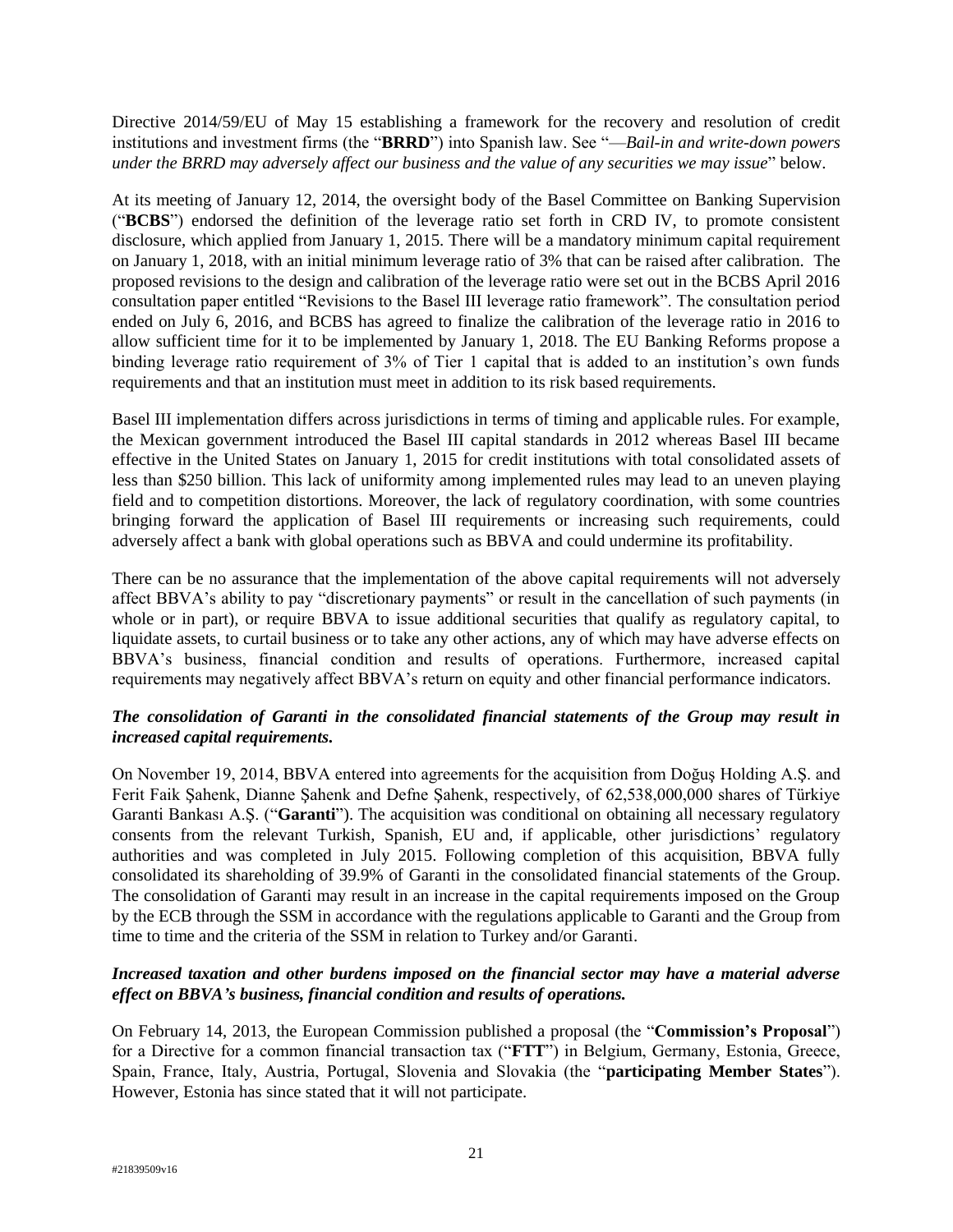Directive 2014/59/EU of May 15 establishing a framework for the recovery and resolution of credit institutions and investment firms (the "**BRRD**") into Spanish law. See "—*Bail-in and write-down powers under the BRRD may adversely affect our business and the value of any securities we may issue*" below.

At its meeting of January 12, 2014, the oversight body of the Basel Committee on Banking Supervision ("**BCBS**") endorsed the definition of the leverage ratio set forth in CRD IV, to promote consistent disclosure, which applied from January 1, 2015. There will be a mandatory minimum capital requirement on January 1, 2018, with an initial minimum leverage ratio of 3% that can be raised after calibration. The proposed revisions to the design and calibration of the leverage ratio were set out in the BCBS April 2016 consultation paper entitled "Revisions to the Basel III leverage ratio framework". The consultation period ended on July 6, 2016, and BCBS has agreed to finalize the calibration of the leverage ratio in 2016 to allow sufficient time for it to be implemented by January 1, 2018. The EU Banking Reforms propose a binding leverage ratio requirement of 3% of Tier 1 capital that is added to an institution's own funds requirements and that an institution must meet in addition to its risk based requirements.

Basel III implementation differs across jurisdictions in terms of timing and applicable rules. For example, the Mexican government introduced the Basel III capital standards in 2012 whereas Basel III became effective in the United States on January 1, 2015 for credit institutions with total consolidated assets of less than $250 billion. This lack of uniformity among implemented rules may lead to an uneven playing field and to competition distortions. Moreover, the lack of regulatory coordination, with some countries bringing forward the application of Basel III requirements or increasing such requirements, could adversely affect a bank with global operations such as BBVA and could undermine its profitability.

There can be no assurance that the implementation of the above capital requirements will not adversely affect BBVA's ability to pay "discretionary payments" or result in the cancellation of such payments (in whole or in part), or require BBVA to issue additional securities that qualify as regulatory capital, to liquidate assets, to curtail business or to take any other actions, any of which may have adverse effects on BBVA's business, financial condition and results of operations. Furthermore, increased capital requirements may negatively affect BBVA's return on equity and other financial performance indicators.

***The consolidation of Garanti in the consolidated financial statements of the Group may result in increased capital requirements.***

On November 19, 2014, BBVA entered into agreements for the acquisition from Doğuş Holding A.Ş. and Ferit Faik Şahenk, Dianne Şahenk and Defne Şahenk, respectively, of 62,538,000,000 shares of Türkiye Garanti Bankası A.Ş. ("**Garanti**"). The acquisition was conditional on obtaining all necessary regulatory consents from the relevant Turkish, Spanish, EU and, if applicable, other jurisdictions' regulatory authorities and was completed in July 2015. Following completion of this acquisition, BBVA fully consolidated its shareholding of 39.9% of Garanti in the consolidated financial statements of the Group. The consolidation of Garanti may result in an increase in the capital requirements imposed on the Group by the ECB through the SSM in accordance with the regulations applicable to Garanti and the Group from time to time and the criteria of the SSM in relation to Turkey and/or Garanti.

***Increased taxation and other burdens imposed on the financial sector may have a material adverse effect on BBVA's business, financial condition and results of operations.***

On February 14, 2013, the European Commission published a proposal (the "**Commission's Proposal**") for a Directive for a common financial transaction tax ("**FTT**") in Belgium, Germany, Estonia, Greece, Spain, France, Italy, Austria, Portugal, Slovenia and Slovakia (the "**participating Member States**"). However, Estonia has since stated that it will not participate.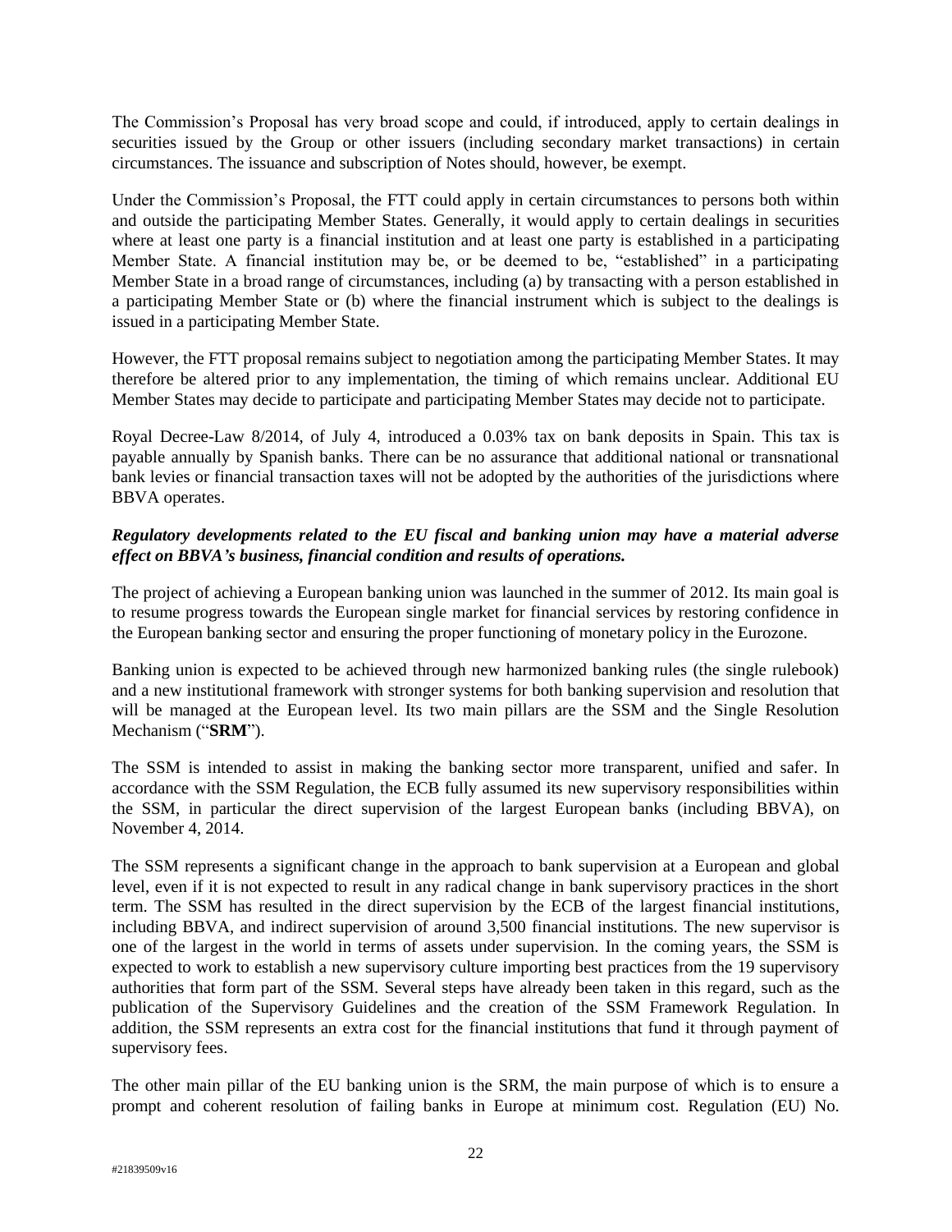The Commission's Proposal has very broad scope and could, if introduced, apply to certain dealings in securities issued by the Group or other issuers (including secondary market transactions) in certain circumstances. The issuance and subscription of Notes should, however, be exempt.

Under the Commission's Proposal, the FTT could apply in certain circumstances to persons both within and outside the participating Member States. Generally, it would apply to certain dealings in securities where at least one party is a financial institution and at least one party is established in a participating Member State. A financial institution may be, or be deemed to be, "established" in a participating Member State in a broad range of circumstances, including (a) by transacting with a person established in a participating Member State or (b) where the financial instrument which is subject to the dealings is issued in a participating Member State.

However, the FTT proposal remains subject to negotiation among the participating Member States. It may therefore be altered prior to any implementation, the timing of which remains unclear. Additional EU Member States may decide to participate and participating Member States may decide not to participate.

Royal Decree-Law 8/2014, of July 4, introduced a 0.03% tax on bank deposits in Spain. This tax is payable annually by Spanish banks. There can be no assurance that additional national or transnational bank levies or financial transaction taxes will not be adopted by the authorities of the jurisdictions where BBVA operates.

***Regulatory developments related to the EU fiscal and banking union may have a material adverse effect on BBVA's business, financial condition and results of operations.***

The project of achieving a European banking union was launched in the summer of 2012. Its main goal is to resume progress towards the European single market for financial services by restoring confidence in the European banking sector and ensuring the proper functioning of monetary policy in the Eurozone.

Banking union is expected to be achieved through new harmonized banking rules (the single rulebook) and a new institutional framework with stronger systems for both banking supervision and resolution that will be managed at the European level. Its two main pillars are the SSM and the Single Resolution Mechanism ("**SRM**").

The SSM is intended to assist in making the banking sector more transparent, unified and safer. In accordance with the SSM Regulation, the ECB fully assumed its new supervisory responsibilities within the SSM, in particular the direct supervision of the largest European banks (including BBVA), on November 4, 2014.

The SSM represents a significant change in the approach to bank supervision at a European and global level, even if it is not expected to result in any radical change in bank supervisory practices in the short term. The SSM has resulted in the direct supervision by the ECB of the largest financial institutions, including BBVA, and indirect supervision of around 3,500 financial institutions. The new supervisor is one of the largest in the world in terms of assets under supervision. In the coming years, the SSM is expected to work to establish a new supervisory culture importing best practices from the 19 supervisory authorities that form part of the SSM. Several steps have already been taken in this regard, such as the publication of the Supervisory Guidelines and the creation of the SSM Framework Regulation. In addition, the SSM represents an extra cost for the financial institutions that fund it through payment of supervisory fees.

The other main pillar of the EU banking union is the SRM, the main purpose of which is to ensure a prompt and coherent resolution of failing banks in Europe at minimum cost. Regulation (EU) No.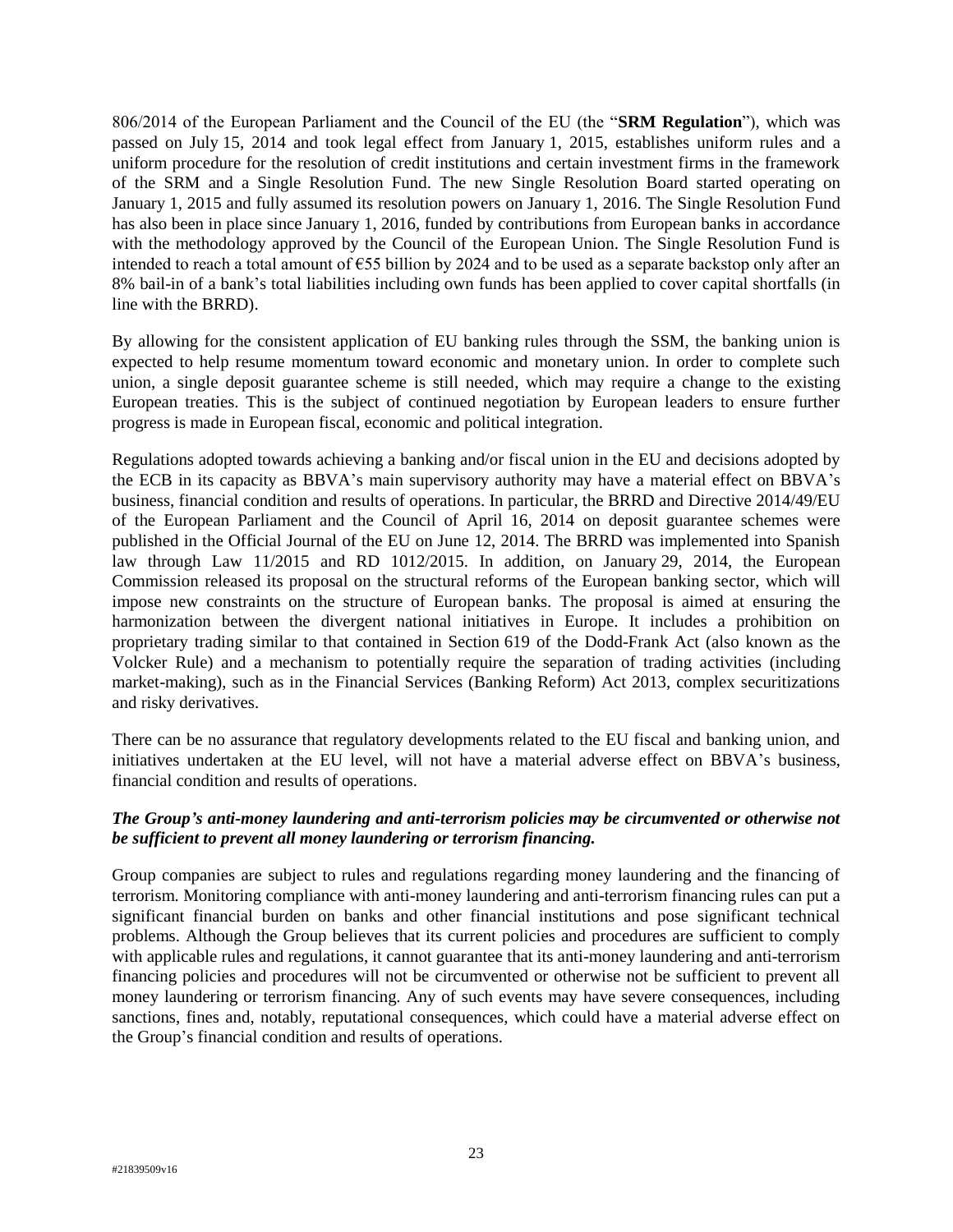806/2014 of the European Parliament and the Council of the EU (the "**SRM Regulation**"), which was passed on July 15, 2014 and took legal effect from January 1, 2015, establishes uniform rules and a uniform procedure for the resolution of credit institutions and certain investment firms in the framework of the SRM and a Single Resolution Fund. The new Single Resolution Board started operating on January 1, 2015 and fully assumed its resolution powers on January 1, 2016. The Single Resolution Fund has also been in place since January 1, 2016, funded by contributions from European banks in accordance with the methodology approved by the Council of the European Union. The Single Resolution Fund is intended to reach a total amount of €55 billion by 2024 and to be used as a separate backstop only after an 8% bail-in of a bank's total liabilities including own funds has been applied to cover capital shortfalls (in line with the BRRD).

By allowing for the consistent application of EU banking rules through the SSM, the banking union is expected to help resume momentum toward economic and monetary union. In order to complete such union, a single deposit guarantee scheme is still needed, which may require a change to the existing European treaties. This is the subject of continued negotiation by European leaders to ensure further progress is made in European fiscal, economic and political integration.

Regulations adopted towards achieving a banking and/or fiscal union in the EU and decisions adopted by the ECB in its capacity as BBVA's main supervisory authority may have a material effect on BBVA's business, financial condition and results of operations. In particular, the BRRD and Directive 2014/49/EU of the European Parliament and the Council of April 16, 2014 on deposit guarantee schemes were published in the Official Journal of the EU on June 12, 2014. The BRRD was implemented into Spanish law through Law 11/2015 and RD 1012/2015. In addition, on January 29, 2014, the European Commission released its proposal on the structural reforms of the European banking sector, which will impose new constraints on the structure of European banks. The proposal is aimed at ensuring the harmonization between the divergent national initiatives in Europe. It includes a prohibition on proprietary trading similar to that contained in Section 619 of the Dodd-Frank Act (also known as the Volcker Rule) and a mechanism to potentially require the separation of trading activities (including market-making), such as in the Financial Services (Banking Reform) Act 2013, complex securitizations and risky derivatives.

There can be no assurance that regulatory developments related to the EU fiscal and banking union, and initiatives undertaken at the EU level, will not have a material adverse effect on BBVA's business, financial condition and results of operations.

***The Group's anti-money laundering and anti-terrorism policies may be circumvented or otherwise not be sufficient to prevent all money laundering or terrorism financing.***

Group companies are subject to rules and regulations regarding money laundering and the financing of terrorism. Monitoring compliance with anti-money laundering and anti-terrorism financing rules can put a significant financial burden on banks and other financial institutions and pose significant technical problems. Although the Group believes that its current policies and procedures are sufficient to comply with applicable rules and regulations, it cannot guarantee that its anti-money laundering and anti-terrorism financing policies and procedures will not be circumvented or otherwise not be sufficient to prevent all money laundering or terrorism financing. Any of such events may have severe consequences, including sanctions, fines and, notably, reputational consequences, which could have a material adverse effect on the Group's financial condition and results of operations.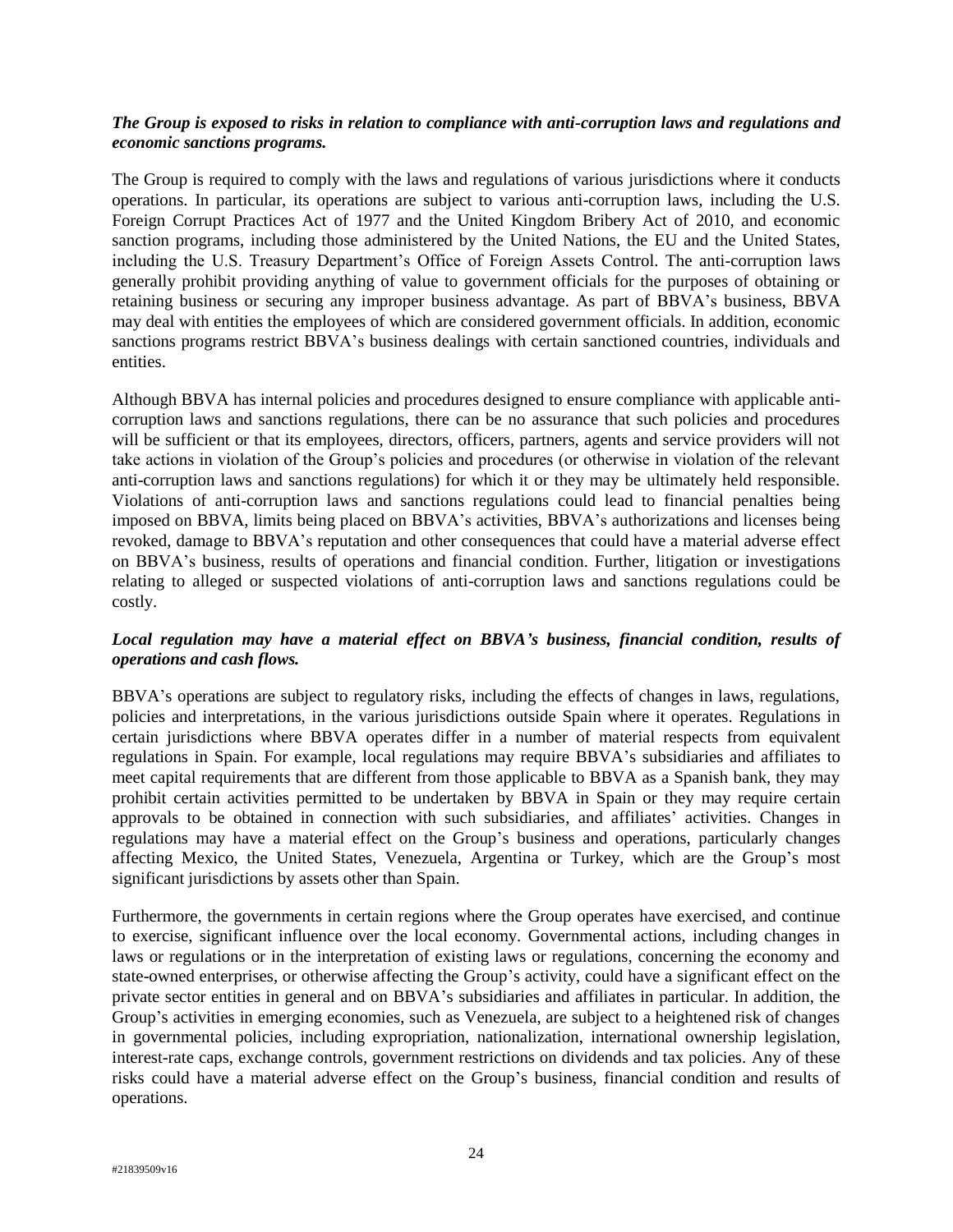***The Group is exposed to risks in relation to compliance with anti-corruption laws and regulations and economic sanctions programs.***

The Group is required to comply with the laws and regulations of various jurisdictions where it conducts operations. In particular, its operations are subject to various anti-corruption laws, including the U.S. Foreign Corrupt Practices Act of 1977 and the United Kingdom Bribery Act of 2010, and economic sanction programs, including those administered by the United Nations, the EU and the United States, including the U.S. Treasury Department's Office of Foreign Assets Control. The anti-corruption laws generally prohibit providing anything of value to government officials for the purposes of obtaining or retaining business or securing any improper business advantage. As part of BBVA's business, BBVA may deal with entities the employees of which are considered government officials. In addition, economic sanctions programs restrict BBVA's business dealings with certain sanctioned countries, individuals and entities.

Although BBVA has internal policies and procedures designed to ensure compliance with applicable anti-corruption laws and sanctions regulations, there can be no assurance that such policies and procedures will be sufficient or that its employees, directors, officers, partners, agents and service providers will not take actions in violation of the Group's policies and procedures (or otherwise in violation of the relevant anti-corruption laws and sanctions regulations) for which it or they may be ultimately held responsible. Violations of anti-corruption laws and sanctions regulations could lead to financial penalties being imposed on BBVA, limits being placed on BBVA's activities, BBVA's authorizations and licenses being revoked, damage to BBVA's reputation and other consequences that could have a material adverse effect on BBVA's business, results of operations and financial condition. Further, litigation or investigations relating to alleged or suspected violations of anti-corruption laws and sanctions regulations could be costly.

***Local regulation may have a material effect on BBVA's business, financial condition, results of operations and cash flows.***

BBVA's operations are subject to regulatory risks, including the effects of changes in laws, regulations, policies and interpretations, in the various jurisdictions outside Spain where it operates. Regulations in certain jurisdictions where BBVA operates differ in a number of material respects from equivalent regulations in Spain. For example, local regulations may require BBVA's subsidiaries and affiliates to meet capital requirements that are different from those applicable to BBVA as a Spanish bank, they may prohibit certain activities permitted to be undertaken by BBVA in Spain or they may require certain approvals to be obtained in connection with such subsidiaries, and affiliates' activities. Changes in regulations may have a material effect on the Group's business and operations, particularly changes affecting Mexico, the United States, Venezuela, Argentina or Turkey, which are the Group's most significant jurisdictions by assets other than Spain.

Furthermore, the governments in certain regions where the Group operates have exercised, and continue to exercise, significant influence over the local economy. Governmental actions, including changes in laws or regulations or in the interpretation of existing laws or regulations, concerning the economy and state-owned enterprises, or otherwise affecting the Group's activity, could have a significant effect on the private sector entities in general and on BBVA's subsidiaries and affiliates in particular. In addition, the Group's activities in emerging economies, such as Venezuela, are subject to a heightened risk of changes in governmental policies, including expropriation, nationalization, international ownership legislation, interest-rate caps, exchange controls, government restrictions on dividends and tax policies. Any of these risks could have a material adverse effect on the Group's business, financial condition and results of operations.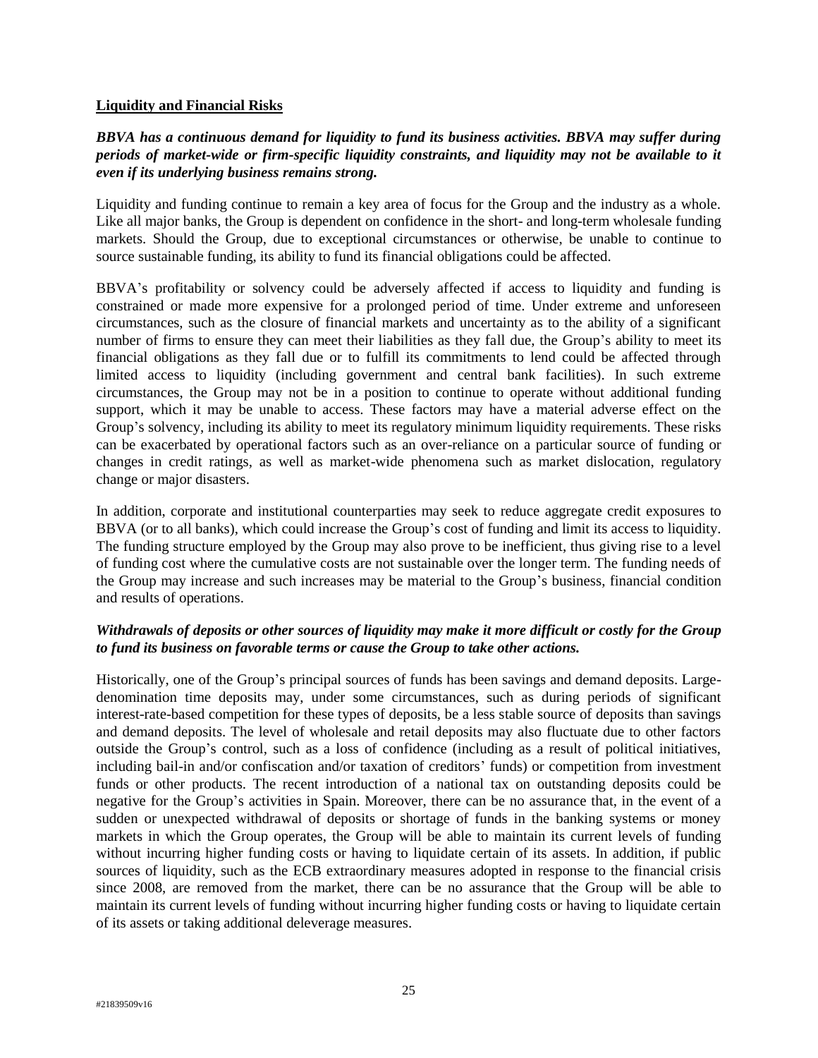**Liquidity and Financial Risks**

***BBVA has a continuous demand for liquidity to fund its business activities. BBVA may suffer during periods of market-wide or firm-specific liquidity constraints, and liquidity may not be available to it even if its underlying business remains strong.***

Liquidity and funding continue to remain a key area of focus for the Group and the industry as a whole. Like all major banks, the Group is dependent on confidence in the short- and long-term wholesale funding markets. Should the Group, due to exceptional circumstances or otherwise, be unable to continue to source sustainable funding, its ability to fund its financial obligations could be affected.

BBVA's profitability or solvency could be adversely affected if access to liquidity and funding is constrained or made more expensive for a prolonged period of time. Under extreme and unforeseen circumstances, such as the closure of financial markets and uncertainty as to the ability of a significant number of firms to ensure they can meet their liabilities as they fall due, the Group's ability to meet its financial obligations as they fall due or to fulfill its commitments to lend could be affected through limited access to liquidity (including government and central bank facilities). In such extreme circumstances, the Group may not be in a position to continue to operate without additional funding support, which it may be unable to access. These factors may have a material adverse effect on the Group's solvency, including its ability to meet its regulatory minimum liquidity requirements. These risks can be exacerbated by operational factors such as an over-reliance on a particular source of funding or changes in credit ratings, as well as market-wide phenomena such as market dislocation, regulatory change or major disasters.

In addition, corporate and institutional counterparties may seek to reduce aggregate credit exposures to BBVA (or to all banks), which could increase the Group's cost of funding and limit its access to liquidity. The funding structure employed by the Group may also prove to be inefficient, thus giving rise to a level of funding cost where the cumulative costs are not sustainable over the longer term. The funding needs of the Group may increase and such increases may be material to the Group's business, financial condition and results of operations.

***Withdrawals of deposits or other sources of liquidity may make it more difficult or costly for the Group to fund its business on favorable terms or cause the Group to take other actions.***

Historically, one of the Group's principal sources of funds has been savings and demand deposits. Large-denomination time deposits may, under some circumstances, such as during periods of significant interest-rate-based competition for these types of deposits, be a less stable source of deposits than savings and demand deposits. The level of wholesale and retail deposits may also fluctuate due to other factors outside the Group's control, such as a loss of confidence (including as a result of political initiatives, including bail-in and/or confiscation and/or taxation of creditors' funds) or competition from investment funds or other products. The recent introduction of a national tax on outstanding deposits could be negative for the Group's activities in Spain. Moreover, there can be no assurance that, in the event of a sudden or unexpected withdrawal of deposits or shortage of funds in the banking systems or money markets in which the Group operates, the Group will be able to maintain its current levels of funding without incurring higher funding costs or having to liquidate certain of its assets. In addition, if public sources of liquidity, such as the ECB extraordinary measures adopted in response to the financial crisis since 2008, are removed from the market, there can be no assurance that the Group will be able to maintain its current levels of funding without incurring higher funding costs or having to liquidate certain of its assets or taking additional deleverage measures.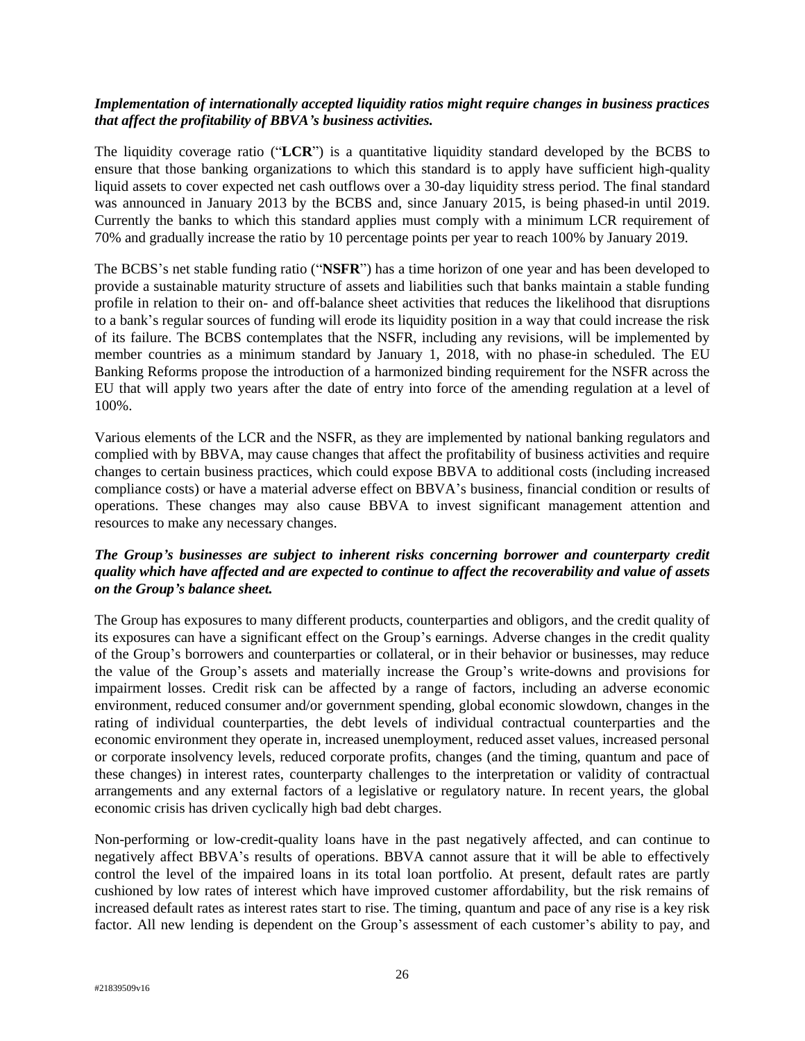***Implementation of internationally accepted liquidity ratios might require changes in business practices that affect the profitability of BBVA's business activities.***

The liquidity coverage ratio ("**LCR**") is a quantitative liquidity standard developed by the BCBS to ensure that those banking organizations to which this standard is to apply have sufficient high-quality liquid assets to cover expected net cash outflows over a 30-day liquidity stress period. The final standard was announced in January 2013 by the BCBS and, since January 2015, is being phased-in until 2019. Currently the banks to which this standard applies must comply with a minimum LCR requirement of 70% and gradually increase the ratio by 10 percentage points per year to reach 100% by January 2019.

The BCBS's net stable funding ratio ("**NSFR**") has a time horizon of one year and has been developed to provide a sustainable maturity structure of assets and liabilities such that banks maintain a stable funding profile in relation to their on- and off-balance sheet activities that reduces the likelihood that disruptions to a bank's regular sources of funding will erode its liquidity position in a way that could increase the risk of its failure. The BCBS contemplates that the NSFR, including any revisions, will be implemented by member countries as a minimum standard by January 1, 2018, with no phase-in scheduled. The EU Banking Reforms propose the introduction of a harmonized binding requirement for the NSFR across the EU that will apply two years after the date of entry into force of the amending regulation at a level of 100%.

Various elements of the LCR and the NSFR, as they are implemented by national banking regulators and complied with by BBVA, may cause changes that affect the profitability of business activities and require changes to certain business practices, which could expose BBVA to additional costs (including increased compliance costs) or have a material adverse effect on BBVA's business, financial condition or results of operations. These changes may also cause BBVA to invest significant management attention and resources to make any necessary changes.

***The Group's businesses are subject to inherent risks concerning borrower and counterparty credit quality which have affected and are expected to continue to affect the recoverability and value of assets on the Group's balance sheet.***

The Group has exposures to many different products, counterparties and obligors, and the credit quality of its exposures can have a significant effect on the Group's earnings. Adverse changes in the credit quality of the Group's borrowers and counterparties or collateral, or in their behavior or businesses, may reduce the value of the Group's assets and materially increase the Group's write-downs and provisions for impairment losses. Credit risk can be affected by a range of factors, including an adverse economic environment, reduced consumer and/or government spending, global economic slowdown, changes in the rating of individual counterparties, the debt levels of individual contractual counterparties and the economic environment they operate in, increased unemployment, reduced asset values, increased personal or corporate insolvency levels, reduced corporate profits, changes (and the timing, quantum and pace of these changes) in interest rates, counterparty challenges to the interpretation or validity of contractual arrangements and any external factors of a legislative or regulatory nature. In recent years, the global economic crisis has driven cyclically high bad debt charges.

Non-performing or low-credit-quality loans have in the past negatively affected, and can continue to negatively affect BBVA's results of operations. BBVA cannot assure that it will be able to effectively control the level of the impaired loans in its total loan portfolio. At present, default rates are partly cushioned by low rates of interest which have improved customer affordability, but the risk remains of increased default rates as interest rates start to rise. The timing, quantum and pace of any rise is a key risk factor. All new lending is dependent on the Group's assessment of each customer's ability to pay, and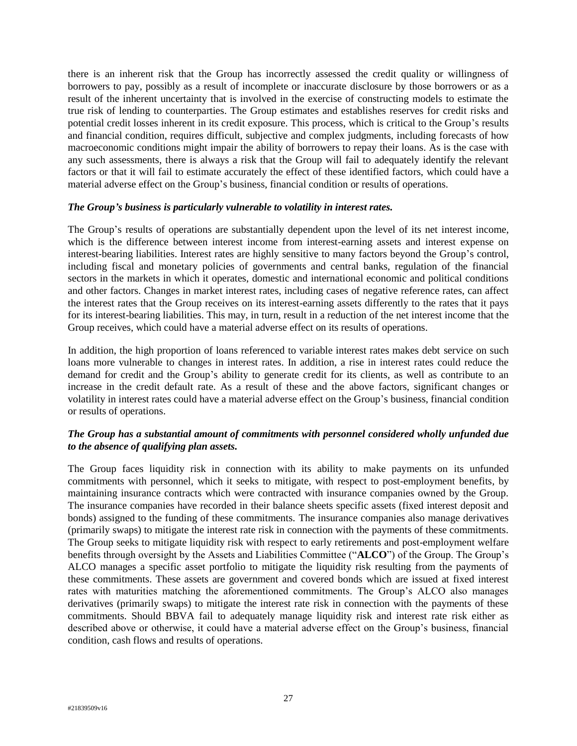there is an inherent risk that the Group has incorrectly assessed the credit quality or willingness of borrowers to pay, possibly as a result of incomplete or inaccurate disclosure by those borrowers or as a result of the inherent uncertainty that is involved in the exercise of constructing models to estimate the true risk of lending to counterparties. The Group estimates and establishes reserves for credit risks and potential credit losses inherent in its credit exposure. This process, which is critical to the Group's results and financial condition, requires difficult, subjective and complex judgments, including forecasts of how macroeconomic conditions might impair the ability of borrowers to repay their loans. As is the case with any such assessments, there is always a risk that the Group will fail to adequately identify the relevant factors or that it will fail to estimate accurately the effect of these identified factors, which could have a material adverse effect on the Group's business, financial condition or results of operations.

***The Group's business is particularly vulnerable to volatility in interest rates.***

The Group's results of operations are substantially dependent upon the level of its net interest income, which is the difference between interest income from interest-earning assets and interest expense on interest-bearing liabilities. Interest rates are highly sensitive to many factors beyond the Group's control, including fiscal and monetary policies of governments and central banks, regulation of the financial sectors in the markets in which it operates, domestic and international economic and political conditions and other factors. Changes in market interest rates, including cases of negative reference rates, can affect the interest rates that the Group receives on its interest-earning assets differently to the rates that it pays for its interest-bearing liabilities. This may, in turn, result in a reduction of the net interest income that the Group receives, which could have a material adverse effect on its results of operations.

In addition, the high proportion of loans referenced to variable interest rates makes debt service on such loans more vulnerable to changes in interest rates. In addition, a rise in interest rates could reduce the demand for credit and the Group's ability to generate credit for its clients, as well as contribute to an increase in the credit default rate. As a result of these and the above factors, significant changes or volatility in interest rates could have a material adverse effect on the Group's business, financial condition or results of operations.

***The Group has a substantial amount of commitments with personnel considered wholly unfunded due to the absence of qualifying plan assets.***

The Group faces liquidity risk in connection with its ability to make payments on its unfunded commitments with personnel, which it seeks to mitigate, with respect to post-employment benefits, by maintaining insurance contracts which were contracted with insurance companies owned by the Group. The insurance companies have recorded in their balance sheets specific assets (fixed interest deposit and bonds) assigned to the funding of these commitments. The insurance companies also manage derivatives (primarily swaps) to mitigate the interest rate risk in connection with the payments of these commitments. The Group seeks to mitigate liquidity risk with respect to early retirements and post-employment welfare benefits through oversight by the Assets and Liabilities Committee ("**ALCO**") of the Group. The Group's ALCO manages a specific asset portfolio to mitigate the liquidity risk resulting from the payments of these commitments. These assets are government and covered bonds which are issued at fixed interest rates with maturities matching the aforementioned commitments. The Group's ALCO also manages derivatives (primarily swaps) to mitigate the interest rate risk in connection with the payments of these commitments. Should BBVA fail to adequately manage liquidity risk and interest rate risk either as described above or otherwise, it could have a material adverse effect on the Group's business, financial condition, cash flows and results of operations.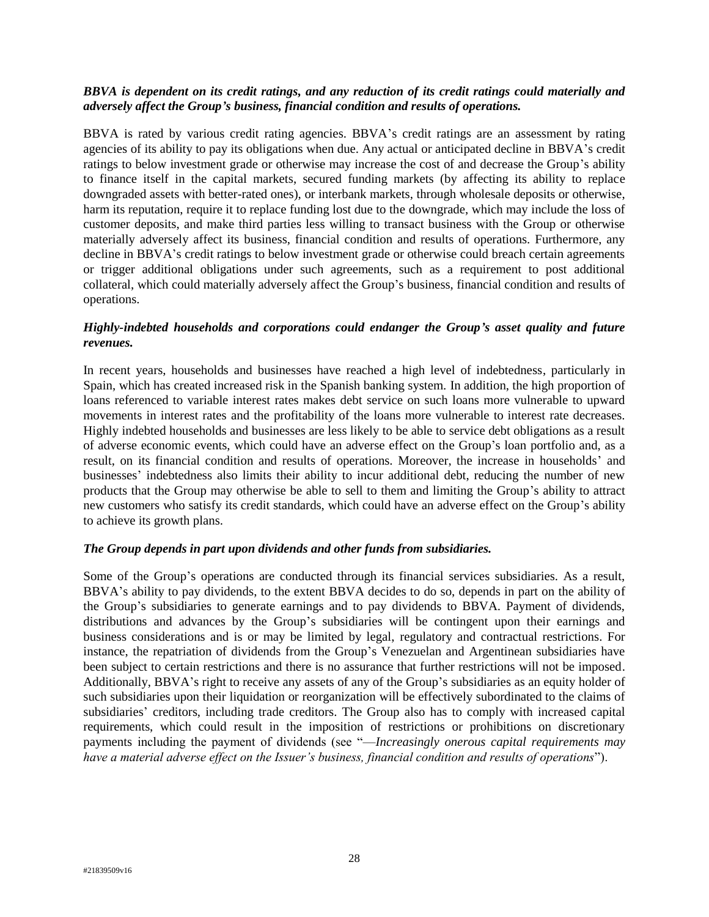***BBVA is dependent on its credit ratings, and any reduction of its credit ratings could materially and adversely affect the Group's business, financial condition and results of operations.***

BBVA is rated by various credit rating agencies. BBVA's credit ratings are an assessment by rating agencies of its ability to pay its obligations when due. Any actual or anticipated decline in BBVA's credit ratings to below investment grade or otherwise may increase the cost of and decrease the Group's ability to finance itself in the capital markets, secured funding markets (by affecting its ability to replace downgraded assets with better-rated ones), or interbank markets, through wholesale deposits or otherwise, harm its reputation, require it to replace funding lost due to the downgrade, which may include the loss of customer deposits, and make third parties less willing to transact business with the Group or otherwise materially adversely affect its business, financial condition and results of operations. Furthermore, any decline in BBVA's credit ratings to below investment grade or otherwise could breach certain agreements or trigger additional obligations under such agreements, such as a requirement to post additional collateral, which could materially adversely affect the Group's business, financial condition and results of operations.

***Highly-indebted households and corporations could endanger the Group's asset quality and future revenues.***

In recent years, households and businesses have reached a high level of indebtedness, particularly in Spain, which has created increased risk in the Spanish banking system. In addition, the high proportion of loans referenced to variable interest rates makes debt service on such loans more vulnerable to upward movements in interest rates and the profitability of the loans more vulnerable to interest rate decreases. Highly indebted households and businesses are less likely to be able to service debt obligations as a result of adverse economic events, which could have an adverse effect on the Group's loan portfolio and, as a result, on its financial condition and results of operations. Moreover, the increase in households' and businesses' indebtedness also limits their ability to incur additional debt, reducing the number of new products that the Group may otherwise be able to sell to them and limiting the Group's ability to attract new customers who satisfy its credit standards, which could have an adverse effect on the Group's ability to achieve its growth plans.

***The Group depends in part upon dividends and other funds from subsidiaries.***

Some of the Group's operations are conducted through its financial services subsidiaries. As a result, BBVA's ability to pay dividends, to the extent BBVA decides to do so, depends in part on the ability of the Group's subsidiaries to generate earnings and to pay dividends to BBVA. Payment of dividends, distributions and advances by the Group's subsidiaries will be contingent upon their earnings and business considerations and is or may be limited by legal, regulatory and contractual restrictions. For instance, the repatriation of dividends from the Group's Venezuelan and Argentinean subsidiaries have been subject to certain restrictions and there is no assurance that further restrictions will not be imposed. Additionally, BBVA's right to receive any assets of any of the Group's subsidiaries as an equity holder of such subsidiaries upon their liquidation or reorganization will be effectively subordinated to the claims of subsidiaries' creditors, including trade creditors. The Group also has to comply with increased capital requirements, which could result in the imposition of restrictions or prohibitions on discretionary payments including the payment of dividends (see "—*Increasingly onerous capital requirements may have a material adverse effect on the Issuer's business, financial condition and results of operations*").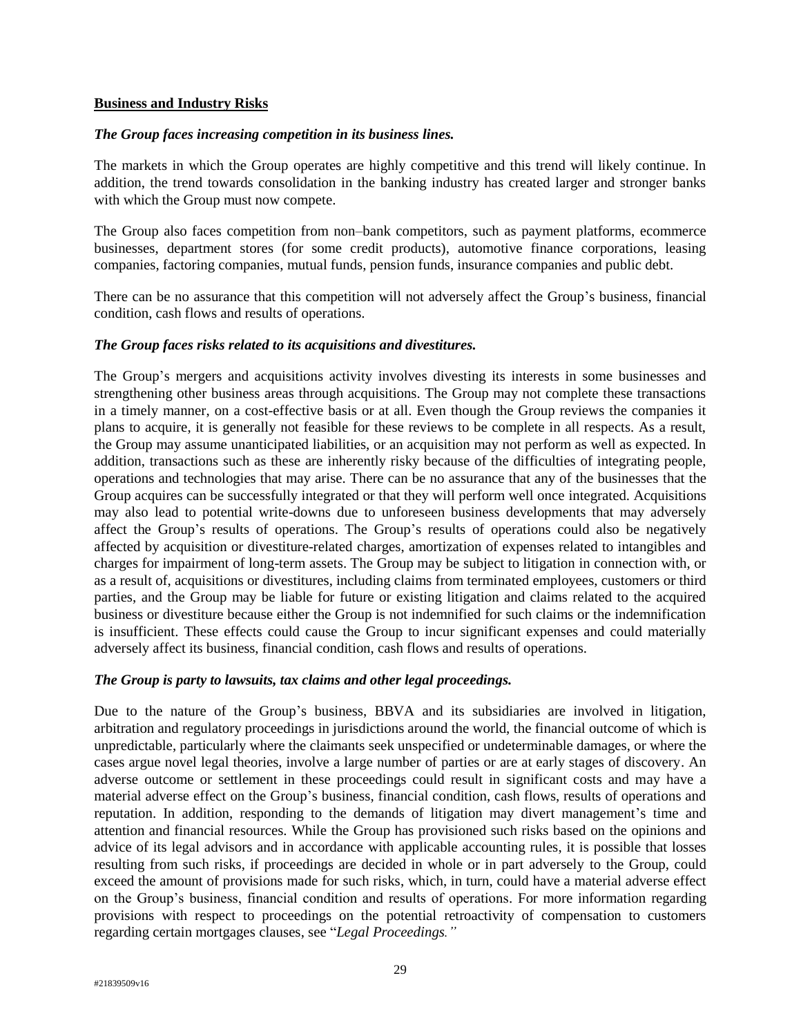**Business and Industry Risks**

***The Group faces increasing competition in its business lines.***

The markets in which the Group operates are highly competitive and this trend will likely continue. In addition, the trend towards consolidation in the banking industry has created larger and stronger banks with which the Group must now compete.

The Group also faces competition from non–bank competitors, such as payment platforms, ecommerce businesses, department stores (for some credit products), automotive finance corporations, leasing companies, factoring companies, mutual funds, pension funds, insurance companies and public debt.

There can be no assurance that this competition will not adversely affect the Group's business, financial condition, cash flows and results of operations.

***The Group faces risks related to its acquisitions and divestitures.***

The Group's mergers and acquisitions activity involves divesting its interests in some businesses and strengthening other business areas through acquisitions. The Group may not complete these transactions in a timely manner, on a cost-effective basis or at all. Even though the Group reviews the companies it plans to acquire, it is generally not feasible for these reviews to be complete in all respects. As a result, the Group may assume unanticipated liabilities, or an acquisition may not perform as well as expected. In addition, transactions such as these are inherently risky because of the difficulties of integrating people, operations and technologies that may arise. There can be no assurance that any of the businesses that the Group acquires can be successfully integrated or that they will perform well once integrated. Acquisitions may also lead to potential write-downs due to unforeseen business developments that may adversely affect the Group's results of operations. The Group's results of operations could also be negatively affected by acquisition or divestiture-related charges, amortization of expenses related to intangibles and charges for impairment of long-term assets. The Group may be subject to litigation in connection with, or as a result of, acquisitions or divestitures, including claims from terminated employees, customers or third parties, and the Group may be liable for future or existing litigation and claims related to the acquired business or divestiture because either the Group is not indemnified for such claims or the indemnification is insufficient. These effects could cause the Group to incur significant expenses and could materially adversely affect its business, financial condition, cash flows and results of operations.

***The Group is party to lawsuits, tax claims and other legal proceedings.***

Due to the nature of the Group's business, BBVA and its subsidiaries are involved in litigation, arbitration and regulatory proceedings in jurisdictions around the world, the financial outcome of which is unpredictable, particularly where the claimants seek unspecified or undeterminable damages, or where the cases argue novel legal theories, involve a large number of parties or are at early stages of discovery. An adverse outcome or settlement in these proceedings could result in significant costs and may have a material adverse effect on the Group's business, financial condition, cash flows, results of operations and reputation. In addition, responding to the demands of litigation may divert management's time and attention and financial resources. While the Group has provisioned such risks based on the opinions and advice of its legal advisors and in accordance with applicable accounting rules, it is possible that losses resulting from such risks, if proceedings are decided in whole or in part adversely to the Group, could exceed the amount of provisions made for such risks, which, in turn, could have a material adverse effect on the Group's business, financial condition and results of operations. For more information regarding provisions with respect to proceedings on the potential retroactivity of compensation to customers regarding certain mortgages clauses, see "*Legal Proceedings.*"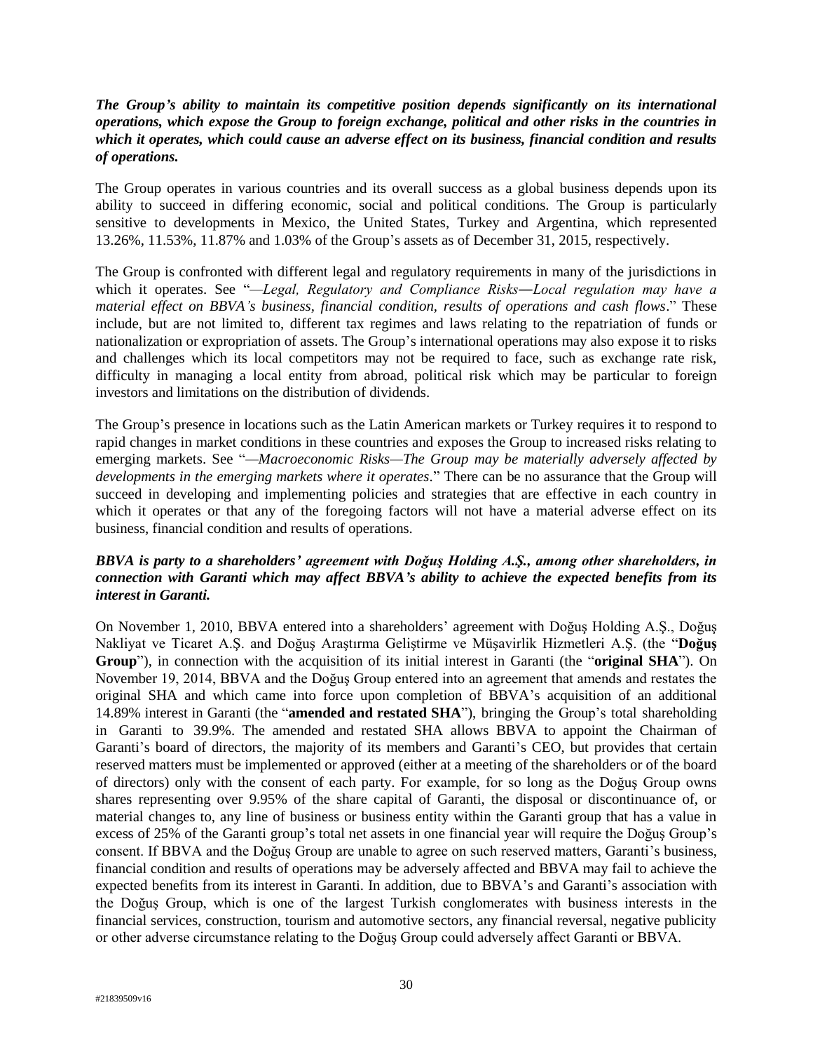***The Group's ability to maintain its competitive position depends significantly on its international operations, which expose the Group to foreign exchange, political and other risks in the countries in which it operates, which could cause an adverse effect on its business, financial condition and results of operations.***

The Group operates in various countries and its overall success as a global business depends upon its ability to succeed in differing economic, social and political conditions. The Group is particularly sensitive to developments in Mexico, the United States, Turkey and Argentina, which represented 13.26%, 11.53%, 11.87% and 1.03% of the Group's assets as of December 31, 2015, respectively.

The Group is confronted with different legal and regulatory requirements in many of the jurisdictions in which it operates. See "*—Legal, Regulatory and Compliance Risks—Local regulation may have a material effect on BBVA's business, financial condition, results of operations and cash flows*." These include, but are not limited to, different tax regimes and laws relating to the repatriation of funds or nationalization or expropriation of assets. The Group's international operations may also expose it to risks and challenges which its local competitors may not be required to face, such as exchange rate risk, difficulty in managing a local entity from abroad, political risk which may be particular to foreign investors and limitations on the distribution of dividends.

The Group's presence in locations such as the Latin American markets or Turkey requires it to respond to rapid changes in market conditions in these countries and exposes the Group to increased risks relating to emerging markets. See "*—Macroeconomic Risks—The Group may be materially adversely affected by developments in the emerging markets where it operates*." There can be no assurance that the Group will succeed in developing and implementing policies and strategies that are effective in each country in which it operates or that any of the foregoing factors will not have a material adverse effect on its business, financial condition and results of operations.

***BBVA is party to a shareholders' agreement with Doğuş Holding A.Ş., among other shareholders, in connection with Garanti which may affect BBVA's ability to achieve the expected benefits from its interest in Garanti.***

On November 1, 2010, BBVA entered into a shareholders' agreement with Doğuş Holding A.Ş., Doğuş Nakliyat ve Ticaret A.Ş. and Doğuş Araştırma Geliştirme ve Müşavirlik Hizmetleri A.Ş. (the "**Doğuş Group**"), in connection with the acquisition of its initial interest in Garanti (the "**original SHA**"). On November 19, 2014, BBVA and the Doğuş Group entered into an agreement that amends and restates the original SHA and which came into force upon completion of BBVA's acquisition of an additional 14.89% interest in Garanti (the "**amended and restated SHA**"), bringing the Group's total shareholding in Garanti to 39.9%. The amended and restated SHA allows BBVA to appoint the Chairman of Garanti's board of directors, the majority of its members and Garanti's CEO, but provides that certain reserved matters must be implemented or approved (either at a meeting of the shareholders or of the board of directors) only with the consent of each party. For example, for so long as the Doğuş Group owns shares representing over 9.95% of the share capital of Garanti, the disposal or discontinuance of, or material changes to, any line of business or business entity within the Garanti group that has a value in excess of 25% of the Garanti group's total net assets in one financial year will require the Doğuş Group's consent. If BBVA and the Doğuş Group are unable to agree on such reserved matters, Garanti's business, financial condition and results of operations may be adversely affected and BBVA may fail to achieve the expected benefits from its interest in Garanti. In addition, due to BBVA's and Garanti's association with the Doğuş Group, which is one of the largest Turkish conglomerates with business interests in the financial services, construction, tourism and automotive sectors, any financial reversal, negative publicity or other adverse circumstance relating to the Doğuş Group could adversely affect Garanti or BBVA.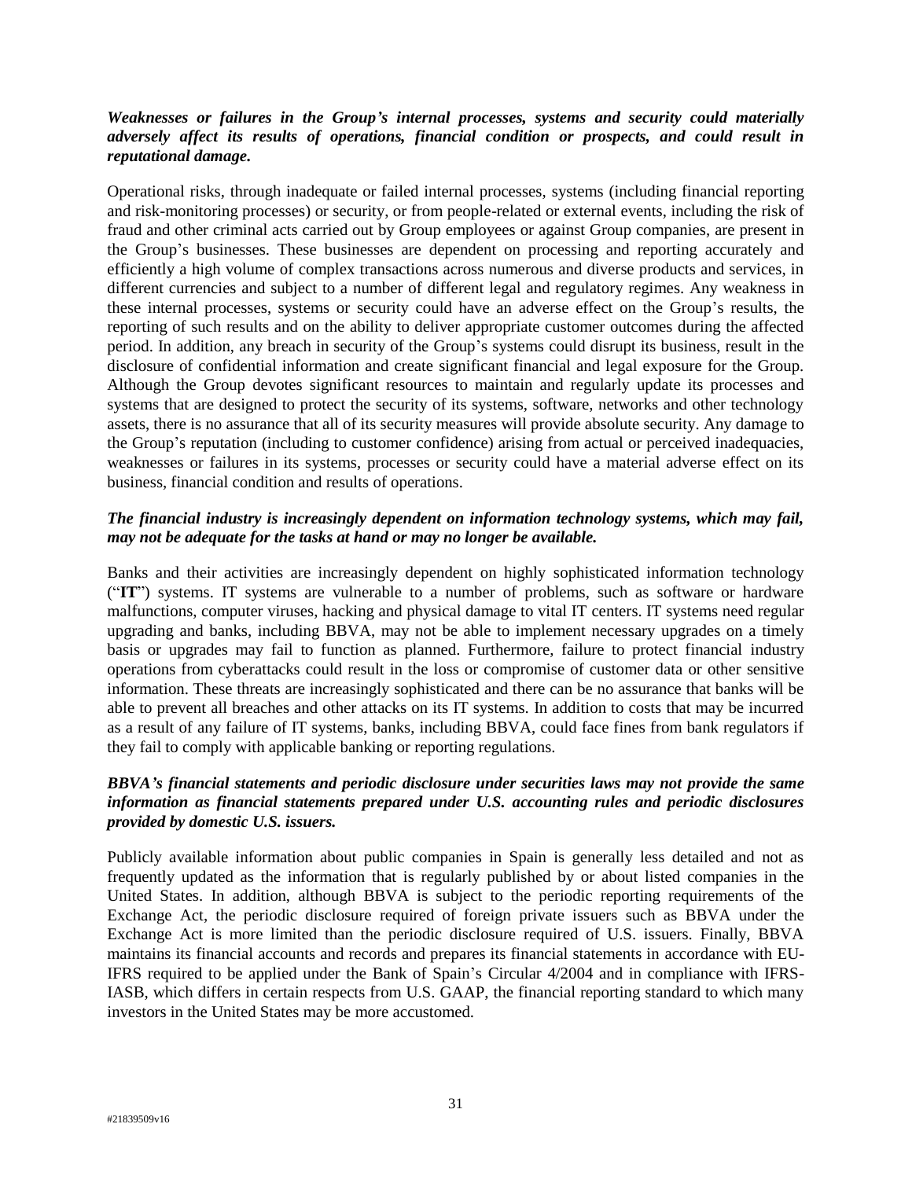***Weaknesses or failures in the Group's internal processes, systems and security could materially adversely affect its results of operations, financial condition or prospects, and could result in reputational damage.***

Operational risks, through inadequate or failed internal processes, systems (including financial reporting and risk-monitoring processes) or security, or from people-related or external events, including the risk of fraud and other criminal acts carried out by Group employees or against Group companies, are present in the Group's businesses. These businesses are dependent on processing and reporting accurately and efficiently a high volume of complex transactions across numerous and diverse products and services, in different currencies and subject to a number of different legal and regulatory regimes. Any weakness in these internal processes, systems or security could have an adverse effect on the Group's results, the reporting of such results and on the ability to deliver appropriate customer outcomes during the affected period. In addition, any breach in security of the Group's systems could disrupt its business, result in the disclosure of confidential information and create significant financial and legal exposure for the Group. Although the Group devotes significant resources to maintain and regularly update its processes and systems that are designed to protect the security of its systems, software, networks and other technology assets, there is no assurance that all of its security measures will provide absolute security. Any damage to the Group's reputation (including to customer confidence) arising from actual or perceived inadequacies, weaknesses or failures in its systems, processes or security could have a material adverse effect on its business, financial condition and results of operations.

***The financial industry is increasingly dependent on information technology systems, which may fail, may not be adequate for the tasks at hand or may no longer be available.***

Banks and their activities are increasingly dependent on highly sophisticated information technology ("**IT**") systems. IT systems are vulnerable to a number of problems, such as software or hardware malfunctions, computer viruses, hacking and physical damage to vital IT centers. IT systems need regular upgrading and banks, including BBVA, may not be able to implement necessary upgrades on a timely basis or upgrades may fail to function as planned. Furthermore, failure to protect financial industry operations from cyberattacks could result in the loss or compromise of customer data or other sensitive information. These threats are increasingly sophisticated and there can be no assurance that banks will be able to prevent all breaches and other attacks on its IT systems. In addition to costs that may be incurred as a result of any failure of IT systems, banks, including BBVA, could face fines from bank regulators if they fail to comply with applicable banking or reporting regulations.

***BBVA's financial statements and periodic disclosure under securities laws may not provide the same information as financial statements prepared under U.S. accounting rules and periodic disclosures provided by domestic U.S. issuers.***

Publicly available information about public companies in Spain is generally less detailed and not as frequently updated as the information that is regularly published by or about listed companies in the United States. In addition, although BBVA is subject to the periodic reporting requirements of the Exchange Act, the periodic disclosure required of foreign private issuers such as BBVA under the Exchange Act is more limited than the periodic disclosure required of U.S. issuers. Finally, BBVA maintains its financial accounts and records and prepares its financial statements in accordance with EU-IFRS required to be applied under the Bank of Spain's Circular 4/2004 and in compliance with IFRS-IASB, which differs in certain respects from U.S. GAAP, the financial reporting standard to which many investors in the United States may be more accustomed.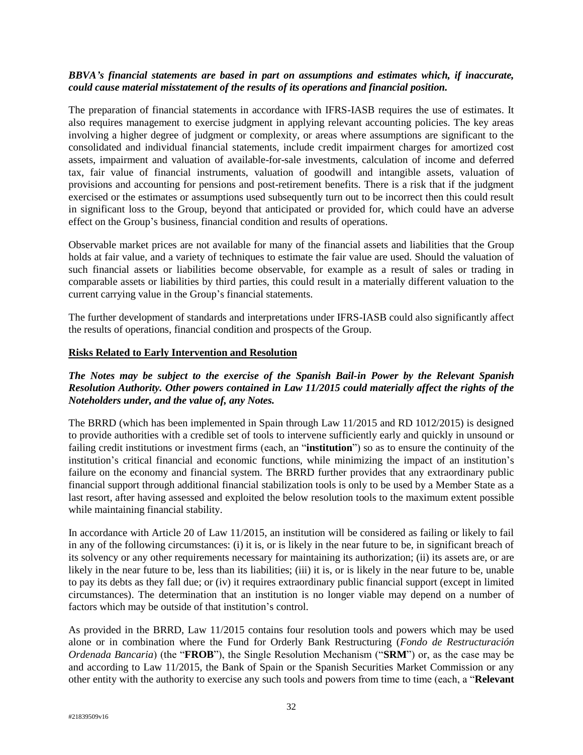***BBVA's financial statements are based in part on assumptions and estimates which, if inaccurate, could cause material misstatement of the results of its operations and financial position.***

The preparation of financial statements in accordance with IFRS-IASB requires the use of estimates. It also requires management to exercise judgment in applying relevant accounting policies. The key areas involving a higher degree of judgment or complexity, or areas where assumptions are significant to the consolidated and individual financial statements, include credit impairment charges for amortized cost assets, impairment and valuation of available-for-sale investments, calculation of income and deferred tax, fair value of financial instruments, valuation of goodwill and intangible assets, valuation of provisions and accounting for pensions and post-retirement benefits. There is a risk that if the judgment exercised or the estimates or assumptions used subsequently turn out to be incorrect then this could result in significant loss to the Group, beyond that anticipated or provided for, which could have an adverse effect on the Group's business, financial condition and results of operations.

Observable market prices are not available for many of the financial assets and liabilities that the Group holds at fair value, and a variety of techniques to estimate the fair value are used. Should the valuation of such financial assets or liabilities become observable, for example as a result of sales or trading in comparable assets or liabilities by third parties, this could result in a materially different valuation to the current carrying value in the Group's financial statements.

The further development of standards and interpretations under IFRS-IASB could also significantly affect the results of operations, financial condition and prospects of the Group.

**Risks Related to Early Intervention and Resolution**

***The Notes may be subject to the exercise of the Spanish Bail-in Power by the Relevant Spanish Resolution Authority. Other powers contained in Law 11/2015 could materially affect the rights of the Noteholders under, and the value of, any Notes.***

The BRRD (which has been implemented in Spain through Law 11/2015 and RD 1012/2015) is designed to provide authorities with a credible set of tools to intervene sufficiently early and quickly in unsound or failing credit institutions or investment firms (each, an "**institution**") so as to ensure the continuity of the institution's critical financial and economic functions, while minimizing the impact of an institution's failure on the economy and financial system. The BRRD further provides that any extraordinary public financial support through additional financial stabilization tools is only to be used by a Member State as a last resort, after having assessed and exploited the below resolution tools to the maximum extent possible while maintaining financial stability.

In accordance with Article 20 of Law 11/2015, an institution will be considered as failing or likely to fail in any of the following circumstances: (i) it is, or is likely in the near future to be, in significant breach of its solvency or any other requirements necessary for maintaining its authorization; (ii) its assets are, or are likely in the near future to be, less than its liabilities; (iii) it is, or is likely in the near future to be, unable to pay its debts as they fall due; or (iv) it requires extraordinary public financial support (except in limited circumstances). The determination that an institution is no longer viable may depend on a number of factors which may be outside of that institution's control.

As provided in the BRRD, Law 11/2015 contains four resolution tools and powers which may be used alone or in combination where the Fund for Orderly Bank Restructuring (*Fondo de Restructuración Ordenada Bancaria*) (the "**FROB**"), the Single Resolution Mechanism ("**SRM**") or, as the case may be and according to Law 11/2015, the Bank of Spain or the Spanish Securities Market Commission or any other entity with the authority to exercise any such tools and powers from time to time (each, a "**Relevant**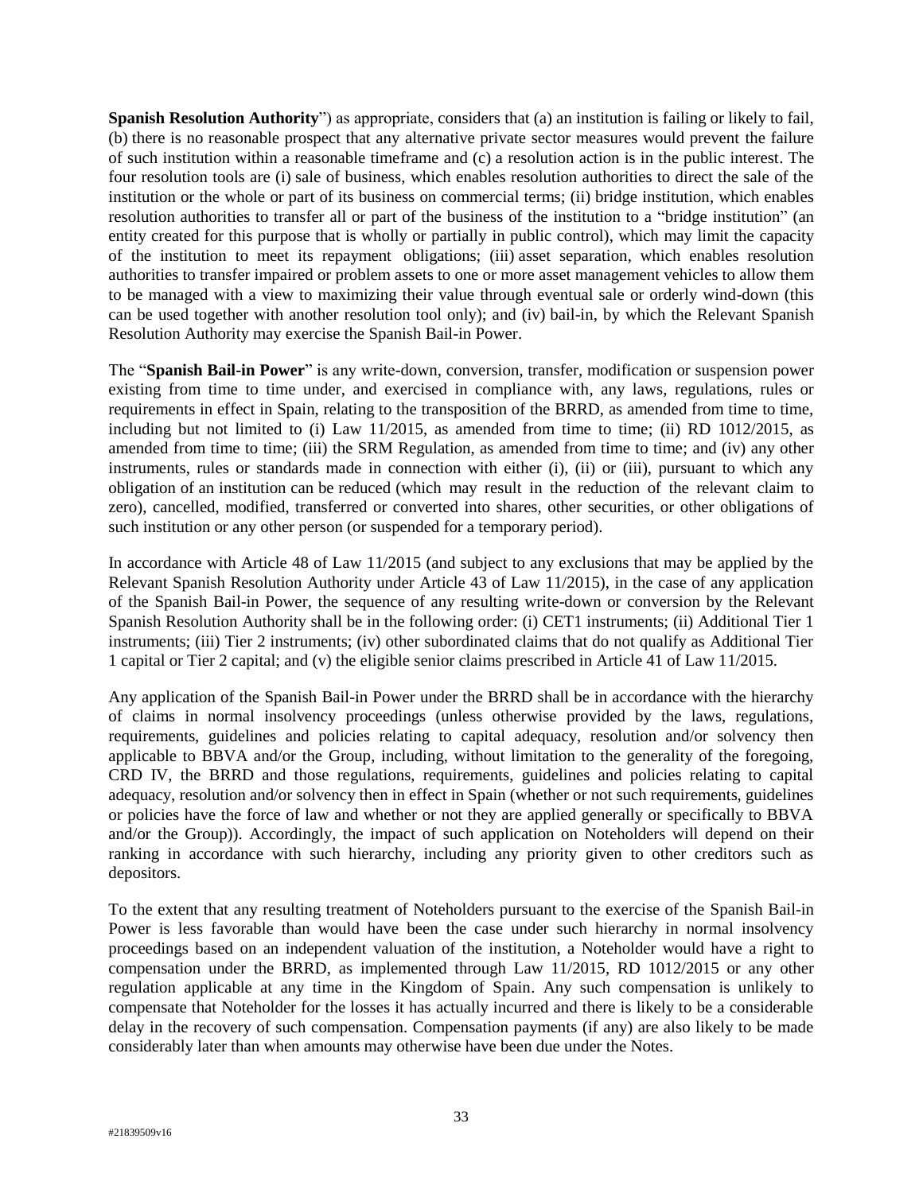**Spanish Resolution Authority**") as appropriate, considers that (a) an institution is failing or likely to fail, (b) there is no reasonable prospect that any alternative private sector measures would prevent the failure of such institution within a reasonable timeframe and (c) a resolution action is in the public interest. The four resolution tools are (i) sale of business, which enables resolution authorities to direct the sale of the institution or the whole or part of its business on commercial terms; (ii) bridge institution, which enables resolution authorities to transfer all or part of the business of the institution to a "bridge institution" (an entity created for this purpose that is wholly or partially in public control), which may limit the capacity of the institution to meet its repayment obligations; (iii) asset separation, which enables resolution authorities to transfer impaired or problem assets to one or more asset management vehicles to allow them to be managed with a view to maximizing their value through eventual sale or orderly wind-down (this can be used together with another resolution tool only); and (iv) bail-in, by which the Relevant Spanish Resolution Authority may exercise the Spanish Bail-in Power.

The "**Spanish Bail-in Power**" is any write-down, conversion, transfer, modification or suspension power existing from time to time under, and exercised in compliance with, any laws, regulations, rules or requirements in effect in Spain, relating to the transposition of the BRRD, as amended from time to time, including but not limited to (i) Law 11/2015, as amended from time to time; (ii) RD 1012/2015, as amended from time to time; (iii) the SRM Regulation, as amended from time to time; and (iv) any other instruments, rules or standards made in connection with either (i), (ii) or (iii), pursuant to which any obligation of an institution can be reduced (which may result in the reduction of the relevant claim to zero), cancelled, modified, transferred or converted into shares, other securities, or other obligations of such institution or any other person (or suspended for a temporary period).

In accordance with Article 48 of Law 11/2015 (and subject to any exclusions that may be applied by the Relevant Spanish Resolution Authority under Article 43 of Law 11/2015), in the case of any application of the Spanish Bail-in Power, the sequence of any resulting write-down or conversion by the Relevant Spanish Resolution Authority shall be in the following order: (i) CET1 instruments; (ii) Additional Tier 1 instruments; (iii) Tier 2 instruments; (iv) other subordinated claims that do not qualify as Additional Tier 1 capital or Tier 2 capital; and (v) the eligible senior claims prescribed in Article 41 of Law 11/2015.

Any application of the Spanish Bail-in Power under the BRRD shall be in accordance with the hierarchy of claims in normal insolvency proceedings (unless otherwise provided by the laws, regulations, requirements, guidelines and policies relating to capital adequacy, resolution and/or solvency then applicable to BBVA and/or the Group, including, without limitation to the generality of the foregoing, CRD IV, the BRRD and those regulations, requirements, guidelines and policies relating to capital adequacy, resolution and/or solvency then in effect in Spain (whether or not such requirements, guidelines or policies have the force of law and whether or not they are applied generally or specifically to BBVA and/or the Group)). Accordingly, the impact of such application on Noteholders will depend on their ranking in accordance with such hierarchy, including any priority given to other creditors such as depositors.

To the extent that any resulting treatment of Noteholders pursuant to the exercise of the Spanish Bail-in Power is less favorable than would have been the case under such hierarchy in normal insolvency proceedings based on an independent valuation of the institution, a Noteholder would have a right to compensation under the BRRD, as implemented through Law 11/2015, RD 1012/2015 or any other regulation applicable at any time in the Kingdom of Spain. Any such compensation is unlikely to compensate that Noteholder for the losses it has actually incurred and there is likely to be a considerable delay in the recovery of such compensation. Compensation payments (if any) are also likely to be made considerably later than when amounts may otherwise have been due under the Notes.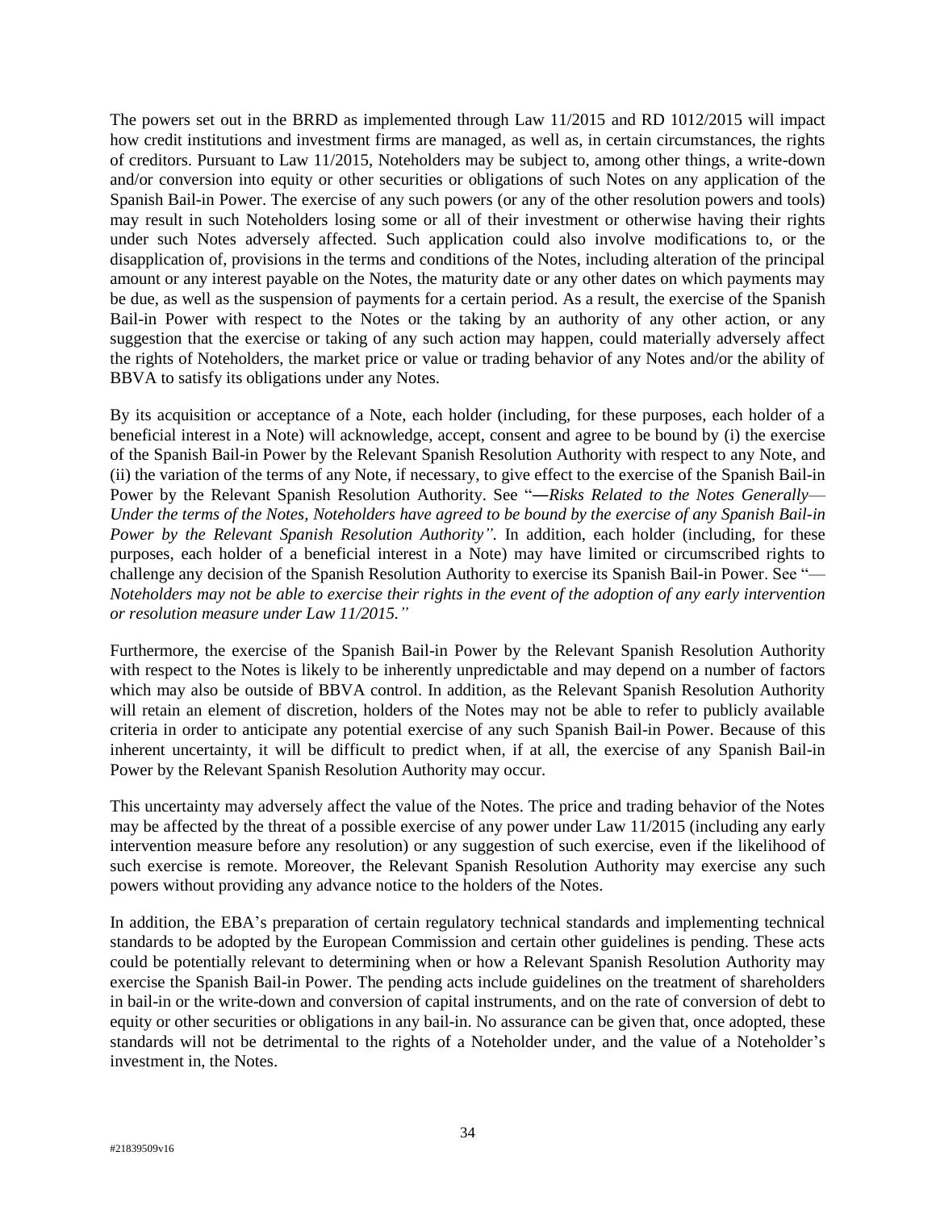The powers set out in the BRRD as implemented through Law 11/2015 and RD 1012/2015 will impact how credit institutions and investment firms are managed, as well as, in certain circumstances, the rights of creditors. Pursuant to Law 11/2015, Noteholders may be subject to, among other things, a write-down and/or conversion into equity or other securities or obligations of such Notes on any application of the Spanish Bail-in Power. The exercise of any such powers (or any of the other resolution powers and tools) may result in such Noteholders losing some or all of their investment or otherwise having their rights under such Notes adversely affected. Such application could also involve modifications to, or the disapplication of, provisions in the terms and conditions of the Notes, including alteration of the principal amount or any interest payable on the Notes, the maturity date or any other dates on which payments may be due, as well as the suspension of payments for a certain period. As a result, the exercise of the Spanish Bail-in Power with respect to the Notes or the taking by an authority of any other action, or any suggestion that the exercise or taking of any such action may happen, could materially adversely affect the rights of Noteholders, the market price or value or trading behavior of any Notes and/or the ability of BBVA to satisfy its obligations under any Notes.

By its acquisition or acceptance of a Note, each holder (including, for these purposes, each holder of a beneficial interest in a Note) will acknowledge, accept, consent and agree to be bound by (i) the exercise of the Spanish Bail-in Power by the Relevant Spanish Resolution Authority with respect to any Note, and (ii) the variation of the terms of any Note, if necessary, to give effect to the exercise of the Spanish Bail-in Power by the Relevant Spanish Resolution Authority. See "*—Risks Related to the Notes Generally— Under the terms of the Notes, Noteholders have agreed to be bound by the exercise of any Spanish Bail-in Power by the Relevant Spanish Resolution Authority"*. In addition, each holder (including, for these purposes, each holder of a beneficial interest in a Note) may have limited or circumscribed rights to challenge any decision of the Spanish Resolution Authority to exercise its Spanish Bail-in Power. See "*— Noteholders may not be able to exercise their rights in the event of the adoption of any early intervention or resolution measure under Law 11/2015."*

Furthermore, the exercise of the Spanish Bail-in Power by the Relevant Spanish Resolution Authority with respect to the Notes is likely to be inherently unpredictable and may depend on a number of factors which may also be outside of BBVA control. In addition, as the Relevant Spanish Resolution Authority will retain an element of discretion, holders of the Notes may not be able to refer to publicly available criteria in order to anticipate any potential exercise of any such Spanish Bail-in Power. Because of this inherent uncertainty, it will be difficult to predict when, if at all, the exercise of any Spanish Bail-in Power by the Relevant Spanish Resolution Authority may occur.

This uncertainty may adversely affect the value of the Notes. The price and trading behavior of the Notes may be affected by the threat of a possible exercise of any power under Law 11/2015 (including any early intervention measure before any resolution) or any suggestion of such exercise, even if the likelihood of such exercise is remote. Moreover, the Relevant Spanish Resolution Authority may exercise any such powers without providing any advance notice to the holders of the Notes.

In addition, the EBA's preparation of certain regulatory technical standards and implementing technical standards to be adopted by the European Commission and certain other guidelines is pending. These acts could be potentially relevant to determining when or how a Relevant Spanish Resolution Authority may exercise the Spanish Bail-in Power. The pending acts include guidelines on the treatment of shareholders in bail-in or the write-down and conversion of capital instruments, and on the rate of conversion of debt to equity or other securities or obligations in any bail-in. No assurance can be given that, once adopted, these standards will not be detrimental to the rights of a Noteholder under, and the value of a Noteholder's investment in, the Notes.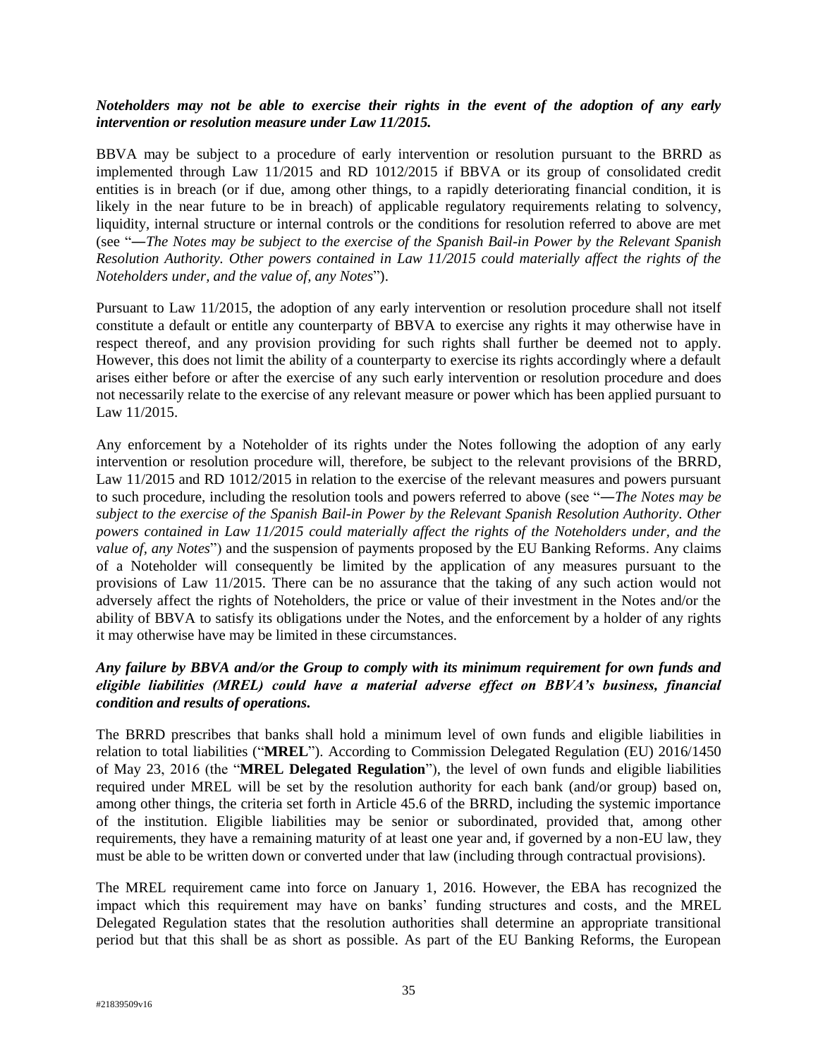***Noteholders may not be able to exercise their rights in the event of the adoption of any early intervention or resolution measure under Law 11/2015.***

BBVA may be subject to a procedure of early intervention or resolution pursuant to the BRRD as implemented through Law 11/2015 and RD 1012/2015 if BBVA or its group of consolidated credit entities is in breach (or if due, among other things, to a rapidly deteriorating financial condition, it is likely in the near future to be in breach) of applicable regulatory requirements relating to solvency, liquidity, internal structure or internal controls or the conditions for resolution referred to above are met (see "*—The Notes may be subject to the exercise of the Spanish Bail-in Power by the Relevant Spanish Resolution Authority. Other powers contained in Law 11/2015 could materially affect the rights of the Noteholders under, and the value of, any Notes*").

Pursuant to Law 11/2015, the adoption of any early intervention or resolution procedure shall not itself constitute a default or entitle any counterparty of BBVA to exercise any rights it may otherwise have in respect thereof, and any provision providing for such rights shall further be deemed not to apply. However, this does not limit the ability of a counterparty to exercise its rights accordingly where a default arises either before or after the exercise of any such early intervention or resolution procedure and does not necessarily relate to the exercise of any relevant measure or power which has been applied pursuant to Law 11/2015.

Any enforcement by a Noteholder of its rights under the Notes following the adoption of any early intervention or resolution procedure will, therefore, be subject to the relevant provisions of the BRRD, Law 11/2015 and RD 1012/2015 in relation to the exercise of the relevant measures and powers pursuant to such procedure, including the resolution tools and powers referred to above (see "*—The Notes may be subject to the exercise of the Spanish Bail-in Power by the Relevant Spanish Resolution Authority. Other powers contained in Law 11/2015 could materially affect the rights of the Noteholders under, and the value of, any Notes*") and the suspension of payments proposed by the EU Banking Reforms. Any claims of a Noteholder will consequently be limited by the application of any measures pursuant to the provisions of Law 11/2015. There can be no assurance that the taking of any such action would not adversely affect the rights of Noteholders, the price or value of their investment in the Notes and/or the ability of BBVA to satisfy its obligations under the Notes, and the enforcement by a holder of any rights it may otherwise have may be limited in these circumstances.

***Any failure by BBVA and/or the Group to comply with its minimum requirement for own funds and eligible liabilities (MREL) could have a material adverse effect on BBVA's business, financial condition and results of operations.***

The BRRD prescribes that banks shall hold a minimum level of own funds and eligible liabilities in relation to total liabilities ("**MREL**"). According to Commission Delegated Regulation (EU) 2016/1450 of May 23, 2016 (the "**MREL Delegated Regulation**"), the level of own funds and eligible liabilities required under MREL will be set by the resolution authority for each bank (and/or group) based on, among other things, the criteria set forth in Article 45.6 of the BRRD, including the systemic importance of the institution. Eligible liabilities may be senior or subordinated, provided that, among other requirements, they have a remaining maturity of at least one year and, if governed by a non-EU law, they must be able to be written down or converted under that law (including through contractual provisions).

The MREL requirement came into force on January 1, 2016. However, the EBA has recognized the impact which this requirement may have on banks' funding structures and costs, and the MREL Delegated Regulation states that the resolution authorities shall determine an appropriate transitional period but that this shall be as short as possible. As part of the EU Banking Reforms, the European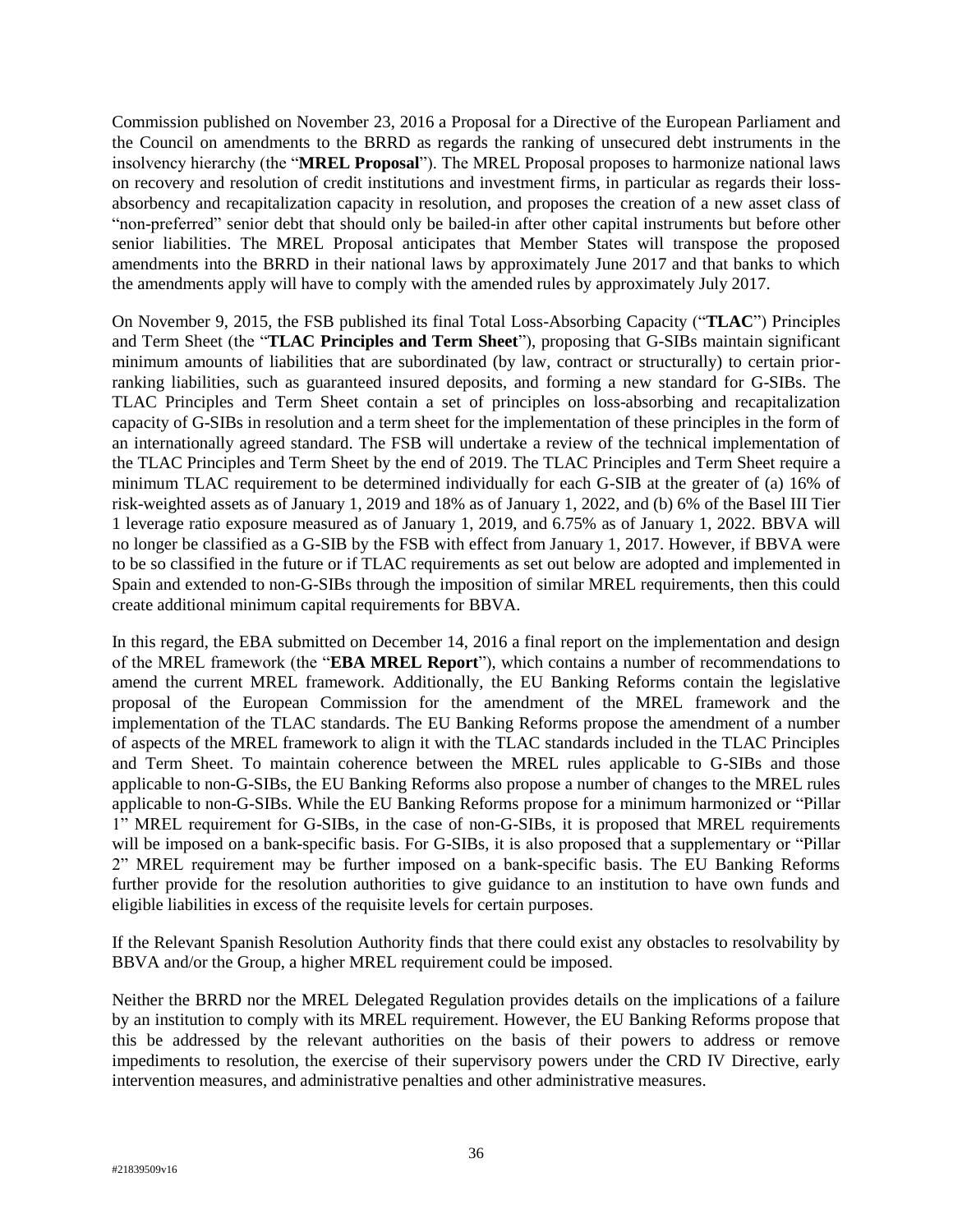Commission published on November 23, 2016 a Proposal for a Directive of the European Parliament and the Council on amendments to the BRRD as regards the ranking of unsecured debt instruments in the insolvency hierarchy (the "**MREL Proposal**"). The MREL Proposal proposes to harmonize national laws on recovery and resolution of credit institutions and investment firms, in particular as regards their loss-absorbency and recapitalization capacity in resolution, and proposes the creation of a new asset class of "non-preferred" senior debt that should only be bailed-in after other capital instruments but before other senior liabilities. The MREL Proposal anticipates that Member States will transpose the proposed amendments into the BRRD in their national laws by approximately June 2017 and that banks to which the amendments apply will have to comply with the amended rules by approximately July 2017.

On November 9, 2015, the FSB published its final Total Loss-Absorbing Capacity ("**TLAC**") Principles and Term Sheet (the "**TLAC Principles and Term Sheet**"), proposing that G-SIBs maintain significant minimum amounts of liabilities that are subordinated (by law, contract or structurally) to certain prior-ranking liabilities, such as guaranteed insured deposits, and forming a new standard for G-SIBs. The TLAC Principles and Term Sheet contain a set of principles on loss-absorbing and recapitalization capacity of G-SIBs in resolution and a term sheet for the implementation of these principles in the form of an internationally agreed standard. The FSB will undertake a review of the technical implementation of the TLAC Principles and Term Sheet by the end of 2019. The TLAC Principles and Term Sheet require a minimum TLAC requirement to be determined individually for each G-SIB at the greater of (a) 16% of risk-weighted assets as of January 1, 2019 and 18% as of January 1, 2022, and (b) 6% of the Basel III Tier 1 leverage ratio exposure measured as of January 1, 2019, and 6.75% as of January 1, 2022. BBVA will no longer be classified as a G-SIB by the FSB with effect from January 1, 2017. However, if BBVA were to be so classified in the future or if TLAC requirements as set out below are adopted and implemented in Spain and extended to non-G-SIBs through the imposition of similar MREL requirements, then this could create additional minimum capital requirements for BBVA.

In this regard, the EBA submitted on December 14, 2016 a final report on the implementation and design of the MREL framework (the "**EBA MREL Report**"), which contains a number of recommendations to amend the current MREL framework. Additionally, the EU Banking Reforms contain the legislative proposal of the European Commission for the amendment of the MREL framework and the implementation of the TLAC standards. The EU Banking Reforms propose the amendment of a number of aspects of the MREL framework to align it with the TLAC standards included in the TLAC Principles and Term Sheet. To maintain coherence between the MREL rules applicable to G-SIBs and those applicable to non-G-SIBs, the EU Banking Reforms also propose a number of changes to the MREL rules applicable to non-G-SIBs. While the EU Banking Reforms propose for a minimum harmonized or "Pillar 1" MREL requirement for G-SIBs, in the case of non-G-SIBs, it is proposed that MREL requirements will be imposed on a bank-specific basis. For G-SIBs, it is also proposed that a supplementary or "Pillar 2" MREL requirement may be further imposed on a bank-specific basis. The EU Banking Reforms further provide for the resolution authorities to give guidance to an institution to have own funds and eligible liabilities in excess of the requisite levels for certain purposes.

If the Relevant Spanish Resolution Authority finds that there could exist any obstacles to resolvability by BBVA and/or the Group, a higher MREL requirement could be imposed.

Neither the BRRD nor the MREL Delegated Regulation provides details on the implications of a failure by an institution to comply with its MREL requirement. However, the EU Banking Reforms propose that this be addressed by the relevant authorities on the basis of their powers to address or remove impediments to resolution, the exercise of their supervisory powers under the CRD IV Directive, early intervention measures, and administrative penalties and other administrative measures.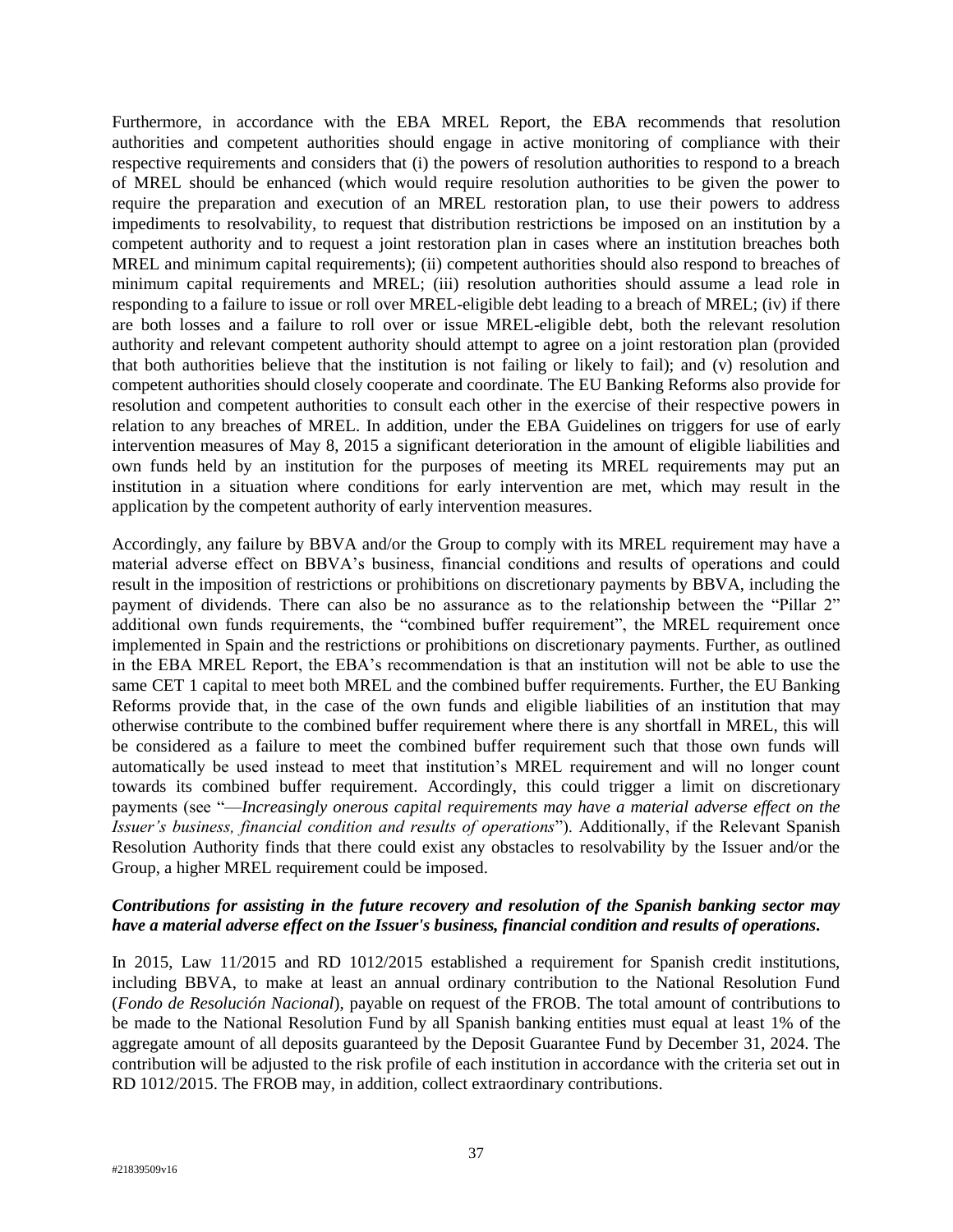Furthermore, in accordance with the EBA MREL Report, the EBA recommends that resolution authorities and competent authorities should engage in active monitoring of compliance with their respective requirements and considers that (i) the powers of resolution authorities to respond to a breach of MREL should be enhanced (which would require resolution authorities to be given the power to require the preparation and execution of an MREL restoration plan, to use their powers to address impediments to resolvability, to request that distribution restrictions be imposed on an institution by a competent authority and to request a joint restoration plan in cases where an institution breaches both MREL and minimum capital requirements); (ii) competent authorities should also respond to breaches of minimum capital requirements and MREL; (iii) resolution authorities should assume a lead role in responding to a failure to issue or roll over MREL-eligible debt leading to a breach of MREL; (iv) if there are both losses and a failure to roll over or issue MREL-eligible debt, both the relevant resolution authority and relevant competent authority should attempt to agree on a joint restoration plan (provided that both authorities believe that the institution is not failing or likely to fail); and (v) resolution and competent authorities should closely cooperate and coordinate. The EU Banking Reforms also provide for resolution and competent authorities to consult each other in the exercise of their respective powers in relation to any breaches of MREL. In addition, under the EBA Guidelines on triggers for use of early intervention measures of May 8, 2015 a significant deterioration in the amount of eligible liabilities and own funds held by an institution for the purposes of meeting its MREL requirements may put an institution in a situation where conditions for early intervention are met, which may result in the application by the competent authority of early intervention measures.

Accordingly, any failure by BBVA and/or the Group to comply with its MREL requirement may have a material adverse effect on BBVA's business, financial conditions and results of operations and could result in the imposition of restrictions or prohibitions on discretionary payments by BBVA, including the payment of dividends. There can also be no assurance as to the relationship between the "Pillar 2" additional own funds requirements, the "combined buffer requirement", the MREL requirement once implemented in Spain and the restrictions or prohibitions on discretionary payments. Further, as outlined in the EBA MREL Report, the EBA's recommendation is that an institution will not be able to use the same CET 1 capital to meet both MREL and the combined buffer requirements. Further, the EU Banking Reforms provide that, in the case of the own funds and eligible liabilities of an institution that may otherwise contribute to the combined buffer requirement where there is any shortfall in MREL, this will be considered as a failure to meet the combined buffer requirement such that those own funds will automatically be used instead to meet that institution's MREL requirement and will no longer count towards its combined buffer requirement. Accordingly, this could trigger a limit on discretionary payments (see "—*Increasingly onerous capital requirements may have a material adverse effect on the Issuer's business, financial condition and results of operations*"). Additionally, if the Relevant Spanish Resolution Authority finds that there could exist any obstacles to resolvability by the Issuer and/or the Group, a higher MREL requirement could be imposed.

***Contributions for assisting in the future recovery and resolution of the Spanish banking sector may have a material adverse effect on the Issuer's business, financial condition and results of operations.***

In 2015, Law 11/2015 and RD 1012/2015 established a requirement for Spanish credit institutions, including BBVA, to make at least an annual ordinary contribution to the National Resolution Fund (*Fondo de Resolución Nacional*), payable on request of the FROB. The total amount of contributions to be made to the National Resolution Fund by all Spanish banking entities must equal at least 1% of the aggregate amount of all deposits guaranteed by the Deposit Guarantee Fund by December 31, 2024. The contribution will be adjusted to the risk profile of each institution in accordance with the criteria set out in RD 1012/2015. The FROB may, in addition, collect extraordinary contributions.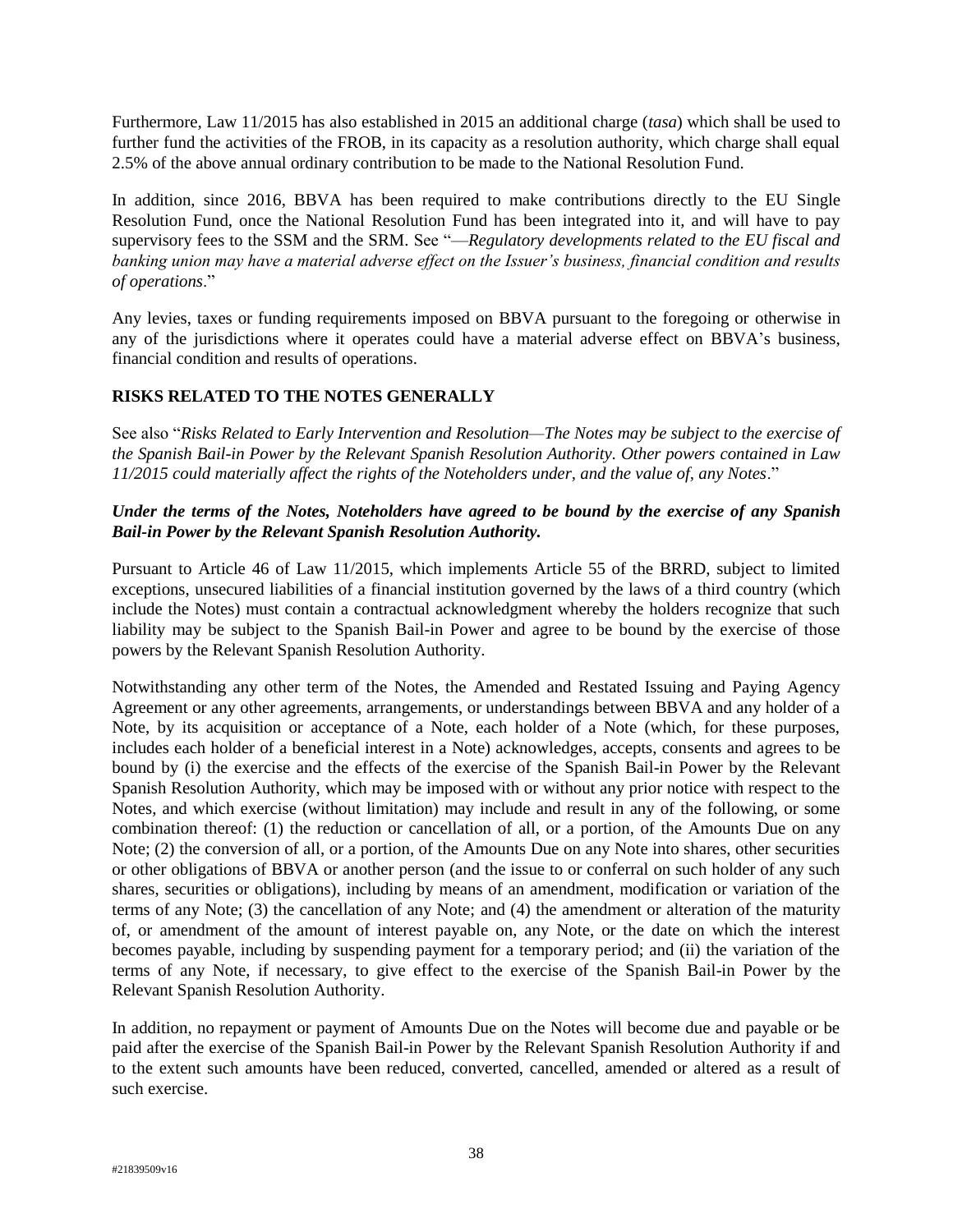Furthermore, Law 11/2015 has also established in 2015 an additional charge (*tasa*) which shall be used to further fund the activities of the FROB, in its capacity as a resolution authority, which charge shall equal 2.5% of the above annual ordinary contribution to be made to the National Resolution Fund.

In addition, since 2016, BBVA has been required to make contributions directly to the EU Single Resolution Fund, once the National Resolution Fund has been integrated into it, and will have to pay supervisory fees to the SSM and the SRM. See "—*Regulatory developments related to the EU fiscal and banking union may have a material adverse effect on the Issuer's business, financial condition and results of operations*."

Any levies, taxes or funding requirements imposed on BBVA pursuant to the foregoing or otherwise in any of the jurisdictions where it operates could have a material adverse effect on BBVA's business, financial condition and results of operations.

## RISKS RELATED TO THE NOTES GENERALLY

See also "*Risks Related to Early Intervention and Resolution—The Notes may be subject to the exercise of the Spanish Bail-in Power by the Relevant Spanish Resolution Authority. Other powers contained in Law 11/2015 could materially affect the rights of the Noteholders under, and the value of, any Notes*."

### *Under the terms of the Notes, Noteholders have agreed to be bound by the exercise of any Spanish Bail-in Power by the Relevant Spanish Resolution Authority.*

Pursuant to Article 46 of Law 11/2015, which implements Article 55 of the BRRD, subject to limited exceptions, unsecured liabilities of a financial institution governed by the laws of a third country (which include the Notes) must contain a contractual acknowledgment whereby the holders recognize that such liability may be subject to the Spanish Bail-in Power and agree to be bound by the exercise of those powers by the Relevant Spanish Resolution Authority.

Notwithstanding any other term of the Notes, the Amended and Restated Issuing and Paying Agency Agreement or any other agreements, arrangements, or understandings between BBVA and any holder of a Note, by its acquisition or acceptance of a Note, each holder of a Note (which, for these purposes, includes each holder of a beneficial interest in a Note) acknowledges, accepts, consents and agrees to be bound by (i) the exercise and the effects of the exercise of the Spanish Bail-in Power by the Relevant Spanish Resolution Authority, which may be imposed with or without any prior notice with respect to the Notes, and which exercise (without limitation) may include and result in any of the following, or some combination thereof: (1) the reduction or cancellation of all, or a portion, of the Amounts Due on any Note; (2) the conversion of all, or a portion, of the Amounts Due on any Note into shares, other securities or other obligations of BBVA or another person (and the issue to or conferral on such holder of any such shares, securities or obligations), including by means of an amendment, modification or variation of the terms of any Note; (3) the cancellation of any Note; and (4) the amendment or alteration of the maturity of, or amendment of the amount of interest payable on, any Note, or the date on which the interest becomes payable, including by suspending payment for a temporary period; and (ii) the variation of the terms of any Note, if necessary, to give effect to the exercise of the Spanish Bail-in Power by the Relevant Spanish Resolution Authority.

In addition, no repayment or payment of Amounts Due on the Notes will become due and payable or be paid after the exercise of the Spanish Bail-in Power by the Relevant Spanish Resolution Authority if and to the extent such amounts have been reduced, converted, cancelled, amended or altered as a result of such exercise.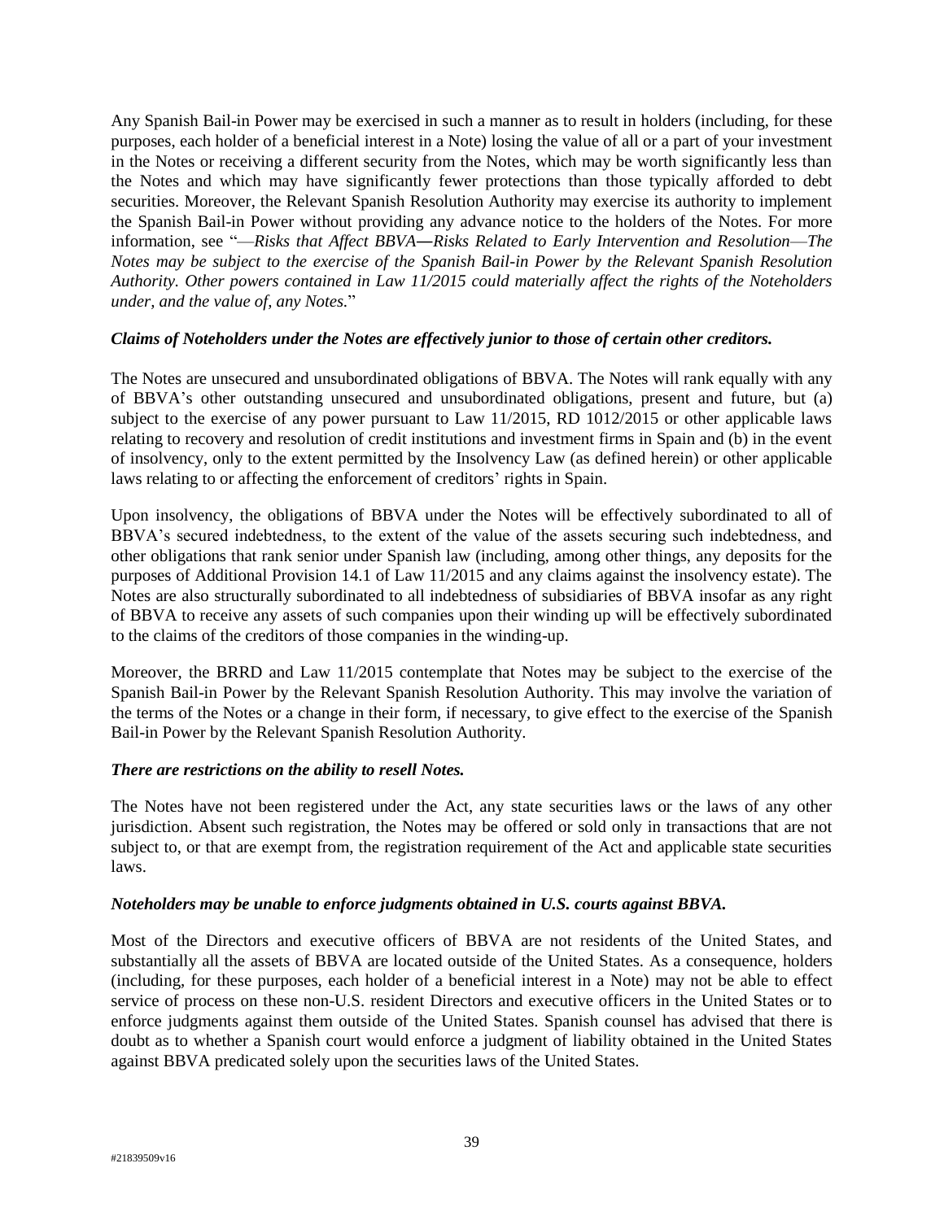Any Spanish Bail-in Power may be exercised in such a manner as to result in holders (including, for these purposes, each holder of a beneficial interest in a Note) losing the value of all or a part of your investment in the Notes or receiving a different security from the Notes, which may be worth significantly less than the Notes and which may have significantly fewer protections than those typically afforded to debt securities. Moreover, the Relevant Spanish Resolution Authority may exercise its authority to implement the Spanish Bail-in Power without providing any advance notice to the holders of the Notes. For more information, see "*—Risks that Affect BBVA—Risks Related to Early Intervention and Resolution—The Notes may be subject to the exercise of the Spanish Bail-in Power by the Relevant Spanish Resolution Authority. Other powers contained in Law 11/2015 could materially affect the rights of the Noteholders under, and the value of, any Notes.*"

***Claims of Noteholders under the Notes are effectively junior to those of certain other creditors.***

The Notes are unsecured and unsubordinated obligations of BBVA. The Notes will rank equally with any of BBVA's other outstanding unsecured and unsubordinated obligations, present and future, but (a) subject to the exercise of any power pursuant to Law 11/2015, RD 1012/2015 or other applicable laws relating to recovery and resolution of credit institutions and investment firms in Spain and (b) in the event of insolvency, only to the extent permitted by the Insolvency Law (as defined herein) or other applicable laws relating to or affecting the enforcement of creditors' rights in Spain.

Upon insolvency, the obligations of BBVA under the Notes will be effectively subordinated to all of BBVA's secured indebtedness, to the extent of the value of the assets securing such indebtedness, and other obligations that rank senior under Spanish law (including, among other things, any deposits for the purposes of Additional Provision 14.1 of Law 11/2015 and any claims against the insolvency estate). The Notes are also structurally subordinated to all indebtedness of subsidiaries of BBVA insofar as any right of BBVA to receive any assets of such companies upon their winding up will be effectively subordinated to the claims of the creditors of those companies in the winding-up.

Moreover, the BRRD and Law 11/2015 contemplate that Notes may be subject to the exercise of the Spanish Bail-in Power by the Relevant Spanish Resolution Authority. This may involve the variation of the terms of the Notes or a change in their form, if necessary, to give effect to the exercise of the Spanish Bail-in Power by the Relevant Spanish Resolution Authority.

***There are restrictions on the ability to resell Notes.***

The Notes have not been registered under the Act, any state securities laws or the laws of any other jurisdiction. Absent such registration, the Notes may be offered or sold only in transactions that are not subject to, or that are exempt from, the registration requirement of the Act and applicable state securities laws.

***Noteholders may be unable to enforce judgments obtained in U.S. courts against BBVA.***

Most of the Directors and executive officers of BBVA are not residents of the United States, and substantially all the assets of BBVA are located outside of the United States. As a consequence, holders (including, for these purposes, each holder of a beneficial interest in a Note) may not be able to effect service of process on these non-U.S. resident Directors and executive officers in the United States or to enforce judgments against them outside of the United States. Spanish counsel has advised that there is doubt as to whether a Spanish court would enforce a judgment of liability obtained in the United States against BBVA predicated solely upon the securities laws of the United States.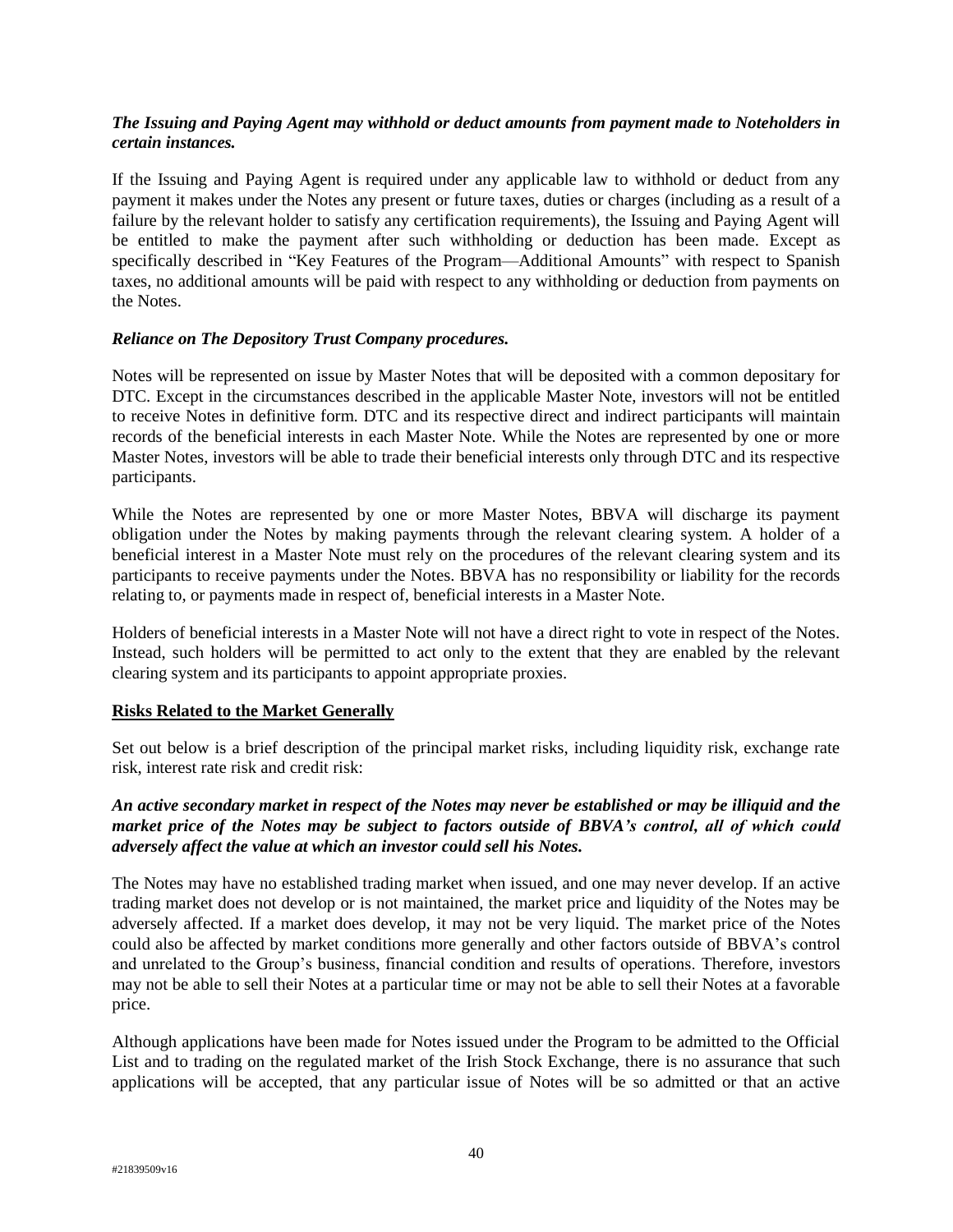***The Issuing and Paying Agent may withhold or deduct amounts from payment made to Noteholders in certain instances.***

If the Issuing and Paying Agent is required under any applicable law to withhold or deduct from any payment it makes under the Notes any present or future taxes, duties or charges (including as a result of a failure by the relevant holder to satisfy any certification requirements), the Issuing and Paying Agent will be entitled to make the payment after such withholding or deduction has been made. Except as specifically described in "Key Features of the Program—Additional Amounts" with respect to Spanish taxes, no additional amounts will be paid with respect to any withholding or deduction from payments on the Notes.

***Reliance on The Depository Trust Company procedures.***

Notes will be represented on issue by Master Notes that will be deposited with a common depositary for DTC. Except in the circumstances described in the applicable Master Note, investors will not be entitled to receive Notes in definitive form. DTC and its respective direct and indirect participants will maintain records of the beneficial interests in each Master Note. While the Notes are represented by one or more Master Notes, investors will be able to trade their beneficial interests only through DTC and its respective participants.

While the Notes are represented by one or more Master Notes, BBVA will discharge its payment obligation under the Notes by making payments through the relevant clearing system. A holder of a beneficial interest in a Master Note must rely on the procedures of the relevant clearing system and its participants to receive payments under the Notes. BBVA has no responsibility or liability for the records relating to, or payments made in respect of, beneficial interests in a Master Note.

Holders of beneficial interests in a Master Note will not have a direct right to vote in respect of the Notes. Instead, such holders will be permitted to act only to the extent that they are enabled by the relevant clearing system and its participants to appoint appropriate proxies.

**Risks Related to the Market Generally**

Set out below is a brief description of the principal market risks, including liquidity risk, exchange rate risk, interest rate risk and credit risk:

***An active secondary market in respect of the Notes may never be established or may be illiquid and the market price of the Notes may be subject to factors outside of BBVA's control, all of which could adversely affect the value at which an investor could sell his Notes.***

The Notes may have no established trading market when issued, and one may never develop. If an active trading market does not develop or is not maintained, the market price and liquidity of the Notes may be adversely affected. If a market does develop, it may not be very liquid. The market price of the Notes could also be affected by market conditions more generally and other factors outside of BBVA's control and unrelated to the Group's business, financial condition and results of operations. Therefore, investors may not be able to sell their Notes at a particular time or may not be able to sell their Notes at a favorable price.

Although applications have been made for Notes issued under the Program to be admitted to the Official List and to trading on the regulated market of the Irish Stock Exchange, there is no assurance that such applications will be accepted, that any particular issue of Notes will be so admitted or that an active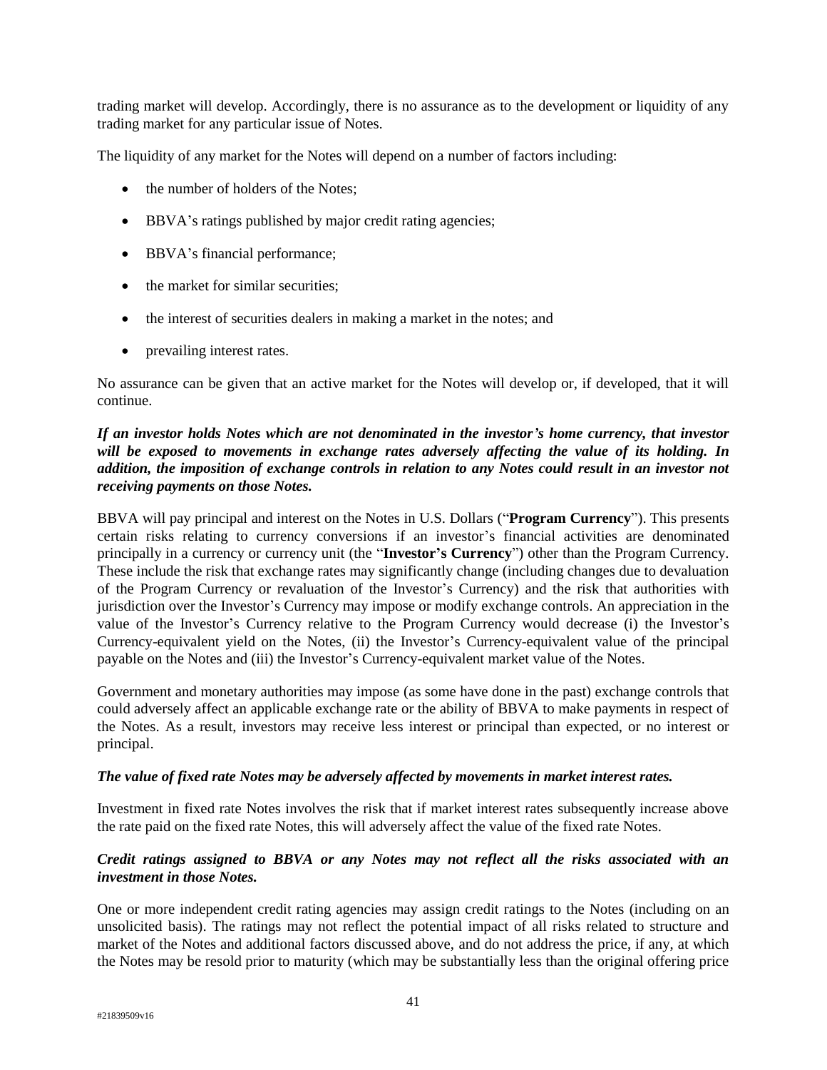trading market will develop. Accordingly, there is no assurance as to the development or liquidity of any trading market for any particular issue of Notes.

The liquidity of any market for the Notes will depend on a number of factors including:

- the number of holders of the Notes;
- BBVA's ratings published by major credit rating agencies;
- BBVA's financial performance;
- the market for similar securities;
- the interest of securities dealers in making a market in the notes; and
- prevailing interest rates.

No assurance can be given that an active market for the Notes will develop or, if developed, that it will continue.

***If an investor holds Notes which are not denominated in the investor's home currency, that investor will be exposed to movements in exchange rates adversely affecting the value of its holding. In addition, the imposition of exchange controls in relation to any Notes could result in an investor not receiving payments on those Notes.***

BBVA will pay principal and interest on the Notes in U.S. Dollars ("**Program Currency**"). This presents certain risks relating to currency conversions if an investor's financial activities are denominated principally in a currency or currency unit (the "**Investor's Currency**") other than the Program Currency. These include the risk that exchange rates may significantly change (including changes due to devaluation of the Program Currency or revaluation of the Investor's Currency) and the risk that authorities with jurisdiction over the Investor's Currency may impose or modify exchange controls. An appreciation in the value of the Investor's Currency relative to the Program Currency would decrease (i) the Investor's Currency-equivalent yield on the Notes, (ii) the Investor's Currency-equivalent value of the principal payable on the Notes and (iii) the Investor's Currency-equivalent market value of the Notes.

Government and monetary authorities may impose (as some have done in the past) exchange controls that could adversely affect an applicable exchange rate or the ability of BBVA to make payments in respect of the Notes. As a result, investors may receive less interest or principal than expected, or no interest or principal.

***The value of fixed rate Notes may be adversely affected by movements in market interest rates.***

Investment in fixed rate Notes involves the risk that if market interest rates subsequently increase above the rate paid on the fixed rate Notes, this will adversely affect the value of the fixed rate Notes.

***Credit ratings assigned to BBVA or any Notes may not reflect all the risks associated with an investment in those Notes.***

One or more independent credit rating agencies may assign credit ratings to the Notes (including on an unsolicited basis). The ratings may not reflect the potential impact of all risks related to structure and market of the Notes and additional factors discussed above, and do not address the price, if any, at which the Notes may be resold prior to maturity (which may be substantially less than the original offering price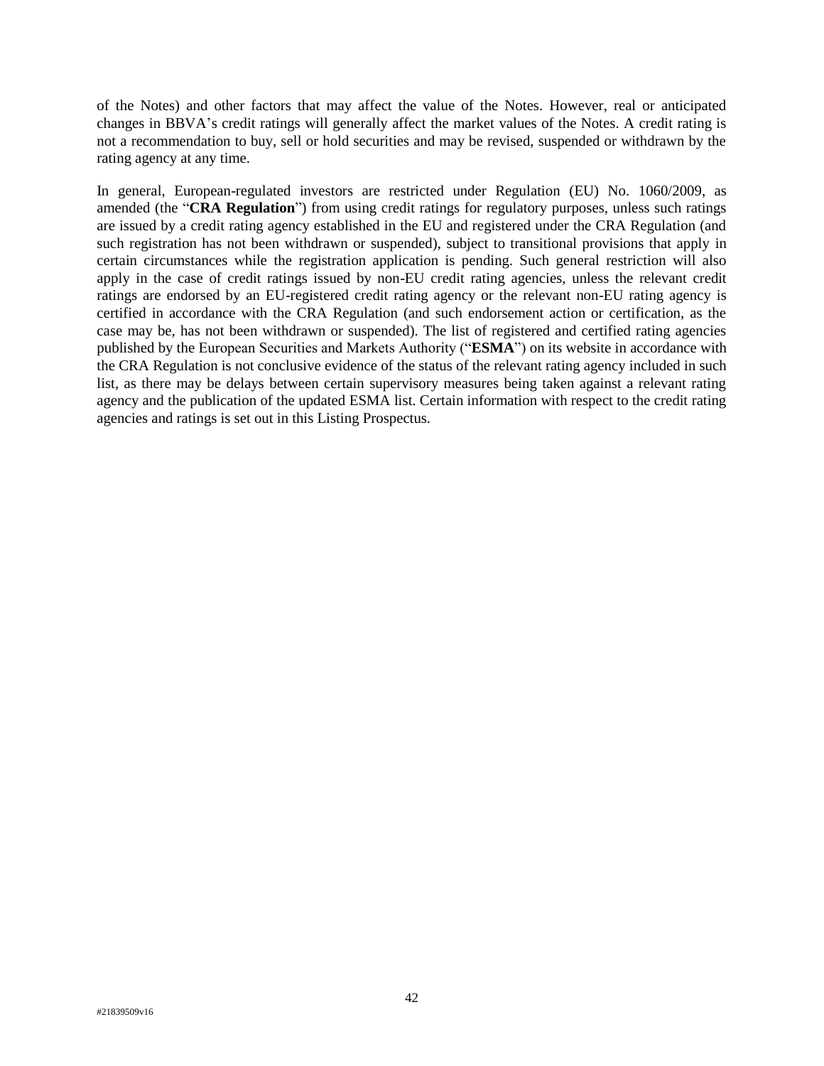of the Notes) and other factors that may affect the value of the Notes. However, real or anticipated changes in BBVA's credit ratings will generally affect the market values of the Notes. A credit rating is not a recommendation to buy, sell or hold securities and may be revised, suspended or withdrawn by the rating agency at any time.

In general, European-regulated investors are restricted under Regulation (EU) No. 1060/2009, as amended (the "**CRA Regulation**") from using credit ratings for regulatory purposes, unless such ratings are issued by a credit rating agency established in the EU and registered under the CRA Regulation (and such registration has not been withdrawn or suspended), subject to transitional provisions that apply in certain circumstances while the registration application is pending. Such general restriction will also apply in the case of credit ratings issued by non-EU credit rating agencies, unless the relevant credit ratings are endorsed by an EU-registered credit rating agency or the relevant non-EU rating agency is certified in accordance with the CRA Regulation (and such endorsement action or certification, as the case may be, has not been withdrawn or suspended). The list of registered and certified rating agencies published by the European Securities and Markets Authority ("**ESMA**") on its website in accordance with the CRA Regulation is not conclusive evidence of the status of the relevant rating agency included in such list, as there may be delays between certain supervisory measures being taken against a relevant rating agency and the publication of the updated ESMA list. Certain information with respect to the credit rating agencies and ratings is set out in this Listing Prospectus.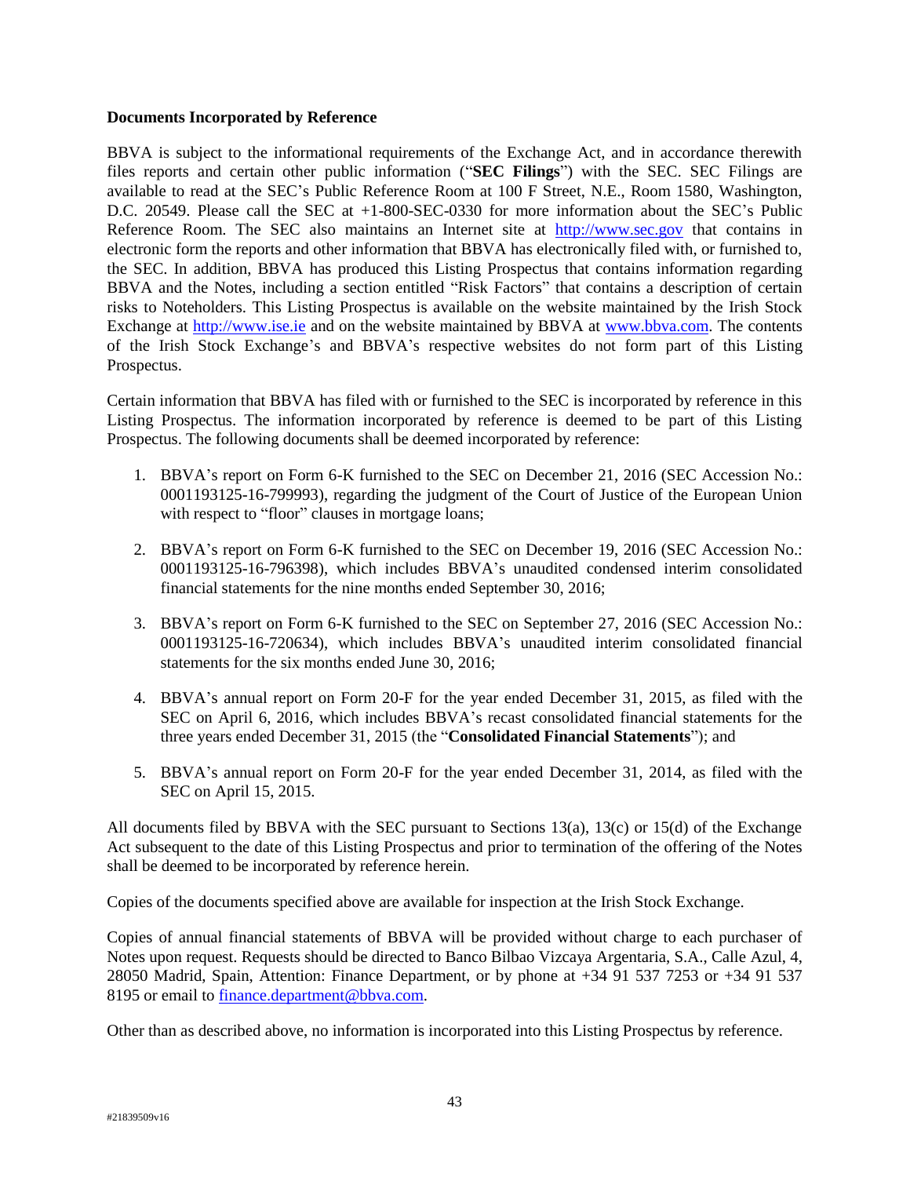**Documents Incorporated by Reference**

BBVA is subject to the informational requirements of the Exchange Act, and in accordance therewith files reports and certain other public information ("**SEC Filings**") with the SEC. SEC Filings are available to read at the SEC's Public Reference Room at 100 F Street, N.E., Room 1580, Washington, D.C. 20549. Please call the SEC at +1-800-SEC-0330 for more information about the SEC's Public Reference Room. The SEC also maintains an Internet site at http://www.sec.gov that contains in electronic form the reports and other information that BBVA has electronically filed with, or furnished to, the SEC. In addition, BBVA has produced this Listing Prospectus that contains information regarding BBVA and the Notes, including a section entitled "Risk Factors" that contains a description of certain risks to Noteholders. This Listing Prospectus is available on the website maintained by the Irish Stock Exchange at http://www.ise.ie and on the website maintained by BBVA at www.bbva.com. The contents of the Irish Stock Exchange's and BBVA's respective websites do not form part of this Listing Prospectus.

Certain information that BBVA has filed with or furnished to the SEC is incorporated by reference in this Listing Prospectus. The information incorporated by reference is deemed to be part of this Listing Prospectus. The following documents shall be deemed incorporated by reference:

1. BBVA's report on Form 6-K furnished to the SEC on December 21, 2016 (SEC Accession No.: 0001193125-16-799993), regarding the judgment of the Court of Justice of the European Union with respect to "floor" clauses in mortgage loans;

2. BBVA's report on Form 6-K furnished to the SEC on December 19, 2016 (SEC Accession No.: 0001193125-16-796398), which includes BBVA's unaudited condensed interim consolidated financial statements for the nine months ended September 30, 2016;

3. BBVA's report on Form 6-K furnished to the SEC on September 27, 2016 (SEC Accession No.: 0001193125-16-720634), which includes BBVA's unaudited interim consolidated financial statements for the six months ended June 30, 2016;

4. BBVA's annual report on Form 20-F for the year ended December 31, 2015, as filed with the SEC on April 6, 2016, which includes BBVA's recast consolidated financial statements for the three years ended December 31, 2015 (the "**Consolidated Financial Statements**"); and

5. BBVA's annual report on Form 20-F for the year ended December 31, 2014, as filed with the SEC on April 15, 2015.

All documents filed by BBVA with the SEC pursuant to Sections 13(a), 13(c) or 15(d) of the Exchange Act subsequent to the date of this Listing Prospectus and prior to termination of the offering of the Notes shall be deemed to be incorporated by reference herein.

Copies of the documents specified above are available for inspection at the Irish Stock Exchange.

Copies of annual financial statements of BBVA will be provided without charge to each purchaser of Notes upon request. Requests should be directed to Banco Bilbao Vizcaya Argentaria, S.A., Calle Azul, 4, 28050 Madrid, Spain, Attention: Finance Department, or by phone at +34 91 537 7253 or +34 91 537 8195 or email to finance.department@bbva.com.

Other than as described above, no information is incorporated into this Listing Prospectus by reference.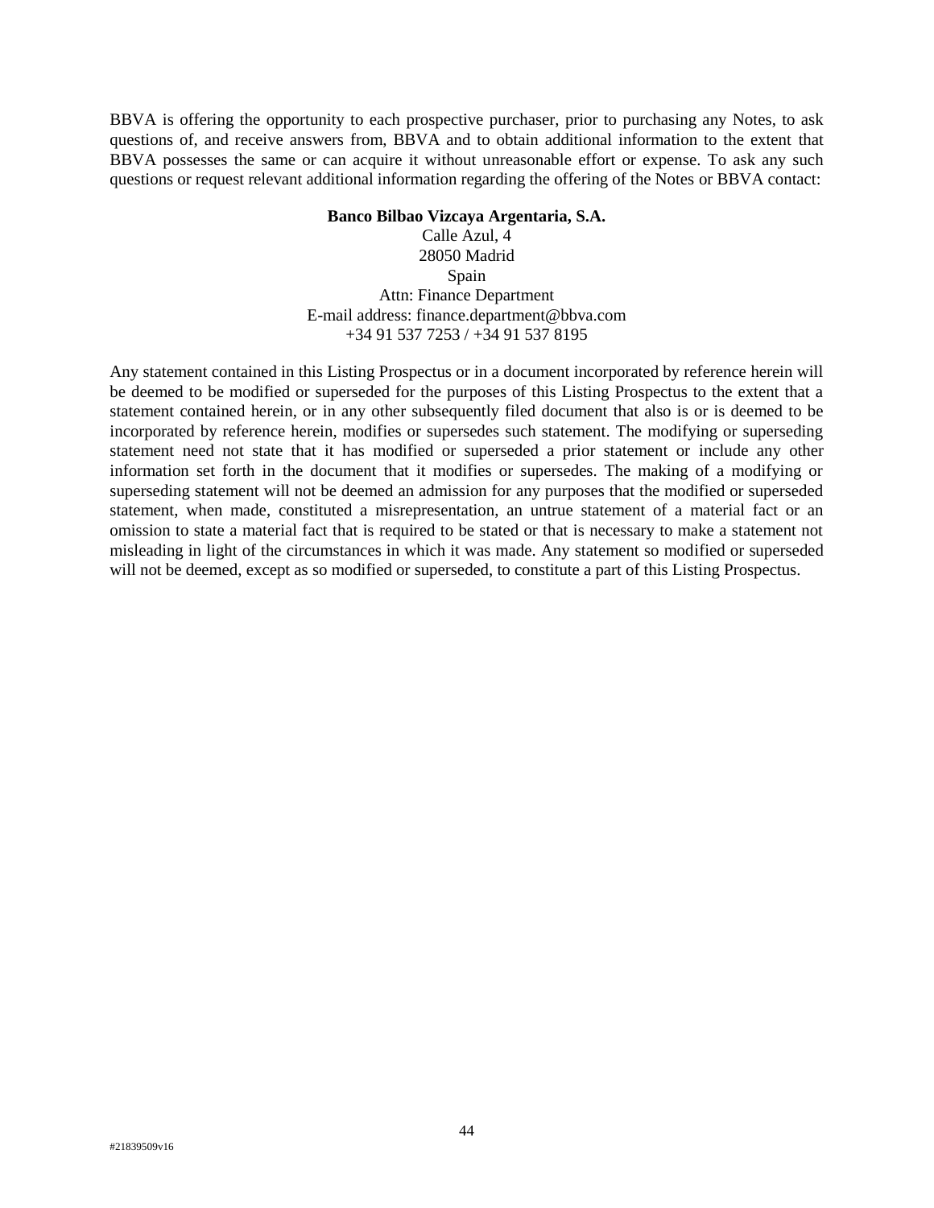BBVA is offering the opportunity to each prospective purchaser, prior to purchasing any Notes, to ask questions of, and receive answers from, BBVA and to obtain additional information to the extent that BBVA possesses the same or can acquire it without unreasonable effort or expense. To ask any such questions or request relevant additional information regarding the offering of the Notes or BBVA contact:

**Banco Bilbao Vizcaya Argentaria, S.A.**
Calle Azul, 4
28050 Madrid
Spain
Attn: Finance Department
E-mail address: finance.department@bbva.com
+34 91 537 7253 / +34 91 537 8195

Any statement contained in this Listing Prospectus or in a document incorporated by reference herein will be deemed to be modified or superseded for the purposes of this Listing Prospectus to the extent that a statement contained herein, or in any other subsequently filed document that also is or is deemed to be incorporated by reference herein, modifies or supersedes such statement. The modifying or superseding statement need not state that it has modified or superseded a prior statement or include any other information set forth in the document that it modifies or supersedes. The making of a modifying or superseding statement will not be deemed an admission for any purposes that the modified or superseded statement, when made, constituted a misrepresentation, an untrue statement of a material fact or an omission to state a material fact that is required to be stated or that is necessary to make a statement not misleading in light of the circumstances in which it was made. Any statement so modified or superseded will not be deemed, except as so modified or superseded, to constitute a part of this Listing Prospectus.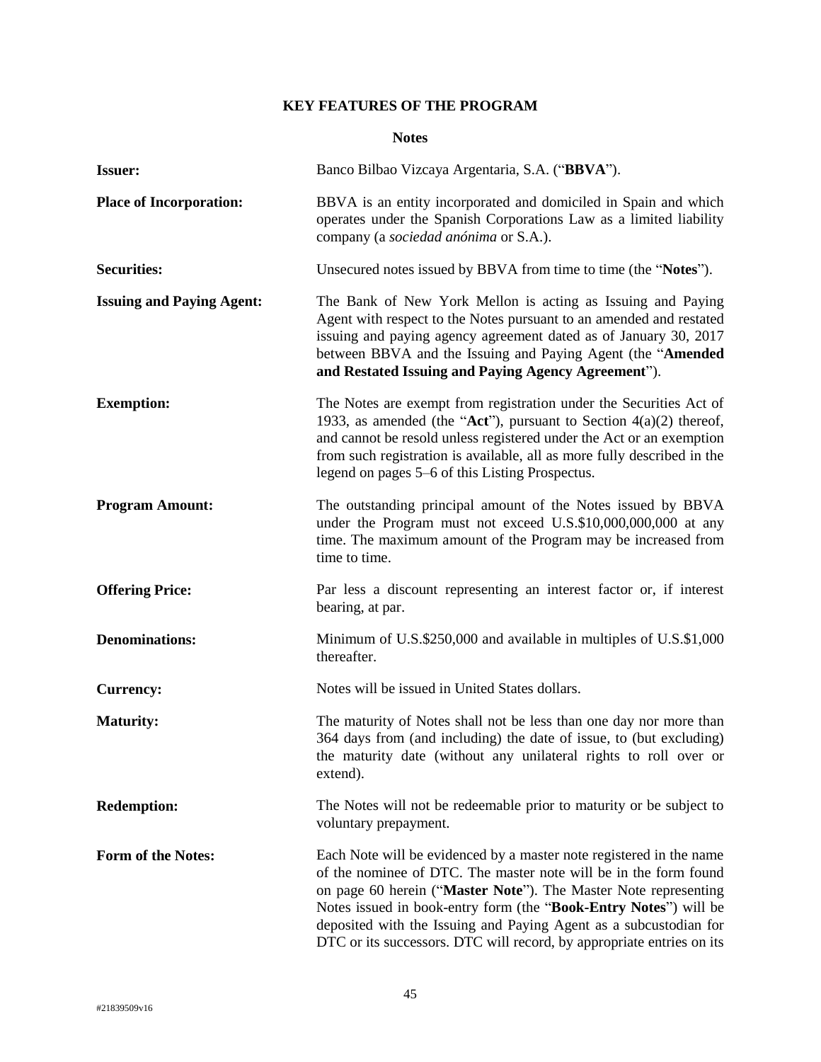## KEY FEATURES OF THE PROGRAM

### Notes

| | |
|---|---|
| **Issuer:** | Banco Bilbao Vizcaya Argentaria, S.A. ("**BBVA**"). |
| **Place of Incorporation:** | BBVA is an entity incorporated and domiciled in Spain and which operates under the Spanish Corporations Law as a limited liability company (a *sociedad anónima* or S.A.). |
| **Securities:** | Unsecured notes issued by BBVA from time to time (the "**Notes**"). |
| **Issuing and Paying Agent:** | The Bank of New York Mellon is acting as Issuing and Paying Agent with respect to the Notes pursuant to an amended and restated issuing and paying agency agreement dated as of January 30, 2017 between BBVA and the Issuing and Paying Agent (the "**Amended and Restated Issuing and Paying Agency Agreement**"). |
| **Exemption:** | The Notes are exempt from registration under the Securities Act of 1933, as amended (the "**Act**"), pursuant to Section 4(a)(2) thereof, and cannot be resold unless registered under the Act or an exemption from such registration is available, all as more fully described in the legend on pages 5–6 of this Listing Prospectus. |
| **Program Amount:** | The outstanding principal amount of the Notes issued by BBVA under the Program must not exceed U.S.$10,000,000,000 at any time. The maximum amount of the Program may be increased from time to time. |
| **Offering Price:** | Par less a discount representing an interest factor or, if interest bearing, at par. |
| **Denominations:** | Minimum of U.S.$250,000 and available in multiples of U.S.$1,000 thereafter. |
| **Currency:** | Notes will be issued in United States dollars. |
| **Maturity:** | The maturity of Notes shall not be less than one day nor more than 364 days from (and including) the date of issue, to (but excluding) the maturity date (without any unilateral rights to roll over or extend). |
| **Redemption:** | The Notes will not be redeemable prior to maturity or be subject to voluntary prepayment. |
| **Form of the Notes:** | Each Note will be evidenced by a master note registered in the name of the nominee of DTC. The master note will be in the form found on page 60 herein ("**Master Note**"). The Master Note representing Notes issued in book-entry form (the "**Book-Entry Notes**") will be deposited with the Issuing and Paying Agent as a subcustodian for DTC or its successors. DTC will record, by appropriate entries on its |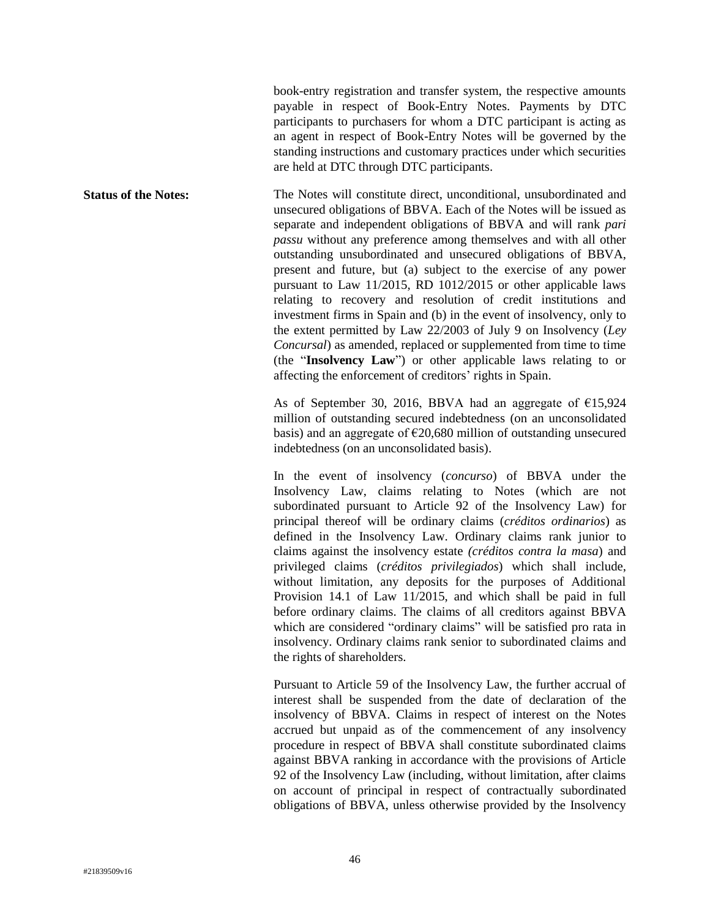book-entry registration and transfer system, the respective amounts payable in respect of Book-Entry Notes. Payments by DTC participants to purchasers for whom a DTC participant is acting as an agent in respect of Book-Entry Notes will be governed by the standing instructions and customary practices under which securities are held at DTC through DTC participants.

**Status of the Notes:** The Notes will constitute direct, unconditional, unsubordinated and unsecured obligations of BBVA. Each of the Notes will be issued as separate and independent obligations of BBVA and will rank *pari passu* without any preference among themselves and with all other outstanding unsubordinated and unsecured obligations of BBVA, present and future, but (a) subject to the exercise of any power pursuant to Law 11/2015, RD 1012/2015 or other applicable laws relating to recovery and resolution of credit institutions and investment firms in Spain and (b) in the event of insolvency, only to the extent permitted by Law 22/2003 of July 9 on Insolvency (*Ley Concursal*) as amended, replaced or supplemented from time to time (the "**Insolvency Law**") or other applicable laws relating to or affecting the enforcement of creditors' rights in Spain.

As of September 30, 2016, BBVA had an aggregate of €15,924 million of outstanding secured indebtedness (on an unconsolidated basis) and an aggregate of €20,680 million of outstanding unsecured indebtedness (on an unconsolidated basis).

In the event of insolvency (*concurso*) of BBVA under the Insolvency Law, claims relating to Notes (which are not subordinated pursuant to Article 92 of the Insolvency Law) for principal thereof will be ordinary claims (*créditos ordinarios*) as defined in the Insolvency Law. Ordinary claims rank junior to claims against the insolvency estate (*créditos contra la masa*) and privileged claims (*créditos privilegiados*) which shall include, without limitation, any deposits for the purposes of Additional Provision 14.1 of Law 11/2015, and which shall be paid in full before ordinary claims. The claims of all creditors against BBVA which are considered "ordinary claims" will be satisfied pro rata in insolvency. Ordinary claims rank senior to subordinated claims and the rights of shareholders.

Pursuant to Article 59 of the Insolvency Law, the further accrual of interest shall be suspended from the date of declaration of the insolvency of BBVA. Claims in respect of interest on the Notes accrued but unpaid as of the commencement of any insolvency procedure in respect of BBVA shall constitute subordinated claims against BBVA ranking in accordance with the provisions of Article 92 of the Insolvency Law (including, without limitation, after claims on account of principal in respect of contractually subordinated obligations of BBVA, unless otherwise provided by the Insolvency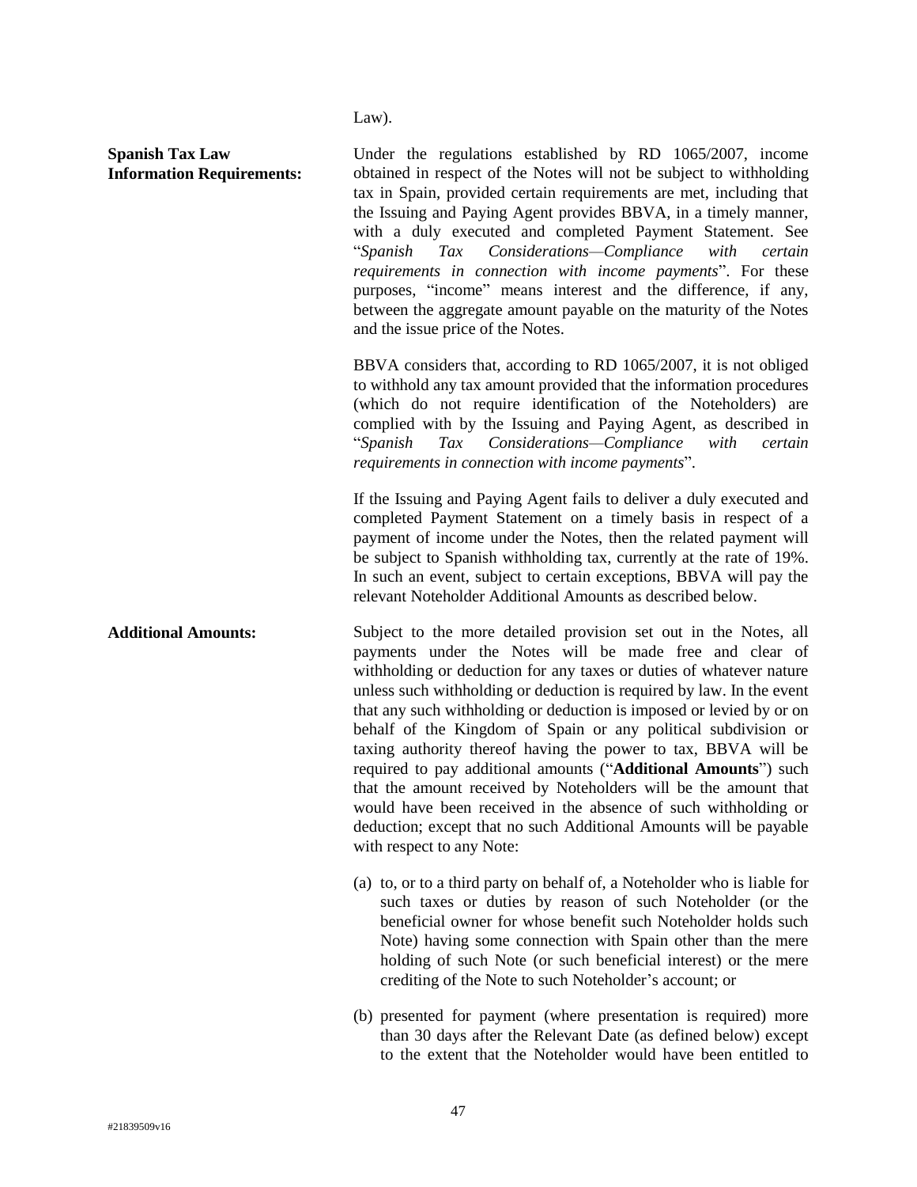Law).

**Spanish Tax Law Information Requirements:**

Under the regulations established by RD 1065/2007, income obtained in respect of the Notes will not be subject to withholding tax in Spain, provided certain requirements are met, including that the Issuing and Paying Agent provides BBVA, in a timely manner, with a duly executed and completed Payment Statement. See "*Spanish Tax Considerations—Compliance with certain requirements in connection with income payments*". For these purposes, "income" means interest and the difference, if any, between the aggregate amount payable on the maturity of the Notes and the issue price of the Notes.

BBVA considers that, according to RD 1065/2007, it is not obliged to withhold any tax amount provided that the information procedures (which do not require identification of the Noteholders) are complied with by the Issuing and Paying Agent, as described in "*Spanish Tax Considerations—Compliance with certain requirements in connection with income payments*".

If the Issuing and Paying Agent fails to deliver a duly executed and completed Payment Statement on a timely basis in respect of a payment of income under the Notes, then the related payment will be subject to Spanish withholding tax, currently at the rate of 19%. In such an event, subject to certain exceptions, BBVA will pay the relevant Noteholder Additional Amounts as described below.

**Additional Amounts:**

Subject to the more detailed provision set out in the Notes, all payments under the Notes will be made free and clear of withholding or deduction for any taxes or duties of whatever nature unless such withholding or deduction is required by law. In the event that any such withholding or deduction is imposed or levied by or on behalf of the Kingdom of Spain or any political subdivision or taxing authority thereof having the power to tax, BBVA will be required to pay additional amounts ("**Additional Amounts**") such that the amount received by Noteholders will be the amount that would have been received in the absence of such withholding or deduction; except that no such Additional Amounts will be payable with respect to any Note:

(a) to, or to a third party on behalf of, a Noteholder who is liable for such taxes or duties by reason of such Noteholder (or the beneficial owner for whose benefit such Noteholder holds such Note) having some connection with Spain other than the mere holding of such Note (or such beneficial interest) or the mere crediting of the Note to such Noteholder's account; or

(b) presented for payment (where presentation is required) more than 30 days after the Relevant Date (as defined below) except to the extent that the Noteholder would have been entitled to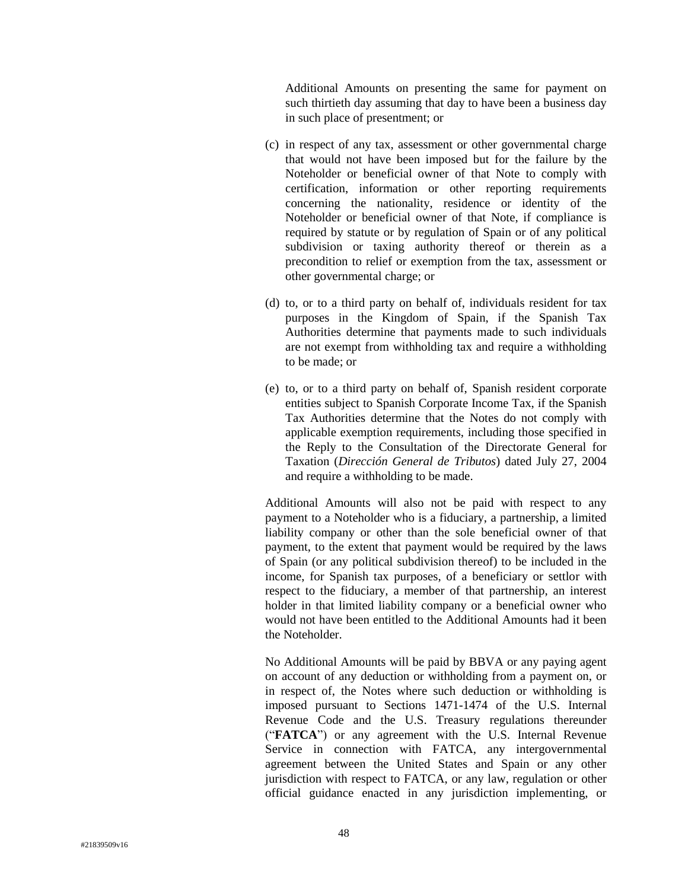Additional Amounts on presenting the same for payment on such thirtieth day assuming that day to have been a business day in such place of presentment; or

(c) in respect of any tax, assessment or other governmental charge that would not have been imposed but for the failure by the Noteholder or beneficial owner of that Note to comply with certification, information or other reporting requirements concerning the nationality, residence or identity of the Noteholder or beneficial owner of that Note, if compliance is required by statute or by regulation of Spain or of any political subdivision or taxing authority thereof or therein as a precondition to relief or exemption from the tax, assessment or other governmental charge; or

(d) to, or to a third party on behalf of, individuals resident for tax purposes in the Kingdom of Spain, if the Spanish Tax Authorities determine that payments made to such individuals are not exempt from withholding tax and require a withholding to be made; or

(e) to, or to a third party on behalf of, Spanish resident corporate entities subject to Spanish Corporate Income Tax, if the Spanish Tax Authorities determine that the Notes do not comply with applicable exemption requirements, including those specified in the Reply to the Consultation of the Directorate General for Taxation (*Dirección General de Tributos*) dated July 27, 2004 and require a withholding to be made.

Additional Amounts will also not be paid with respect to any payment to a Noteholder who is a fiduciary, a partnership, a limited liability company or other than the sole beneficial owner of that payment, to the extent that payment would be required by the laws of Spain (or any political subdivision thereof) to be included in the income, for Spanish tax purposes, of a beneficiary or settlor with respect to the fiduciary, a member of that partnership, an interest holder in that limited liability company or a beneficial owner who would not have been entitled to the Additional Amounts had it been the Noteholder.

No Additional Amounts will be paid by BBVA or any paying agent on account of any deduction or withholding from a payment on, or in respect of, the Notes where such deduction or withholding is imposed pursuant to Sections 1471-1474 of the U.S. Internal Revenue Code and the U.S. Treasury regulations thereunder ("**FATCA**") or any agreement with the U.S. Internal Revenue Service in connection with FATCA, any intergovernmental agreement between the United States and Spain or any other jurisdiction with respect to FATCA, or any law, regulation or other official guidance enacted in any jurisdiction implementing, or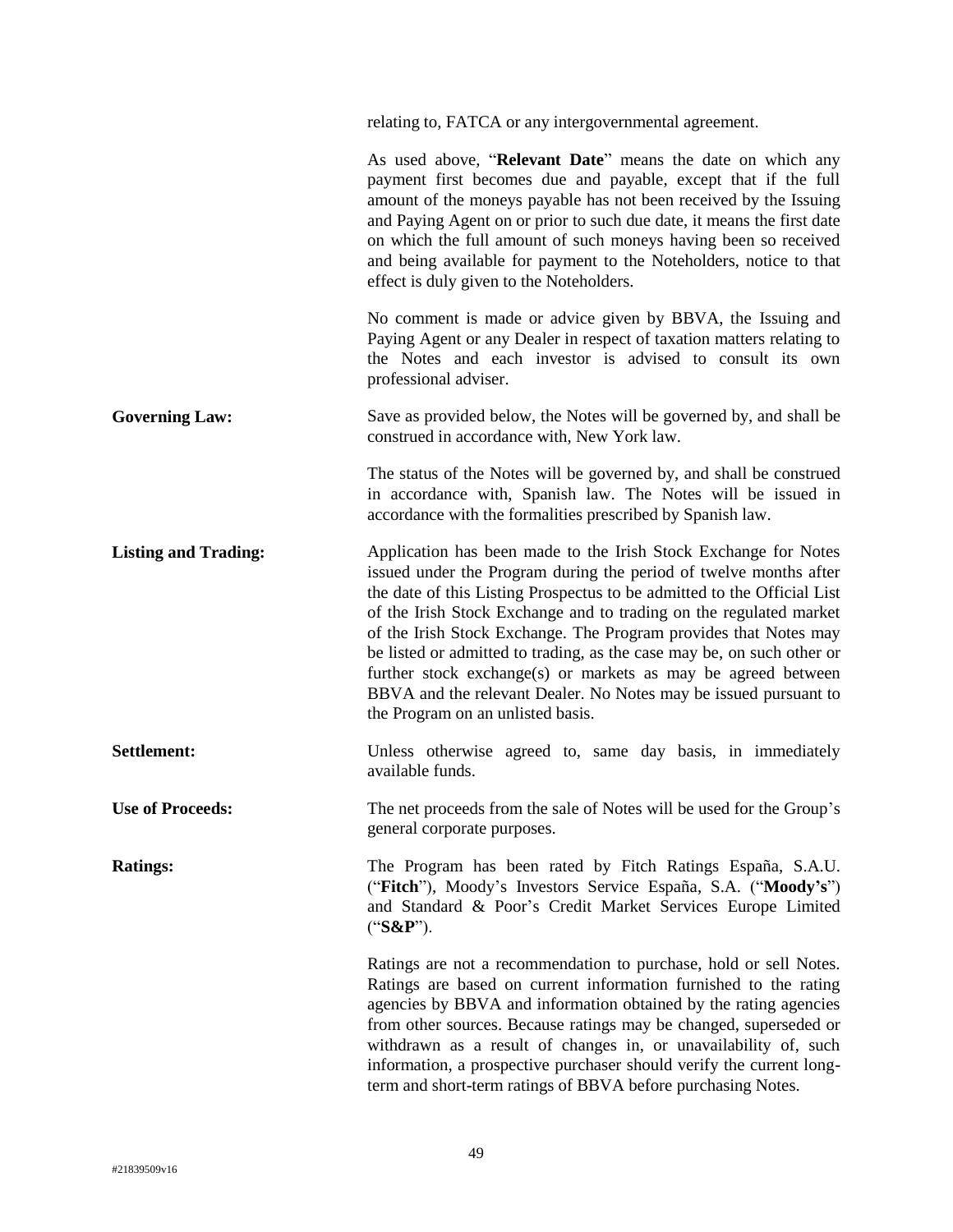relating to, FATCA or any intergovernmental agreement.

As used above, "**Relevant Date**" means the date on which any payment first becomes due and payable, except that if the full amount of the moneys payable has not been received by the Issuing and Paying Agent on or prior to such due date, it means the first date on which the full amount of such moneys having been so received and being available for payment to the Noteholders, notice to that effect is duly given to the Noteholders.

No comment is made or advice given by BBVA, the Issuing and Paying Agent or any Dealer in respect of taxation matters relating to the Notes and each investor is advised to consult its own professional adviser.

**Governing Law:** Save as provided below, the Notes will be governed by, and shall be construed in accordance with, New York law.

The status of the Notes will be governed by, and shall be construed in accordance with, Spanish law. The Notes will be issued in accordance with the formalities prescribed by Spanish law.

**Listing and Trading:** Application has been made to the Irish Stock Exchange for Notes issued under the Program during the period of twelve months after the date of this Listing Prospectus to be admitted to the Official List of the Irish Stock Exchange and to trading on the regulated market of the Irish Stock Exchange. The Program provides that Notes may be listed or admitted to trading, as the case may be, on such other or further stock exchange(s) or markets as may be agreed between BBVA and the relevant Dealer. No Notes may be issued pursuant to the Program on an unlisted basis.

**Settlement:** Unless otherwise agreed to, same day basis, in immediately available funds.

**Use of Proceeds:** The net proceeds from the sale of Notes will be used for the Group's general corporate purposes.

**Ratings:** The Program has been rated by Fitch Ratings España, S.A.U. ("**Fitch**"), Moody's Investors Service España, S.A. ("**Moody's**") and Standard & Poor's Credit Market Services Europe Limited ("**S&P**").

Ratings are not a recommendation to purchase, hold or sell Notes. Ratings are based on current information furnished to the rating agencies by BBVA and information obtained by the rating agencies from other sources. Because ratings may be changed, superseded or withdrawn as a result of changes in, or unavailability of, such information, a prospective purchaser should verify the current long-term and short-term ratings of BBVA before purchasing Notes.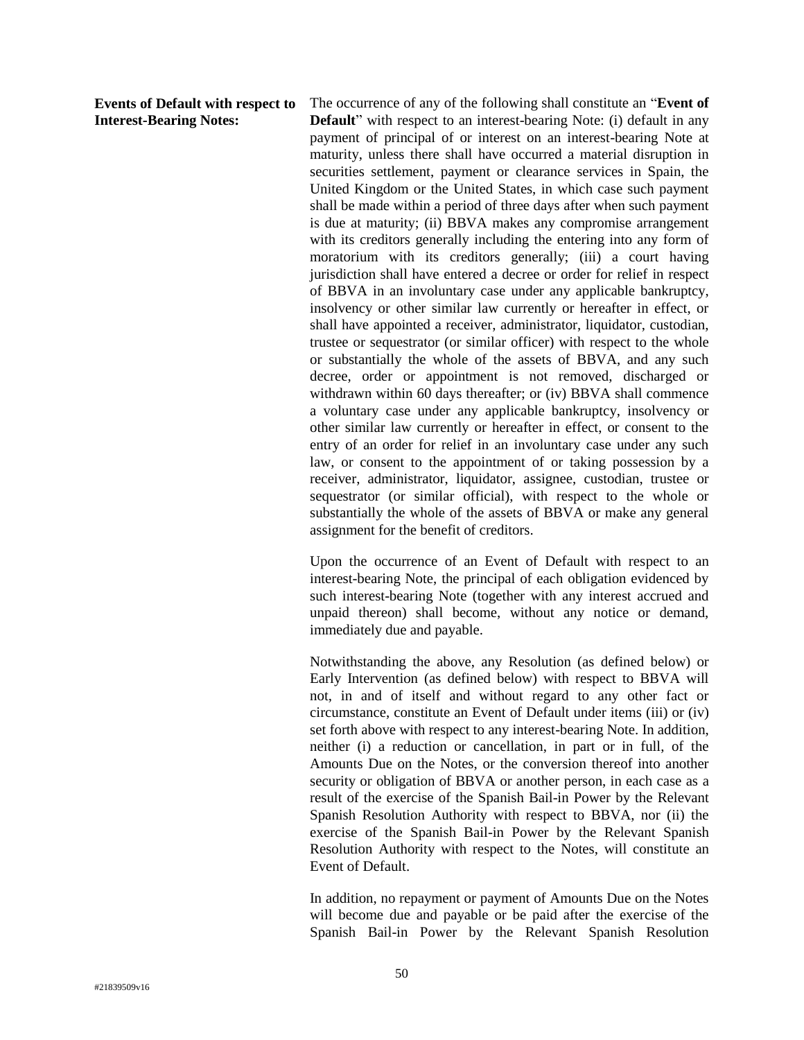**Events of Default with respect to Interest-Bearing Notes:**

The occurrence of any of the following shall constitute an "**Event of Default**" with respect to an interest-bearing Note: (i) default in any payment of principal of or interest on an interest-bearing Note at maturity, unless there shall have occurred a material disruption in securities settlement, payment or clearance services in Spain, the United Kingdom or the United States, in which case such payment shall be made within a period of three days after when such payment is due at maturity; (ii) BBVA makes any compromise arrangement with its creditors generally including the entering into any form of moratorium with its creditors generally; (iii) a court having jurisdiction shall have entered a decree or order for relief in respect of BBVA in an involuntary case under any applicable bankruptcy, insolvency or other similar law currently or hereafter in effect, or shall have appointed a receiver, administrator, liquidator, custodian, trustee or sequestrator (or similar officer) with respect to the whole or substantially the whole of the assets of BBVA, and any such decree, order or appointment is not removed, discharged or withdrawn within 60 days thereafter; or (iv) BBVA shall commence a voluntary case under any applicable bankruptcy, insolvency or other similar law currently or hereafter in effect, or consent to the entry of an order for relief in an involuntary case under any such law, or consent to the appointment of or taking possession by a receiver, administrator, liquidator, assignee, custodian, trustee or sequestrator (or similar official), with respect to the whole or substantially the whole of the assets of BBVA or make any general assignment for the benefit of creditors.

Upon the occurrence of an Event of Default with respect to an interest-bearing Note, the principal of each obligation evidenced by such interest-bearing Note (together with any interest accrued and unpaid thereon) shall become, without any notice or demand, immediately due and payable.

Notwithstanding the above, any Resolution (as defined below) or Early Intervention (as defined below) with respect to BBVA will not, in and of itself and without regard to any other fact or circumstance, constitute an Event of Default under items (iii) or (iv) set forth above with respect to any interest-bearing Note. In addition, neither (i) a reduction or cancellation, in part or in full, of the Amounts Due on the Notes, or the conversion thereof into another security or obligation of BBVA or another person, in each case as a result of the exercise of the Spanish Bail-in Power by the Relevant Spanish Resolution Authority with respect to BBVA, nor (ii) the exercise of the Spanish Bail-in Power by the Relevant Spanish Resolution Authority with respect to the Notes, will constitute an Event of Default.

In addition, no repayment or payment of Amounts Due on the Notes will become due and payable or be paid after the exercise of the Spanish Bail-in Power by the Relevant Spanish Resolution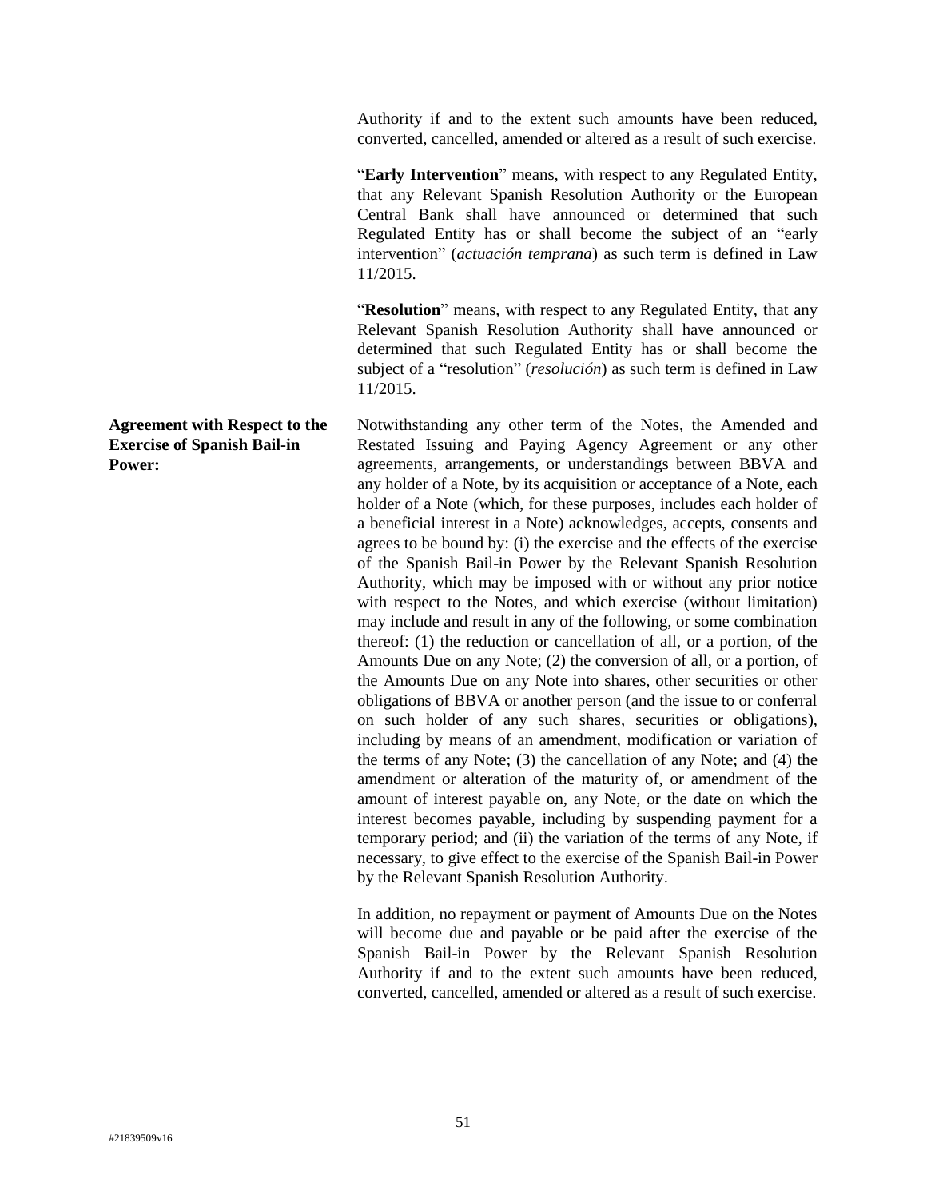Authority if and to the extent such amounts have been reduced, converted, cancelled, amended or altered as a result of such exercise.

"**Early Intervention**" means, with respect to any Regulated Entity, that any Relevant Spanish Resolution Authority or the European Central Bank shall have announced or determined that such Regulated Entity has or shall become the subject of an "early intervention" (*actuación temprana*) as such term is defined in Law 11/2015.

"**Resolution**" means, with respect to any Regulated Entity, that any Relevant Spanish Resolution Authority shall have announced or determined that such Regulated Entity has or shall become the subject of a "resolution" (*resolución*) as such term is defined in Law 11/2015.

**Agreement with Respect to the Exercise of Spanish Bail-in Power:**

Notwithstanding any other term of the Notes, the Amended and Restated Issuing and Paying Agency Agreement or any other agreements, arrangements, or understandings between BBVA and any holder of a Note, by its acquisition or acceptance of a Note, each holder of a Note (which, for these purposes, includes each holder of a beneficial interest in a Note) acknowledges, accepts, consents and agrees to be bound by: (i) the exercise and the effects of the exercise of the Spanish Bail-in Power by the Relevant Spanish Resolution Authority, which may be imposed with or without any prior notice with respect to the Notes, and which exercise (without limitation) may include and result in any of the following, or some combination thereof: (1) the reduction or cancellation of all, or a portion, of the Amounts Due on any Note; (2) the conversion of all, or a portion, of the Amounts Due on any Note into shares, other securities or other obligations of BBVA or another person (and the issue to or conferral on such holder of any such shares, securities or obligations), including by means of an amendment, modification or variation of the terms of any Note; (3) the cancellation of any Note; and (4) the amendment or alteration of the maturity of, or amendment of the amount of interest payable on, any Note, or the date on which the interest becomes payable, including by suspending payment for a temporary period; and (ii) the variation of the terms of any Note, if necessary, to give effect to the exercise of the Spanish Bail-in Power by the Relevant Spanish Resolution Authority.

In addition, no repayment or payment of Amounts Due on the Notes will become due and payable or be paid after the exercise of the Spanish Bail-in Power by the Relevant Spanish Resolution Authority if and to the extent such amounts have been reduced, converted, cancelled, amended or altered as a result of such exercise.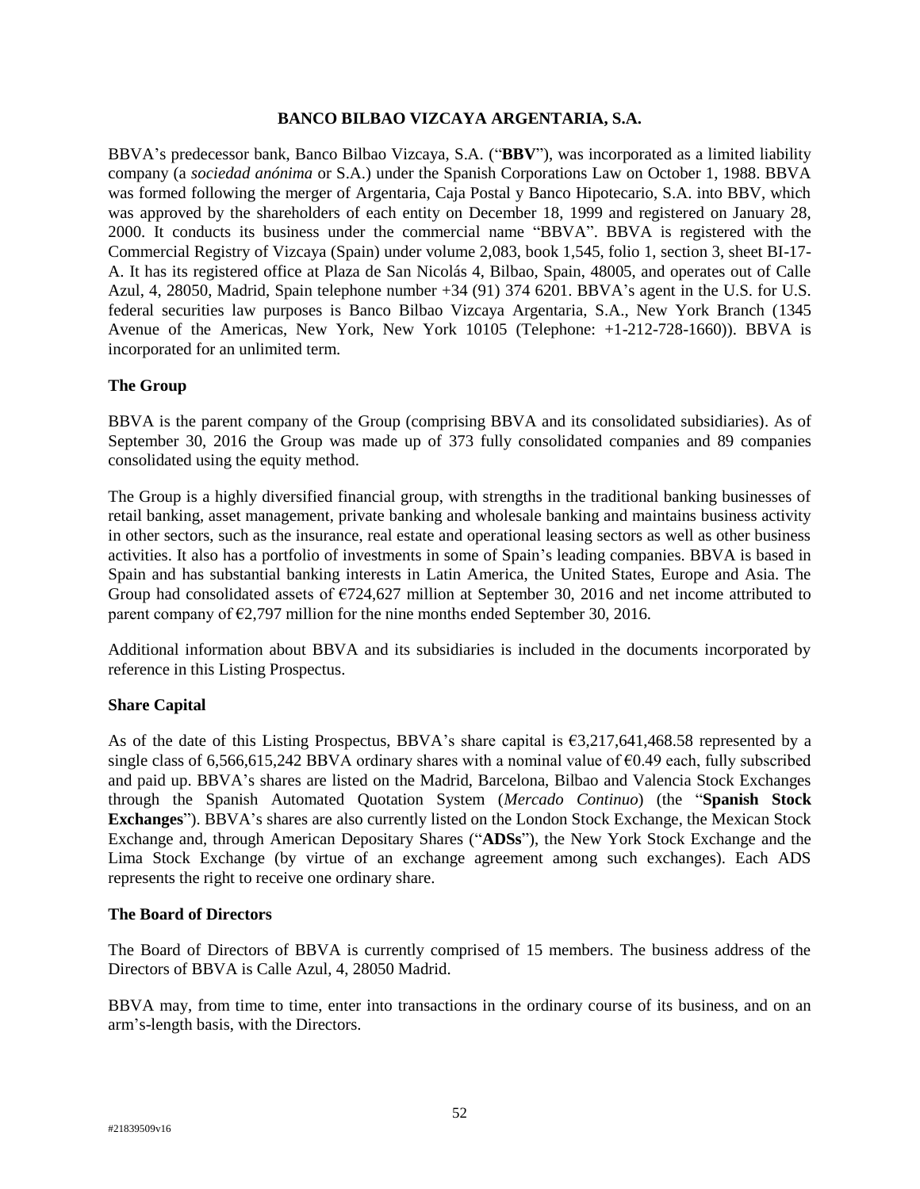# BANCO BILBAO VIZCAYA ARGENTARIA, S.A.

BBVA's predecessor bank, Banco Bilbao Vizcaya, S.A. ("**BBV**"), was incorporated as a limited liability company (a *sociedad anónima* or S.A.) under the Spanish Corporations Law on October 1, 1988. BBVA was formed following the merger of Argentaria, Caja Postal y Banco Hipotecario, S.A. into BBV, which was approved by the shareholders of each entity on December 18, 1999 and registered on January 28, 2000. It conducts its business under the commercial name "BBVA". BBVA is registered with the Commercial Registry of Vizcaya (Spain) under volume 2,083, book 1,545, folio 1, section 3, sheet BI-17-A. It has its registered office at Plaza de San Nicolás 4, Bilbao, Spain, 48005, and operates out of Calle Azul, 4, 28050, Madrid, Spain telephone number +34 (91) 374 6201. BBVA's agent in the U.S. for U.S. federal securities law purposes is Banco Bilbao Vizcaya Argentaria, S.A., New York Branch (1345 Avenue of the Americas, New York, New York 10105 (Telephone: +1-212-728-1660)). BBVA is incorporated for an unlimited term.

## The Group

BBVA is the parent company of the Group (comprising BBVA and its consolidated subsidiaries). As of September 30, 2016 the Group was made up of 373 fully consolidated companies and 89 companies consolidated using the equity method.

The Group is a highly diversified financial group, with strengths in the traditional banking businesses of retail banking, asset management, private banking and wholesale banking and maintains business activity in other sectors, such as the insurance, real estate and operational leasing sectors as well as other business activities. It also has a portfolio of investments in some of Spain's leading companies. BBVA is based in Spain and has substantial banking interests in Latin America, the United States, Europe and Asia. The Group had consolidated assets of €724,627 million at September 30, 2016 and net income attributed to parent company of €2,797 million for the nine months ended September 30, 2016.

Additional information about BBVA and its subsidiaries is included in the documents incorporated by reference in this Listing Prospectus.

## Share Capital

As of the date of this Listing Prospectus, BBVA's share capital is €3,217,641,468.58 represented by a single class of 6,566,615,242 BBVA ordinary shares with a nominal value of €0.49 each, fully subscribed and paid up. BBVA's shares are listed on the Madrid, Barcelona, Bilbao and Valencia Stock Exchanges through the Spanish Automated Quotation System (*Mercado Continuo*) (the "**Spanish Stock Exchanges**"). BBVA's shares are also currently listed on the London Stock Exchange, the Mexican Stock Exchange and, through American Depositary Shares ("**ADSs**"), the New York Stock Exchange and the Lima Stock Exchange (by virtue of an exchange agreement among such exchanges). Each ADS represents the right to receive one ordinary share.

## The Board of Directors

The Board of Directors of BBVA is currently comprised of 15 members. The business address of the Directors of BBVA is Calle Azul, 4, 28050 Madrid.

BBVA may, from time to time, enter into transactions in the ordinary course of its business, and on an arm's-length basis, with the Directors.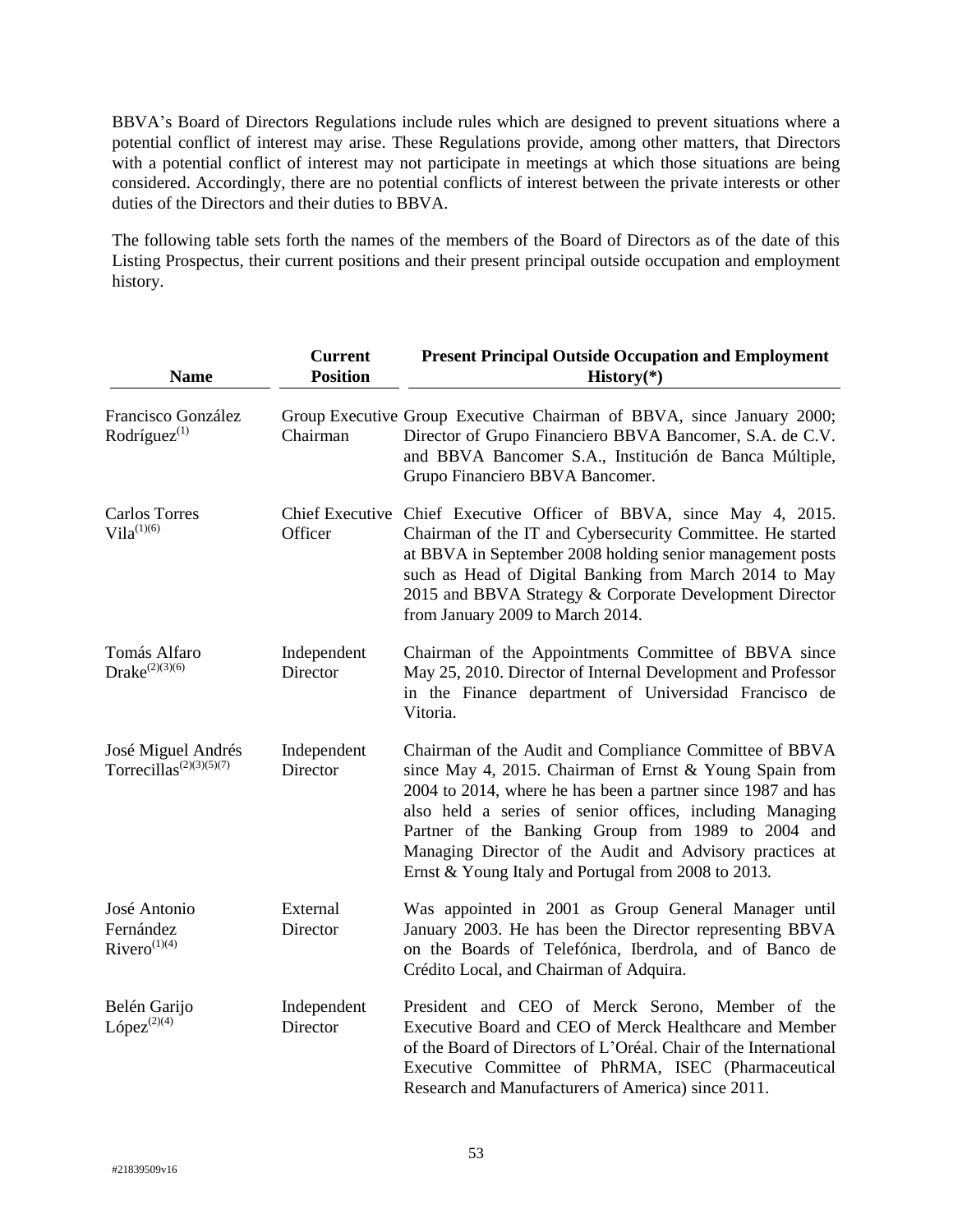BBVA's Board of Directors Regulations include rules which are designed to prevent situations where a potential conflict of interest may arise. These Regulations provide, among other matters, that Directors with a potential conflict of interest may not participate in meetings at which those situations are being considered. Accordingly, there are no potential conflicts of interest between the private interests or other duties of the Directors and their duties to BBVA.

The following table sets forth the names of the members of the Board of Directors as of the date of this Listing Prospectus, their current positions and their present principal outside occupation and employment history.

| Name | Current Position | Present Principal Outside Occupation and Employment History(*) |
|---|---|---|
| Francisco González Rodríguez[(1)] | Group Executive Chairman | Group Executive Chairman of BBVA, since January 2000; Director of Grupo Financiero BBVA Bancomer, S.A. de C.V. and BBVA Bancomer S.A., Institución de Banca Múltiple, Grupo Financiero BBVA Bancomer. |
| Carlos Torres Vila[(1)(6)] | Chief Executive Officer | Chief Executive Officer of BBVA, since May 4, 2015. Chairman of the IT and Cybersecurity Committee. He started at BBVA in September 2008 holding senior management posts such as Head of Digital Banking from March 2014 to May 2015 and BBVA Strategy & Corporate Development Director from January 2009 to March 2014. |
| Tomás Alfaro Drake[(2)(3)(6)] | Independent Director | Chairman of the Appointments Committee of BBVA since May 25, 2010. Director of Internal Development and Professor in the Finance department of Universidad Francisco de Vitoria. |
| José Miguel Andrés Torrecillas[(2)(3)(5)(7)] | Independent Director | Chairman of the Audit and Compliance Committee of BBVA since May 4, 2015. Chairman of Ernst & Young Spain from 2004 to 2014, where he has been a partner since 1987 and has also held a series of senior offices, including Managing Partner of the Banking Group from 1989 to 2004 and Managing Director of the Audit and Advisory practices at Ernst & Young Italy and Portugal from 2008 to 2013. |
| José Antonio Fernández Rivero[(1)(4)] | External Director | Was appointed in 2001 as Group General Manager until January 2003. He has been the Director representing BBVA on the Boards of Telefónica, Iberdrola, and of Banco de Crédito Local, and Chairman of Adquira. |
| Belén Garijo López[(2)(4)] | Independent Director | President and CEO of Merck Serono, Member of the Executive Board and CEO of Merck Healthcare and Member of the Board of Directors of L'Oréal. Chair of the International Executive Committee of PhRMA, ISEC (Pharmaceutical Research and Manufacturers of America) since 2011. |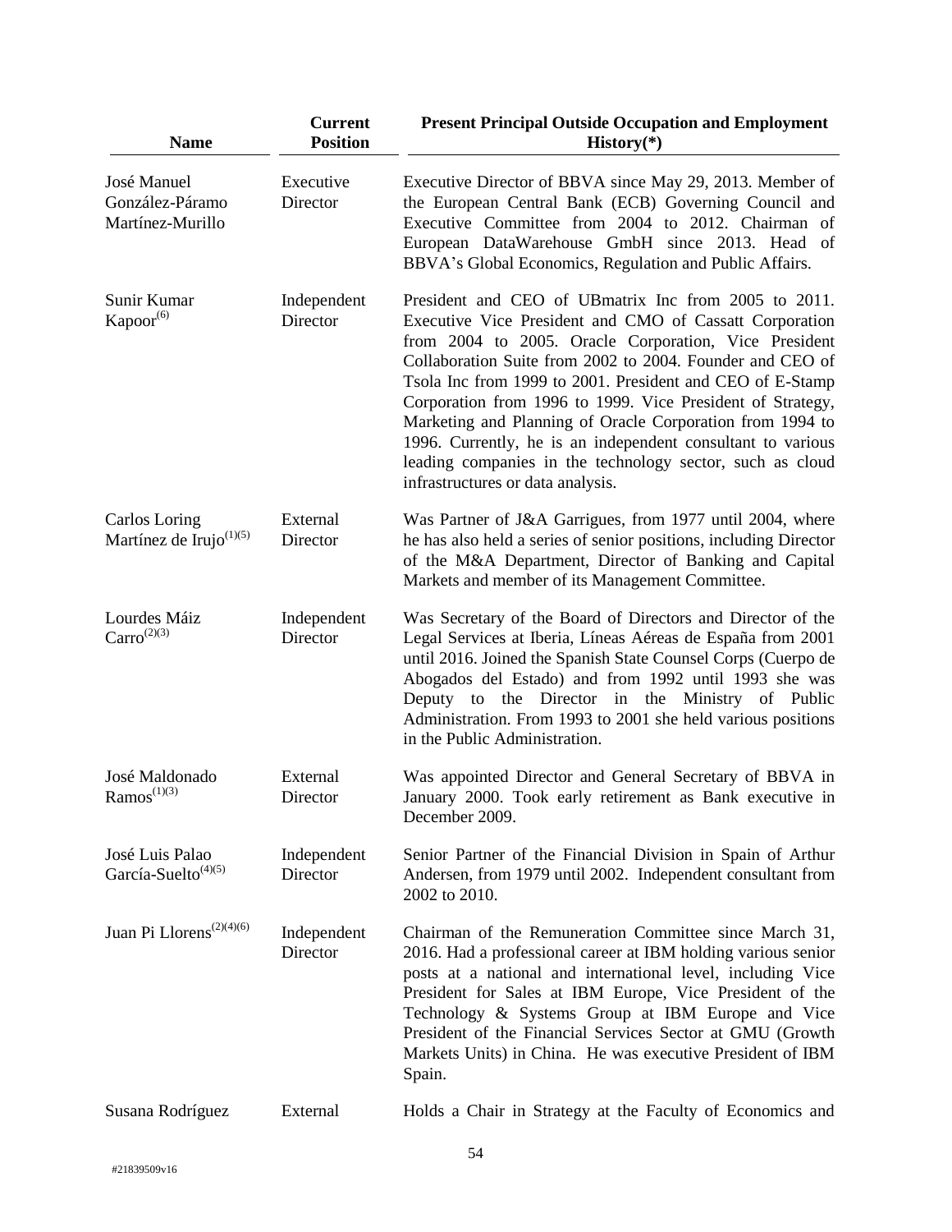| Name | Current Position | Present Principal Outside Occupation and Employment History(*) |
|---|---|---|
| José Manuel González-Páramo Martínez-Murillo | Executive Director | Executive Director of BBVA since May 29, 2013. Member of the European Central Bank (ECB) Governing Council and Executive Committee from 2004 to 2012. Chairman of European DataWarehouse GmbH since 2013. Head of BBVA's Global Economics, Regulation and Public Affairs. |
| Sunir Kumar Kapoor(6) | Independent Director | President and CEO of UBmatrix Inc from 2005 to 2011. Executive Vice President and CMO of Cassatt Corporation from 2004 to 2005. Oracle Corporation, Vice President Collaboration Suite from 2002 to 2004. Founder and CEO of Tsola Inc from 1999 to 2001. President and CEO of E-Stamp Corporation from 1996 to 1999. Vice President of Strategy, Marketing and Planning of Oracle Corporation from 1994 to 1996. Currently, he is an independent consultant to various leading companies in the technology sector, such as cloud infrastructures or data analysis. |
| Carlos Loring Martínez de Irujo(1)(5) | External Director | Was Partner of J&A Garrigues, from 1977 until 2004, where he has also held a series of senior positions, including Director of the M&A Department, Director of Banking and Capital Markets and member of its Management Committee. |
| Lourdes Máiz Carro(2)(3) | Independent Director | Was Secretary of the Board of Directors and Director of the Legal Services at Iberia, Líneas Aéreas de España from 2001 until 2016. Joined the Spanish State Counsel Corps (Cuerpo de Abogados del Estado) and from 1992 until 1993 she was Deputy to the Director in the Ministry of Public Administration. From 1993 to 2001 she held various positions in the Public Administration. |
| José Maldonado Ramos(1)(3) | External Director | Was appointed Director and General Secretary of BBVA in January 2000. Took early retirement as Bank executive in December 2009. |
| José Luis Palao García-Suelto(4)(5) | Independent Director | Senior Partner of the Financial Division in Spain of Arthur Andersen, from 1979 until 2002. Independent consultant from 2002 to 2010. |
| Juan Pi Llorens(2)(4)(6) | Independent Director | Chairman of the Remuneration Committee since March 31, 2016. Had a professional career at IBM holding various senior posts at a national and international level, including Vice President for Sales at IBM Europe, Vice President of the Technology & Systems Group at IBM Europe and Vice President of the Financial Services Sector at GMU (Growth Markets Units) in China. He was executive President of IBM Spain. |
| Susana Rodríguez | External | Holds a Chair in Strategy at the Faculty of Economics and |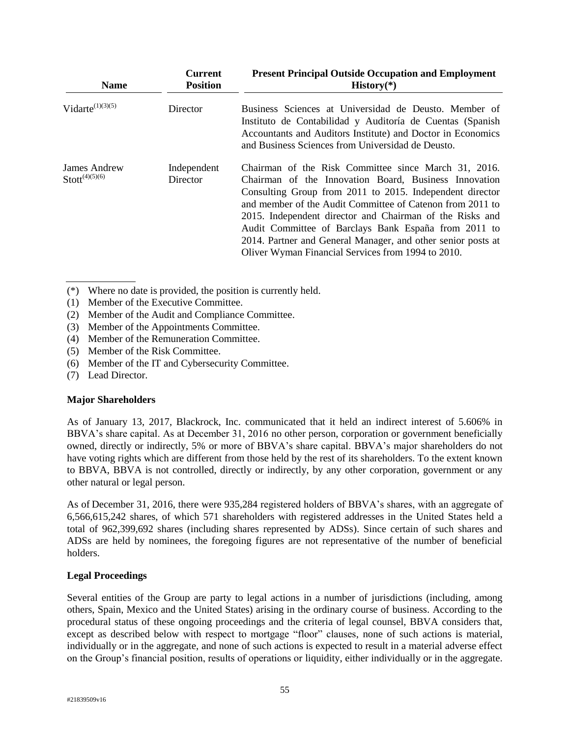| Name | Current Position | Present Principal Outside Occupation and Employment History(*) |
|---|---|---|
| Vidarte[(1)(3)(5)] | Director | Business Sciences at Universidad de Deusto. Member of Instituto de Contabilidad y Auditoría de Cuentas (Spanish Accountants and Auditors Institute) and Doctor in Economics and Business Sciences from Universidad de Deusto. |
| James Andrew Stott[(4)(5)(6)] | Independent Director | Chairman of the Risk Committee since March 31, 2016. Chairman of the Innovation Board, Business Innovation Consulting Group from 2011 to 2015. Independent director and member of the Audit Committee of Catenon from 2011 to 2015. Independent director and Chairman of the Risks and Audit Committee of Barclays Bank España from 2011 to 2014. Partner and General Manager, and other senior posts at Oliver Wyman Financial Services from 1994 to 2010. |

(*) Where no date is provided, the position is currently held.
(1) Member of the Executive Committee.
(2) Member of the Audit and Compliance Committee.
(3) Member of the Appointments Committee.
(4) Member of the Remuneration Committee.
(5) Member of the Risk Committee.
(6) Member of the IT and Cybersecurity Committee.
(7) Lead Director.

### Major Shareholders

As of January 13, 2017, Blackrock, Inc. communicated that it held an indirect interest of 5.606% in BBVA's share capital. As at December 31, 2016 no other person, corporation or government beneficially owned, directly or indirectly, 5% or more of BBVA's share capital. BBVA's major shareholders do not have voting rights which are different from those held by the rest of its shareholders. To the extent known to BBVA, BBVA is not controlled, directly or indirectly, by any other corporation, government or any other natural or legal person.

As of December 31, 2016, there were 935,284 registered holders of BBVA's shares, with an aggregate of 6,566,615,242 shares, of which 571 shareholders with registered addresses in the United States held a total of 962,399,692 shares (including shares represented by ADSs). Since certain of such shares and ADSs are held by nominees, the foregoing figures are not representative of the number of beneficial holders.

### Legal Proceedings

Several entities of the Group are party to legal actions in a number of jurisdictions (including, among others, Spain, Mexico and the United States) arising in the ordinary course of business. According to the procedural status of these ongoing proceedings and the criteria of legal counsel, BBVA considers that, except as described below with respect to mortgage "floor" clauses, none of such actions is material, individually or in the aggregate, and none of such actions is expected to result in a material adverse effect on the Group's financial position, results of operations or liquidity, either individually or in the aggregate.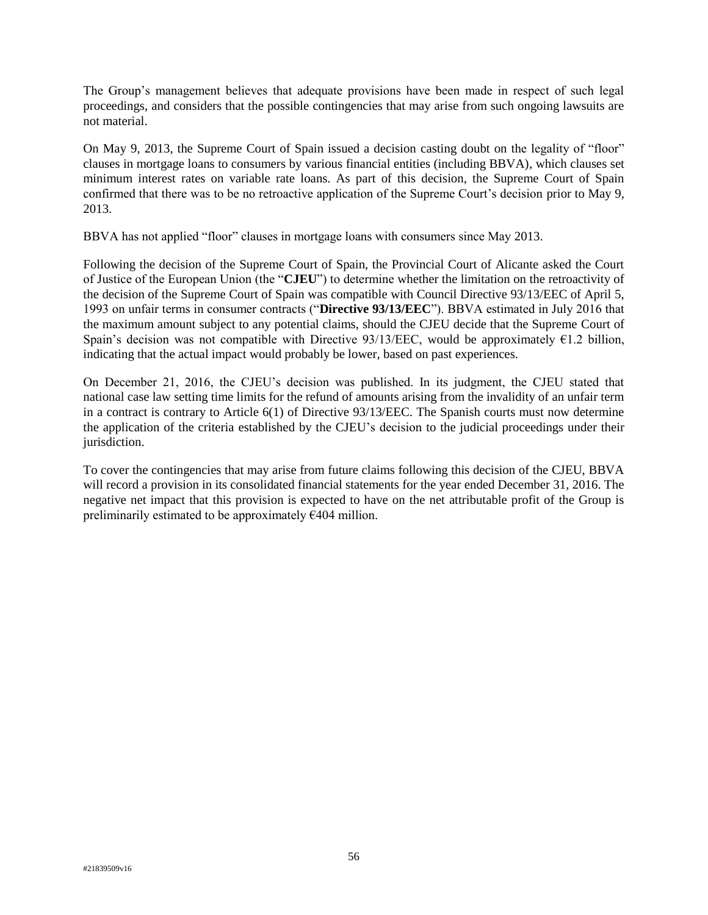The Group's management believes that adequate provisions have been made in respect of such legal proceedings, and considers that the possible contingencies that may arise from such ongoing lawsuits are not material.

On May 9, 2013, the Supreme Court of Spain issued a decision casting doubt on the legality of "floor" clauses in mortgage loans to consumers by various financial entities (including BBVA), which clauses set minimum interest rates on variable rate loans. As part of this decision, the Supreme Court of Spain confirmed that there was to be no retroactive application of the Supreme Court's decision prior to May 9, 2013.

BBVA has not applied "floor" clauses in mortgage loans with consumers since May 2013.

Following the decision of the Supreme Court of Spain, the Provincial Court of Alicante asked the Court of Justice of the European Union (the "**CJEU**") to determine whether the limitation on the retroactivity of the decision of the Supreme Court of Spain was compatible with Council Directive 93/13/EEC of April 5, 1993 on unfair terms in consumer contracts ("**Directive 93/13/EEC**"). BBVA estimated in July 2016 that the maximum amount subject to any potential claims, should the CJEU decide that the Supreme Court of Spain's decision was not compatible with Directive 93/13/EEC, would be approximately €1.2 billion, indicating that the actual impact would probably be lower, based on past experiences.

On December 21, 2016, the CJEU's decision was published. In its judgment, the CJEU stated that national case law setting time limits for the refund of amounts arising from the invalidity of an unfair term in a contract is contrary to Article 6(1) of Directive 93/13/EEC. The Spanish courts must now determine the application of the criteria established by the CJEU's decision to the judicial proceedings under their jurisdiction.

To cover the contingencies that may arise from future claims following this decision of the CJEU, BBVA will record a provision in its consolidated financial statements for the year ended December 31, 2016. The negative net impact that this provision is expected to have on the net attributable profit of the Group is preliminarily estimated to be approximately €404 million.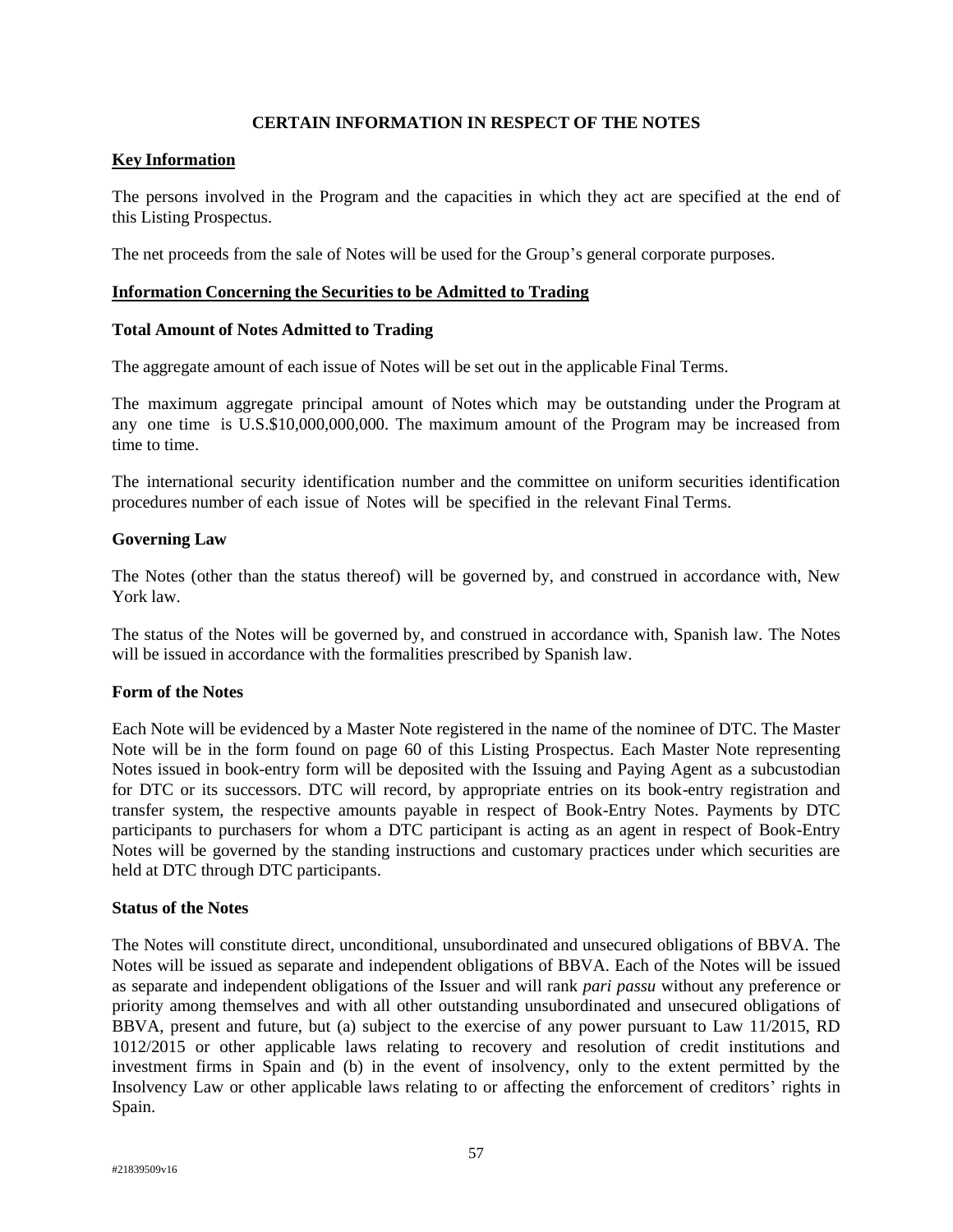## CERTAIN INFORMATION IN RESPECT OF THE NOTES

### Key Information

The persons involved in the Program and the capacities in which they act are specified at the end of this Listing Prospectus.

The net proceeds from the sale of Notes will be used for the Group's general corporate purposes.

### Information Concerning the Securities to be Admitted to Trading

#### Total Amount of Notes Admitted to Trading

The aggregate amount of each issue of Notes will be set out in the applicable Final Terms.

The maximum aggregate principal amount of Notes which may be outstanding under the Program at any one time is U.S.$10,000,000,000. The maximum amount of the Program may be increased from time to time.

The international security identification number and the committee on uniform securities identification procedures number of each issue of Notes will be specified in the relevant Final Terms.

#### Governing Law

The Notes (other than the status thereof) will be governed by, and construed in accordance with, New York law.

The status of the Notes will be governed by, and construed in accordance with, Spanish law. The Notes will be issued in accordance with the formalities prescribed by Spanish law.

#### Form of the Notes

Each Note will be evidenced by a Master Note registered in the name of the nominee of DTC. The Master Note will be in the form found on page 60 of this Listing Prospectus. Each Master Note representing Notes issued in book-entry form will be deposited with the Issuing and Paying Agent as a subcustodian for DTC or its successors. DTC will record, by appropriate entries on its book-entry registration and transfer system, the respective amounts payable in respect of Book-Entry Notes. Payments by DTC participants to purchasers for whom a DTC participant is acting as an agent in respect of Book-Entry Notes will be governed by the standing instructions and customary practices under which securities are held at DTC through DTC participants.

#### Status of the Notes

The Notes will constitute direct, unconditional, unsubordinated and unsecured obligations of BBVA. The Notes will be issued as separate and independent obligations of BBVA. Each of the Notes will be issued as separate and independent obligations of the Issuer and will rank *pari passu* without any preference or priority among themselves and with all other outstanding unsubordinated and unsecured obligations of BBVA, present and future, but (a) subject to the exercise of any power pursuant to Law 11/2015, RD 1012/2015 or other applicable laws relating to recovery and resolution of credit institutions and investment firms in Spain and (b) in the event of insolvency, only to the extent permitted by the Insolvency Law or other applicable laws relating to or affecting the enforcement of creditors' rights in Spain.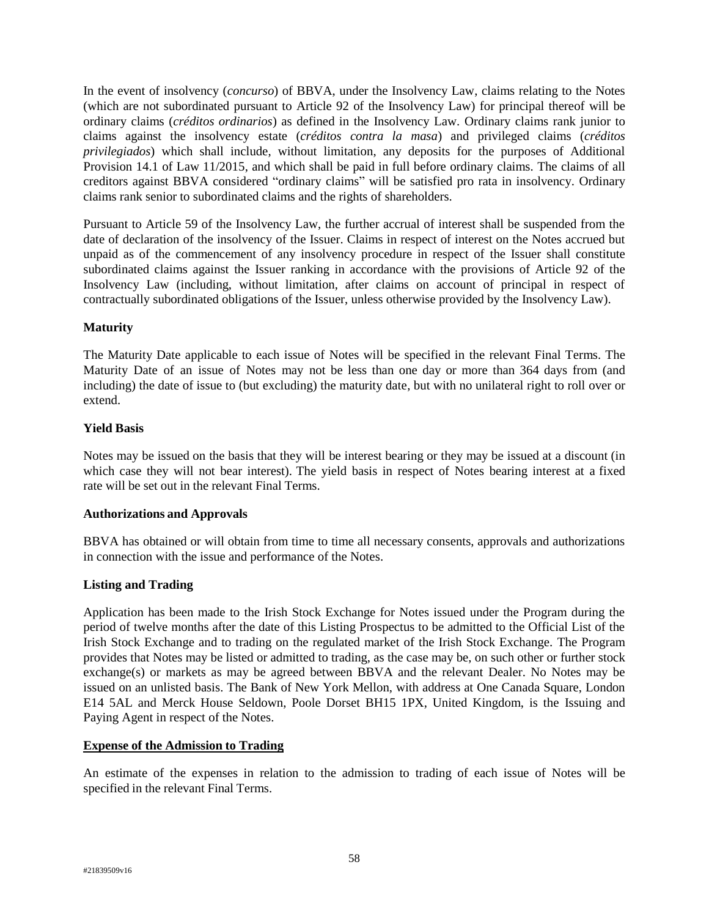In the event of insolvency (*concurso*) of BBVA, under the Insolvency Law, claims relating to the Notes (which are not subordinated pursuant to Article 92 of the Insolvency Law) for principal thereof will be ordinary claims (*créditos ordinarios*) as defined in the Insolvency Law. Ordinary claims rank junior to claims against the insolvency estate (*créditos contra la masa*) and privileged claims (*créditos privilegiados*) which shall include, without limitation, any deposits for the purposes of Additional Provision 14.1 of Law 11/2015, and which shall be paid in full before ordinary claims. The claims of all creditors against BBVA considered "ordinary claims" will be satisfied pro rata in insolvency. Ordinary claims rank senior to subordinated claims and the rights of shareholders.

Pursuant to Article 59 of the Insolvency Law, the further accrual of interest shall be suspended from the date of declaration of the insolvency of the Issuer. Claims in respect of interest on the Notes accrued but unpaid as of the commencement of any insolvency procedure in respect of the Issuer shall constitute subordinated claims against the Issuer ranking in accordance with the provisions of Article 92 of the Insolvency Law (including, without limitation, after claims on account of principal in respect of contractually subordinated obligations of the Issuer, unless otherwise provided by the Insolvency Law).

**Maturity**

The Maturity Date applicable to each issue of Notes will be specified in the relevant Final Terms. The Maturity Date of an issue of Notes may not be less than one day or more than 364 days from (and including) the date of issue to (but excluding) the maturity date, but with no unilateral right to roll over or extend.

**Yield Basis**

Notes may be issued on the basis that they will be interest bearing or they may be issued at a discount (in which case they will not bear interest). The yield basis in respect of Notes bearing interest at a fixed rate will be set out in the relevant Final Terms.

**Authorizations and Approvals**

BBVA has obtained or will obtain from time to time all necessary consents, approvals and authorizations in connection with the issue and performance of the Notes.

**Listing and Trading**

Application has been made to the Irish Stock Exchange for Notes issued under the Program during the period of twelve months after the date of this Listing Prospectus to be admitted to the Official List of the Irish Stock Exchange and to trading on the regulated market of the Irish Stock Exchange. The Program provides that Notes may be listed or admitted to trading, as the case may be, on such other or further stock exchange(s) or markets as may be agreed between BBVA and the relevant Dealer. No Notes may be issued on an unlisted basis. The Bank of New York Mellon, with address at One Canada Square, London E14 5AL and Merck House Seldown, Poole Dorset BH15 1PX, United Kingdom, is the Issuing and Paying Agent in respect of the Notes.

**Expense of the Admission to Trading**

An estimate of the expenses in relation to the admission to trading of each issue of Notes will be specified in the relevant Final Terms.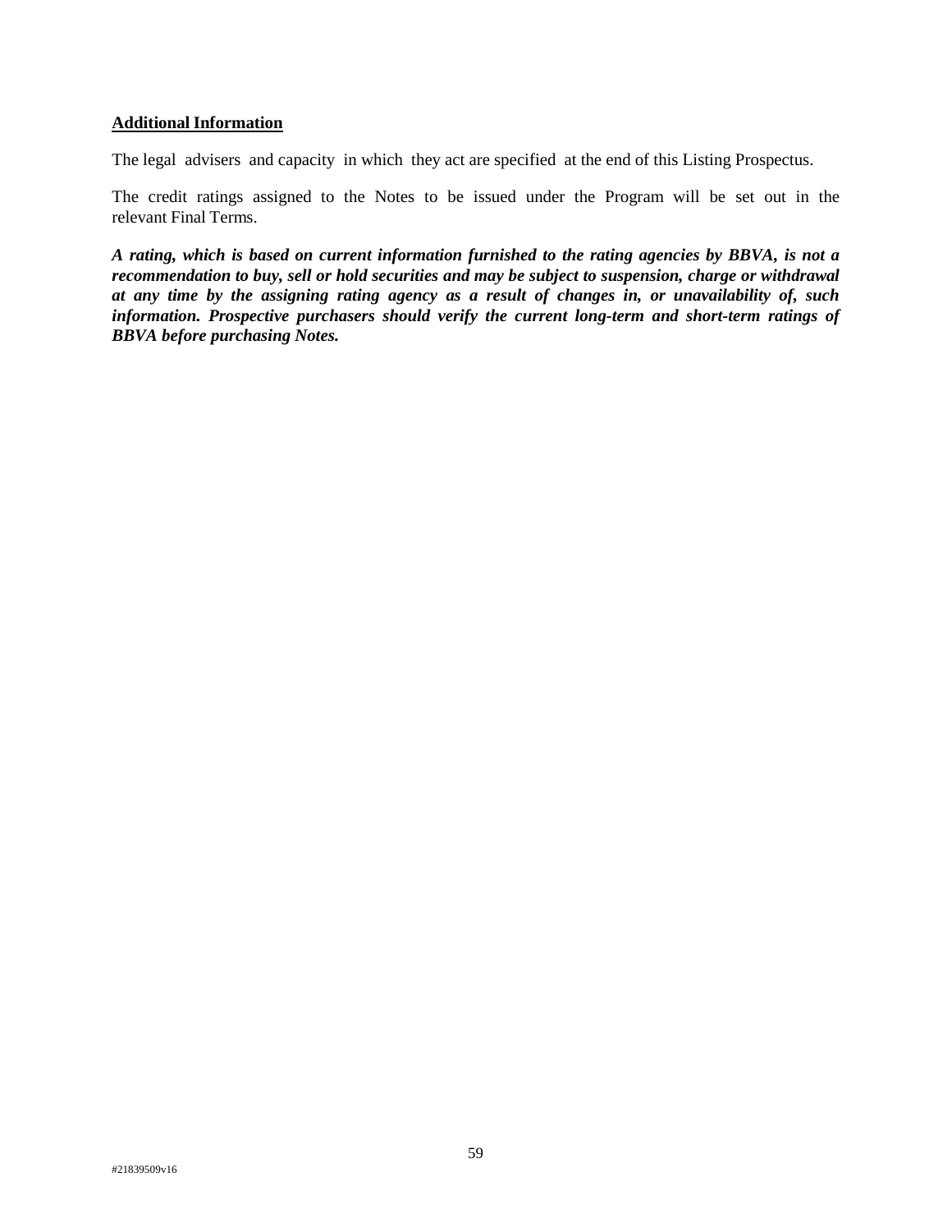**Additional Information**

The legal advisers and capacity in which they act are specified at the end of this Listing Prospectus.

The credit ratings assigned to the Notes to be issued under the Program will be set out in the relevant Final Terms.

***A rating, which is based on current information furnished to the rating agencies by BBVA, is not a recommendation to buy, sell or hold securities and may be subject to suspension, charge or withdrawal at any time by the assigning rating agency as a result of changes in, or unavailability of, such information. Prospective purchasers should verify the current long-term and short-term ratings of BBVA before purchasing Notes.***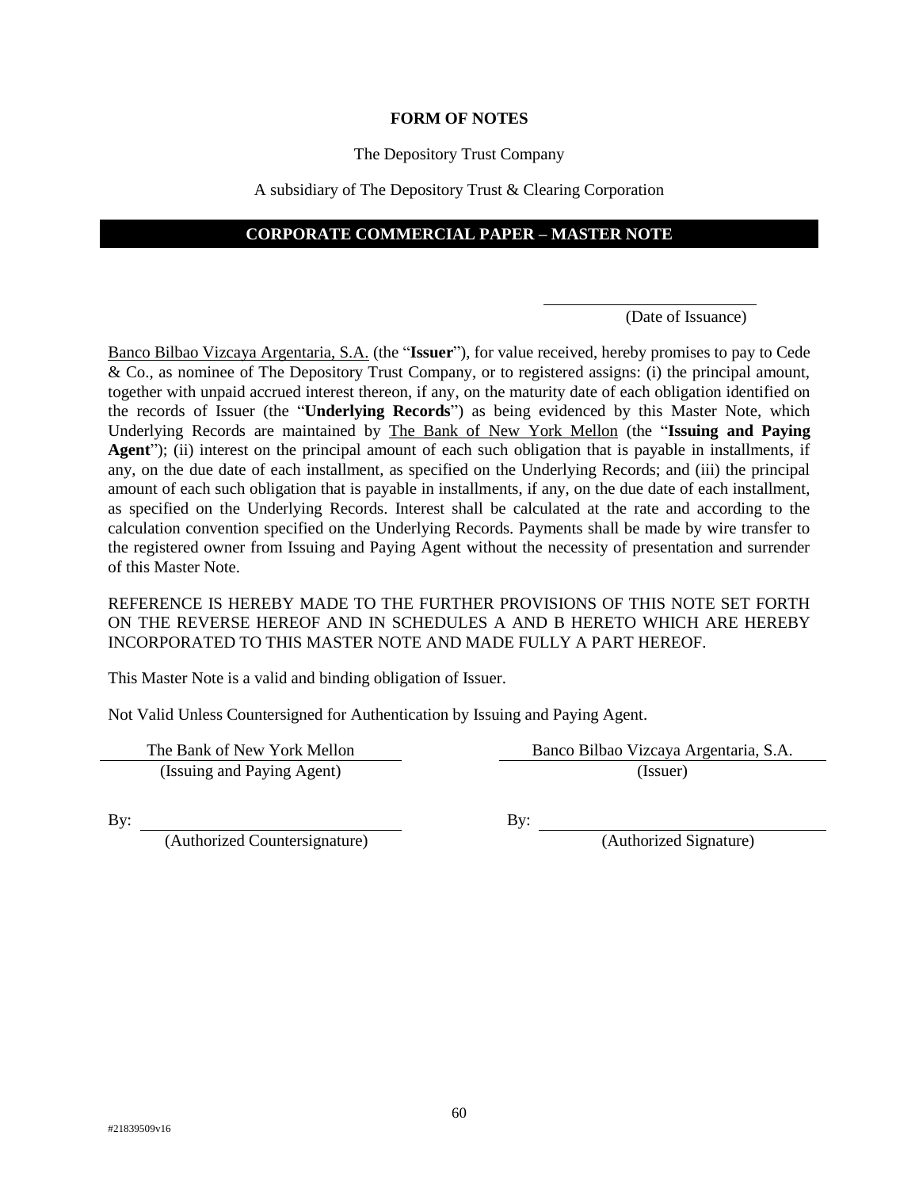**FORM OF NOTES**

The Depository Trust Company

A subsidiary of The Depository Trust & Clearing Corporation

**CORPORATE COMMERCIAL PAPER – MASTER NOTE**

\_\_\_\_\_\_\_\_\_\_\_\_\_\_\_\_\_\_\_\_\_\_\_\_
(Date of Issuance)

Banco Bilbao Vizcaya Argentaria, S.A. (the "**Issuer**"), for value received, hereby promises to pay to Cede & Co., as nominee of The Depository Trust Company, or to registered assigns: (i) the principal amount, together with unpaid accrued interest thereon, if any, on the maturity date of each obligation identified on the records of Issuer (the "**Underlying Records**") as being evidenced by this Master Note, which Underlying Records are maintained by The Bank of New York Mellon (the "**Issuing and Paying Agent**"); (ii) interest on the principal amount of each such obligation that is payable in installments, if any, on the due date of each installment, as specified on the Underlying Records; and (iii) the principal amount of each such obligation that is payable in installments, if any, on the due date of each installment, as specified on the Underlying Records. Interest shall be calculated at the rate and according to the calculation convention specified on the Underlying Records. Payments shall be made by wire transfer to the registered owner from Issuing and Paying Agent without the necessity of presentation and surrender of this Master Note.

REFERENCE IS HEREBY MADE TO THE FURTHER PROVISIONS OF THIS NOTE SET FORTH ON THE REVERSE HEREOF AND IN SCHEDULES A AND B HERETO WHICH ARE HEREBY INCORPORATED TO THIS MASTER NOTE AND MADE FULLY A PART HEREOF.

This Master Note is a valid and binding obligation of Issuer.

Not Valid Unless Countersigned for Authentication by Issuing and Paying Agent.

| | |
|---|---|
| The Bank of New York Mellon | Banco Bilbao Vizcaya Argentaria, S.A. |
| (Issuing and Paying Agent) | (Issuer) |
| By: \_\_\_\_\_\_\_\_\_\_\_\_\_\_\_\_\_\_\_\_\_\_\_\_ | By: \_\_\_\_\_\_\_\_\_\_\_\_\_\_\_\_\_\_\_\_\_\_\_\_ |
| (Authorized Countersignature) | (Authorized Signature) |

#21839509v16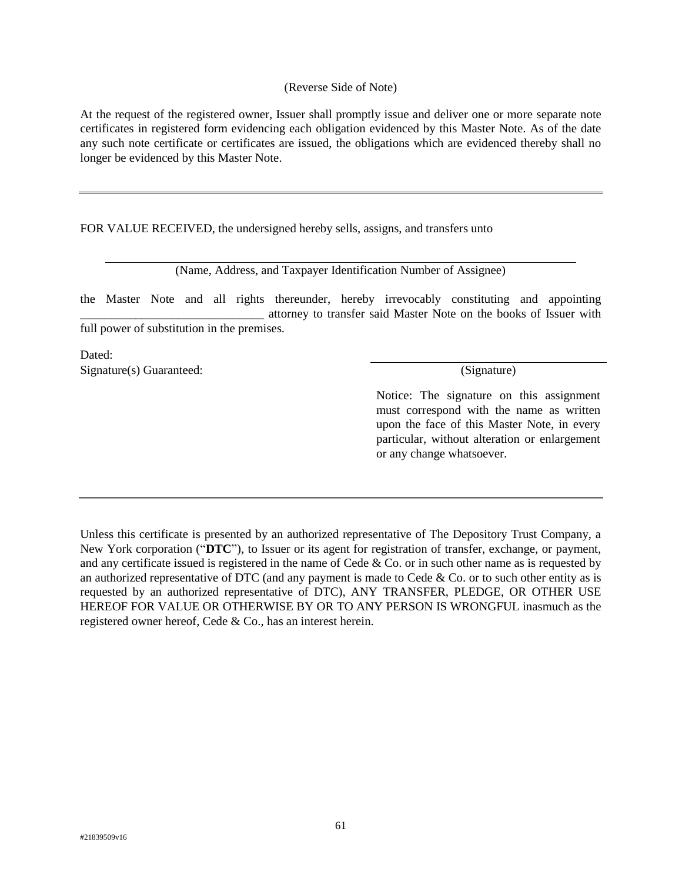(Reverse Side of Note)

At the request of the registered owner, Issuer shall promptly issue and deliver one or more separate note certificates in registered form evidencing each obligation evidenced by this Master Note. As of the date any such note certificate or certificates are issued, the obligations which are evidenced thereby shall no longer be evidenced by this Master Note.

---

FOR VALUE RECEIVED, the undersigned hereby sells, assigns, and transfers unto

______________________________________________________________

(Name, Address, and Taxpayer Identification Number of Assignee)

the Master Note and all rights thereunder, hereby irrevocably constituting and appointing ______________________________ attorney to transfer said Master Note on the books of Issuer with full power of substitution in the premises.

Dated:

Signature(s) Guaranteed:

______________________________

(Signature)

Notice: The signature on this assignment must correspond with the name as written upon the face of this Master Note, in every particular, without alteration or enlargement or any change whatsoever.

---

Unless this certificate is presented by an authorized representative of The Depository Trust Company, a New York corporation ("**DTC**"), to Issuer or its agent for registration of transfer, exchange, or payment, and any certificate issued is registered in the name of Cede & Co. or in such other name as is requested by an authorized representative of DTC (and any payment is made to Cede & Co. or to such other entity as is requested by an authorized representative of DTC), ANY TRANSFER, PLEDGE, OR OTHER USE HEREOF FOR VALUE OR OTHERWISE BY OR TO ANY PERSON IS WRONGFUL inasmuch as the registered owner hereof, Cede & Co., has an interest herein.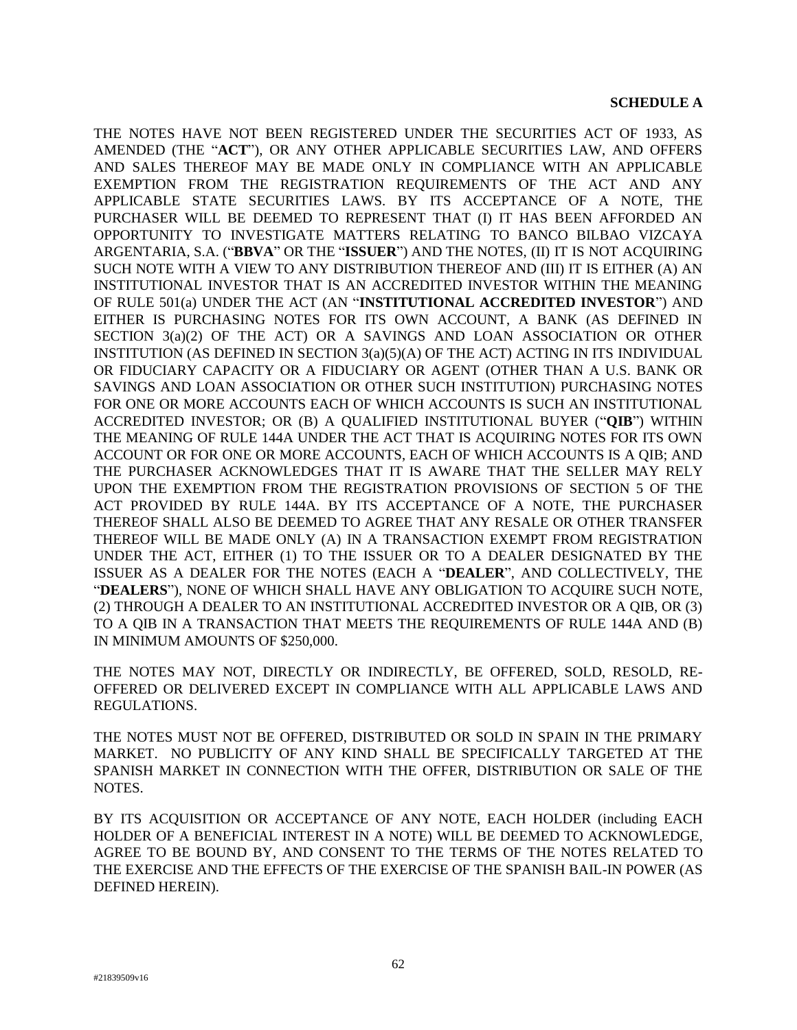**SCHEDULE A**

THE NOTES HAVE NOT BEEN REGISTERED UNDER THE SECURITIES ACT OF 1933, AS AMENDED (THE "**ACT**"), OR ANY OTHER APPLICABLE SECURITIES LAW, AND OFFERS AND SALES THEREOF MAY BE MADE ONLY IN COMPLIANCE WITH AN APPLICABLE EXEMPTION FROM THE REGISTRATION REQUIREMENTS OF THE ACT AND ANY APPLICABLE STATE SECURITIES LAWS. BY ITS ACCEPTANCE OF A NOTE, THE PURCHASER WILL BE DEEMED TO REPRESENT THAT (I) IT HAS BEEN AFFORDED AN OPPORTUNITY TO INVESTIGATE MATTERS RELATING TO BANCO BILBAO VIZCAYA ARGENTARIA, S.A. ("**BBVA**" OR THE "**ISSUER**") AND THE NOTES, (II) IT IS NOT ACQUIRING SUCH NOTE WITH A VIEW TO ANY DISTRIBUTION THEREOF AND (III) IT IS EITHER (A) AN INSTITUTIONAL INVESTOR THAT IS AN ACCREDITED INVESTOR WITHIN THE MEANING OF RULE 501(a) UNDER THE ACT (AN "**INSTITUTIONAL ACCREDITED INVESTOR**") AND EITHER IS PURCHASING NOTES FOR ITS OWN ACCOUNT, A BANK (AS DEFINED IN SECTION 3(a)(2) OF THE ACT) OR A SAVINGS AND LOAN ASSOCIATION OR OTHER INSTITUTION (AS DEFINED IN SECTION 3(a)(5)(A) OF THE ACT) ACTING IN ITS INDIVIDUAL OR FIDUCIARY CAPACITY OR A FIDUCIARY OR AGENT (OTHER THAN A U.S. BANK OR SAVINGS AND LOAN ASSOCIATION OR OTHER SUCH INSTITUTION) PURCHASING NOTES FOR ONE OR MORE ACCOUNTS EACH OF WHICH ACCOUNTS IS SUCH AN INSTITUTIONAL ACCREDITED INVESTOR; OR (B) A QUALIFIED INSTITUTIONAL BUYER ("**QIB**") WITHIN THE MEANING OF RULE 144A UNDER THE ACT THAT IS ACQUIRING NOTES FOR ITS OWN ACCOUNT OR FOR ONE OR MORE ACCOUNTS, EACH OF WHICH ACCOUNTS IS A QIB; AND THE PURCHASER ACKNOWLEDGES THAT IT IS AWARE THAT THE SELLER MAY RELY UPON THE EXEMPTION FROM THE REGISTRATION PROVISIONS OF SECTION 5 OF THE ACT PROVIDED BY RULE 144A. BY ITS ACCEPTANCE OF A NOTE, THE PURCHASER THEREOF SHALL ALSO BE DEEMED TO AGREE THAT ANY RESALE OR OTHER TRANSFER THEREOF WILL BE MADE ONLY (A) IN A TRANSACTION EXEMPT FROM REGISTRATION UNDER THE ACT, EITHER (1) TO THE ISSUER OR TO A DEALER DESIGNATED BY THE ISSUER AS A DEALER FOR THE NOTES (EACH A "**DEALER**", AND COLLECTIVELY, THE "**DEALERS**"), NONE OF WHICH SHALL HAVE ANY OBLIGATION TO ACQUIRE SUCH NOTE, (2) THROUGH A DEALER TO AN INSTITUTIONAL ACCREDITED INVESTOR OR A QIB, OR (3) TO A QIB IN A TRANSACTION THAT MEETS THE REQUIREMENTS OF RULE 144A AND (B) IN MINIMUM AMOUNTS OF $250,000.

THE NOTES MAY NOT, DIRECTLY OR INDIRECTLY, BE OFFERED, SOLD, RESOLD, RE-OFFERED OR DELIVERED EXCEPT IN COMPLIANCE WITH ALL APPLICABLE LAWS AND REGULATIONS.

THE NOTES MUST NOT BE OFFERED, DISTRIBUTED OR SOLD IN SPAIN IN THE PRIMARY MARKET. NO PUBLICITY OF ANY KIND SHALL BE SPECIFICALLY TARGETED AT THE SPANISH MARKET IN CONNECTION WITH THE OFFER, DISTRIBUTION OR SALE OF THE NOTES.

BY ITS ACQUISITION OR ACCEPTANCE OF ANY NOTE, EACH HOLDER (including EACH HOLDER OF A BENEFICIAL INTEREST IN A NOTE) WILL BE DEEMED TO ACKNOWLEDGE, AGREE TO BE BOUND BY, AND CONSENT TO THE TERMS OF THE NOTES RELATED TO THE EXERCISE AND THE EFFECTS OF THE EXERCISE OF THE SPANISH BAIL-IN POWER (AS DEFINED HEREIN).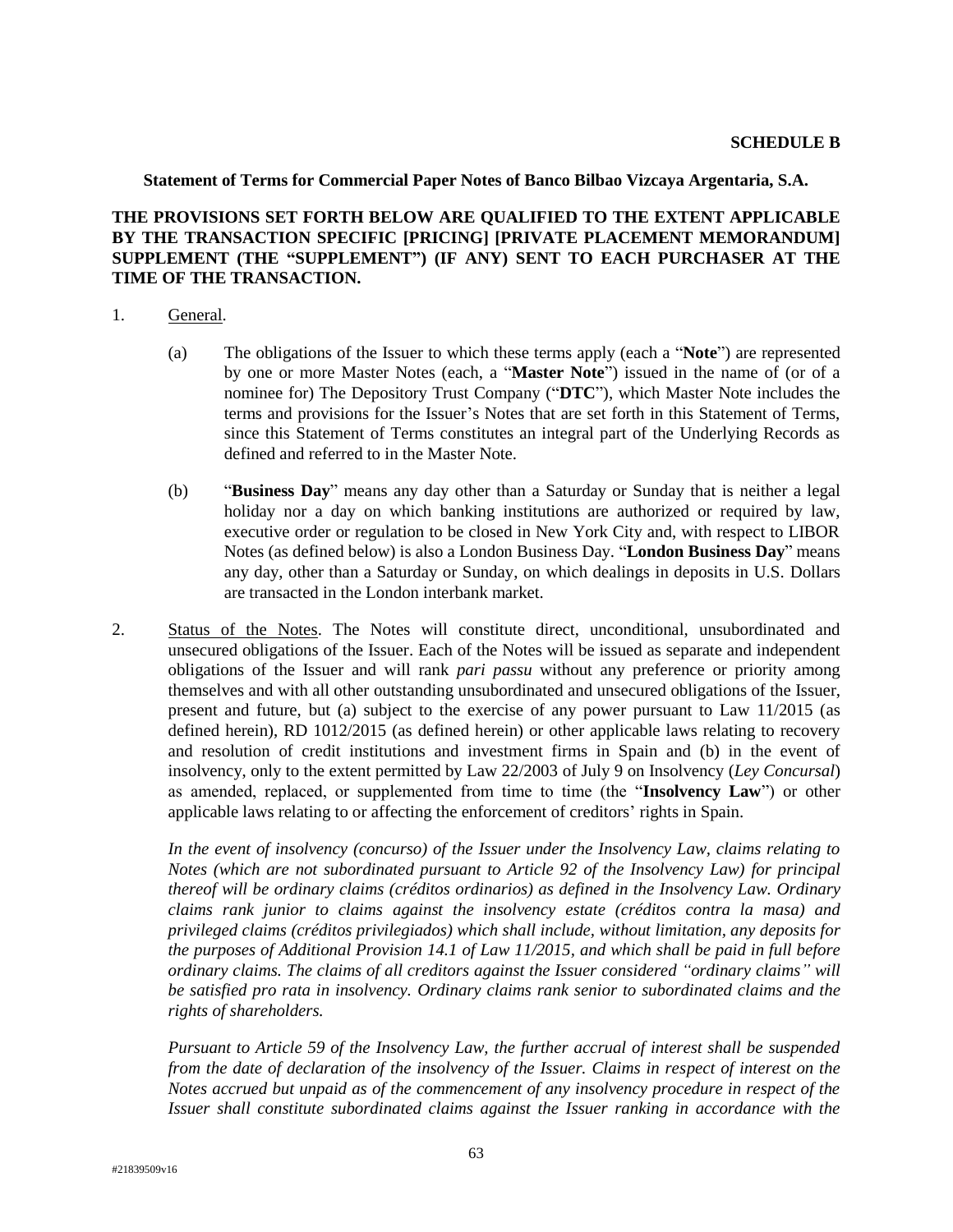**SCHEDULE B**

**Statement of Terms for Commercial Paper Notes of Banco Bilbao Vizcaya Argentaria, S.A.**

**THE PROVISIONS SET FORTH BELOW ARE QUALIFIED TO THE EXTENT APPLICABLE BY THE TRANSACTION SPECIFIC [PRICING] [PRIVATE PLACEMENT MEMORANDUM] SUPPLEMENT (THE "SUPPLEMENT") (IF ANY) SENT TO EACH PURCHASER AT THE TIME OF THE TRANSACTION.**

1. General.

   (a) The obligations of the Issuer to which these terms apply (each a "**Note**") are represented by one or more Master Notes (each, a "**Master Note**") issued in the name of (or of a nominee for) The Depository Trust Company ("**DTC**"), which Master Note includes the terms and provisions for the Issuer's Notes that are set forth in this Statement of Terms, since this Statement of Terms constitutes an integral part of the Underlying Records as defined and referred to in the Master Note.

   (b) "**Business Day**" means any day other than a Saturday or Sunday that is neither a legal holiday nor a day on which banking institutions are authorized or required by law, executive order or regulation to be closed in New York City and, with respect to LIBOR Notes (as defined below) is also a London Business Day. "**London Business Day**" means any day, other than a Saturday or Sunday, on which dealings in deposits in U.S. Dollars are transacted in the London interbank market.

2. Status of the Notes. The Notes will constitute direct, unconditional, unsubordinated and unsecured obligations of the Issuer. Each of the Notes will be issued as separate and independent obligations of the Issuer and will rank *pari passu* without any preference or priority among themselves and with all other outstanding unsubordinated and unsecured obligations of the Issuer, present and future, but (a) subject to the exercise of any power pursuant to Law 11/2015 (as defined herein), RD 1012/2015 (as defined herein) or other applicable laws relating to recovery and resolution of credit institutions and investment firms in Spain and (b) in the event of insolvency, only to the extent permitted by Law 22/2003 of July 9 on Insolvency (*Ley Concursal*) as amended, replaced, or supplemented from time to time (the "**Insolvency Law**") or other applicable laws relating to or affecting the enforcement of creditors' rights in Spain.

   *In the event of insolvency (concurso) of the Issuer under the Insolvency Law, claims relating to Notes (which are not subordinated pursuant to Article 92 of the Insolvency Law) for principal thereof will be ordinary claims (créditos ordinarios) as defined in the Insolvency Law. Ordinary claims rank junior to claims against the insolvency estate (créditos contra la masa) and privileged claims (créditos privilegiados) which shall include, without limitation, any deposits for the purposes of Additional Provision 14.1 of Law 11/2015, and which shall be paid in full before ordinary claims. The claims of all creditors against the Issuer considered "ordinary claims" will be satisfied pro rata in insolvency. Ordinary claims rank senior to subordinated claims and the rights of shareholders.*

   *Pursuant to Article 59 of the Insolvency Law, the further accrual of interest shall be suspended from the date of declaration of the insolvency of the Issuer. Claims in respect of interest on the Notes accrued but unpaid as of the commencement of any insolvency procedure in respect of the Issuer shall constitute subordinated claims against the Issuer ranking in accordance with the*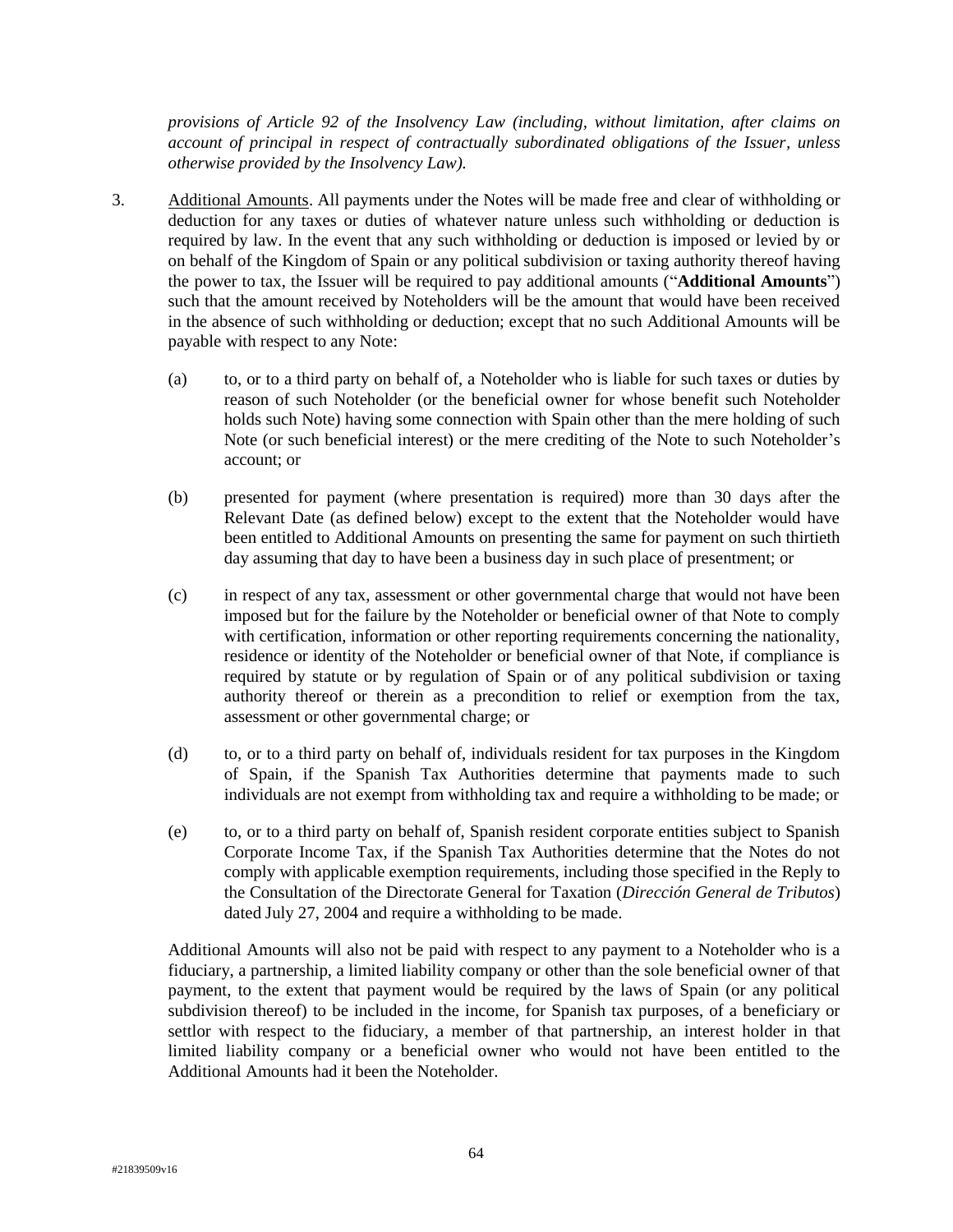*provisions of Article 92 of the Insolvency Law (including, without limitation, after claims on account of principal in respect of contractually subordinated obligations of the Issuer, unless otherwise provided by the Insolvency Law).*

3. Additional Amounts. All payments under the Notes will be made free and clear of withholding or deduction for any taxes or duties of whatever nature unless such withholding or deduction is required by law. In the event that any such withholding or deduction is imposed or levied by or on behalf of the Kingdom of Spain or any political subdivision or taxing authority thereof having the power to tax, the Issuer will be required to pay additional amounts ("**Additional Amounts**") such that the amount received by Noteholders will be the amount that would have been received in the absence of such withholding or deduction; except that no such Additional Amounts will be payable with respect to any Note:

   (a) to, or to a third party on behalf of, a Noteholder who is liable for such taxes or duties by reason of such Noteholder (or the beneficial owner for whose benefit such Noteholder holds such Note) having some connection with Spain other than the mere holding of such Note (or such beneficial interest) or the mere crediting of the Note to such Noteholder's account; or

   (b) presented for payment (where presentation is required) more than 30 days after the Relevant Date (as defined below) except to the extent that the Noteholder would have been entitled to Additional Amounts on presenting the same for payment on such thirtieth day assuming that day to have been a business day in such place of presentment; or

   (c) in respect of any tax, assessment or other governmental charge that would not have been imposed but for the failure by the Noteholder or beneficial owner of that Note to comply with certification, information or other reporting requirements concerning the nationality, residence or identity of the Noteholder or beneficial owner of that Note, if compliance is required by statute or by regulation of Spain or of any political subdivision or taxing authority thereof or therein as a precondition to relief or exemption from the tax, assessment or other governmental charge; or

   (d) to, or to a third party on behalf of, individuals resident for tax purposes in the Kingdom of Spain, if the Spanish Tax Authorities determine that payments made to such individuals are not exempt from withholding tax and require a withholding to be made; or

   (e) to, or to a third party on behalf of, Spanish resident corporate entities subject to Spanish Corporate Income Tax, if the Spanish Tax Authorities determine that the Notes do not comply with applicable exemption requirements, including those specified in the Reply to the Consultation of the Directorate General for Taxation (*Dirección General de Tributos*) dated July 27, 2004 and require a withholding to be made.

   Additional Amounts will also not be paid with respect to any payment to a Noteholder who is a fiduciary, a partnership, a limited liability company or other than the sole beneficial owner of that payment, to the extent that payment would be required by the laws of Spain (or any political subdivision thereof) to be included in the income, for Spanish tax purposes, of a beneficiary or settlor with respect to the fiduciary, a member of that partnership, an interest holder in that limited liability company or a beneficial owner who would not have been entitled to the Additional Amounts had it been the Noteholder.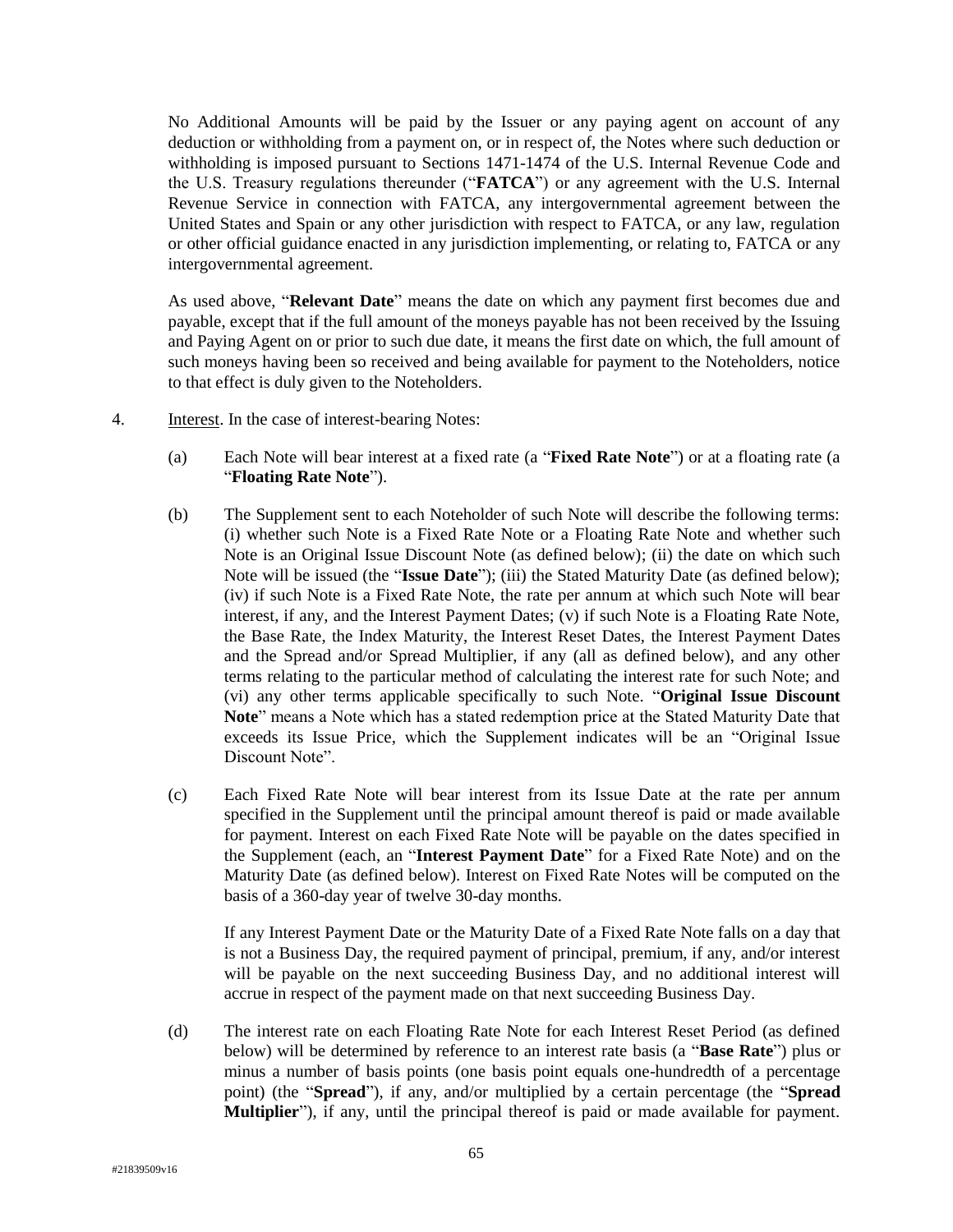No Additional Amounts will be paid by the Issuer or any paying agent on account of any deduction or withholding from a payment on, or in respect of, the Notes where such deduction or withholding is imposed pursuant to Sections 1471-1474 of the U.S. Internal Revenue Code and the U.S. Treasury regulations thereunder ("**FATCA**") or any agreement with the U.S. Internal Revenue Service in connection with FATCA, any intergovernmental agreement between the United States and Spain or any other jurisdiction with respect to FATCA, or any law, regulation or other official guidance enacted in any jurisdiction implementing, or relating to, FATCA or any intergovernmental agreement.

As used above, "**Relevant Date**" means the date on which any payment first becomes due and payable, except that if the full amount of the moneys payable has not been received by the Issuing and Paying Agent on or prior to such due date, it means the first date on which, the full amount of such moneys having been so received and being available for payment to the Noteholders, notice to that effect is duly given to the Noteholders.

4. Interest. In the case of interest-bearing Notes:

   (a) Each Note will bear interest at a fixed rate (a "**Fixed Rate Note**") or at a floating rate (a "**Floating Rate Note**").

   (b) The Supplement sent to each Noteholder of such Note will describe the following terms: (i) whether such Note is a Fixed Rate Note or a Floating Rate Note and whether such Note is an Original Issue Discount Note (as defined below); (ii) the date on which such Note will be issued (the "**Issue Date**"); (iii) the Stated Maturity Date (as defined below); (iv) if such Note is a Fixed Rate Note, the rate per annum at which such Note will bear interest, if any, and the Interest Payment Dates; (v) if such Note is a Floating Rate Note, the Base Rate, the Index Maturity, the Interest Reset Dates, the Interest Payment Dates and the Spread and/or Spread Multiplier, if any (all as defined below), and any other terms relating to the particular method of calculating the interest rate for such Note; and (vi) any other terms applicable specifically to such Note. "**Original Issue Discount Note**" means a Note which has a stated redemption price at the Stated Maturity Date that exceeds its Issue Price, which the Supplement indicates will be an "Original Issue Discount Note".

   (c) Each Fixed Rate Note will bear interest from its Issue Date at the rate per annum specified in the Supplement until the principal amount thereof is paid or made available for payment. Interest on each Fixed Rate Note will be payable on the dates specified in the Supplement (each, an "**Interest Payment Date**" for a Fixed Rate Note) and on the Maturity Date (as defined below). Interest on Fixed Rate Notes will be computed on the basis of a 360-day year of twelve 30-day months.

   If any Interest Payment Date or the Maturity Date of a Fixed Rate Note falls on a day that is not a Business Day, the required payment of principal, premium, if any, and/or interest will be payable on the next succeeding Business Day, and no additional interest will accrue in respect of the payment made on that next succeeding Business Day.

   (d) The interest rate on each Floating Rate Note for each Interest Reset Period (as defined below) will be determined by reference to an interest rate basis (a "**Base Rate**") plus or minus a number of basis points (one basis point equals one-hundredth of a percentage point) (the "**Spread**"), if any, and/or multiplied by a certain percentage (the "**Spread Multiplier**"), if any, until the principal thereof is paid or made available for payment.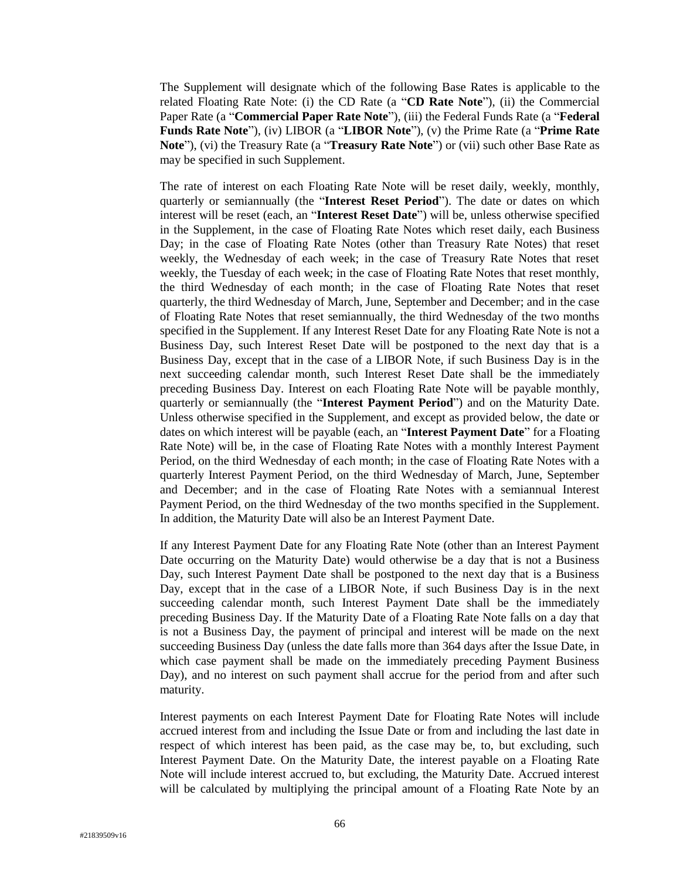The Supplement will designate which of the following Base Rates is applicable to the related Floating Rate Note: (i) the CD Rate (a "**CD Rate Note**"), (ii) the Commercial Paper Rate (a "**Commercial Paper Rate Note**"), (iii) the Federal Funds Rate (a "**Federal Funds Rate Note**"), (iv) LIBOR (a "**LIBOR Note**"), (v) the Prime Rate (a "**Prime Rate Note**"), (vi) the Treasury Rate (a "**Treasury Rate Note**") or (vii) such other Base Rate as may be specified in such Supplement.

The rate of interest on each Floating Rate Note will be reset daily, weekly, monthly, quarterly or semiannually (the "**Interest Reset Period**"). The date or dates on which interest will be reset (each, an "**Interest Reset Date**") will be, unless otherwise specified in the Supplement, in the case of Floating Rate Notes which reset daily, each Business Day; in the case of Floating Rate Notes (other than Treasury Rate Notes) that reset weekly, the Wednesday of each week; in the case of Treasury Rate Notes that reset weekly, the Tuesday of each week; in the case of Floating Rate Notes that reset monthly, the third Wednesday of each month; in the case of Floating Rate Notes that reset quarterly, the third Wednesday of March, June, September and December; and in the case of Floating Rate Notes that reset semiannually, the third Wednesday of the two months specified in the Supplement. If any Interest Reset Date for any Floating Rate Note is not a Business Day, such Interest Reset Date will be postponed to the next day that is a Business Day, except that in the case of a LIBOR Note, if such Business Day is in the next succeeding calendar month, such Interest Reset Date shall be the immediately preceding Business Day. Interest on each Floating Rate Note will be payable monthly, quarterly or semiannually (the "**Interest Payment Period**") and on the Maturity Date. Unless otherwise specified in the Supplement, and except as provided below, the date or dates on which interest will be payable (each, an "**Interest Payment Date**" for a Floating Rate Note) will be, in the case of Floating Rate Notes with a monthly Interest Payment Period, on the third Wednesday of each month; in the case of Floating Rate Notes with a quarterly Interest Payment Period, on the third Wednesday of March, June, September and December; and in the case of Floating Rate Notes with a semiannual Interest Payment Period, on the third Wednesday of the two months specified in the Supplement. In addition, the Maturity Date will also be an Interest Payment Date.

If any Interest Payment Date for any Floating Rate Note (other than an Interest Payment Date occurring on the Maturity Date) would otherwise be a day that is not a Business Day, such Interest Payment Date shall be postponed to the next day that is a Business Day, except that in the case of a LIBOR Note, if such Business Day is in the next succeeding calendar month, such Interest Payment Date shall be the immediately preceding Business Day. If the Maturity Date of a Floating Rate Note falls on a day that is not a Business Day, the payment of principal and interest will be made on the next succeeding Business Day (unless the date falls more than 364 days after the Issue Date, in which case payment shall be made on the immediately preceding Payment Business Day), and no interest on such payment shall accrue for the period from and after such maturity.

Interest payments on each Interest Payment Date for Floating Rate Notes will include accrued interest from and including the Issue Date or from and including the last date in respect of which interest has been paid, as the case may be, to, but excluding, such Interest Payment Date. On the Maturity Date, the interest payable on a Floating Rate Note will include interest accrued to, but excluding, the Maturity Date. Accrued interest will be calculated by multiplying the principal amount of a Floating Rate Note by an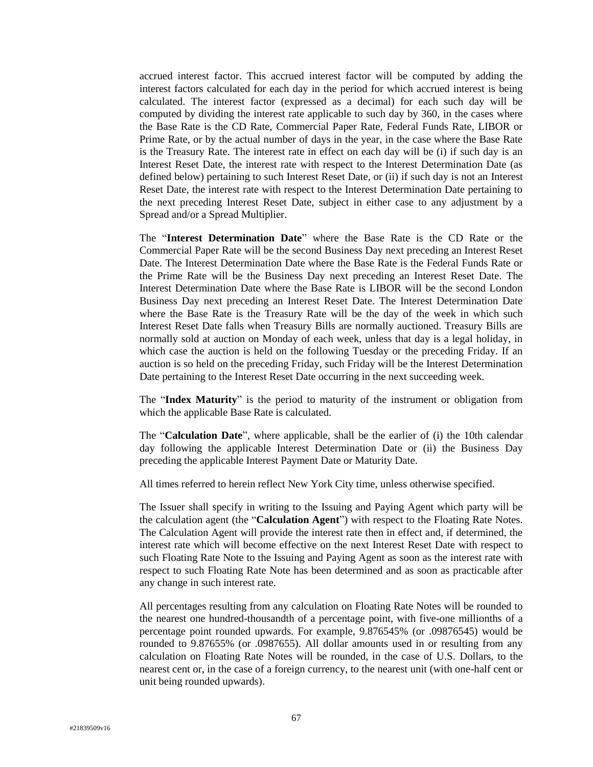accrued interest factor. This accrued interest factor will be computed by adding the interest factors calculated for each day in the period for which accrued interest is being calculated. The interest factor (expressed as a decimal) for each such day will be computed by dividing the interest rate applicable to such day by 360, in the cases where the Base Rate is the CD Rate, Commercial Paper Rate, Federal Funds Rate, LIBOR or Prime Rate, or by the actual number of days in the year, in the case where the Base Rate is the Treasury Rate. The interest rate in effect on each day will be (i) if such day is an Interest Reset Date, the interest rate with respect to the Interest Determination Date (as defined below) pertaining to such Interest Reset Date, or (ii) if such day is not an Interest Reset Date, the interest rate with respect to the Interest Determination Date pertaining to the next preceding Interest Reset Date, subject in either case to any adjustment by a Spread and/or a Spread Multiplier.

The "**Interest Determination Date**" where the Base Rate is the CD Rate or the Commercial Paper Rate will be the second Business Day next preceding an Interest Reset Date. The Interest Determination Date where the Base Rate is the Federal Funds Rate or the Prime Rate will be the Business Day next preceding an Interest Reset Date. The Interest Determination Date where the Base Rate is LIBOR will be the second London Business Day next preceding an Interest Reset Date. The Interest Determination Date where the Base Rate is the Treasury Rate will be the day of the week in which such Interest Reset Date falls when Treasury Bills are normally auctioned. Treasury Bills are normally sold at auction on Monday of each week, unless that day is a legal holiday, in which case the auction is held on the following Tuesday or the preceding Friday. If an auction is so held on the preceding Friday, such Friday will be the Interest Determination Date pertaining to the Interest Reset Date occurring in the next succeeding week.

The "**Index Maturity**" is the period to maturity of the instrument or obligation from which the applicable Base Rate is calculated.

The "**Calculation Date**", where applicable, shall be the earlier of (i) the 10th calendar day following the applicable Interest Determination Date or (ii) the Business Day preceding the applicable Interest Payment Date or Maturity Date.

All times referred to herein reflect New York City time, unless otherwise specified.

The Issuer shall specify in writing to the Issuing and Paying Agent which party will be the calculation agent (the "**Calculation Agent**") with respect to the Floating Rate Notes. The Calculation Agent will provide the interest rate then in effect and, if determined, the interest rate which will become effective on the next Interest Reset Date with respect to such Floating Rate Note to the Issuing and Paying Agent as soon as the interest rate with respect to such Floating Rate Note has been determined and as soon as practicable after any change in such interest rate.

All percentages resulting from any calculation on Floating Rate Notes will be rounded to the nearest one hundred-thousandth of a percentage point, with five-one millionths of a percentage point rounded upwards. For example, 9.876545% (or .09876545) would be rounded to 9.87655% (or .0987655). All dollar amounts used in or resulting from any calculation on Floating Rate Notes will be rounded, in the case of U.S. Dollars, to the nearest cent or, in the case of a foreign currency, to the nearest unit (with one-half cent or unit being rounded upwards).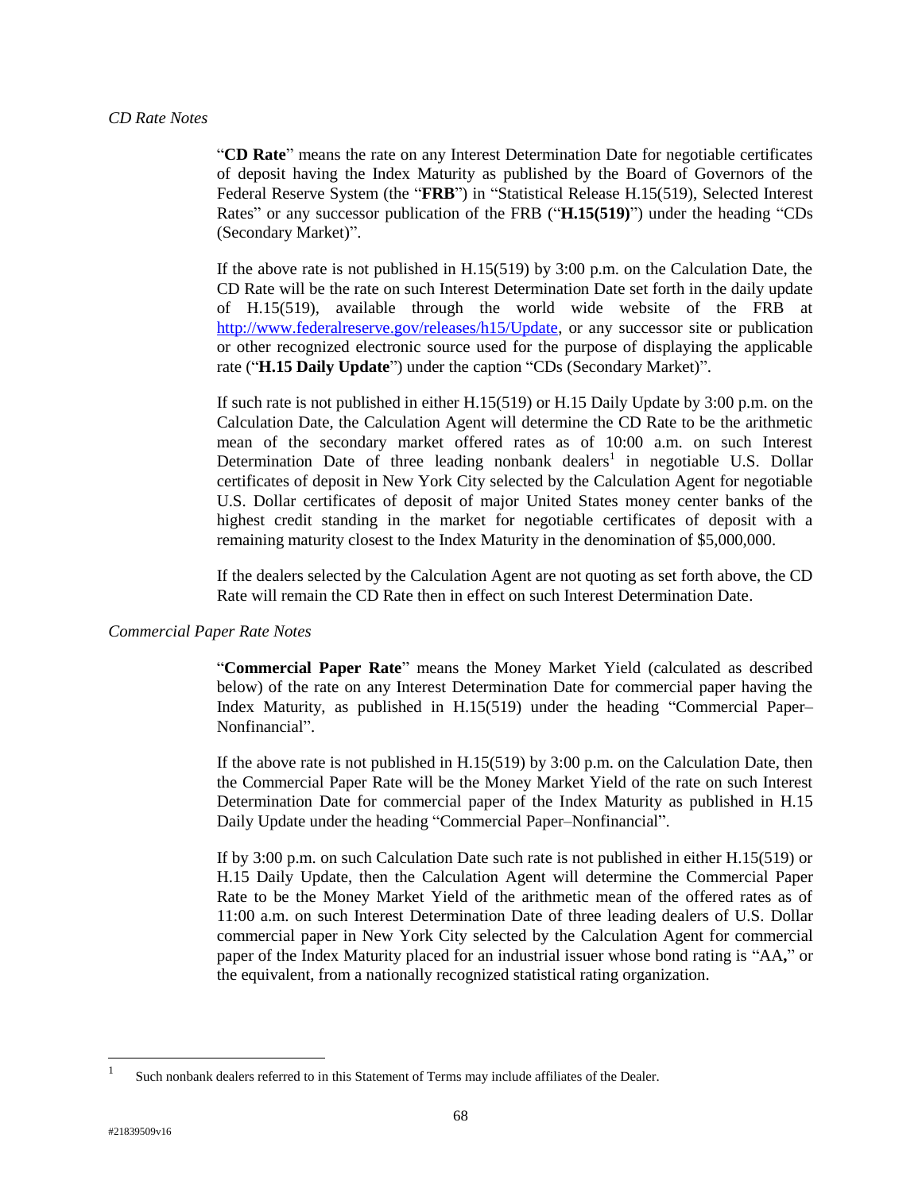*CD Rate Notes*

"**CD Rate**" means the rate on any Interest Determination Date for negotiable certificates of deposit having the Index Maturity as published by the Board of Governors of the Federal Reserve System (the "**FRB**") in "Statistical Release H.15(519), Selected Interest Rates" or any successor publication of the FRB ("**H.15(519)**") under the heading "CDs (Secondary Market)".

If the above rate is not published in H.15(519) by 3:00 p.m. on the Calculation Date, the CD Rate will be the rate on such Interest Determination Date set forth in the daily update of H.15(519), available through the world wide website of the FRB at http://www.federalreserve.gov/releases/h15/Update, or any successor site or publication or other recognized electronic source used for the purpose of displaying the applicable rate ("**H.15 Daily Update**") under the caption "CDs (Secondary Market)".

If such rate is not published in either H.15(519) or H.15 Daily Update by 3:00 p.m. on the Calculation Date, the Calculation Agent will determine the CD Rate to be the arithmetic mean of the secondary market offered rates as of 10:00 a.m. on such Interest Determination Date of three leading nonbank dealers[1] in negotiable U.S. Dollar certificates of deposit in New York City selected by the Calculation Agent for negotiable U.S. Dollar certificates of deposit of major United States money center banks of the highest credit standing in the market for negotiable certificates of deposit with a remaining maturity closest to the Index Maturity in the denomination of $5,000,000.

If the dealers selected by the Calculation Agent are not quoting as set forth above, the CD Rate will remain the CD Rate then in effect on such Interest Determination Date.

*Commercial Paper Rate Notes*

"**Commercial Paper Rate**" means the Money Market Yield (calculated as described below) of the rate on any Interest Determination Date for commercial paper having the Index Maturity, as published in H.15(519) under the heading "Commercial Paper–Nonfinancial".

If the above rate is not published in H.15(519) by 3:00 p.m. on the Calculation Date, then the Commercial Paper Rate will be the Money Market Yield of the rate on such Interest Determination Date for commercial paper of the Index Maturity as published in H.15 Daily Update under the heading "Commercial Paper–Nonfinancial".

If by 3:00 p.m. on such Calculation Date such rate is not published in either H.15(519) or H.15 Daily Update, then the Calculation Agent will determine the Commercial Paper Rate to be the Money Market Yield of the arithmetic mean of the offered rates as of 11:00 a.m. on such Interest Determination Date of three leading dealers of U.S. Dollar commercial paper in New York City selected by the Calculation Agent for commercial paper of the Index Maturity placed for an industrial issuer whose bond rating is "AA**,**" or the equivalent, from a nationally recognized statistical rating organization.

---

[1] Such nonbank dealers referred to in this Statement of Terms may include affiliates of the Dealer.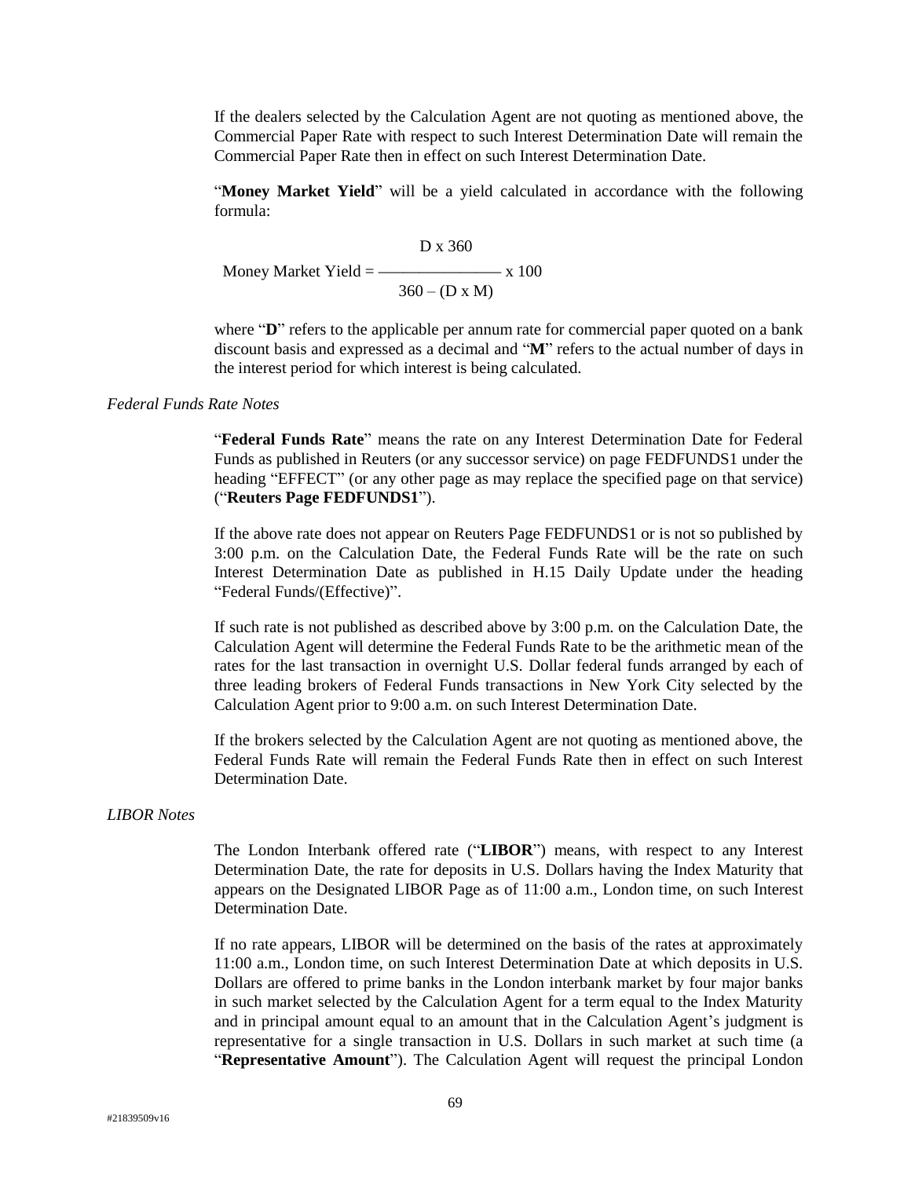If the dealers selected by the Calculation Agent are not quoting as mentioned above, the Commercial Paper Rate with respect to such Interest Determination Date will remain the Commercial Paper Rate then in effect on such Interest Determination Date.

"**Money Market Yield**" will be a yield calculated in accordance with the following formula:

$$\text{Money Market Yield} = \frac{D \times 360}{360 - (D \times M)} \times 100$$

where "**D**" refers to the applicable per annum rate for commercial paper quoted on a bank discount basis and expressed as a decimal and "**M**" refers to the actual number of days in the interest period for which interest is being calculated.

*Federal Funds Rate Notes*

"**Federal Funds Rate**" means the rate on any Interest Determination Date for Federal Funds as published in Reuters (or any successor service) on page FEDFUNDS1 under the heading "EFFECT" (or any other page as may replace the specified page on that service) ("**Reuters Page FEDFUNDS1**").

If the above rate does not appear on Reuters Page FEDFUNDS1 or is not so published by 3:00 p.m. on the Calculation Date, the Federal Funds Rate will be the rate on such Interest Determination Date as published in H.15 Daily Update under the heading "Federal Funds/(Effective)".

If such rate is not published as described above by 3:00 p.m. on the Calculation Date, the Calculation Agent will determine the Federal Funds Rate to be the arithmetic mean of the rates for the last transaction in overnight U.S. Dollar federal funds arranged by each of three leading brokers of Federal Funds transactions in New York City selected by the Calculation Agent prior to 9:00 a.m. on such Interest Determination Date.

If the brokers selected by the Calculation Agent are not quoting as mentioned above, the Federal Funds Rate will remain the Federal Funds Rate then in effect on such Interest Determination Date.

*LIBOR Notes*

The London Interbank offered rate ("**LIBOR**") means, with respect to any Interest Determination Date, the rate for deposits in U.S. Dollars having the Index Maturity that appears on the Designated LIBOR Page as of 11:00 a.m., London time, on such Interest Determination Date.

If no rate appears, LIBOR will be determined on the basis of the rates at approximately 11:00 a.m., London time, on such Interest Determination Date at which deposits in U.S. Dollars are offered to prime banks in the London interbank market by four major banks in such market selected by the Calculation Agent for a term equal to the Index Maturity and in principal amount equal to an amount that in the Calculation Agent's judgment is representative for a single transaction in U.S. Dollars in such market at such time (a "**Representative Amount**"). The Calculation Agent will request the principal London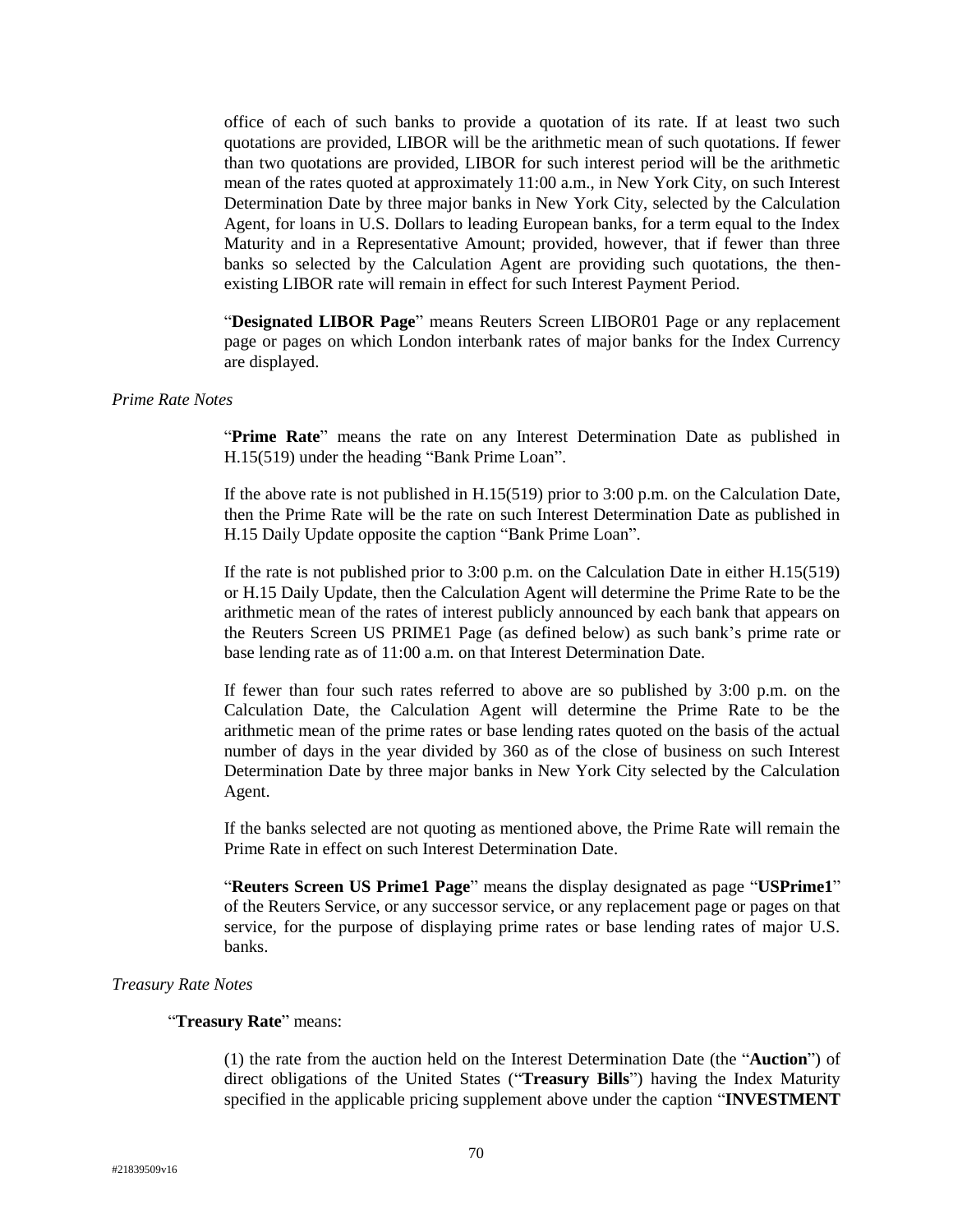office of each of such banks to provide a quotation of its rate. If at least two such quotations are provided, LIBOR will be the arithmetic mean of such quotations. If fewer than two quotations are provided, LIBOR for such interest period will be the arithmetic mean of the rates quoted at approximately 11:00 a.m., in New York City, on such Interest Determination Date by three major banks in New York City, selected by the Calculation Agent, for loans in U.S. Dollars to leading European banks, for a term equal to the Index Maturity and in a Representative Amount; provided, however, that if fewer than three banks so selected by the Calculation Agent are providing such quotations, the then-existing LIBOR rate will remain in effect for such Interest Payment Period.

"**Designated LIBOR Page**" means Reuters Screen LIBOR01 Page or any replacement page or pages on which London interbank rates of major banks for the Index Currency are displayed.

*Prime Rate Notes*

"**Prime Rate**" means the rate on any Interest Determination Date as published in H.15(519) under the heading "Bank Prime Loan".

If the above rate is not published in H.15(519) prior to 3:00 p.m. on the Calculation Date, then the Prime Rate will be the rate on such Interest Determination Date as published in H.15 Daily Update opposite the caption "Bank Prime Loan".

If the rate is not published prior to 3:00 p.m. on the Calculation Date in either H.15(519) or H.15 Daily Update, then the Calculation Agent will determine the Prime Rate to be the arithmetic mean of the rates of interest publicly announced by each bank that appears on the Reuters Screen US PRIME1 Page (as defined below) as such bank's prime rate or base lending rate as of 11:00 a.m. on that Interest Determination Date.

If fewer than four such rates referred to above are so published by 3:00 p.m. on the Calculation Date, the Calculation Agent will determine the Prime Rate to be the arithmetic mean of the prime rates or base lending rates quoted on the basis of the actual number of days in the year divided by 360 as of the close of business on such Interest Determination Date by three major banks in New York City selected by the Calculation Agent.

If the banks selected are not quoting as mentioned above, the Prime Rate will remain the Prime Rate in effect on such Interest Determination Date.

"**Reuters Screen US Prime1 Page**" means the display designated as page "**USPrime1**" of the Reuters Service, or any successor service, or any replacement page or pages on that service, for the purpose of displaying prime rates or base lending rates of major U.S. banks.

*Treasury Rate Notes*

"**Treasury Rate**" means:

(1) the rate from the auction held on the Interest Determination Date (the "**Auction**") of direct obligations of the United States ("**Treasury Bills**") having the Index Maturity specified in the applicable pricing supplement above under the caption "**INVESTMENT**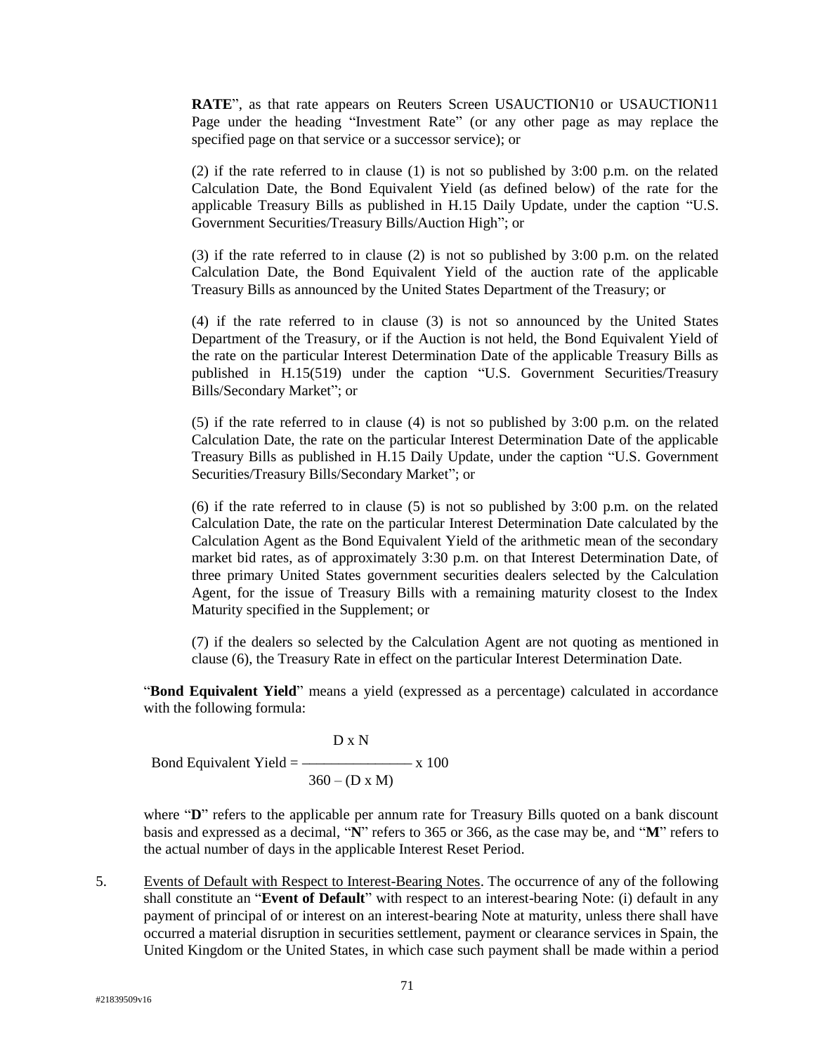**RATE**", as that rate appears on Reuters Screen USAUCTION10 or USAUCTION11 Page under the heading "Investment Rate" (or any other page as may replace the specified page on that service or a successor service); or

(2) if the rate referred to in clause (1) is not so published by 3:00 p.m. on the related Calculation Date, the Bond Equivalent Yield (as defined below) of the rate for the applicable Treasury Bills as published in H.15 Daily Update, under the caption "U.S. Government Securities/Treasury Bills/Auction High"; or

(3) if the rate referred to in clause (2) is not so published by 3:00 p.m. on the related Calculation Date, the Bond Equivalent Yield of the auction rate of the applicable Treasury Bills as announced by the United States Department of the Treasury; or

(4) if the rate referred to in clause (3) is not so announced by the United States Department of the Treasury, or if the Auction is not held, the Bond Equivalent Yield of the rate on the particular Interest Determination Date of the applicable Treasury Bills as published in H.15(519) under the caption "U.S. Government Securities/Treasury Bills/Secondary Market"; or

(5) if the rate referred to in clause (4) is not so published by 3:00 p.m. on the related Calculation Date, the rate on the particular Interest Determination Date of the applicable Treasury Bills as published in H.15 Daily Update, under the caption "U.S. Government Securities/Treasury Bills/Secondary Market"; or

(6) if the rate referred to in clause (5) is not so published by 3:00 p.m. on the related Calculation Date, the rate on the particular Interest Determination Date calculated by the Calculation Agent as the Bond Equivalent Yield of the arithmetic mean of the secondary market bid rates, as of approximately 3:30 p.m. on that Interest Determination Date, of three primary United States government securities dealers selected by the Calculation Agent, for the issue of Treasury Bills with a remaining maturity closest to the Index Maturity specified in the Supplement; or

(7) if the dealers so selected by the Calculation Agent are not quoting as mentioned in clause (6), the Treasury Rate in effect on the particular Interest Determination Date.

"**Bond Equivalent Yield**" means a yield (expressed as a percentage) calculated in accordance with the following formula:

$$\text{Bond Equivalent Yield} = \frac{D \times N}{360 - (D \times M)} \times 100$$

where "**D**" refers to the applicable per annum rate for Treasury Bills quoted on a bank discount basis and expressed as a decimal, "**N**" refers to 365 or 366, as the case may be, and "**M**" refers to the actual number of days in the applicable Interest Reset Period.

5. Events of Default with Respect to Interest-Bearing Notes. The occurrence of any of the following shall constitute an "**Event of Default**" with respect to an interest-bearing Note: (i) default in any payment of principal of or interest on an interest-bearing Note at maturity, unless there shall have occurred a material disruption in securities settlement, payment or clearance services in Spain, the United Kingdom or the United States, in which case such payment shall be made within a period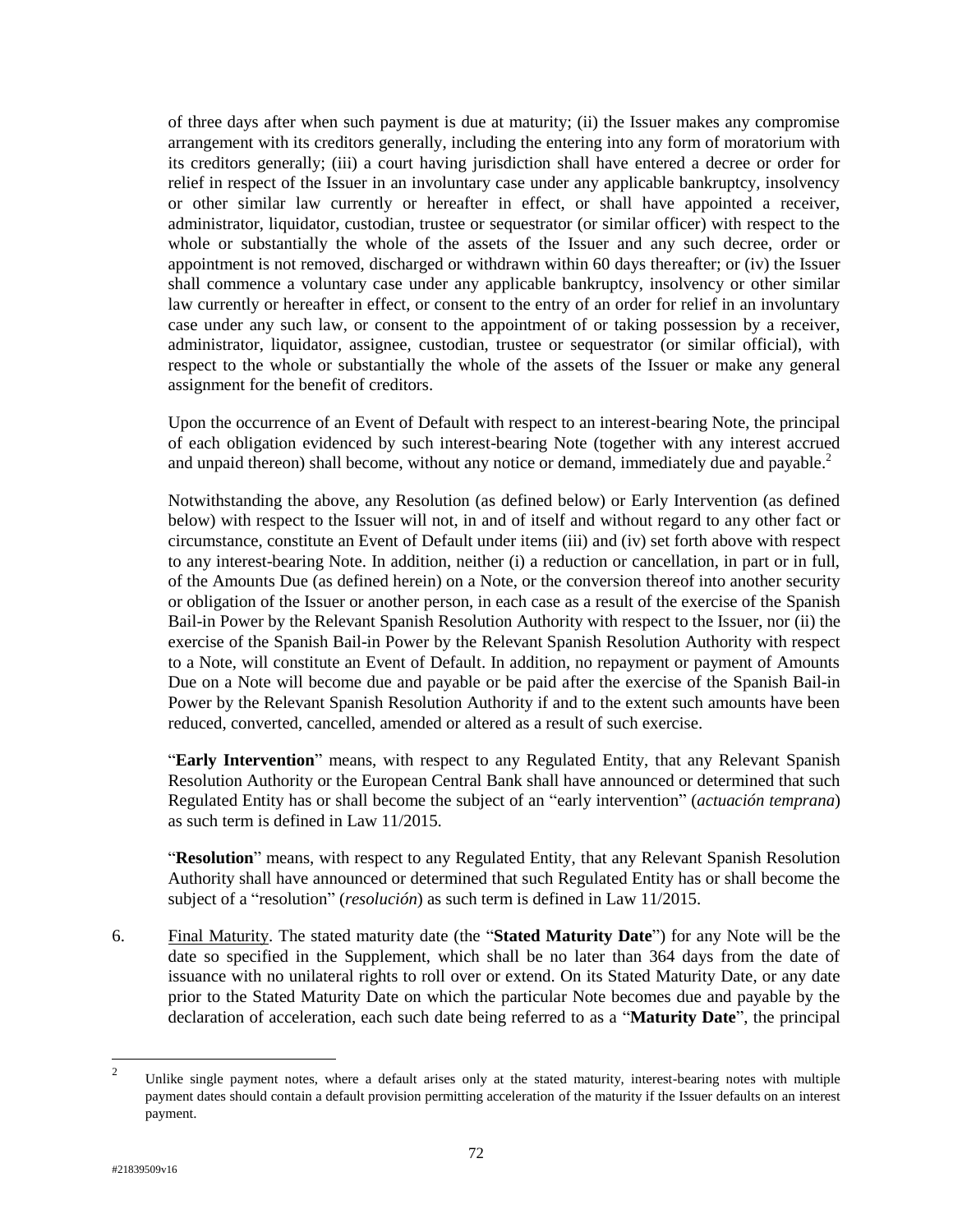of three days after when such payment is due at maturity; (ii) the Issuer makes any compromise arrangement with its creditors generally, including the entering into any form of moratorium with its creditors generally; (iii) a court having jurisdiction shall have entered a decree or order for relief in respect of the Issuer in an involuntary case under any applicable bankruptcy, insolvency or other similar law currently or hereafter in effect, or shall have appointed a receiver, administrator, liquidator, custodian, trustee or sequestrator (or similar officer) with respect to the whole or substantially the whole of the assets of the Issuer and any such decree, order or appointment is not removed, discharged or withdrawn within 60 days thereafter; or (iv) the Issuer shall commence a voluntary case under any applicable bankruptcy, insolvency or other similar law currently or hereafter in effect, or consent to the entry of an order for relief in an involuntary case under any such law, or consent to the appointment of or taking possession by a receiver, administrator, liquidator, assignee, custodian, trustee or sequestrator (or similar official), with respect to the whole or substantially the whole of the assets of the Issuer or make any general assignment for the benefit of creditors.

Upon the occurrence of an Event of Default with respect to an interest-bearing Note, the principal of each obligation evidenced by such interest-bearing Note (together with any interest accrued and unpaid thereon) shall become, without any notice or demand, immediately due and payable.[2]

Notwithstanding the above, any Resolution (as defined below) or Early Intervention (as defined below) with respect to the Issuer will not, in and of itself and without regard to any other fact or circumstance, constitute an Event of Default under items (iii) and (iv) set forth above with respect to any interest-bearing Note. In addition, neither (i) a reduction or cancellation, in part or in full, of the Amounts Due (as defined herein) on a Note, or the conversion thereof into another security or obligation of the Issuer or another person, in each case as a result of the exercise of the Spanish Bail-in Power by the Relevant Spanish Resolution Authority with respect to the Issuer, nor (ii) the exercise of the Spanish Bail-in Power by the Relevant Spanish Resolution Authority with respect to a Note, will constitute an Event of Default. In addition, no repayment or payment of Amounts Due on a Note will become due and payable or be paid after the exercise of the Spanish Bail-in Power by the Relevant Spanish Resolution Authority if and to the extent such amounts have been reduced, converted, cancelled, amended or altered as a result of such exercise.

"**Early Intervention**" means, with respect to any Regulated Entity, that any Relevant Spanish Resolution Authority or the European Central Bank shall have announced or determined that such Regulated Entity has or shall become the subject of an "early intervention" (*actuación temprana*) as such term is defined in Law 11/2015.

"**Resolution**" means, with respect to any Regulated Entity, that any Relevant Spanish Resolution Authority shall have announced or determined that such Regulated Entity has or shall become the subject of a "resolution" (*resolución*) as such term is defined in Law 11/2015.

6. Final Maturity. The stated maturity date (the "**Stated Maturity Date**") for any Note will be the date so specified in the Supplement, which shall be no later than 364 days from the date of issuance with no unilateral rights to roll over or extend. On its Stated Maturity Date, or any date prior to the Stated Maturity Date on which the particular Note becomes due and payable by the declaration of acceleration, each such date being referred to as a "**Maturity Date**", the principal

---

[2] Unlike single payment notes, where a default arises only at the stated maturity, interest-bearing notes with multiple payment dates should contain a default provision permitting acceleration of the maturity if the Issuer defaults on an interest payment.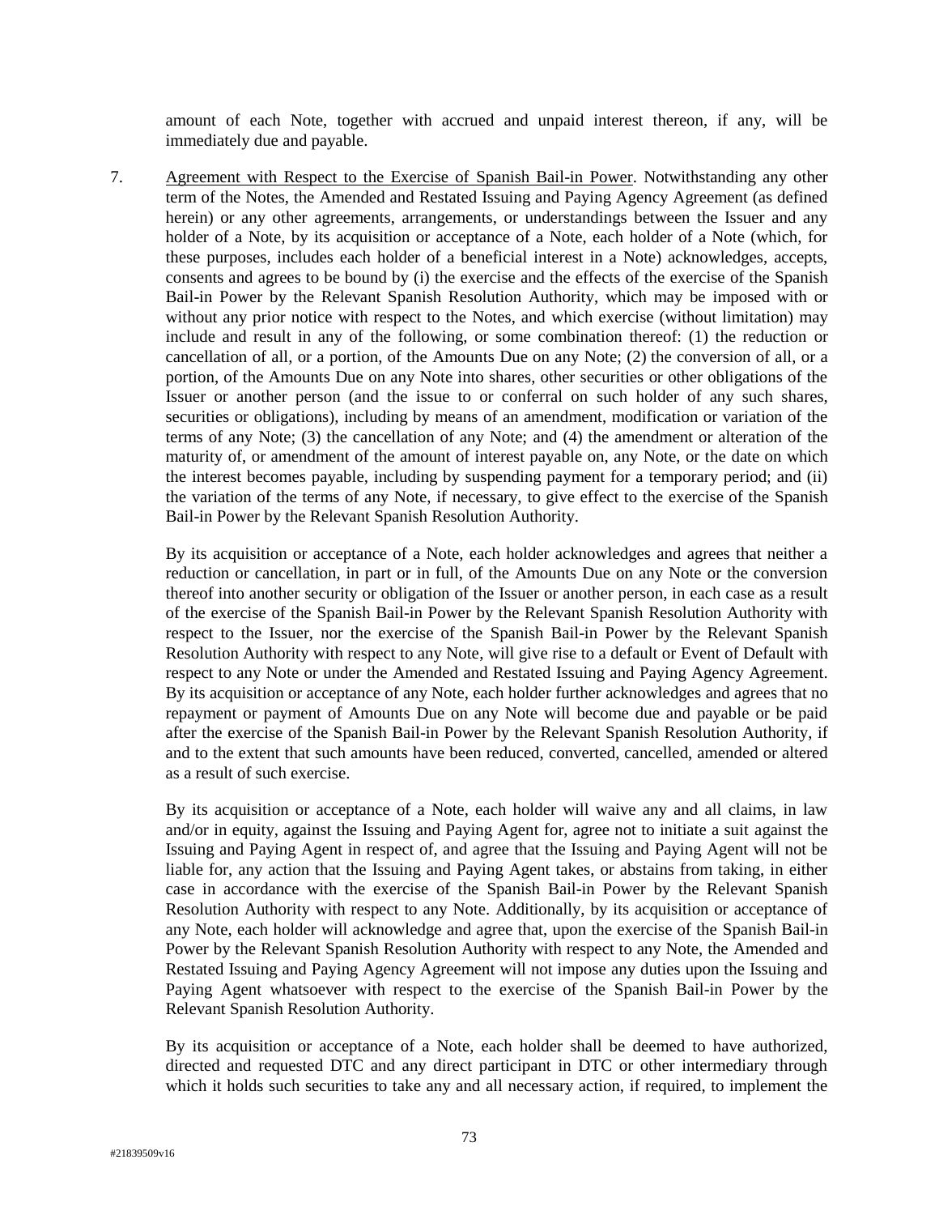amount of each Note, together with accrued and unpaid interest thereon, if any, will be immediately due and payable.

7. Agreement with Respect to the Exercise of Spanish Bail-in Power. Notwithstanding any other term of the Notes, the Amended and Restated Issuing and Paying Agency Agreement (as defined herein) or any other agreements, arrangements, or understandings between the Issuer and any holder of a Note, by its acquisition or acceptance of a Note, each holder of a Note (which, for these purposes, includes each holder of a beneficial interest in a Note) acknowledges, accepts, consents and agrees to be bound by (i) the exercise and the effects of the exercise of the Spanish Bail-in Power by the Relevant Spanish Resolution Authority, which may be imposed with or without any prior notice with respect to the Notes, and which exercise (without limitation) may include and result in any of the following, or some combination thereof: (1) the reduction or cancellation of all, or a portion, of the Amounts Due on any Note; (2) the conversion of all, or a portion, of the Amounts Due on any Note into shares, other securities or other obligations of the Issuer or another person (and the issue to or conferral on such holder of any such shares, securities or obligations), including by means of an amendment, modification or variation of the terms of any Note; (3) the cancellation of any Note; and (4) the amendment or alteration of the maturity of, or amendment of the amount of interest payable on, any Note, or the date on which the interest becomes payable, including by suspending payment for a temporary period; and (ii) the variation of the terms of any Note, if necessary, to give effect to the exercise of the Spanish Bail-in Power by the Relevant Spanish Resolution Authority.

   By its acquisition or acceptance of a Note, each holder acknowledges and agrees that neither a reduction or cancellation, in part or in full, of the Amounts Due on any Note or the conversion thereof into another security or obligation of the Issuer or another person, in each case as a result of the exercise of the Spanish Bail-in Power by the Relevant Spanish Resolution Authority with respect to the Issuer, nor the exercise of the Spanish Bail-in Power by the Relevant Spanish Resolution Authority with respect to any Note, will give rise to a default or Event of Default with respect to any Note or under the Amended and Restated Issuing and Paying Agency Agreement. By its acquisition or acceptance of any Note, each holder further acknowledges and agrees that no repayment or payment of Amounts Due on any Note will become due and payable or be paid after the exercise of the Spanish Bail-in Power by the Relevant Spanish Resolution Authority, if and to the extent that such amounts have been reduced, converted, cancelled, amended or altered as a result of such exercise.

   By its acquisition or acceptance of a Note, each holder will waive any and all claims, in law and/or in equity, against the Issuing and Paying Agent for, agree not to initiate a suit against the Issuing and Paying Agent in respect of, and agree that the Issuing and Paying Agent will not be liable for, any action that the Issuing and Paying Agent takes, or abstains from taking, in either case in accordance with the exercise of the Spanish Bail-in Power by the Relevant Spanish Resolution Authority with respect to any Note. Additionally, by its acquisition or acceptance of any Note, each holder will acknowledge and agree that, upon the exercise of the Spanish Bail-in Power by the Relevant Spanish Resolution Authority with respect to any Note, the Amended and Restated Issuing and Paying Agency Agreement will not impose any duties upon the Issuing and Paying Agent whatsoever with respect to the exercise of the Spanish Bail-in Power by the Relevant Spanish Resolution Authority.

   By its acquisition or acceptance of a Note, each holder shall be deemed to have authorized, directed and requested DTC and any direct participant in DTC or other intermediary through which it holds such securities to take any and all necessary action, if required, to implement the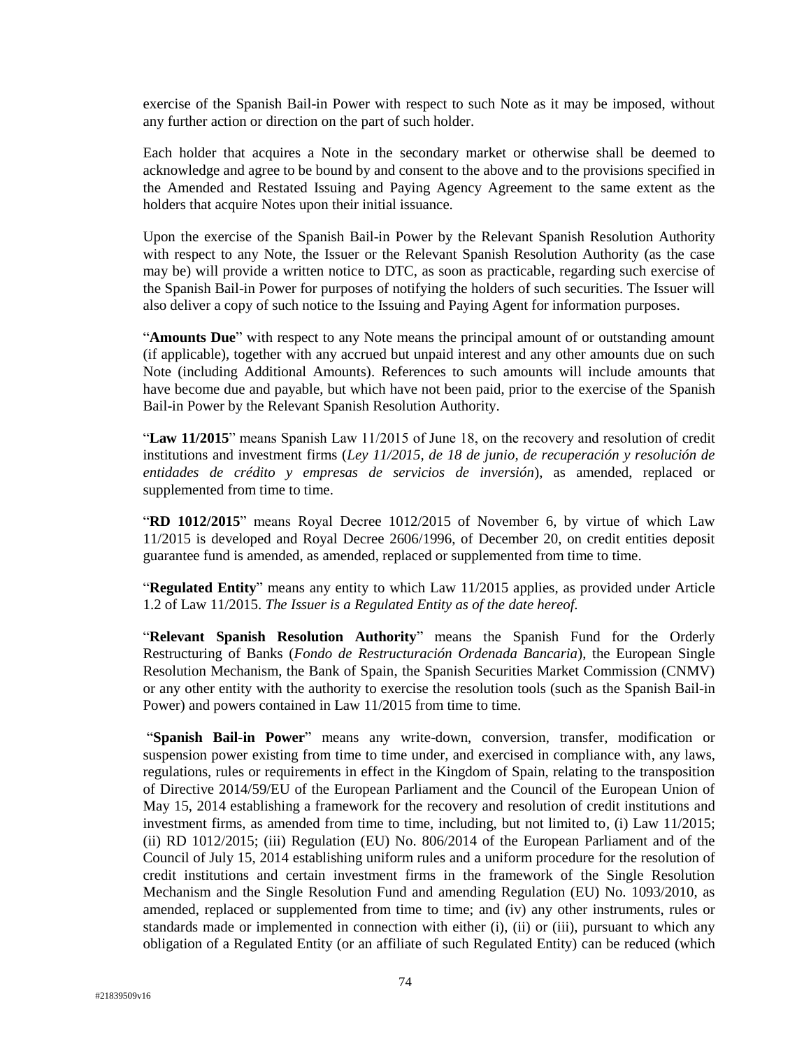exercise of the Spanish Bail-in Power with respect to such Note as it may be imposed, without any further action or direction on the part of such holder.

Each holder that acquires a Note in the secondary market or otherwise shall be deemed to acknowledge and agree to be bound by and consent to the above and to the provisions specified in the Amended and Restated Issuing and Paying Agency Agreement to the same extent as the holders that acquire Notes upon their initial issuance.

Upon the exercise of the Spanish Bail-in Power by the Relevant Spanish Resolution Authority with respect to any Note, the Issuer or the Relevant Spanish Resolution Authority (as the case may be) will provide a written notice to DTC, as soon as practicable, regarding such exercise of the Spanish Bail-in Power for purposes of notifying the holders of such securities. The Issuer will also deliver a copy of such notice to the Issuing and Paying Agent for information purposes.

"**Amounts Due**" with respect to any Note means the principal amount of or outstanding amount (if applicable), together with any accrued but unpaid interest and any other amounts due on such Note (including Additional Amounts). References to such amounts will include amounts that have become due and payable, but which have not been paid, prior to the exercise of the Spanish Bail-in Power by the Relevant Spanish Resolution Authority.

"**Law 11/2015**" means Spanish Law 11/2015 of June 18, on the recovery and resolution of credit institutions and investment firms (*Ley 11/2015, de 18 de junio, de recuperación y resolución de entidades de crédito y empresas de servicios de inversión*), as amended, replaced or supplemented from time to time.

"**RD 1012/2015**" means Royal Decree 1012/2015 of November 6, by virtue of which Law 11/2015 is developed and Royal Decree 2606/1996, of December 20, on credit entities deposit guarantee fund is amended, as amended, replaced or supplemented from time to time.

"**Regulated Entity**" means any entity to which Law 11/2015 applies, as provided under Article 1.2 of Law 11/2015. *The Issuer is a Regulated Entity as of the date hereof.*

"**Relevant Spanish Resolution Authority**" means the Spanish Fund for the Orderly Restructuring of Banks (*Fondo de Restructuración Ordenada Bancaria*), the European Single Resolution Mechanism, the Bank of Spain, the Spanish Securities Market Commission (CNMV) or any other entity with the authority to exercise the resolution tools (such as the Spanish Bail-in Power) and powers contained in Law 11/2015 from time to time.

"**Spanish Bail-in Power**" means any write-down, conversion, transfer, modification or suspension power existing from time to time under, and exercised in compliance with, any laws, regulations, rules or requirements in effect in the Kingdom of Spain, relating to the transposition of Directive 2014/59/EU of the European Parliament and the Council of the European Union of May 15, 2014 establishing a framework for the recovery and resolution of credit institutions and investment firms, as amended from time to time, including, but not limited to, (i) Law 11/2015; (ii) RD 1012/2015; (iii) Regulation (EU) No. 806/2014 of the European Parliament and of the Council of July 15, 2014 establishing uniform rules and a uniform procedure for the resolution of credit institutions and certain investment firms in the framework of the Single Resolution Mechanism and the Single Resolution Fund and amending Regulation (EU) No. 1093/2010, as amended, replaced or supplemented from time to time; and (iv) any other instruments, rules or standards made or implemented in connection with either (i), (ii) or (iii), pursuant to which any obligation of a Regulated Entity (or an affiliate of such Regulated Entity) can be reduced (which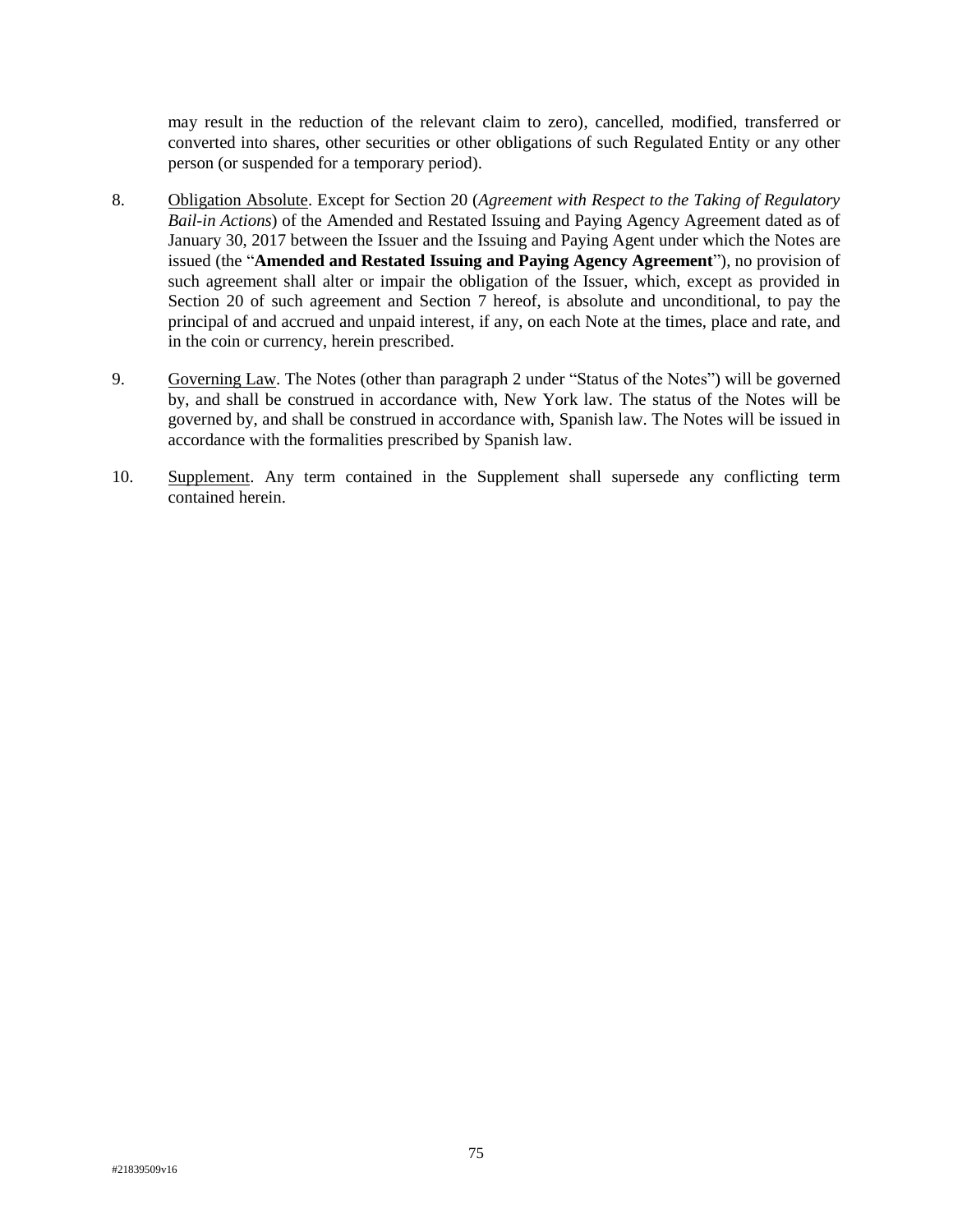may result in the reduction of the relevant claim to zero), cancelled, modified, transferred or converted into shares, other securities or other obligations of such Regulated Entity or any other person (or suspended for a temporary period).

8. Obligation Absolute. Except for Section 20 (*Agreement with Respect to the Taking of Regulatory Bail-in Actions*) of the Amended and Restated Issuing and Paying Agency Agreement dated as of January 30, 2017 between the Issuer and the Issuing and Paying Agent under which the Notes are issued (the "**Amended and Restated Issuing and Paying Agency Agreement**"), no provision of such agreement shall alter or impair the obligation of the Issuer, which, except as provided in Section 20 of such agreement and Section 7 hereof, is absolute and unconditional, to pay the principal of and accrued and unpaid interest, if any, on each Note at the times, place and rate, and in the coin or currency, herein prescribed.

9. Governing Law. The Notes (other than paragraph 2 under "Status of the Notes") will be governed by, and shall be construed in accordance with, New York law. The status of the Notes will be governed by, and shall be construed in accordance with, Spanish law. The Notes will be issued in accordance with the formalities prescribed by Spanish law.

10. Supplement. Any term contained in the Supplement shall supersede any conflicting term contained herein.

#21839509v16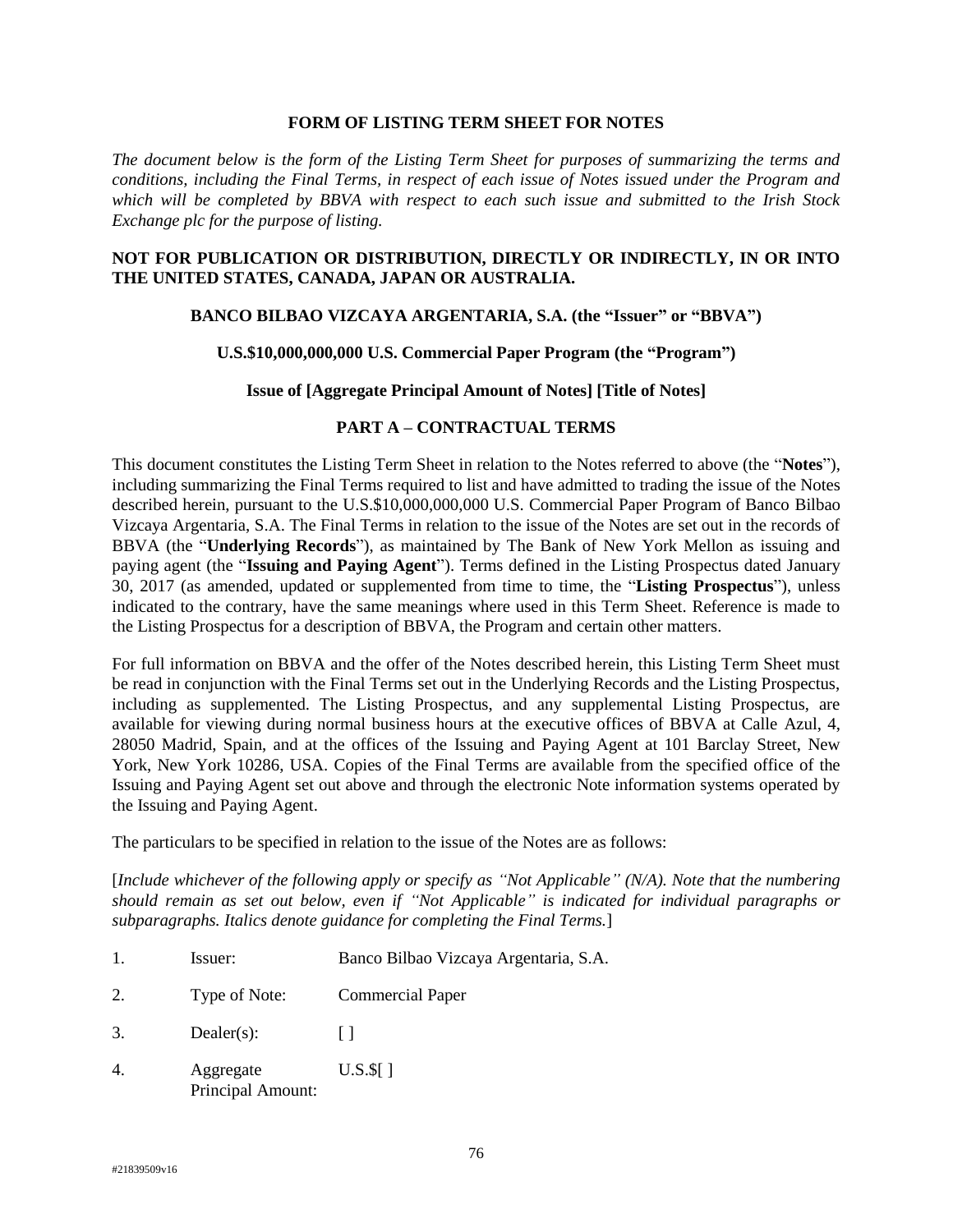**FORM OF LISTING TERM SHEET FOR NOTES**

*The document below is the form of the Listing Term Sheet for purposes of summarizing the terms and conditions, including the Final Terms, in respect of each issue of Notes issued under the Program and which will be completed by BBVA with respect to each such issue and submitted to the Irish Stock Exchange plc for the purpose of listing.*

**NOT FOR PUBLICATION OR DISTRIBUTION, DIRECTLY OR INDIRECTLY, IN OR INTO THE UNITED STATES, CANADA, JAPAN OR AUSTRALIA.**

**BANCO BILBAO VIZCAYA ARGENTARIA, S.A. (the "Issuer" or "BBVA")**

**U.S.$10,000,000,000 U.S. Commercial Paper Program (the "Program")**

**Issue of [Aggregate Principal Amount of Notes] [Title of Notes]**

**PART A – CONTRACTUAL TERMS**

This document constitutes the Listing Term Sheet in relation to the Notes referred to above (the "**Notes**"), including summarizing the Final Terms required to list and have admitted to trading the issue of the Notes described herein, pursuant to the U.S.$10,000,000,000 U.S. Commercial Paper Program of Banco Bilbao Vizcaya Argentaria, S.A. The Final Terms in relation to the issue of the Notes are set out in the records of BBVA (the "**Underlying Records**"), as maintained by The Bank of New York Mellon as issuing and paying agent (the "**Issuing and Paying Agent**"). Terms defined in the Listing Prospectus dated January 30, 2017 (as amended, updated or supplemented from time to time, the "**Listing Prospectus**"), unless indicated to the contrary, have the same meanings where used in this Term Sheet. Reference is made to the Listing Prospectus for a description of BBVA, the Program and certain other matters.

For full information on BBVA and the offer of the Notes described herein, this Listing Term Sheet must be read in conjunction with the Final Terms set out in the Underlying Records and the Listing Prospectus, including as supplemented. The Listing Prospectus, and any supplemental Listing Prospectus, are available for viewing during normal business hours at the executive offices of BBVA at Calle Azul, 4, 28050 Madrid, Spain, and at the offices of the Issuing and Paying Agent at 101 Barclay Street, New York, New York 10286, USA. Copies of the Final Terms are available from the specified office of the Issuing and Paying Agent set out above and through the electronic Note information systems operated by the Issuing and Paying Agent.

The particulars to be specified in relation to the issue of the Notes are as follows:

[*Include whichever of the following apply or specify as "Not Applicable" (N/A). Note that the numbering should remain as set out below, even if "Not Applicable" is indicated for individual paragraphs or subparagraphs. Italics denote guidance for completing the Final Terms.*]

| | | |
|---|---|---|
| 1. | Issuer: | Banco Bilbao Vizcaya Argentaria, S.A. |
| 2. | Type of Note: | Commercial Paper |
| 3. | Dealer(s): | [ ] |
| 4. | Aggregate Principal Amount: | U.S.$[ ] |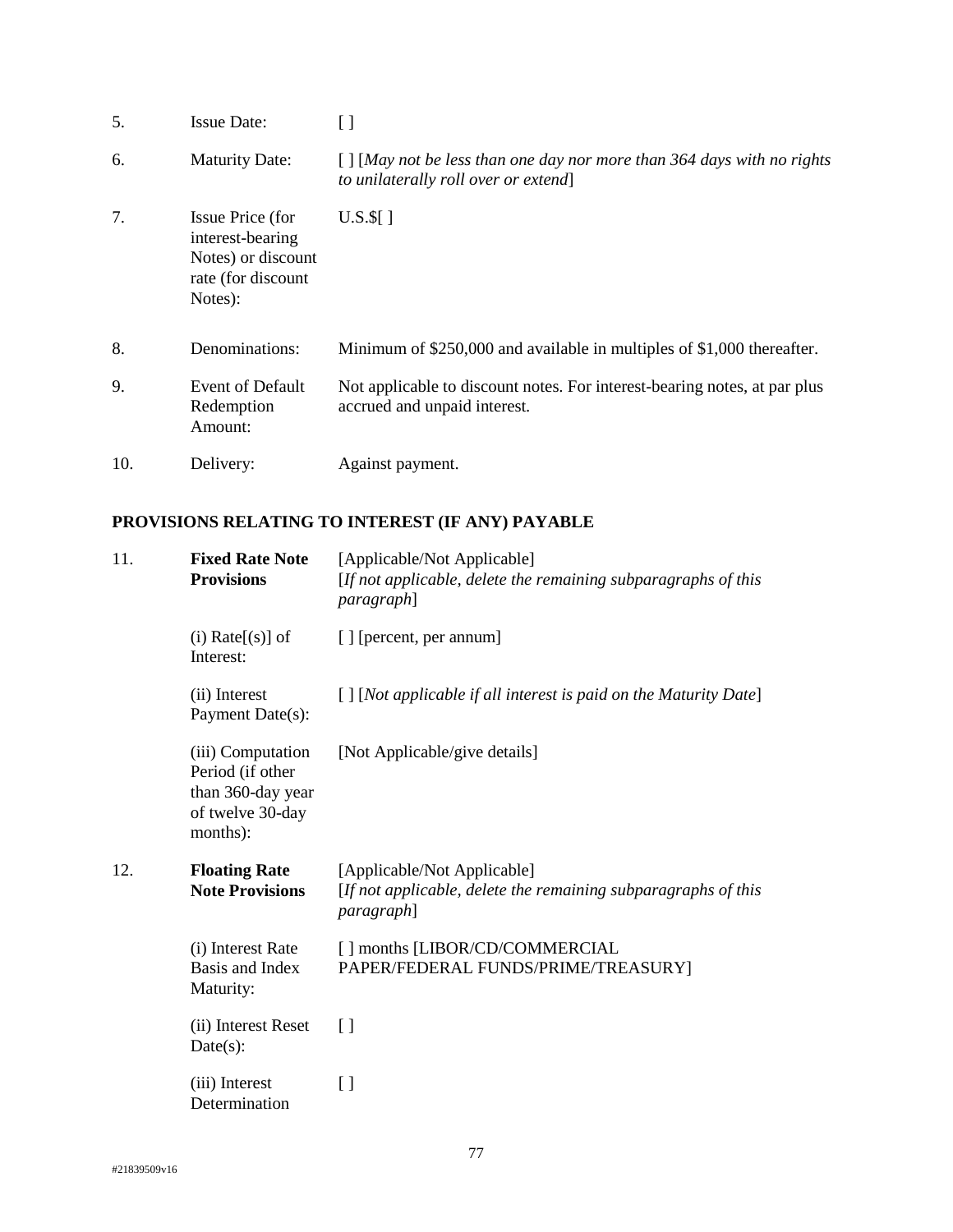| | | |
|---|---|---|
| 5. | Issue Date: | [ ] |
| 6. | Maturity Date: | [ ] [*May not be less than one day nor more than 364 days with no rights to unilaterally roll over or extend*] |
| 7. | Issue Price (for interest-bearing Notes) or discount rate (for discount Notes): | U.S.$[ ] |
| 8. | Denominations: | Minimum of $250,000 and available in multiples of $1,000 thereafter. |
| 9. | Event of Default Redemption Amount: | Not applicable to discount notes. For interest-bearing notes, at par plus accrued and unpaid interest. |
| 10. | Delivery: | Against payment. |

**PROVISIONS RELATING TO INTEREST (IF ANY) PAYABLE**

| | | |
|---|---|---|
| 11. | **Fixed Rate Note Provisions** | [Applicable/Not Applicable] [*If not applicable, delete the remaining subparagraphs of this paragraph*] |
| | (i) Rate[(s)] of Interest: | [ ] [percent, per annum] |
| | (ii) Interest Payment Date(s): | [ ] [*Not applicable if all interest is paid on the Maturity Date*] |
| | (iii) Computation Period (if other than 360-day year of twelve 30-day months): | [Not Applicable/give details] |
| 12. | **Floating Rate Note Provisions** | [Applicable/Not Applicable] [*If not applicable, delete the remaining subparagraphs of this paragraph*] |
| | (i) Interest Rate Basis and Index Maturity: | [ ] months [LIBOR/CD/COMMERCIAL PAPER/FEDERAL FUNDS/PRIME/TREASURY] |
| | (ii) Interest Reset Date(s): | [ ] |
| | (iii) Interest Determination | [ ] |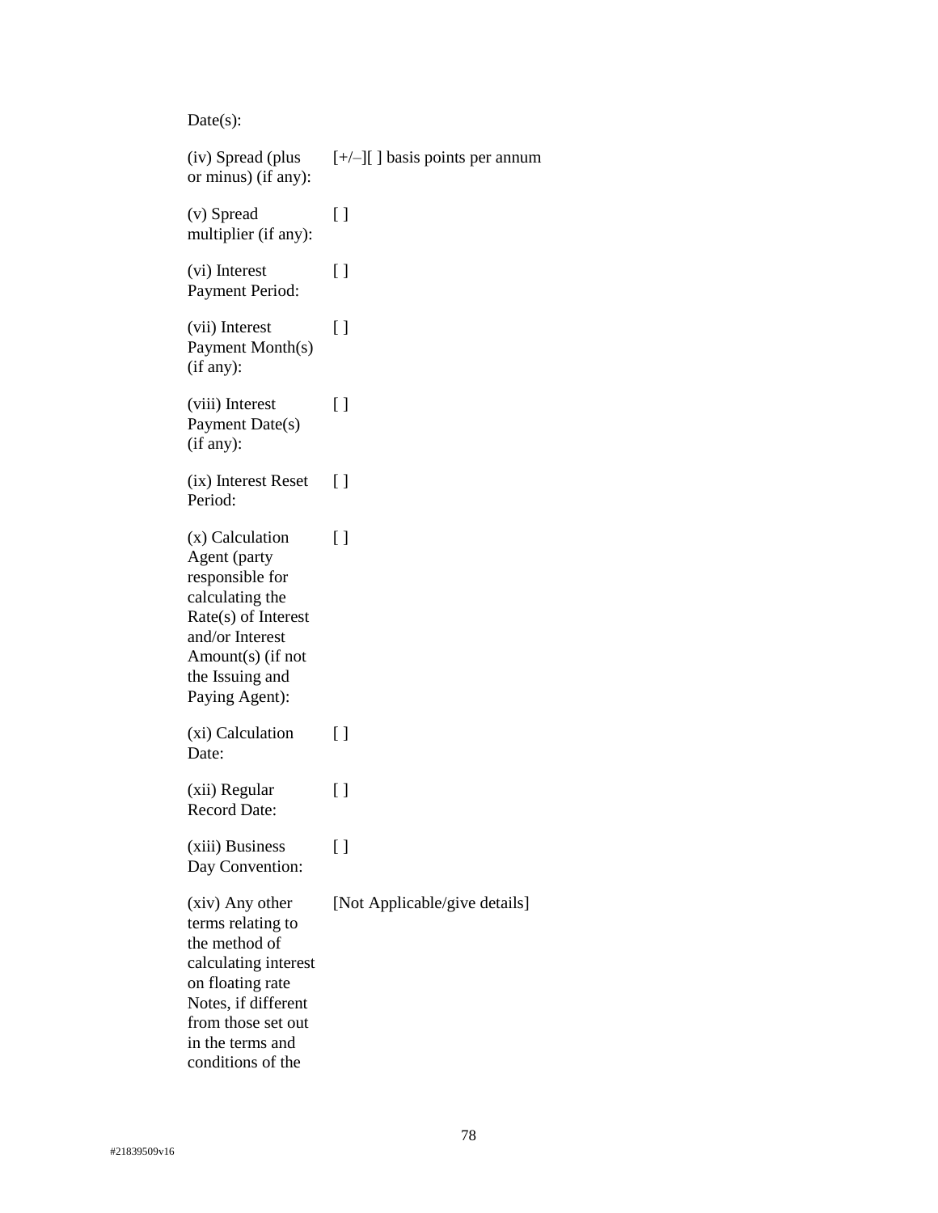| | |
|---|---|
| Date(s): | |
| (iv) Spread (plus or minus) (if any): | [+/–][ ] basis points per annum |
| (v) Spread multiplier (if any): | [ ] |
| (vi) Interest Payment Period: | [ ] |
| (vii) Interest Payment Month(s) (if any): | [ ] |
| (viii) Interest Payment Date(s) (if any): | [ ] |
| (ix) Interest Reset Period: | [ ] |
| (x) Calculation Agent (party responsible for calculating the Rate(s) of Interest and/or Interest Amount(s) (if not the Issuing and Paying Agent): | [ ] |
| (xi) Calculation Date: | [ ] |
| (xii) Regular Record Date: | [ ] |
| (xiii) Business Day Convention: | [ ] |
| (xiv) Any other terms relating to the method of calculating interest on floating rate Notes, if different from those set out in the terms and conditions of the | [Not Applicable/give details] |

#21839509v16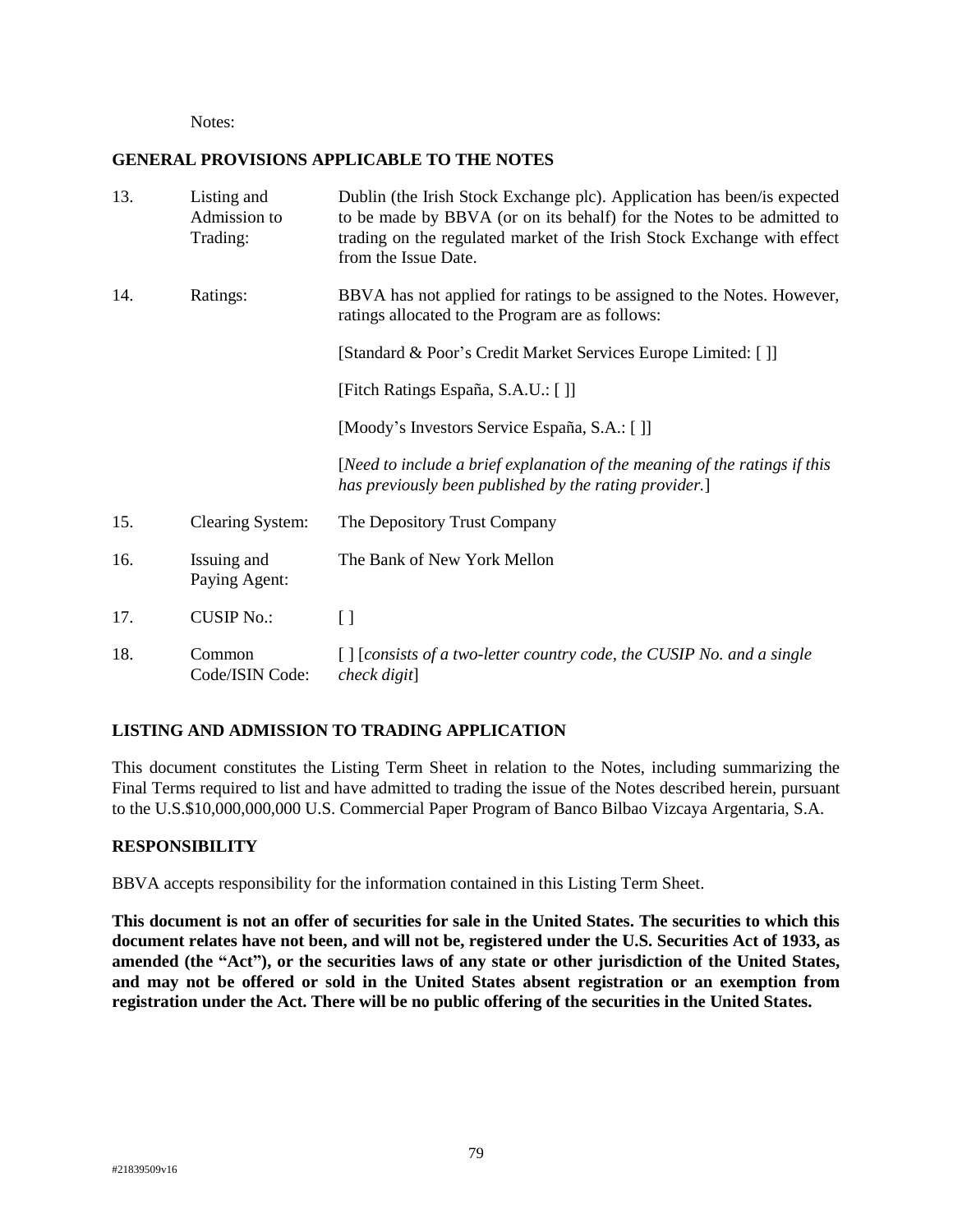Notes:

## GENERAL PROVISIONS APPLICABLE TO THE NOTES

| | | |
|---|---|---|
| 13. | Listing and Admission to Trading: | Dublin (the Irish Stock Exchange plc). Application has been/is expected to be made by BBVA (or on its behalf) for the Notes to be admitted to trading on the regulated market of the Irish Stock Exchange with effect from the Issue Date. |
| 14. | Ratings: | BBVA has not applied for ratings to be assigned to the Notes. However, ratings allocated to the Program are as follows:<br><br>[Standard & Poor's Credit Market Services Europe Limited: [ ]]<br><br>[Fitch Ratings España, S.A.U.: [ ]]<br><br>[Moody's Investors Service España, S.A.: [ ]]<br><br>[*Need to include a brief explanation of the meaning of the ratings if this has previously been published by the rating provider.*] |
| 15. | Clearing System: | The Depository Trust Company |
| 16. | Issuing and Paying Agent: | The Bank of New York Mellon |
| 17. | CUSIP No.: | [ ] |
| 18. | Common Code/ISIN Code: | [ ] [*consists of a two-letter country code, the CUSIP No. and a single check digit*] |

## LISTING AND ADMISSION TO TRADING APPLICATION

This document constitutes the Listing Term Sheet in relation to the Notes, including summarizing the Final Terms required to list and have admitted to trading the issue of the Notes described herein, pursuant to the U.S.$10,000,000,000 U.S. Commercial Paper Program of Banco Bilbao Vizcaya Argentaria, S.A.

## RESPONSIBILITY

BBVA accepts responsibility for the information contained in this Listing Term Sheet.

**This document is not an offer of securities for sale in the United States. The securities to which this document relates have not been, and will not be, registered under the U.S. Securities Act of 1933, as amended (the "Act"), or the securities laws of any state or other jurisdiction of the United States, and may not be offered or sold in the United States absent registration or an exemption from registration under the Act. There will be no public offering of the securities in the United States.**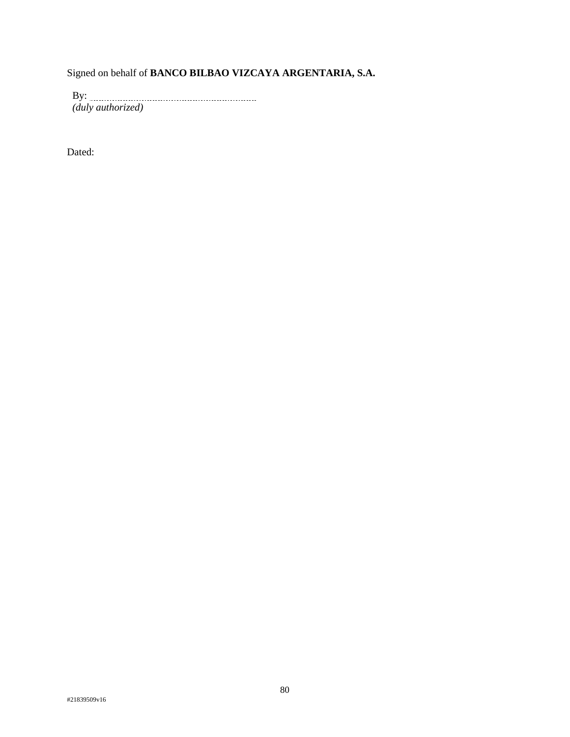Signed on behalf of **BANCO BILBAO VIZCAYA ARGENTARIA, S.A.**

By: ..........................................................................
*(duly authorized)*

Dated:

#21839509v16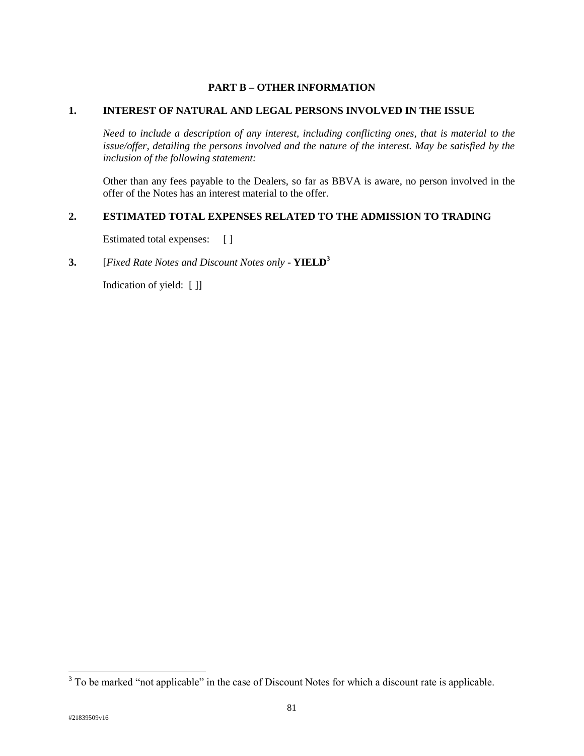## PART B – OTHER INFORMATION

### 1. INTEREST OF NATURAL AND LEGAL PERSONS INVOLVED IN THE ISSUE

*Need to include a description of any interest, including conflicting ones, that is material to the issue/offer, detailing the persons involved and the nature of the interest. May be satisfied by the inclusion of the following statement:*

Other than any fees payable to the Dealers, so far as BBVA is aware, no person involved in the offer of the Notes has an interest material to the offer.

### 2. ESTIMATED TOTAL EXPENSES RELATED TO THE ADMISSION TO TRADING

Estimated total expenses: [ ]

### 3. [*Fixed Rate Notes and Discount Notes only* - **YIELD**[3]

Indication of yield: [ ]]

[3] To be marked "not applicable" in the case of Discount Notes for which a discount rate is applicable.

#21839509v16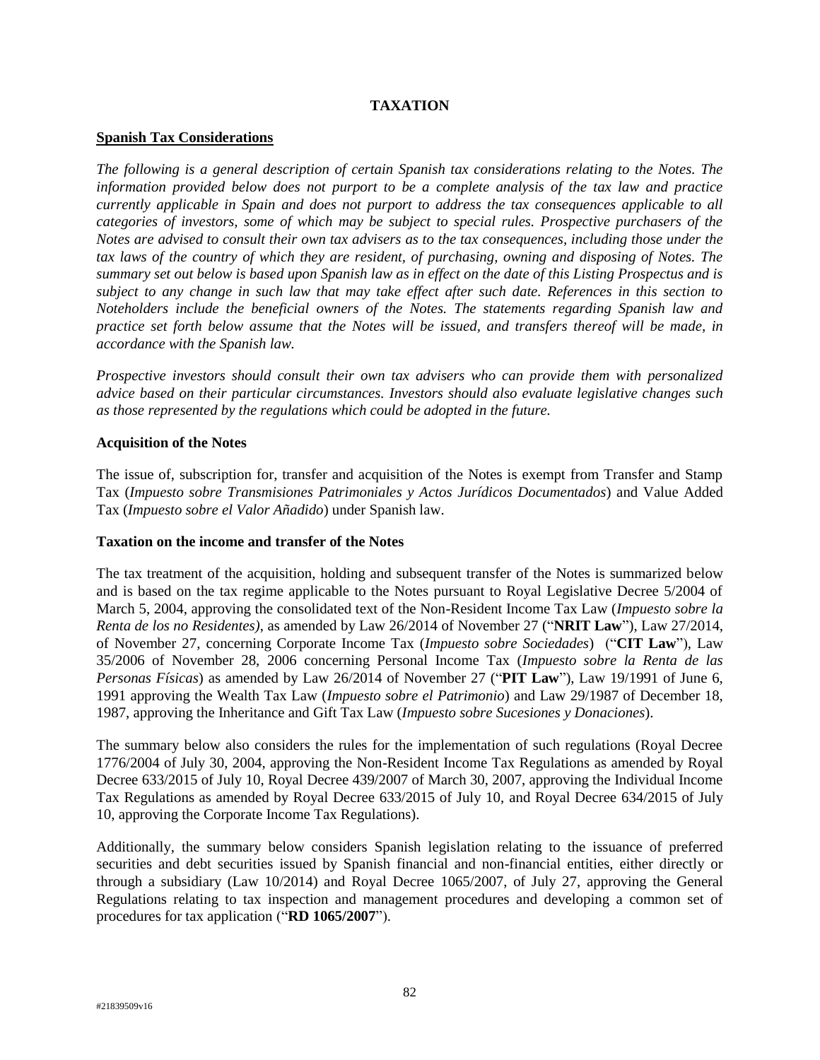# TAXATION

## Spanish Tax Considerations

*The following is a general description of certain Spanish tax considerations relating to the Notes. The information provided below does not purport to be a complete analysis of the tax law and practice currently applicable in Spain and does not purport to address the tax consequences applicable to all categories of investors, some of which may be subject to special rules. Prospective purchasers of the Notes are advised to consult their own tax advisers as to the tax consequences, including those under the tax laws of the country of which they are resident, of purchasing, owning and disposing of Notes. The summary set out below is based upon Spanish law as in effect on the date of this Listing Prospectus and is subject to any change in such law that may take effect after such date. References in this section to Noteholders include the beneficial owners of the Notes. The statements regarding Spanish law and practice set forth below assume that the Notes will be issued, and transfers thereof will be made, in accordance with the Spanish law.*

*Prospective investors should consult their own tax advisers who can provide them with personalized advice based on their particular circumstances. Investors should also evaluate legislative changes such as those represented by the regulations which could be adopted in the future.*

### Acquisition of the Notes

The issue of, subscription for, transfer and acquisition of the Notes is exempt from Transfer and Stamp Tax (*Impuesto sobre Transmisiones Patrimoniales y Actos Jurídicos Documentados*) and Value Added Tax (*Impuesto sobre el Valor Añadido*) under Spanish law.

### Taxation on the income and transfer of the Notes

The tax treatment of the acquisition, holding and subsequent transfer of the Notes is summarized below and is based on the tax regime applicable to the Notes pursuant to Royal Legislative Decree 5/2004 of March 5, 2004, approving the consolidated text of the Non-Resident Income Tax Law (*Impuesto sobre la Renta de los no Residentes)*, as amended by Law 26/2014 of November 27 ("**NRIT Law**"), Law 27/2014, of November 27, concerning Corporate Income Tax (*Impuesto sobre Sociedades*) ("**CIT Law**"), Law 35/2006 of November 28, 2006 concerning Personal Income Tax (*Impuesto sobre la Renta de las Personas Físicas*) as amended by Law 26/2014 of November 27 ("**PIT Law**"), Law 19/1991 of June 6, 1991 approving the Wealth Tax Law (*Impuesto sobre el Patrimonio*) and Law 29/1987 of December 18, 1987, approving the Inheritance and Gift Tax Law (*Impuesto sobre Sucesiones y Donaciones*).

The summary below also considers the rules for the implementation of such regulations (Royal Decree 1776/2004 of July 30, 2004, approving the Non-Resident Income Tax Regulations as amended by Royal Decree 633/2015 of July 10, Royal Decree 439/2007 of March 30, 2007, approving the Individual Income Tax Regulations as amended by Royal Decree 633/2015 of July 10, and Royal Decree 634/2015 of July 10, approving the Corporate Income Tax Regulations).

Additionally, the summary below considers Spanish legislation relating to the issuance of preferred securities and debt securities issued by Spanish financial and non-financial entities, either directly or through a subsidiary (Law 10/2014) and Royal Decree 1065/2007, of July 27, approving the General Regulations relating to tax inspection and management procedures and developing a common set of procedures for tax application ("**RD 1065/2007**").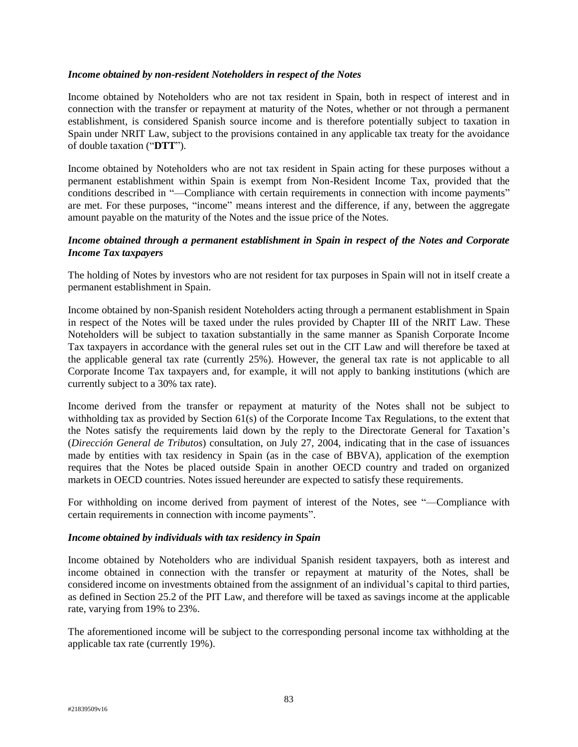***Income obtained by non-resident Noteholders in respect of the Notes***

Income obtained by Noteholders who are not tax resident in Spain, both in respect of interest and in connection with the transfer or repayment at maturity of the Notes, whether or not through a permanent establishment, is considered Spanish source income and is therefore potentially subject to taxation in Spain under NRIT Law, subject to the provisions contained in any applicable tax treaty for the avoidance of double taxation ("**DTT**").

Income obtained by Noteholders who are not tax resident in Spain acting for these purposes without a permanent establishment within Spain is exempt from Non-Resident Income Tax, provided that the conditions described in "—Compliance with certain requirements in connection with income payments" are met. For these purposes, "income" means interest and the difference, if any, between the aggregate amount payable on the maturity of the Notes and the issue price of the Notes.

***Income obtained through a permanent establishment in Spain in respect of the Notes and Corporate Income Tax taxpayers***

The holding of Notes by investors who are not resident for tax purposes in Spain will not in itself create a permanent establishment in Spain.

Income obtained by non-Spanish resident Noteholders acting through a permanent establishment in Spain in respect of the Notes will be taxed under the rules provided by Chapter III of the NRIT Law. These Noteholders will be subject to taxation substantially in the same manner as Spanish Corporate Income Tax taxpayers in accordance with the general rules set out in the CIT Law and will therefore be taxed at the applicable general tax rate (currently 25%). However, the general tax rate is not applicable to all Corporate Income Tax taxpayers and, for example, it will not apply to banking institutions (which are currently subject to a 30% tax rate).

Income derived from the transfer or repayment at maturity of the Notes shall not be subject to withholding tax as provided by Section 61(s) of the Corporate Income Tax Regulations, to the extent that the Notes satisfy the requirements laid down by the reply to the Directorate General for Taxation's (*Dirección General de Tributos*) consultation, on July 27, 2004, indicating that in the case of issuances made by entities with tax residency in Spain (as in the case of BBVA), application of the exemption requires that the Notes be placed outside Spain in another OECD country and traded on organized markets in OECD countries. Notes issued hereunder are expected to satisfy these requirements.

For withholding on income derived from payment of interest of the Notes, see "—Compliance with certain requirements in connection with income payments".

***Income obtained by individuals with tax residency in Spain***

Income obtained by Noteholders who are individual Spanish resident taxpayers, both as interest and income obtained in connection with the transfer or repayment at maturity of the Notes, shall be considered income on investments obtained from the assignment of an individual's capital to third parties, as defined in Section 25.2 of the PIT Law, and therefore will be taxed as savings income at the applicable rate, varying from 19% to 23%.

The aforementioned income will be subject to the corresponding personal income tax withholding at the applicable tax rate (currently 19%).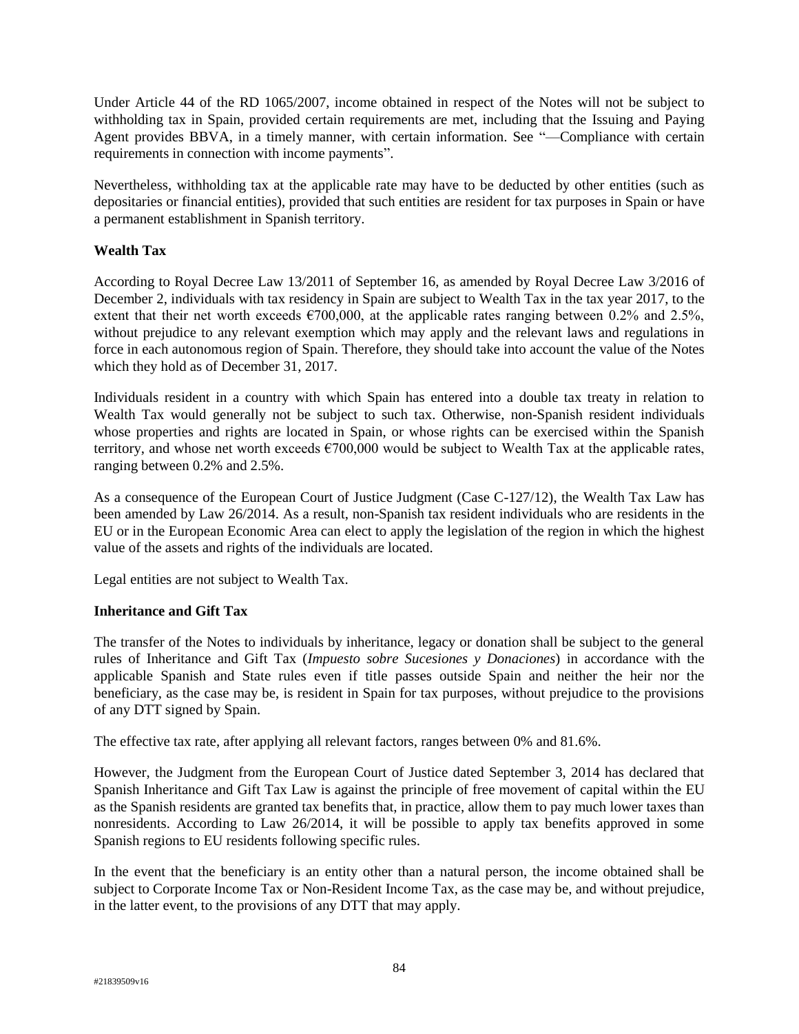Under Article 44 of the RD 1065/2007, income obtained in respect of the Notes will not be subject to withholding tax in Spain, provided certain requirements are met, including that the Issuing and Paying Agent provides BBVA, in a timely manner, with certain information. See "—Compliance with certain requirements in connection with income payments".

Nevertheless, withholding tax at the applicable rate may have to be deducted by other entities (such as depositaries or financial entities), provided that such entities are resident for tax purposes in Spain or have a permanent establishment in Spanish territory.

**Wealth Tax**

According to Royal Decree Law 13/2011 of September 16, as amended by Royal Decree Law 3/2016 of December 2, individuals with tax residency in Spain are subject to Wealth Tax in the tax year 2017, to the extent that their net worth exceeds €700,000, at the applicable rates ranging between 0.2% and 2.5%, without prejudice to any relevant exemption which may apply and the relevant laws and regulations in force in each autonomous region of Spain. Therefore, they should take into account the value of the Notes which they hold as of December 31, 2017.

Individuals resident in a country with which Spain has entered into a double tax treaty in relation to Wealth Tax would generally not be subject to such tax. Otherwise, non-Spanish resident individuals whose properties and rights are located in Spain, or whose rights can be exercised within the Spanish territory, and whose net worth exceeds €700,000 would be subject to Wealth Tax at the applicable rates, ranging between 0.2% and 2.5%.

As a consequence of the European Court of Justice Judgment (Case C-127/12), the Wealth Tax Law has been amended by Law 26/2014. As a result, non-Spanish tax resident individuals who are residents in the EU or in the European Economic Area can elect to apply the legislation of the region in which the highest value of the assets and rights of the individuals are located.

Legal entities are not subject to Wealth Tax.

**Inheritance and Gift Tax**

The transfer of the Notes to individuals by inheritance, legacy or donation shall be subject to the general rules of Inheritance and Gift Tax (*Impuesto sobre Sucesiones y Donaciones*) in accordance with the applicable Spanish and State rules even if title passes outside Spain and neither the heir nor the beneficiary, as the case may be, is resident in Spain for tax purposes, without prejudice to the provisions of any DTT signed by Spain.

The effective tax rate, after applying all relevant factors, ranges between 0% and 81.6%.

However, the Judgment from the European Court of Justice dated September 3, 2014 has declared that Spanish Inheritance and Gift Tax Law is against the principle of free movement of capital within the EU as the Spanish residents are granted tax benefits that, in practice, allow them to pay much lower taxes than nonresidents. According to Law 26/2014, it will be possible to apply tax benefits approved in some Spanish regions to EU residents following specific rules.

In the event that the beneficiary is an entity other than a natural person, the income obtained shall be subject to Corporate Income Tax or Non-Resident Income Tax, as the case may be, and without prejudice, in the latter event, to the provisions of any DTT that may apply.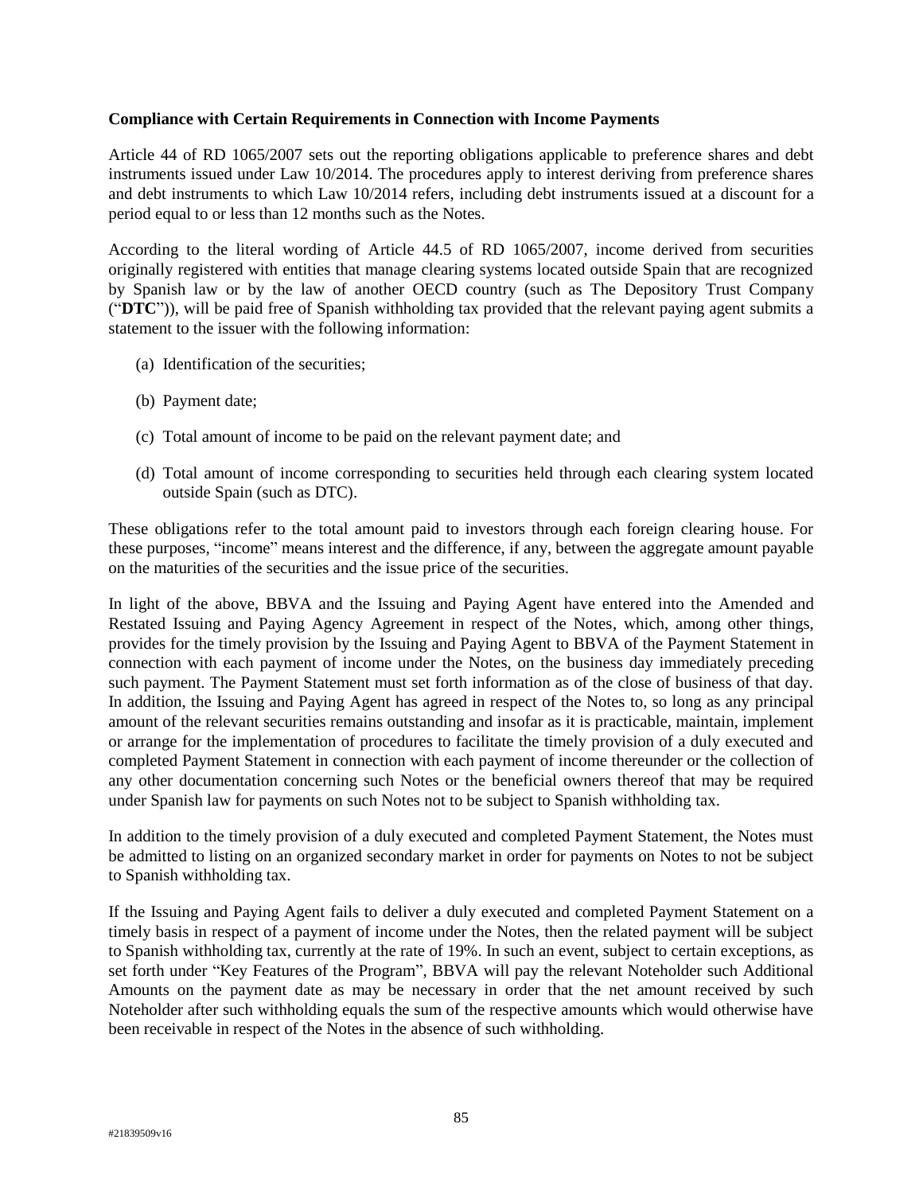**Compliance with Certain Requirements in Connection with Income Payments**

Article 44 of RD 1065/2007 sets out the reporting obligations applicable to preference shares and debt instruments issued under Law 10/2014. The procedures apply to interest deriving from preference shares and debt instruments to which Law 10/2014 refers, including debt instruments issued at a discount for a period equal to or less than 12 months such as the Notes.

According to the literal wording of Article 44.5 of RD 1065/2007, income derived from securities originally registered with entities that manage clearing systems located outside Spain that are recognized by Spanish law or by the law of another OECD country (such as The Depository Trust Company ("**DTC**")), will be paid free of Spanish withholding tax provided that the relevant paying agent submits a statement to the issuer with the following information:

(a) Identification of the securities;

(b) Payment date;

(c) Total amount of income to be paid on the relevant payment date; and

(d) Total amount of income corresponding to securities held through each clearing system located outside Spain (such as DTC).

These obligations refer to the total amount paid to investors through each foreign clearing house. For these purposes, "income" means interest and the difference, if any, between the aggregate amount payable on the maturities of the securities and the issue price of the securities.

In light of the above, BBVA and the Issuing and Paying Agent have entered into the Amended and Restated Issuing and Paying Agency Agreement in respect of the Notes, which, among other things, provides for the timely provision by the Issuing and Paying Agent to BBVA of the Payment Statement in connection with each payment of income under the Notes, on the business day immediately preceding such payment. The Payment Statement must set forth information as of the close of business of that day. In addition, the Issuing and Paying Agent has agreed in respect of the Notes to, so long as any principal amount of the relevant securities remains outstanding and insofar as it is practicable, maintain, implement or arrange for the implementation of procedures to facilitate the timely provision of a duly executed and completed Payment Statement in connection with each payment of income thereunder or the collection of any other documentation concerning such Notes or the beneficial owners thereof that may be required under Spanish law for payments on such Notes not to be subject to Spanish withholding tax.

In addition to the timely provision of a duly executed and completed Payment Statement, the Notes must be admitted to listing on an organized secondary market in order for payments on Notes to not be subject to Spanish withholding tax.

If the Issuing and Paying Agent fails to deliver a duly executed and completed Payment Statement on a timely basis in respect of a payment of income under the Notes, then the related payment will be subject to Spanish withholding tax, currently at the rate of 19%. In such an event, subject to certain exceptions, as set forth under "Key Features of the Program", BBVA will pay the relevant Noteholder such Additional Amounts on the payment date as may be necessary in order that the net amount received by such Noteholder after such withholding equals the sum of the respective amounts which would otherwise have been receivable in respect of the Notes in the absence of such withholding.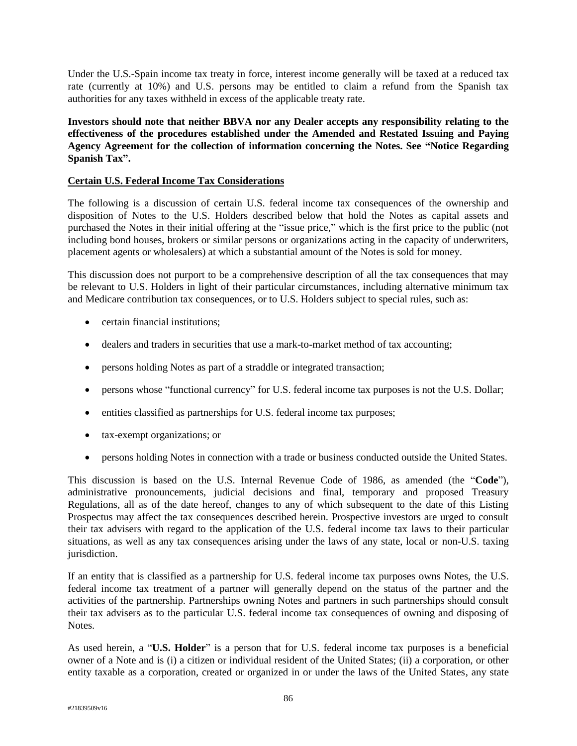Under the U.S.-Spain income tax treaty in force, interest income generally will be taxed at a reduced tax rate (currently at 10%) and U.S. persons may be entitled to claim a refund from the Spanish tax authorities for any taxes withheld in excess of the applicable treaty rate.

**Investors should note that neither BBVA nor any Dealer accepts any responsibility relating to the effectiveness of the procedures established under the Amended and Restated Issuing and Paying Agency Agreement for the collection of information concerning the Notes. See "Notice Regarding Spanish Tax".**

## Certain U.S. Federal Income Tax Considerations

The following is a discussion of certain U.S. federal income tax consequences of the ownership and disposition of Notes to the U.S. Holders described below that hold the Notes as capital assets and purchased the Notes in their initial offering at the "issue price," which is the first price to the public (not including bond houses, brokers or similar persons or organizations acting in the capacity of underwriters, placement agents or wholesalers) at which a substantial amount of the Notes is sold for money.

This discussion does not purport to be a comprehensive description of all the tax consequences that may be relevant to U.S. Holders in light of their particular circumstances, including alternative minimum tax and Medicare contribution tax consequences, or to U.S. Holders subject to special rules, such as:

- certain financial institutions;
- dealers and traders in securities that use a mark-to-market method of tax accounting;
- persons holding Notes as part of a straddle or integrated transaction;
- persons whose "functional currency" for U.S. federal income tax purposes is not the U.S. Dollar;
- entities classified as partnerships for U.S. federal income tax purposes;
- tax-exempt organizations; or
- persons holding Notes in connection with a trade or business conducted outside the United States.

This discussion is based on the U.S. Internal Revenue Code of 1986, as amended (the "**Code**"), administrative pronouncements, judicial decisions and final, temporary and proposed Treasury Regulations, all as of the date hereof, changes to any of which subsequent to the date of this Listing Prospectus may affect the tax consequences described herein. Prospective investors are urged to consult their tax advisers with regard to the application of the U.S. federal income tax laws to their particular situations, as well as any tax consequences arising under the laws of any state, local or non-U.S. taxing jurisdiction.

If an entity that is classified as a partnership for U.S. federal income tax purposes owns Notes, the U.S. federal income tax treatment of a partner will generally depend on the status of the partner and the activities of the partnership. Partnerships owning Notes and partners in such partnerships should consult their tax advisers as to the particular U.S. federal income tax consequences of owning and disposing of Notes.

As used herein, a "**U.S. Holder**" is a person that for U.S. federal income tax purposes is a beneficial owner of a Note and is (i) a citizen or individual resident of the United States; (ii) a corporation, or other entity taxable as a corporation, created or organized in or under the laws of the United States, any state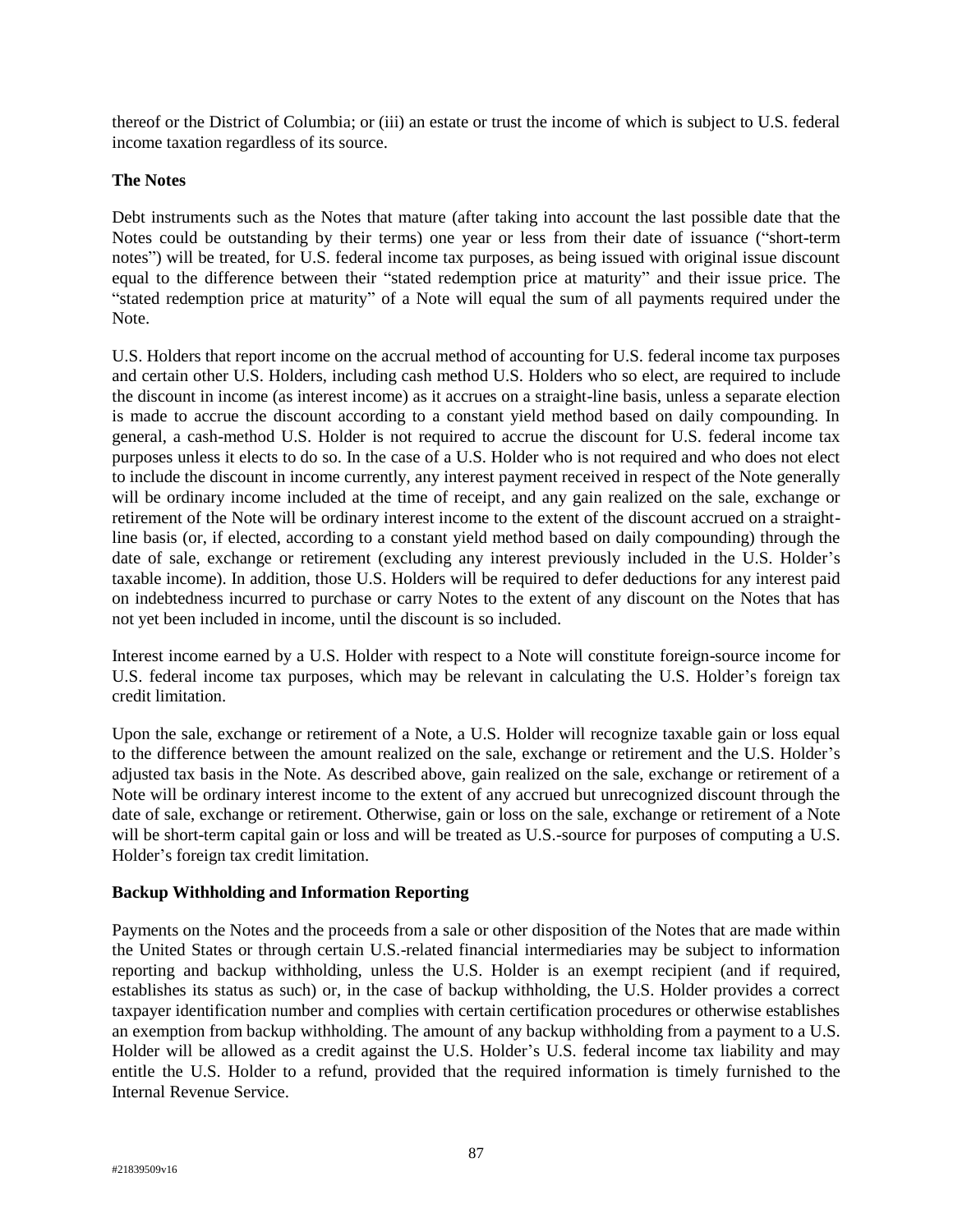thereof or the District of Columbia; or (iii) an estate or trust the income of which is subject to U.S. federal income taxation regardless of its source.

**The Notes**

Debt instruments such as the Notes that mature (after taking into account the last possible date that the Notes could be outstanding by their terms) one year or less from their date of issuance ("short-term notes") will be treated, for U.S. federal income tax purposes, as being issued with original issue discount equal to the difference between their "stated redemption price at maturity" and their issue price. The "stated redemption price at maturity" of a Note will equal the sum of all payments required under the Note.

U.S. Holders that report income on the accrual method of accounting for U.S. federal income tax purposes and certain other U.S. Holders, including cash method U.S. Holders who so elect, are required to include the discount in income (as interest income) as it accrues on a straight-line basis, unless a separate election is made to accrue the discount according to a constant yield method based on daily compounding. In general, a cash-method U.S. Holder is not required to accrue the discount for U.S. federal income tax purposes unless it elects to do so. In the case of a U.S. Holder who is not required and who does not elect to include the discount in income currently, any interest payment received in respect of the Note generally will be ordinary income included at the time of receipt, and any gain realized on the sale, exchange or retirement of the Note will be ordinary interest income to the extent of the discount accrued on a straight-line basis (or, if elected, according to a constant yield method based on daily compounding) through the date of sale, exchange or retirement (excluding any interest previously included in the U.S. Holder's taxable income). In addition, those U.S. Holders will be required to defer deductions for any interest paid on indebtedness incurred to purchase or carry Notes to the extent of any discount on the Notes that has not yet been included in income, until the discount is so included.

Interest income earned by a U.S. Holder with respect to a Note will constitute foreign-source income for U.S. federal income tax purposes, which may be relevant in calculating the U.S. Holder's foreign tax credit limitation.

Upon the sale, exchange or retirement of a Note, a U.S. Holder will recognize taxable gain or loss equal to the difference between the amount realized on the sale, exchange or retirement and the U.S. Holder's adjusted tax basis in the Note. As described above, gain realized on the sale, exchange or retirement of a Note will be ordinary interest income to the extent of any accrued but unrecognized discount through the date of sale, exchange or retirement. Otherwise, gain or loss on the sale, exchange or retirement of a Note will be short-term capital gain or loss and will be treated as U.S.-source for purposes of computing a U.S. Holder's foreign tax credit limitation.

**Backup Withholding and Information Reporting**

Payments on the Notes and the proceeds from a sale or other disposition of the Notes that are made within the United States or through certain U.S.-related financial intermediaries may be subject to information reporting and backup withholding, unless the U.S. Holder is an exempt recipient (and if required, establishes its status as such) or, in the case of backup withholding, the U.S. Holder provides a correct taxpayer identification number and complies with certain certification procedures or otherwise establishes an exemption from backup withholding. The amount of any backup withholding from a payment to a U.S. Holder will be allowed as a credit against the U.S. Holder's U.S. federal income tax liability and may entitle the U.S. Holder to a refund, provided that the required information is timely furnished to the Internal Revenue Service.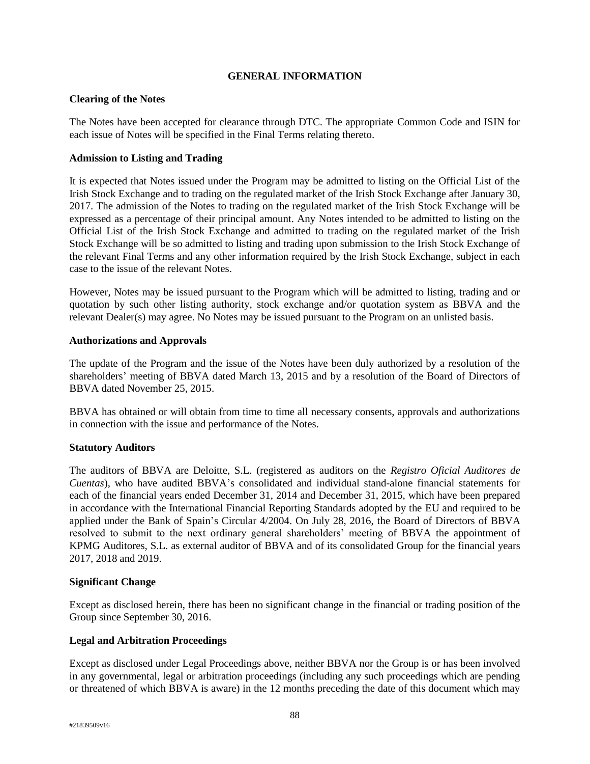## GENERAL INFORMATION

### Clearing of the Notes

The Notes have been accepted for clearance through DTC. The appropriate Common Code and ISIN for each issue of Notes will be specified in the Final Terms relating thereto.

### Admission to Listing and Trading

It is expected that Notes issued under the Program may be admitted to listing on the Official List of the Irish Stock Exchange and to trading on the regulated market of the Irish Stock Exchange after January 30, 2017. The admission of the Notes to trading on the regulated market of the Irish Stock Exchange will be expressed as a percentage of their principal amount. Any Notes intended to be admitted to listing on the Official List of the Irish Stock Exchange and admitted to trading on the regulated market of the Irish Stock Exchange will be so admitted to listing and trading upon submission to the Irish Stock Exchange of the relevant Final Terms and any other information required by the Irish Stock Exchange, subject in each case to the issue of the relevant Notes.

However, Notes may be issued pursuant to the Program which will be admitted to listing, trading and or quotation by such other listing authority, stock exchange and/or quotation system as BBVA and the relevant Dealer(s) may agree. No Notes may be issued pursuant to the Program on an unlisted basis.

### Authorizations and Approvals

The update of the Program and the issue of the Notes have been duly authorized by a resolution of the shareholders' meeting of BBVA dated March 13, 2015 and by a resolution of the Board of Directors of BBVA dated November 25, 2015.

BBVA has obtained or will obtain from time to time all necessary consents, approvals and authorizations in connection with the issue and performance of the Notes.

### Statutory Auditors

The auditors of BBVA are Deloitte, S.L. (registered as auditors on the *Registro Oficial Auditores de Cuentas*), who have audited BBVA's consolidated and individual stand-alone financial statements for each of the financial years ended December 31, 2014 and December 31, 2015, which have been prepared in accordance with the International Financial Reporting Standards adopted by the EU and required to be applied under the Bank of Spain's Circular 4/2004. On July 28, 2016, the Board of Directors of BBVA resolved to submit to the next ordinary general shareholders' meeting of BBVA the appointment of KPMG Auditores, S.L. as external auditor of BBVA and of its consolidated Group for the financial years 2017, 2018 and 2019.

### Significant Change

Except as disclosed herein, there has been no significant change in the financial or trading position of the Group since September 30, 2016.

### Legal and Arbitration Proceedings

Except as disclosed under Legal Proceedings above, neither BBVA nor the Group is or has been involved in any governmental, legal or arbitration proceedings (including any such proceedings which are pending or threatened of which BBVA is aware) in the 12 months preceding the date of this document which may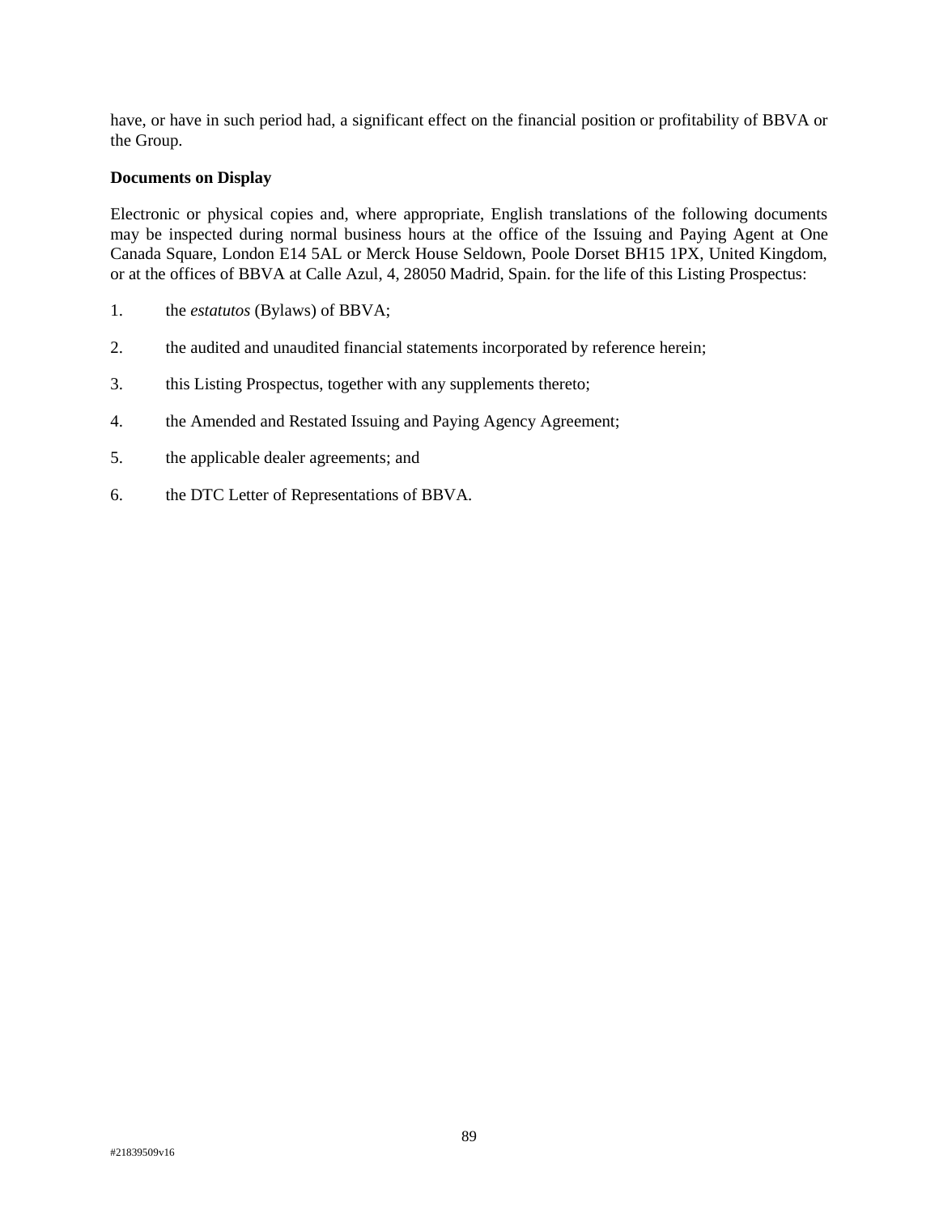have, or have in such period had, a significant effect on the financial position or profitability of BBVA or the Group.

**Documents on Display**

Electronic or physical copies and, where appropriate, English translations of the following documents may be inspected during normal business hours at the office of the Issuing and Paying Agent at One Canada Square, London E14 5AL or Merck House Seldown, Poole Dorset BH15 1PX, United Kingdom, or at the offices of BBVA at Calle Azul, 4, 28050 Madrid, Spain. for the life of this Listing Prospectus:

1. the *estatutos* (Bylaws) of BBVA;
2. the audited and unaudited financial statements incorporated by reference herein;
3. this Listing Prospectus, together with any supplements thereto;
4. the Amended and Restated Issuing and Paying Agency Agreement;
5. the applicable dealer agreements; and
6. the DTC Letter of Representations of BBVA.

#21839509v16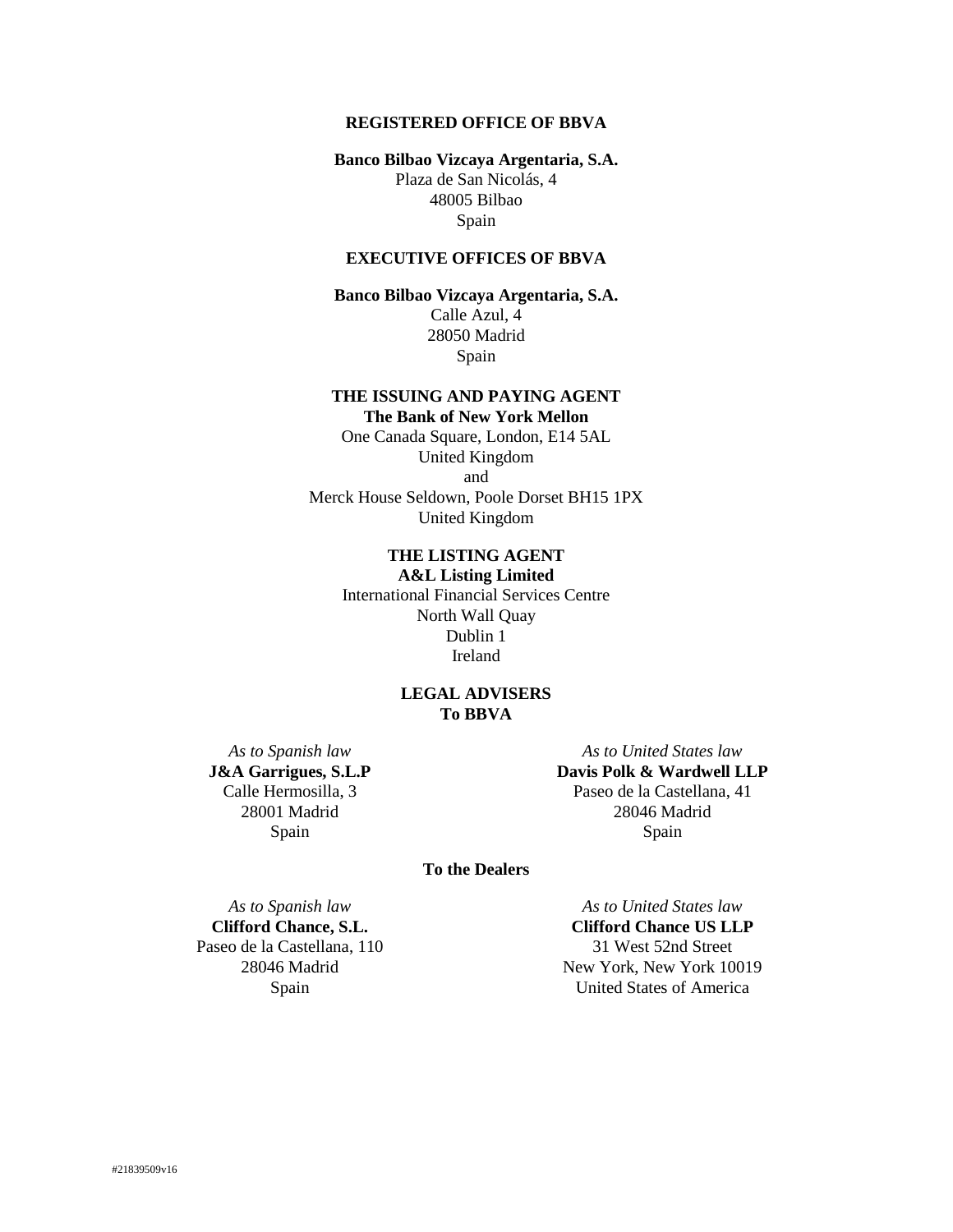**REGISTERED OFFICE OF BBVA**

**Banco Bilbao Vizcaya Argentaria, S.A.**
Plaza de San Nicolás, 4
48005 Bilbao
Spain

**EXECUTIVE OFFICES OF BBVA**

**Banco Bilbao Vizcaya Argentaria, S.A.**
Calle Azul, 4
28050 Madrid
Spain

**THE ISSUING AND PAYING AGENT**
**The Bank of New York Mellon**
One Canada Square, London, E14 5AL
United Kingdom
and
Merck House Seldown, Poole Dorset BH15 1PX
United Kingdom

**THE LISTING AGENT**
**A&L Listing Limited**
International Financial Services Centre
North Wall Quay
Dublin 1
Ireland

**LEGAL ADVISERS**
**To BBVA**

*As to Spanish law*
**J&A Garrigues, S.L.P**
Calle Hermosilla, 3
28001 Madrid
Spain

*As to United States law*
**Davis Polk & Wardwell LLP**
Paseo de la Castellana, 41
28046 Madrid
Spain

**To the Dealers**

*As to Spanish law*
**Clifford Chance, S.L.**
Paseo de la Castellana, 110
28046 Madrid
Spain

*As to United States law*
**Clifford Chance US LLP**
31 West 52nd Street
New York, New York 10019
United States of America

#21839509v16